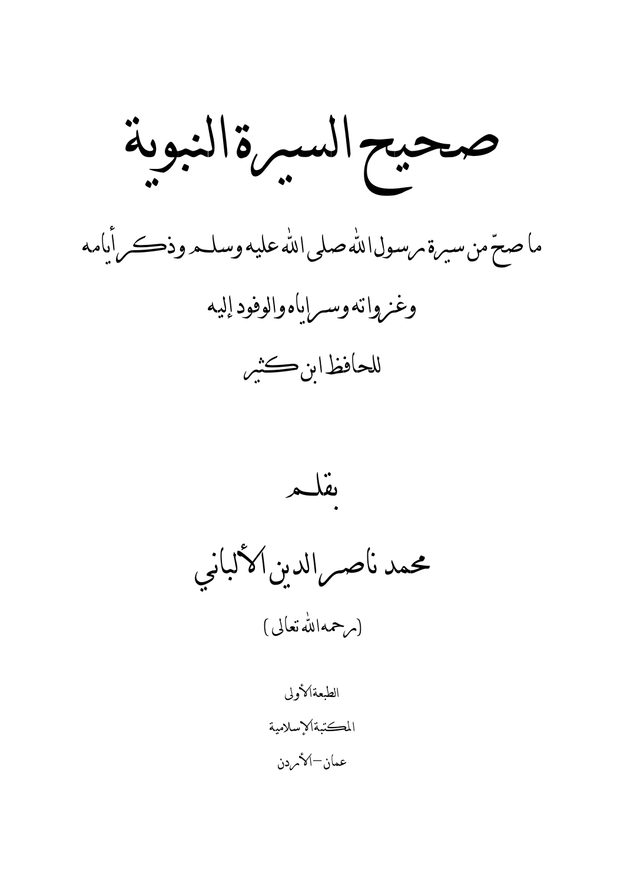# صحيح السيرة النبوية

ما صحّ من سيرة رسول الله صلى الله عليه وسلم وذكر أيامه

وغزواته وسراياه والوفود إليه

للحافظ ابن كثير

بقلم

## محمد ناصر الدين الألباني

(رحمه الله تعالى)

الطبعة الأولى

المكتبة الإسلامية

عمان – الأردن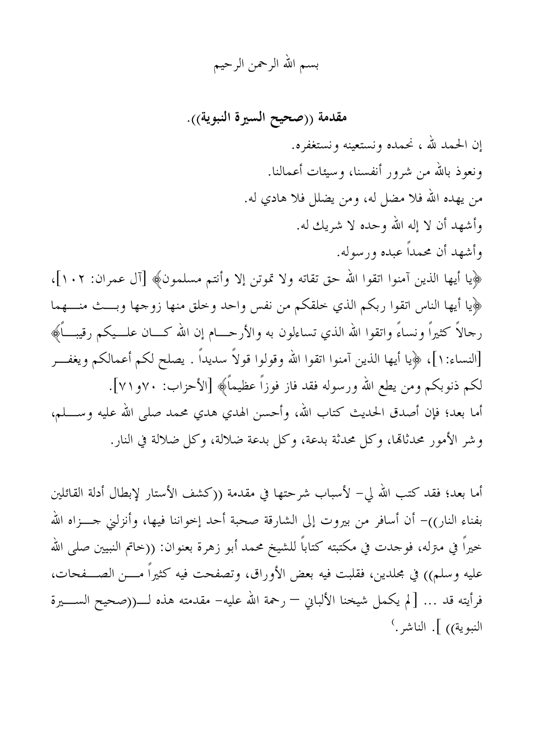بسم الله الرحمن الرحيم

## مقدمة ((صحيح السيرة النبوية)).

إن الحمد لله ، نحمده ونستعينه ونستغفره.

ونعوذ بالله من شرور أنفسنا، وسيئات أعمالنا.

من يهده الله فلا مضل له، ومن يضلل فلا هادي له.

وأشهد أن لا إله الله وحده لا شريك له.

وأشهد أن محمداً عبده ورسوله.

﴿يا أيها الذين آمنوا اتقوا الله حق تقاته ولا تموتن إلا وأنتم مسلمون﴾ [آل عمران: ١٠٢]، ﴿يا أيها الناس اتقوا ربكم الذي خلقكم من نفس واحد وخلق منها زوجها وبث منهما رجالاً كثيراً ونساءً واتقوا الله الذي تساءلون به والأرحام إن الله كان عليكم رقيباً﴾ [النساء:١]، ﴿يا أيها الذين آمنوا اتقوا الله وقولوا قولاً سديداً . يصلح لكم أعمالكم ويغفر لكم ذنوبكم ومن يطع الله ورسوله فقد فاز فوزاً عظيماً﴾ [الأحزاب: ٧٠و٧١].

أما بعد؛ فإن أصدق الحديث كتاب الله، وأحسن الهدي هدي محمد صلى الله عليه وسلم، وشر الأمور محدثاتها، وكل محدثة بدعة، وكل بدعة ضلالة، وكل ضلالة في النار.

أما بعد؛ فقد كتب الله لي- لأسباب شرحتها في مقدمة ((كشف الأستار لإبطال أدلة القائلين بفناء النار))- أن أسافر من بيروت إلى الشارقة صحبة أحد إخواننا فيها، وأنزلني جزاه الله خيراً في منزله، فوجدت في مكتبته كتاباً للشيخ محمد أبو زهرة بعنوان: ((خاتم النبيين صلى الله عليه وسلم)) في مجلدين، فقلبت فيه بعض الأوراق، وتصفحت فيه كثيراً من الصفحات، فرأيته قد ... [لم يكمل شيخنا الألباني – رحمة الله عليه- مقدمته هذه لـ((صحيح السيرة النبوية)) ]. الناشر.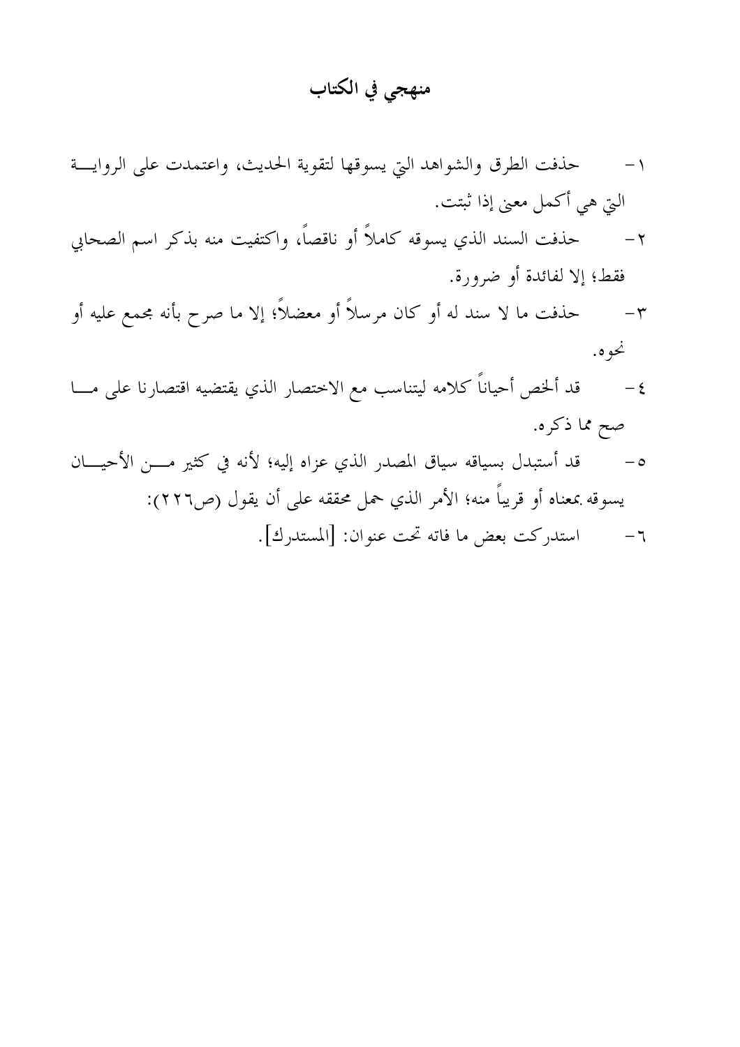# منهجي في الكتاب

١- حذفت الطرق والشواهد التي يسوقها لتقوية الحديث، واعتمدت على الرواية التي هي أكمل معنى إذا ثبتت.

٢- حذفت السند الذي يسوقه كاملاً أو ناقصاً، واكتفيت منه بذكر اسم الصحابي فقط؛ إلا لفائدة أو ضرورة.

٣- حذفت ما لا سند له أو كان مرسلاً أو معضلاً؛ إلا ما صرح بأنه مجمع عليه أو نحوه.

٤- قد ألخص أحياناً كلامه ليتناسب مع الاختصار الذي يقتضيه اقتصارنا على ما صح مما ذكره.

٥- قد أستبدل بسياقه سياق المصدر الذي عزاه إليه؛ لأنه في كثير من الأحيان يسوقه بمعناه أو قريباً منه؛ الأمر الذي حمل محققه على أن يقول (ص٢٢٦):

٦- استدركت بعض ما فاته تحت عنوان: [المستدرك].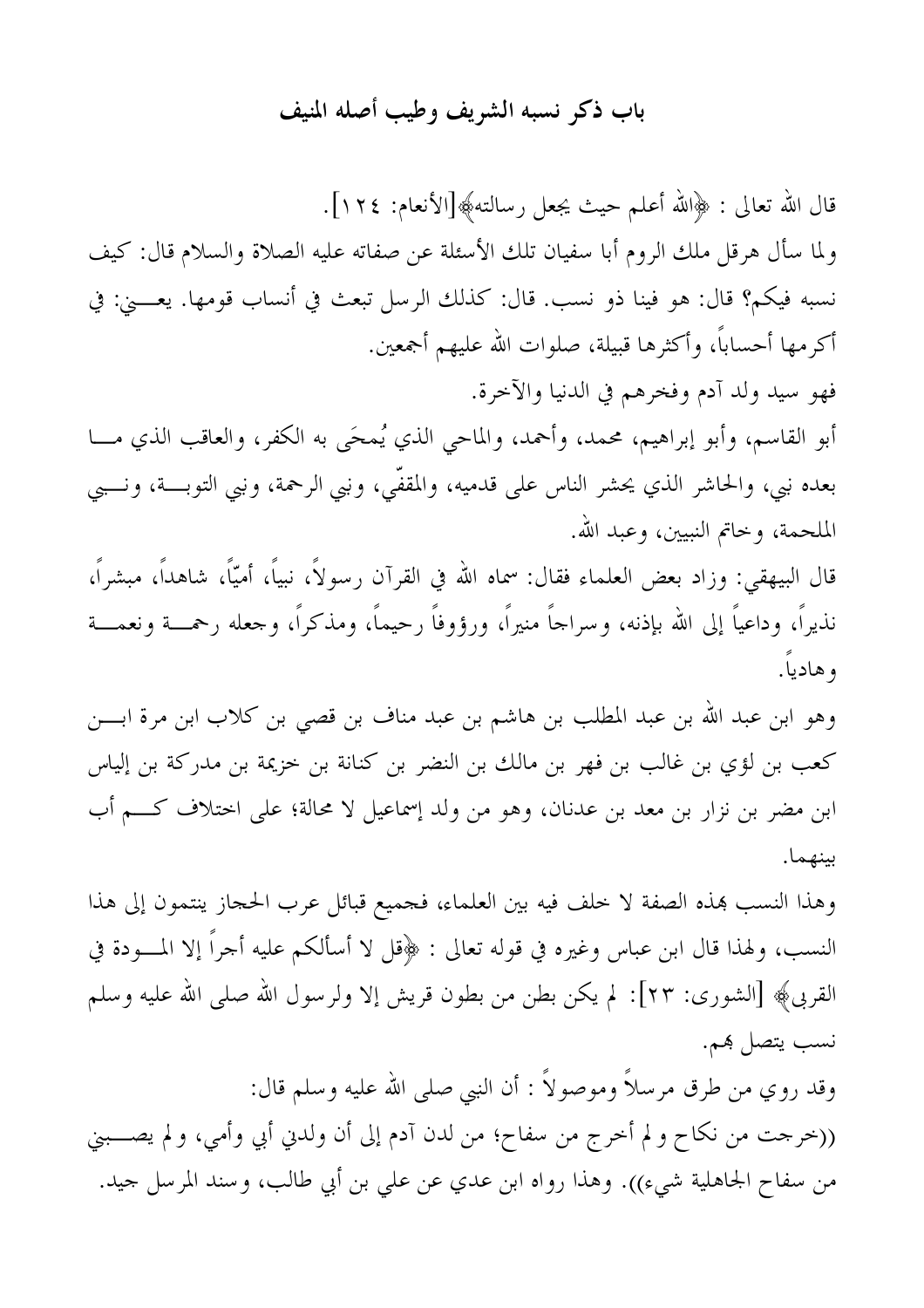## باب ذكر نسبه الشريف وطيب أصله المنيف

قال الله تعالى : ﴿الله أعلم حيث يجعل رسالته﴾[الأنعام: ١٢٤].

ولما سأل هرقل ملك الروم أبا سفيان تلك الأسئلة عن صفاته عليه الصلاة والسلام قال: كيف نسبه فيكم؟ قال: هو فينا ذو نسب. قال: كذلك الرسل تبعث في أنساب قومها. يعني: في أكرمها أحساباً، وأكثرها قبيلة، صلوات الله عليهم أجمعين.

فهو سيد ولد آدم وفخرهم في الدنيا والآخرة.

أبو القاسم، وأبو إبراهيم، محمد، وأحمد، والماحي الذي يُمحَى به الكفر، والعاقب الذي ما بعده نبي، والحاشر الذي يحشر الناس على قدميه، والمقفّي، ونبي الرحمة، ونبي التوبة، ونبي الملحمة، وخاتم النبيين، وعبد الله.

قال البيهقي: وزاد بعض العلماء فقال: سماه الله في القرآن رسولاً، نبياً، أميّاً، شاهداً، مبشراً، نذيراً، وداعياً إلى الله بإذنه، وسراجاً منيراً، ورؤوفاً رحيماً، ومذكراً، وجعله رحمة ونعمة وهادياً.

وهو ابن عبد الله بن عبد المطلب بن هاشم بن عبد مناف بن قصي بن كلاب ابن مرة ابن كعب بن لؤي بن غالب بن فهر بن مالك بن النضر بن كنانة بن خزيمة بن مدركة بن إلياس ابن مضر بن نزار بن معد بن عدنان، وهو من ولد إسماعيل لا محالة؛ على اختلاف كم أب بينهما.

وهذا النسب بهذه الصفة لا خلف فيه بين العلماء، فجميع قبائل عرب الحجاز ينتمون إلى هذا النسب، ولهذا قال ابن عباس وغيره في قوله تعالى : ﴿قل لا أسألكم عليه أجراً إلا المودة في القربى﴾ [الشورى: ٢٣]: لم يكن بطن من بطون قريش إلا ولرسول الله صلى الله عليه وسلم نسب يتصل بهم.

وقد روي من طرق مرسلاً وموصولاً : أن النبي صلى الله عليه وسلم قال:

((خرجت من نكاح ولم أخرج من سفاح؛ من لدن آدم إلى أن ولدني أبي وأمي، ولم يصبني من سفاح الجاهلية شيء)). وهذا رواه ابن عدي عن علي بن أبي طالب، وسند المرسل جيد.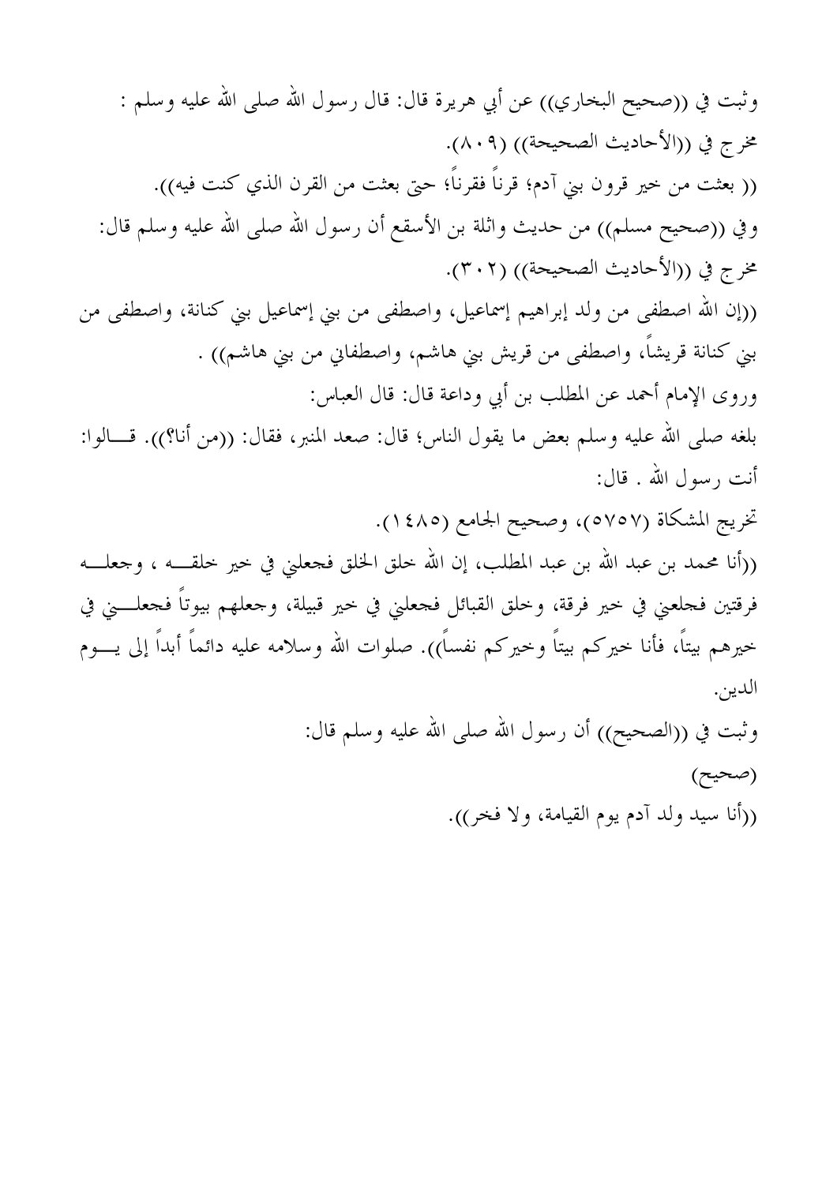وثبت في ((صحيح البخاري)) عن أبي هريرة قال: قال رسول الله صلى الله عليه وسلم :

مخرج في ((الأحاديث الصحيحة)) (٨٠٩).

(( بعثت من خير قرون بني آدم؛ قرناً فقرناً؛ حتى بعثت من القرن الذي كنت فيه)).

وفي ((صحيح مسلم)) من حديث واثلة بن الأسقع أن رسول الله صلى الله عليه وسلم قال:

مخرج في ((الأحاديث الصحيحة)) (٣٠٢).

((إن الله اصطفى من ولد إبراهيم إسماعيل، واصطفى من بني إسماعيل بني كنانة، واصطفى من بني كنانة قريشاً، واصطفى من قريش بني هاشم، واصطفاني من بني هاشم)) .

وروى الإمام أحمد عن المطلب بن أبي وداعة قال: قال العباس:

بلغه صلى الله عليه وسلم بعض ما يقول الناس؛ قال: صعد المنبر، فقال: ((من أنا؟)). قالوا: أنت رسول الله . قال:

تخريج المشكاة (٥٧٥٧)، وصحيح الجامع (١٤٨٥).

((أنا محمد بن عبد الله بن عبد المطلب، إن الله خلق الخلق فجعلني في خير خلقه ، وجعله فرقتين فجعلني في خير فرقة، وخلق القبائل فجعلني في خير قبيلة، وجعلهم بيوتاً فجعلني في خيرهم بيتاً، فأنا خيركم بيتاً وخيركم نفساً)). صلوات الله وسلامه عليه دائماً أبداً إلى يوم الدين.

وثبت في ((الصحيح)) أن رسول الله صلى الله عليه وسلم قال:

(صحيح)

((أنا سيد ولد آدم يوم القيامة، ولا فخر)).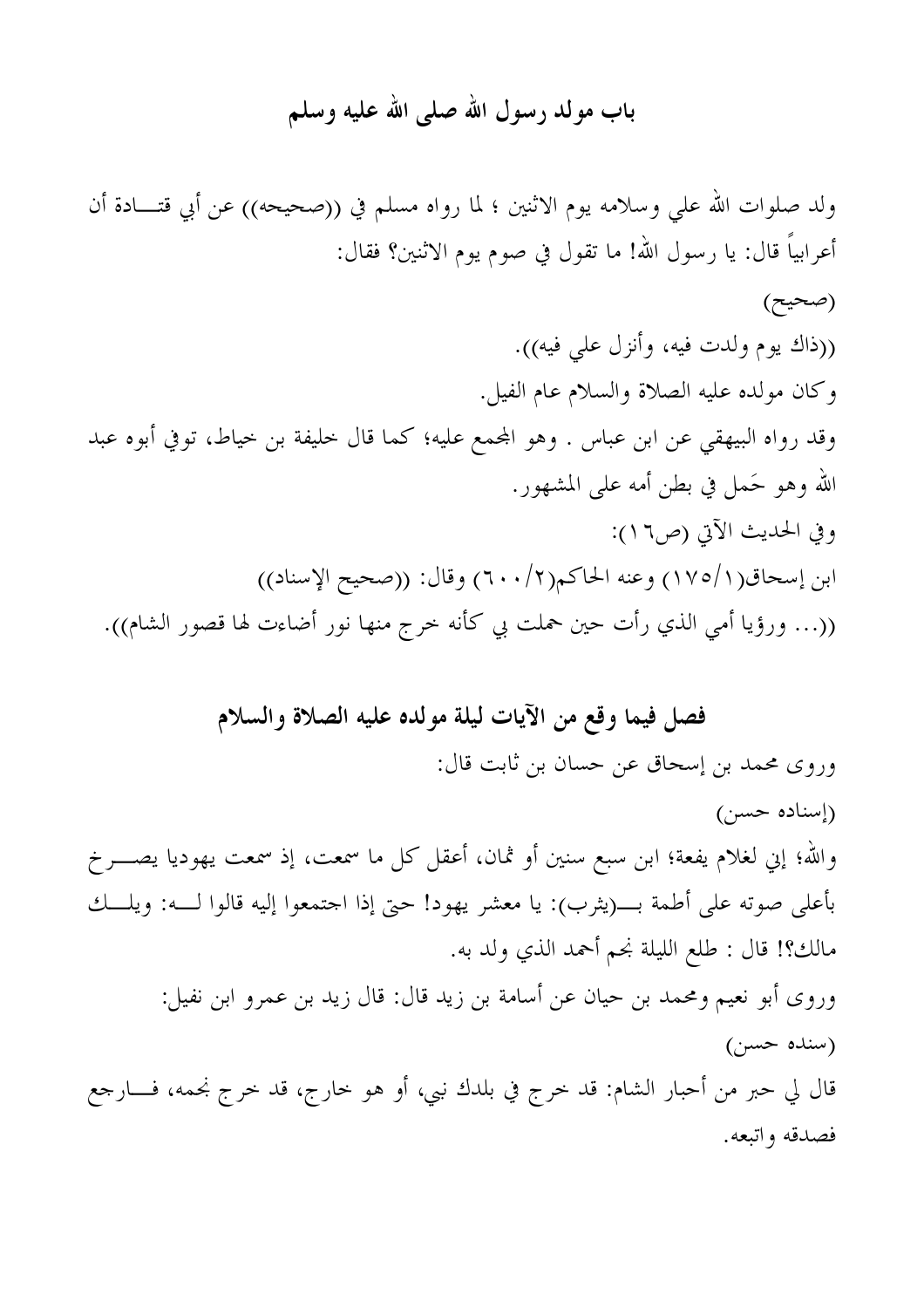## باب مولد رسول الله صلى الله عليه وسلم

ولد صلوات الله علي وسلامه يوم الاثنين ؛ لما رواه مسلم في ((صحيحه)) عن أبي قتـادة أن أعرابياً قال: يا رسول الله! ما تقول في صوم يوم الاثنين؟ فقال:

(صحيح)

((ذاك يوم ولدت فيه، وأنزل علي فيه)).

وكان مولده عليه الصلاة والسلام عام الفيل.

وقد رواه البيهقي عن ابن عباس . وهو المجمع عليه؛ كما قال خليفة بن خياط، توفي أبوه عبد الله وهو حَمل في بطن أمه على المشهور.

وفي الحديث الآتي (ص١٦):

ابن إسحاق(١/١٧٥) وعنه الحاكم(٢/٦٠٠) وقال: ((صحيح الإسناد))

((... ورؤيا أمي الذي رأت حين حملت بي كأنه خرج منها نور أضاءت لها قصور الشام)).

## فصل فيما وقع من الآيات ليلة مولده عليه الصلاة والسلام

وروى محمد بن إسحاق عن حسان بن ثابت قال:

(إسناده حسن)

والله؛ إني لغلام يفعة؛ ابن سبع سنين أو ثمان، أعقل كل ما سمعت، إذ سمعت يهوديا يصـرخ بأعلى صوته على أطمة بـ(يثرب): يا معشر يهود! حتى إذا اجتمعوا إليه قالوا لـه: ويلـك مالك؟! قال : طلع الليلة نجم أحمد الذي ولد به.

وروى أبو نعيم ومحمد بن حيان عن أسامة بن زيد قال: قال زيد بن عمرو ابن نفيل:

(سنده حسن)

قال لي حبر من أحبار الشام: قد خرج في بلدك نبي، أو هو خارج، قد خرج نجمه، فـارجع فصدقه واتبعه.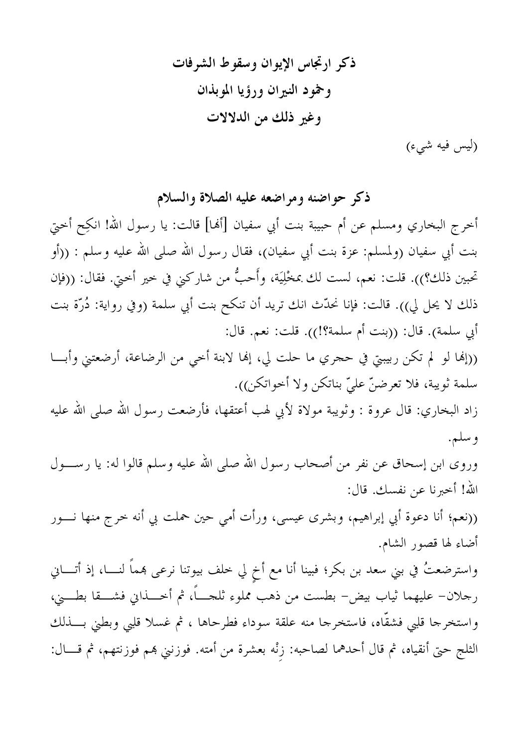## ذكر ارتجاس الإيوان وسقوط الشرفات وخمود النيران ورؤيا الموبذان وغير ذلك من الدلالات

(ليس فيه شيء)

## ذكر حواضنه ومراضعه عليه الصلاة والسلام

أخرج البخاري ومسلم عن أم حبيبة بنت أبي سفيان [أنها] قالت: يا رسول الله! انكِح أختي بنت أبي سفيان (ولمسلم: عزة بنت أبي سفيان)، فقال رسول الله صلى الله عليه وسلم : ((أو تحبين ذلك؟)). قلت: نعم، لست لك بمخْلِيَة، وأَحبُّ من شاركني في خير أختي. فقال: ((فإن ذلك لا يحل لي)). قالت: فإنا نحدّث انك تريد أن تنكح بنت أبي سلمة (وفي رواية: دُرّة بنت أبي سلمة). قال: ((بنت أم سلمة؟!)). قلت: نعم. قال:

((إنها لو لم تكن ربيبتي في حجري ما حلت لي، إنها لابنة أخي من الرضاعة، أرضعتني وأبا سلمة ثويبة، فلا تعرضنّ عليّ بناتكن ولا أخواتكن)).

زاد البخاري: قال عروة : وثويبة مولاة لأبي لهب أعتقها، فأرضعت رسول الله صلى الله عليه وسلم.

وروى ابن إسحاق عن نفر من أصحاب رسول الله صلى الله عليه وسلم قالوا له: يا رسول الله! أخبرنا عن نفسك. قال:

((نعم؛ أنا دعوة أبي إبراهيم، وبشرى عيسى، ورأت أمي حين حملت بي أنه خرج منها نور أضاء لها قصور الشام.

واسترضعتُ في بني سعد بن بكر؛ فبينا أنا مع أخٍ لي خلف بيوتنا نرعى بهماً لنا، إذ أتاني رجلان- عليهما ثياب بيض- بطست من ذهب مملوء ثلجاً، ثم أخذاني فشقا بطني، واستخرجا قلبي فشقّاه، فاستخرجا منه علقة سوداء فطرحاها ، ثم غسلا قلبي وبطني بذلك الثلج حتى أنقياه، ثم قال أحدهما لصاحبه: زِنْه بعشرة من أمته. فوزنني بهم فوزنتهم، ثم قال: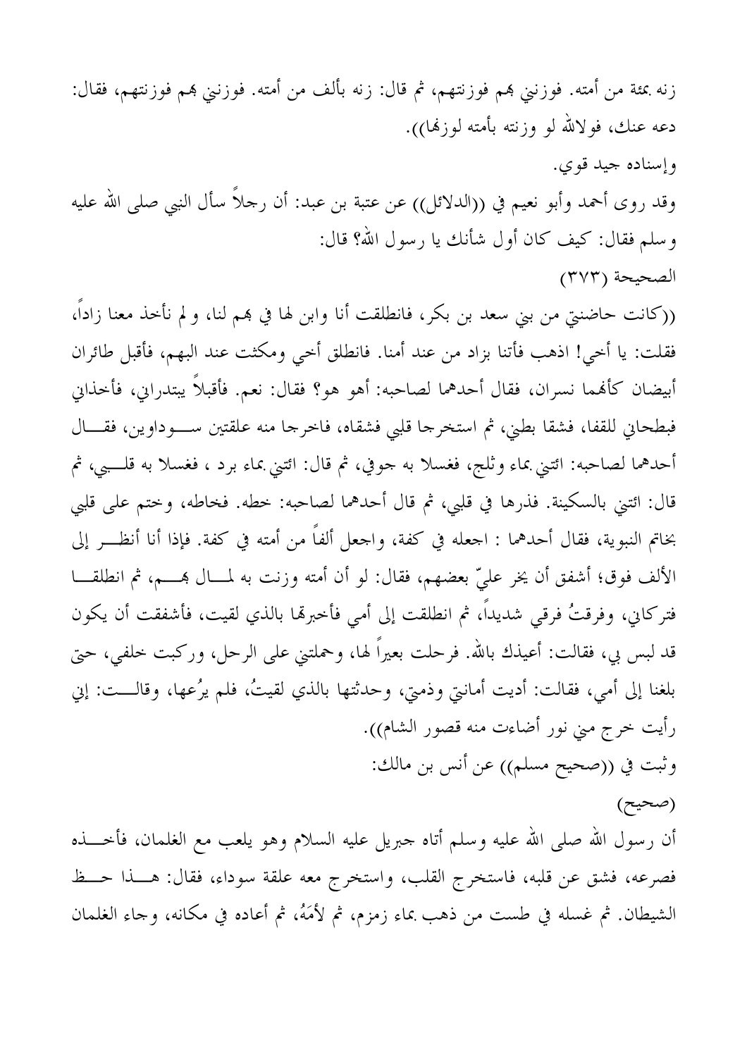زنه بمئة من أمته. فوزنني بهم فوزنتهم، ثم قال: زنه بألف من أمته. فوزنني بهم فوزنتهم، فقال: دعه عنك، فوالله لو وزنته بأمته لوزنها)).

وإسناده جيد قوي.

وقد روى أحمد وأبو نعيم في ((الدلائل)) عن عتبة بن عبد: أن رجلاً سأل النبي صلى الله عليه وسلم فقال: كيف كان أول شأنك يا رسول الله؟ قال:

الصحيحة (٣٧٣)

((كانت حاضنتي من بني سعد بن بكر، فانطلقت أنا وابن لها في بهم لنا، و لم نأخذ معنا زاداً، فقلت: يا أخي! اذهب فأتنا بزاد من عند أمنا. فانطلق أخي ومكثت عند البهم، فأقبل طائران أبيضان كأنهما نسران، فقال أحدهما لصاحبه: أهو هو؟ فقال: نعم. فأقبلاً يبتدراني، فأخذاني فبطحاني للقفا، فشقا بطني، ثم استخرجا قلبي فشقاه، فاخرجا منه علقتين سوداوين، فقال أحدهما لصاحبه: ائتني بماء وثلج، فغسلا به جوفي، ثم قال: ائتني بماء برد ، فغسلا به قلبي، ثم قال: ائتني بالسكينة. فذرها في قلبي، ثم قال أحدهما لصاحبه: خطه. فخاطه، وختم على قلبي بخاتم النبوية، فقال أحدهما : اجعله في كفة، واجعل ألفاً من أمته في كفة. فإذا أنا أنظر إلى الألف فوق؛ أشفق أن يخر عليّ بعضهم، فقال: لو أن أمته وزنت به لمال بهم، ثم انطلقا فتركاني، وفرقتُ فرقي شديداً، ثم انطلقت إلى أمي فأخبرتها بالذي لقيت، فأشفقت أن يكون قد لبس بي، فقالت: أعيذك بالله. فرحلت بعيراً لها، وحملتني على الرحل، وركبت خلفي، حتى بلغنا إلى أمي، فقالت: أديت أمانتي وذمتي، وحدثتها بالذي لقيتُ، فلم يرُعها، وقالت: إني رأيت خرج مني نور أضاءت منه قصور الشام)).

وثبت في ((صحيح مسلم)) عن أنس بن مالك:

(صحيح)

أن رسول الله صلى الله عليه وسلم أتاه جبريل عليه السلام وهو يلعب مع الغلمان، فأخذه فصرعه، فشق عن قلبه، فاستخرج القلب، واستخرج معه علقة سوداء، فقال: هذا حظ الشيطان. ثم غسله في طست من ذهب بماء زمزم، ثم لأَمَهُ، ثم أعاده في مكانه، وجاء الغلمان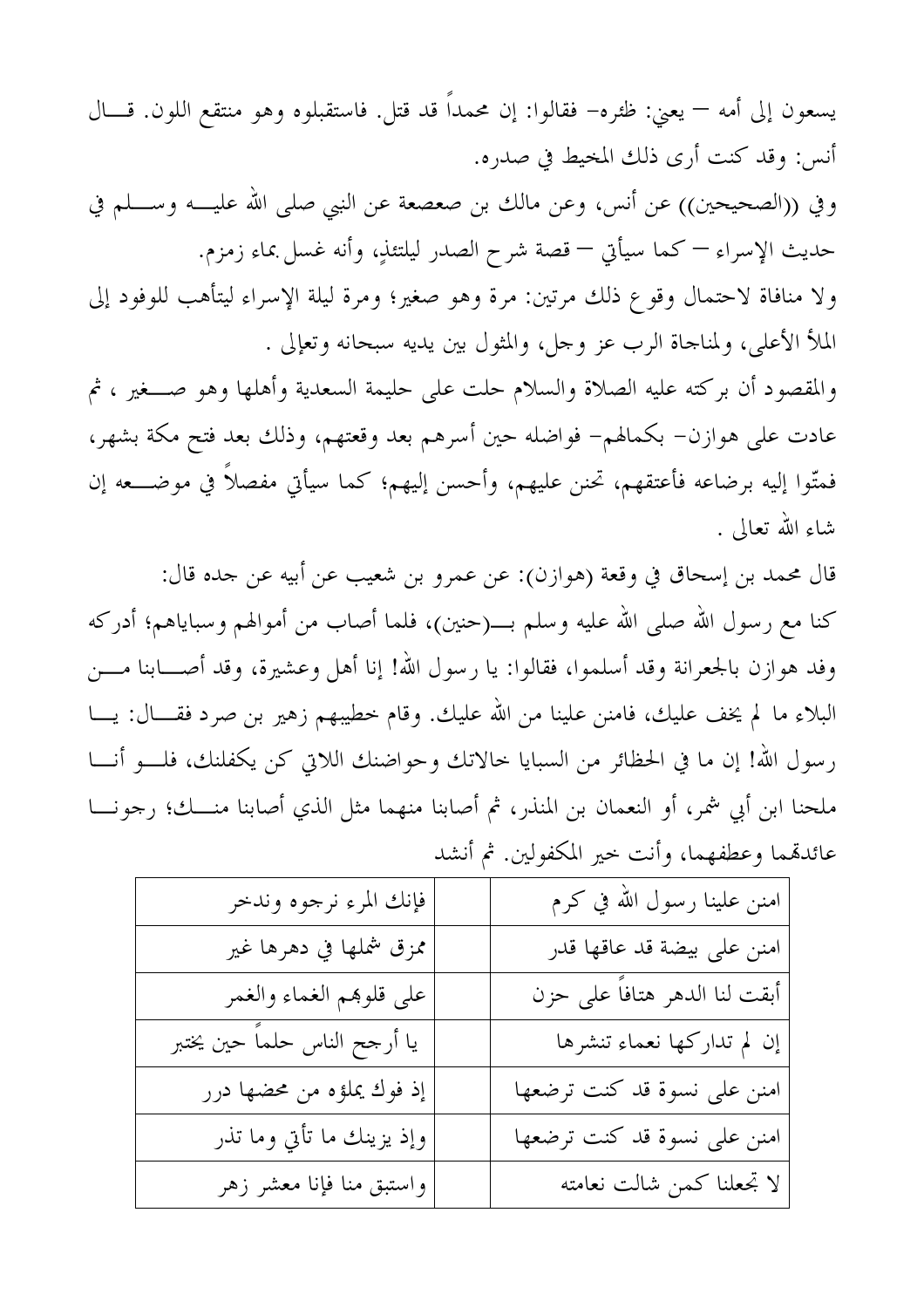يسعون إلى أمه – يعني: ظئره– فقالوا: إن محمداً قد قتل. فاستقبلوه وهو منتقع اللون. قال أنس: وقد كنت أرى ذلك المخيط في صدره.

وفي ((الصحيحين)) عن أنس، وعن مالك بن صعصعة عن النبي صلى الله عليه وسلم في حديث الإسراء – كما سيأتي – قصة شرح الصدر ليلتئذٍ، وأنه غسل بماء زمزم.

ولا منافاة لاحتمال وقوع ذلك مرتين: مرة وهو صغير؛ ومرة ليلة الإسراء ليتأهب للوفود إلى الملأ الأعلى، ولمناجاة الرب عز وجل، والمثول بين يديه سبحانه وتعالى .

والمقصود أن بركته عليه الصلاة والسلام حلت على حليمة السعدية وأهلها وهو صغير ، ثم عادت على هوازن– بكمالهم– فواضله حين أسرهم بعد وقعتهم، وذلك بعد فتح مكة بشهر، فمتّوا إليه برضاعه فأعتقهم، تحنن عليهم، وأحسن إليهم؛ كما سيأتي مفصلاً في موضعه إن شاء الله تعالى .

قال محمد بن إسحاق في وقعة (هوازن): عن عمرو بن شعيب عن أبيه عن جده قال: كنا مع رسول الله صلى الله عليه وسلم بـ(حنين)، فلما أصاب من أموالهم وسباياهم؛ أدركه وفد هوازن بالجعرانة وقد أسلموا، فقالوا: يا رسول الله! إنا أهل وعشيرة، وقد أصابنا من البلاء ما لم يخف عليك، فامنن علينا من الله عليك. وقام خطيبهم زهير بن صرد فقال: يا رسول الله! إن ما في الحظائر من السبايا خالاتك وحواضنك اللاتي كن يكفلنك، فلو أنا ملحنا ابن أبي شمر، أو النعمان بن المنذر، ثم أصابنا منهما مثل الذي أصابنا منك؛ رجونا عائدتهما وعطفهما، وأنت خير المكفولين. ثم أنشد

| | | |
|---|---|---|
| امنن علينا رسول الله في كرم | | فإنك المرء نرجوه وندخر |
| امنن على بيضة قد عاقها قدر | | ممزق شملها في دهرها غير |
| أبقت لنا الدهر هتافاً على حزن | | على قلوبهم الغماء والغمر |
| إن لم تداركها نعماء تنشرها | | يا أرجح الناس حلماً حين يختبر |
| امنن على نسوة قد كنت ترضعها | | إذ فوك يملؤه من محضها درر |
| امنن على نسوة قد كنت ترضعها | | وإذ يزينك ما تأتي وما تذر |
| لا تجعلنا كمن شالت نعامته | | واستبق منا فإنا معشر زهر |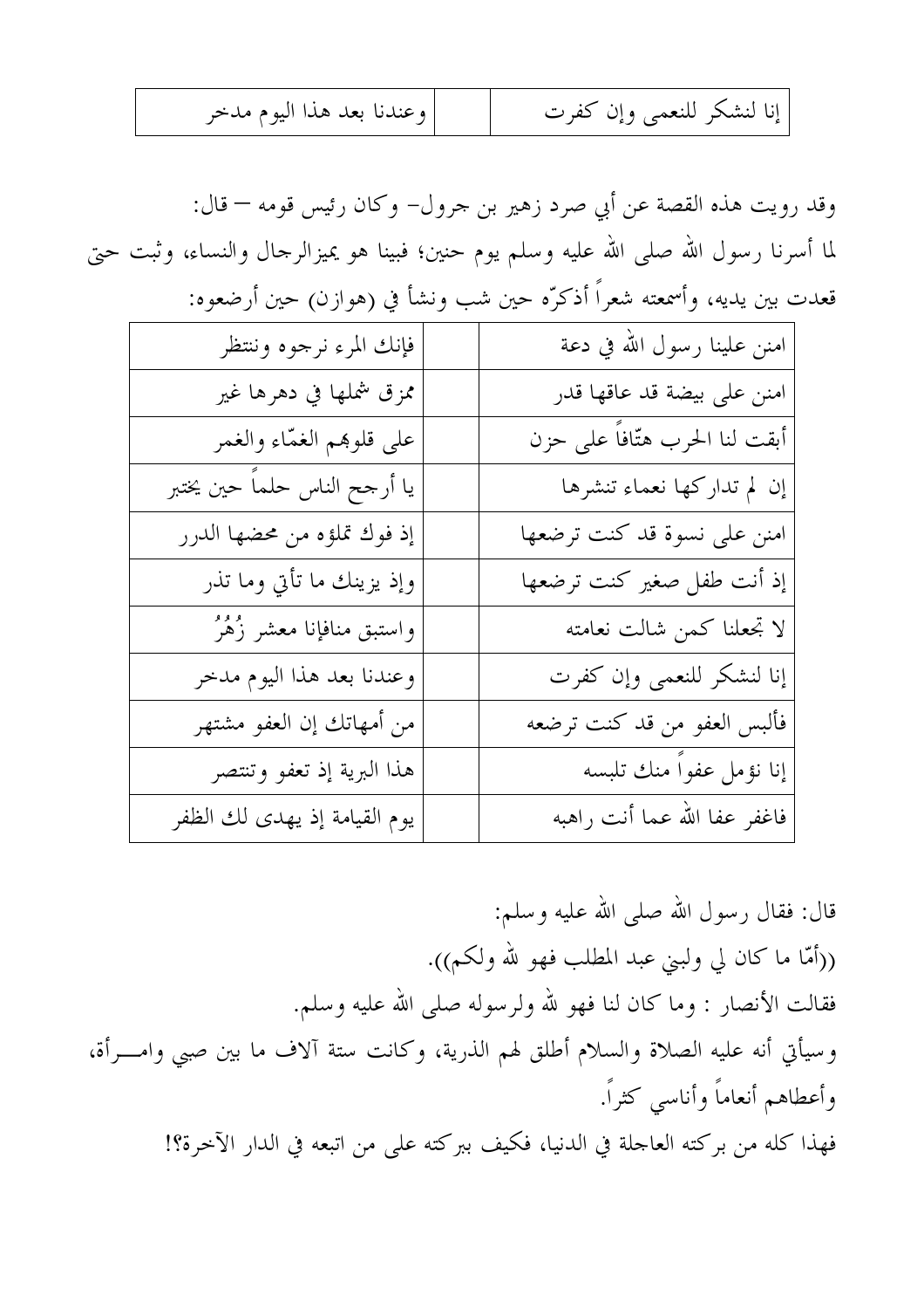| | | |
|---|---|---|
| إنا لنشكر للنعمى وإن كفرت | | وعندنا بعد هذا اليوم مدخر |

وقد رويت هذه القصة عن أبي صرد زهير بن جرول- وكان رئيس قومه – قال:

لما أسرنا رسول الله صلى الله عليه وسلم يوم حنين؛ فبينا هو يميزالرجال والنساء، وثبت حتى قعدت بين يديه، وأسمعته شعراً أذكرّه حين شب ونشأ في (هوازن) حين أرضعوه:

| | | |
|---|---|---|
| امنن علينا رسول الله في دعة | | فإنك المرء نرجوه وننتظر |
| امنن على بيضة قد عاقها قدر | | ممزق شملها في دهرها غير |
| أبقت لنا الحرب هتّافاً على حزن | | على قلوبهم الغمّاء والغمر |
| إن لم تداركها نعماء تنشرها | | يا أرجح الناس حلماً حين يختبر |
| امنن على نسوة قد كنت ترضعها | | إذ فوك تملؤه من محضها الدرر |
| إذ أنت طفل صغير كنت ترضعها | | وإذ يزينك ما تأتي وما تذر |
| لا تجعلنا كمن شالت نعامته | | واستبق منافإنا معشر زُهُرُ |
| إنا لنشكر للنعمى وإن كفرت | | وعندنا بعد هذا اليوم مدخر |
| فألبس العفو من قد كنت ترضعه | | من أمهاتك إن العفو مشتهر |
| إنا نؤمل عفواً منك تلبسه | | هذا البرية إذ تعفو وتنتصر |
| فاغفر عفا الله عما أنت راهبه | | يوم القيامة إذ يهدى لك الظفر |

قال: فقال رسول الله صلى الله عليه وسلم:

((أمّا ما كان لي ولبني عبد المطلب فهو لله ولكم)).

فقالت الأنصار : وما كان لنا فهو لله ولرسوله صلى الله عليه وسلم.

وسيأتي أنه عليه الصلاة والسلام أطلق لهم الذرية، وكانت ستة آلاف ما بين صبي وامـــرأة، وأعطاهم أنعاماً وأناسي كثراً.

فهذا كله من بركته العاجلة في الدنيا، فكيف ببركته على من اتبعه في الدار الآخرة؟!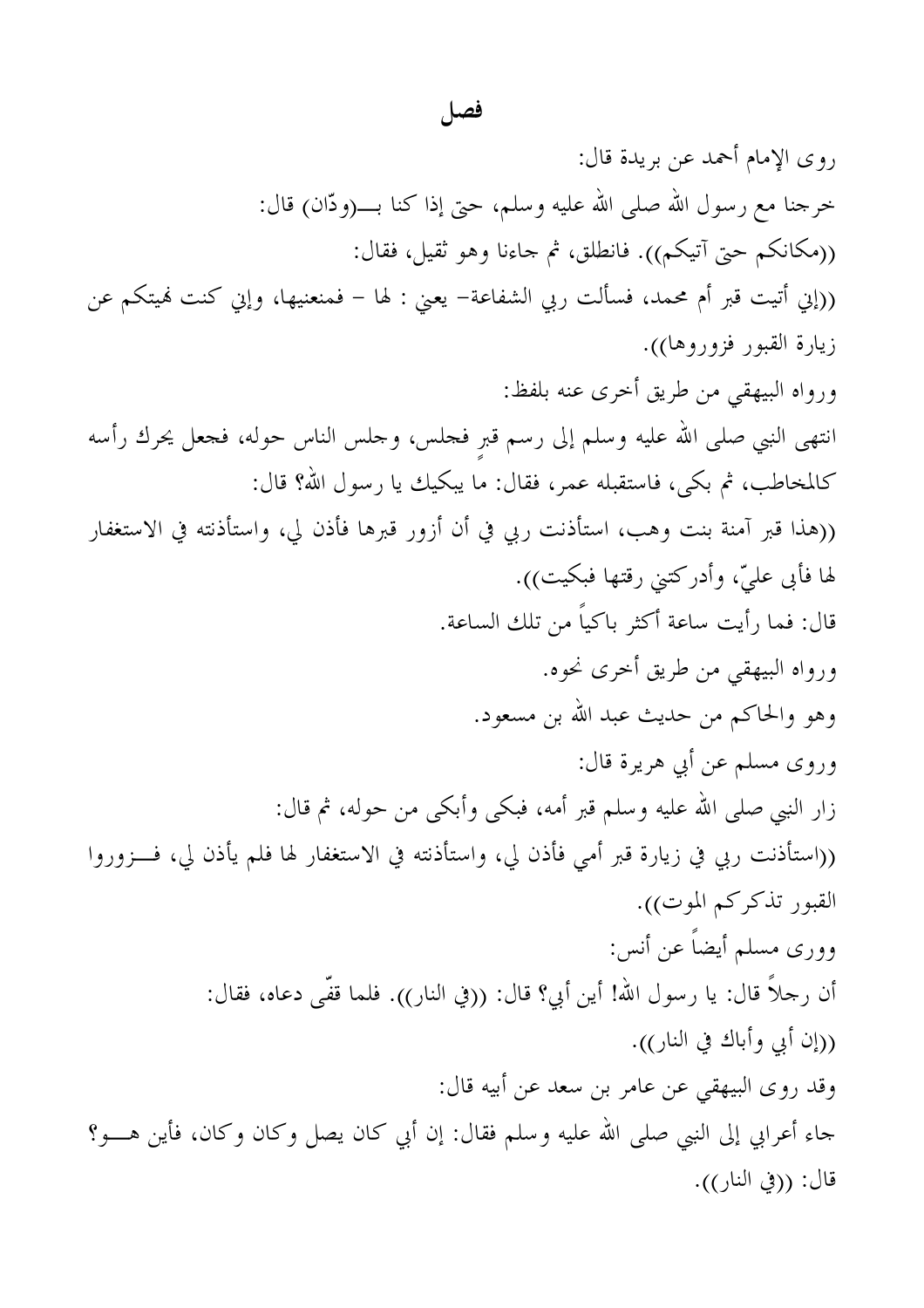## فصل

روى الإمام أحمد عن بريدة قال:

خرجنا مع رسول الله صلى الله عليه وسلم، حتى إذا كنا بـ(ودّان) قال: ((مكانكم حتى آتيكم)). فانطلق، ثم جاءنا وهو ثقيل، فقال:

((إني أتيت قبر أم محمد، فسألت ربي الشفاعة- يعني : لها - فمنعنيها، وإني كنت نهيتكم عن زيارة القبور فزوروها)).

ورواه البيهقي من طريق أخرى عنه بلفظ:

انتهى النبي صلى الله عليه وسلم إلى رسم قبرٍ فجلس، وجلس الناس حوله، فجعل يحرك رأسه كالمخاطب، ثم بكى، فاستقبله عمر، فقال: ما يبكيك يا رسول الله؟ قال:

((هذا قبر آمنة بنت وهب، استأذنت ربي في أن أزور قبرها فأذن لي، واستأذنته في الاستغفار لها فأبى عليّ، وأدركتني رقتها فبكيت)).

قال: فما رأيت ساعة أكثر باكياً من تلك الساعة.

ورواه البيهقي من طريق أخرى نحوه.

وهو والحاكم من حديث عبد الله بن مسعود.

وروى مسلم عن أبي هريرة قال:

زار النبي صلى الله عليه وسلم قبر أمه، فبكى وأبكى من حوله، ثم قال:

((استأذنت ربي في زيارة قبر أمي فأذن لي، واستأذنته في الاستغفار لها فلم يأذن لي، فزوروا القبور تذكركم الموت)).

وورى مسلم أيضاً عن أنس:

أن رجلاً قال: يا رسول الله! أين أبي؟ قال: ((في النار)). فلما قفّى دعاه، فقال: ((إن أبي وأباك في النار)).

وقد روى البيهقي عن عامر بن سعد عن أبيه قال:

جاء أعرابي إلى النبي صلى الله عليه وسلم فقال: إن أبي كان يصل وكان وكان، فأين هو؟ قال: ((في النار)).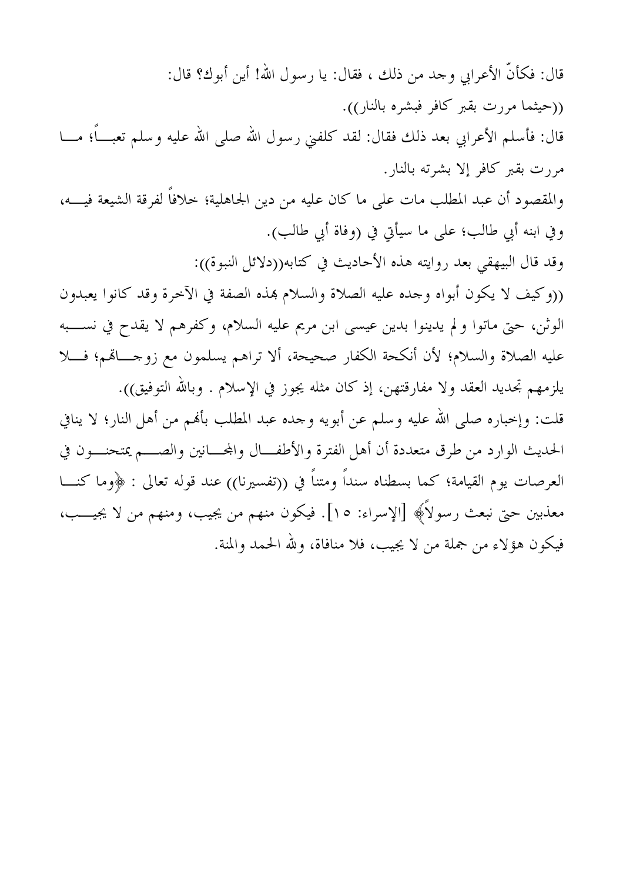قال: فكأنّ الأعرابي وجد من ذلك ، فقال: يا رسول الله! أين أبوك؟ قال: ((حيثما مررت بقبر كافر فبشره بالنار)).

قال: فأسلم الأعرابي بعد ذلك فقال: لقد كلفني رسول الله صلى الله عليه وسلم تعباً؛ ما مررت بقبر كافر إلا بشرته بالنار.

والمقصود أن عبد المطلب مات على ما كان عليه من دين الجاهلية؛ خلافاً لفرقة الشيعة فيه، وفي ابنه أبي طالب؛ على ما سيأتي في (وفاة أبي طالب).

وقد قال البيهقي بعد روايته هذه الأحاديث في كتابه((دلائل النبوة)):

((وكيف لا يكون أبواه وجده عليه الصلاة والسلام بهذه الصفة في الآخرة وقد كانوا يعبدون الوثن، حتى ماتوا ولم يدينوا بدين عيسى ابن مريم عليه السلام، وكفرهم لا يقدح في نسبه عليه الصلاة والسلام؛ لأن أنكحة الكفار صحيحة، ألا تراهم يسلمون مع زوجاتهم؛ فلا يلزمهم تجديد العقد ولا مفارقتهن، إذ كان مثله يجوز في الإسلام . وبالله التوفيق)).

قلت: وإخباره صلى الله عليه وسلم عن أبويه وجده عبد المطلب بأنهم من أهل النار؛ لا ينافي الحديث الوارد من طرق متعددة أن أهل الفترة والأطفال والمجانين والصم يمتحنون في العرصات يوم القيامة؛ كما بسطناه سنداً ومتناً في ((تفسيرنا)) عند قوله تعالى : ﴿وما كنا معذبين حتى نبعث رسولاً﴾ [الإسراء: ١٥]. فيكون منهم من يجيب، ومنهم من لا يجيب، فيكون هؤلاء من جملة من لا يجيب، فلا منافاة، ولله الحمد والمنة.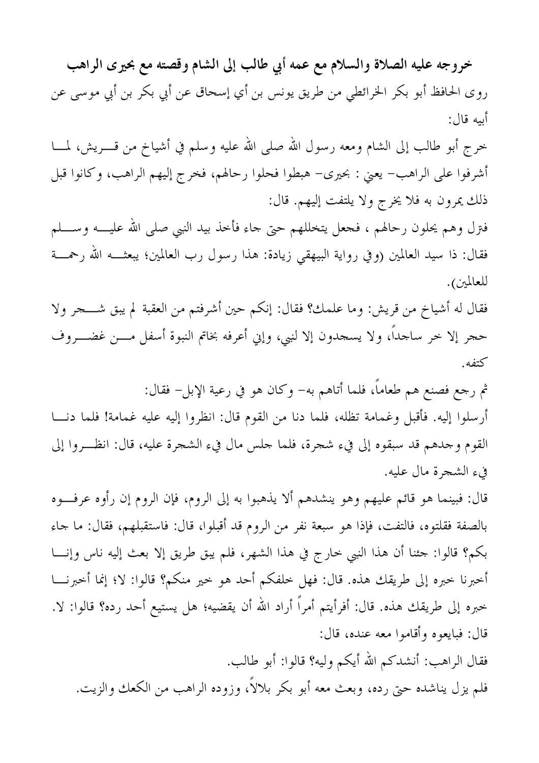## خروجه عليه الصلاة والسلام مع عمه أبي طالب إلى الشام وقصته مع بحيرى الراهب

روى الحافظ أبو بكر الخرائطي من طريق يونس بن أبي إسحاق عن أبي بكر بن أبي موسى عن أبيه قال:

خرج أبو طالب إلى الشام ومعه رسول الله صلى الله عليه وسلم في أشياخ من قريش، لما أشرفوا على الراهب- يعني : بحيرى- هبطوا فحلوا رحالهم، فخرج إليهم الراهب، وكانوا قبل ذلك يمرون به فلا يخرج ولا يلتفت إليهم. قال:

فنزل وهم يحلون رحالهم ، فجعل يتخللهم حتى جاء فأخذ بيد النبي صلى الله عليه وسلم فقال: ذا سيد العالمين (وفي رواية البيهقي زيادة: هذا رسول رب العالمين؛ يبعثه الله رحمة للعالمين).

فقال له أشياخ من قريش: وما علمك؟ فقال: إنكم حين أشرفتم من العقبة لم يبق شجر ولا حجر إلا خر ساجداً، ولا يسجدون إلا لنبي، وإني أعرفه بخاتم النبوة أسفل من غضروف كتفه.

ثم رجع فصنع لهم طعاماً، فلما أتاهم به- وكان هو في رعية الإبل- فقال:

أرسلوا إليه. فأقبل وغمامة تظله، فلما دنا من القوم قال: انظروا إليه عليه غمامة! فلما دنا القوم وجدهم قد سبقوه إلى فيء شجرة، فلما جلس مال فيء الشجرة عليه، قال: انظروا إلى فيء الشجرة مال عليه.

قال: فبينما هو قائم عليهم وهو ينشدهم ألا يذهبوا به إلى الروم، فإن الروم إن رأوه عرفوه بالصفة فقلتوه، فالتفت، فإذا هو سبعة نفر من الروم قد أقبلوا، قال: فاستقبلهم، فقال: ما جاء بكم؟ قالوا: جئنا أن هذا النبي خارج في هذا الشهر، فلم يبق طريق إلا بعث إليه ناس وإنا أخبرنا خبره إلى طريقك هذه. قال: فهل خلفكم أحد هو خير منكم؟ قالوا: لا؛ إنما أخبرنا خبره إلى طريقك هذه. قال: أفرأيتم أمراً أراد الله أن يقضيه؛ هل يستطيع أحد رده؟ قالوا: لا. قال: فبايعوه وأقاموا معه عنده، قال:

فقال الراهب: أنشدكم الله أيكم وليه؟ قالوا: أبو طالب.

فلم يزل يناشده حتى رده، وبعث معه أبو بكر بلالاً، وزوده الراهب من الكعك والزيت.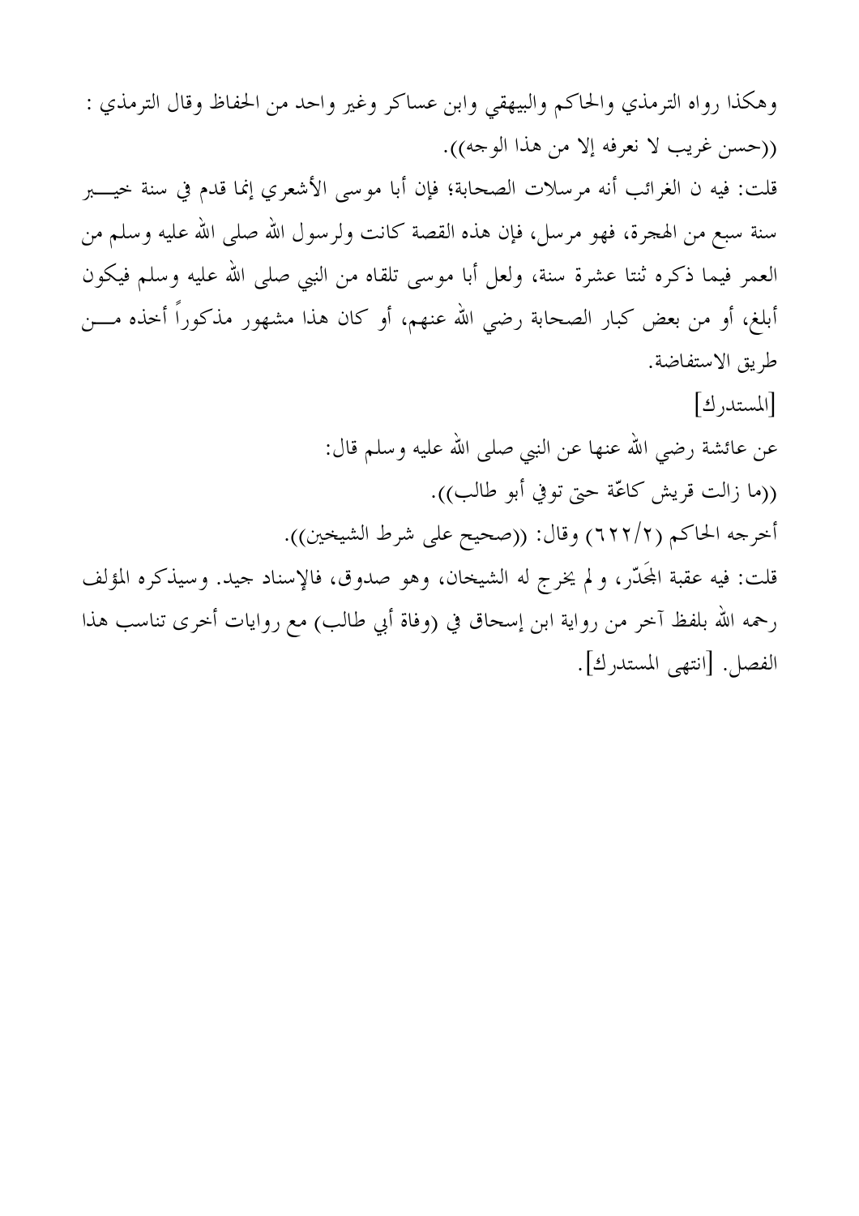وهكذا رواه الترمذي والحاكم والبيهقي وابن عساكر وغير واحد من الحفاظ وقال الترمذي : ((حسن غريب لا نعرفه إلا من هذا الوجه)).

قلت: فيه ن الغرائب أنه مرسلات الصحابة؛ فإن أبا موسى الأشعري إنما قدم في سنة خيبر سنة سبع من الهجرة، فهو مرسل، فإن هذه القصة كانت ولرسول الله صلى الله عليه وسلم من العمر فيما ذكره ثنتا عشرة سنة، ولعل أبا موسى تلقاه من النبي صلى الله عليه وسلم فيكون أبلغ، أو من بعض كبار الصحابة رضي الله عنهم، أو كان هذا مشهور مذكوراً أخذه من طريق الاستفاضة.

[المستدرك]

عن عائشة رضي الله عنها عن النبي صلى الله عليه وسلم قال:

((ما زالت قريش كاعّة حتى توفي أبو طالب)).

أخرجه الحاكم (٦٢٢/٢) وقال: ((صحيح على شرط الشيخين)).

قلت: فيه عقبة المجَدّر، ولم يخرج له الشيخان، وهو صدوق، فالإسناد جيد. وسيذكره المؤلف رحمه الله بلفظ آخر من رواية ابن إسحاق في (وفاة أبي طالب) مع روايات أخرى تناسب هذا الفصل. [انتهى المستدرك].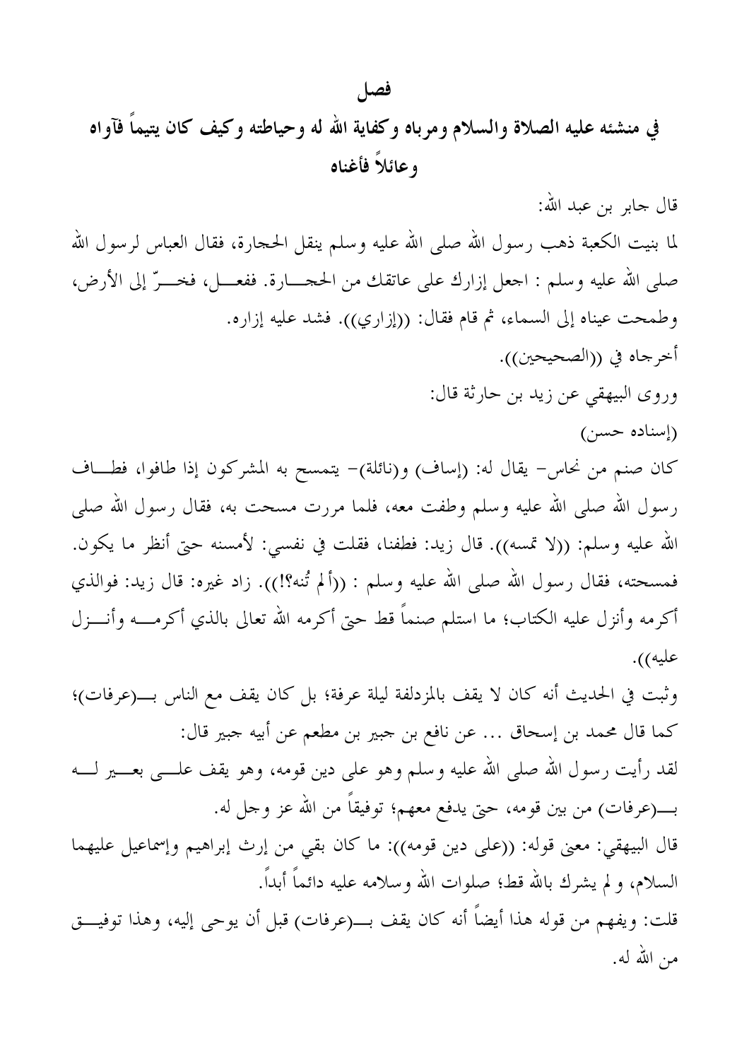## فصل

## في منشئه عليه الصلاة والسلام ومرباه وكفاية الله له وحياطته وكيف كان يتيماً فآواه وعائلاً فأغناه

قال جابر بن عبد الله:

لما بنيت الكعبة ذهب رسول الله صلى الله عليه وسلم ينقل الحجارة، فقال العباس لرسول الله صلى الله عليه وسلم : اجعل إزارك على عاتقك من الحجارة. ففعل، فخرّ إلى الأرض، وطمحت عيناه إلى السماء، ثم قام فقال: ((إزاري)). فشد عليه إزاره.

أخرجاه في ((الصحيحين)).

وروى البيهقي عن زيد بن حارثة قال:

(إسناده حسن)

كان صنم من نحاس- يقال له: (إساف) و(نائلة)- يتمسح به المشركون إذا طافوا، فطاف رسول الله صلى الله عليه وسلم وطفت معه، فلما مررت مسحت به، فقال رسول الله صلى الله عليه وسلم: ((لا تمسه)). قال زيد: فطفنا، فقلت في نفسي: لأمسنه حتى أنظر ما يكون. فمسحته، فقال رسول الله صلى الله عليه وسلم : ((ألم تُنه؟!)). زاد غيره: قال زيد: فوالذي أكرمه وأنزل عليه الكتاب؛ ما استلم صنماً قط حتى أكرمه الله تعالى بالذي أكرمه وأنزل عليه)).

وثبت في الحديث أنه كان لا يقف بالمزدلفة ليلة عرفة؛ بل كان يقف مع الناس بـ(عرفات)؛ كما قال محمد بن إسحاق ... عن نافع بن جبير بن مطعم عن أبيه جبير قال:

لقد رأيت رسول الله صلى الله عليه وسلم وهو على دين قومه، وهو يقف على بعير له بـ(عرفات) من بين قومه، حتى يدفع معهم؛ توفيقاً من الله عز وجل له.

قال البيهقي: معنى قوله: ((على دين قومه)): ما كان بقي من إرث إبراهيم وإسماعيل عليهما السلام، ولم يشرك بالله قط؛ صلوات الله وسلامه عليه دائماً أبداً.

قلت: ويفهم من قوله هذا أيضاً أنه كان يقف بـ(عرفات) قبل أن يوحى إليه، وهذا توفيق من الله له.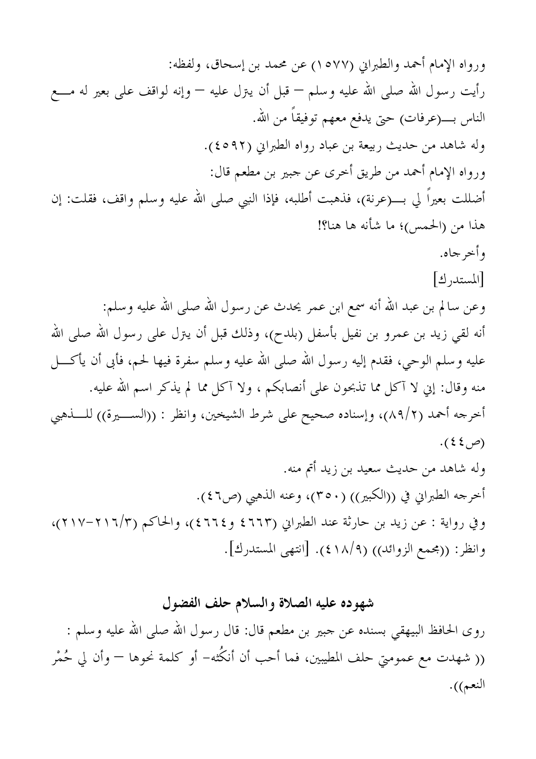ورواه الإمام أحمد والطبراني (١٥٧٧) عن محمد بن إسحاق، ولفظه:

رأيت رسول الله صلى الله عليه وسلم – قبل أن يترل عليه – وإنه لواقف على بعير له مع الناس بـ(عرفات) حتى يدفع معهم توفيقاً من الله.

وله شاهد من حديث ربيعة بن عباد رواه الطبراني (٤٥٩٢).

ورواه الإمام أحمد من طريق أخرى عن جبير بن مطعم قال:

أضللت بعيراً لي بـ(عرنة)، فذهبت أطلبه، فإذا النبي صلى الله عليه وسلم واقف، فقلت: إن هذا من (الحمس)؛ ما شأنه ها هنا؟!

وأخرجاه.

[المستدرك]

وعن سالم بن عبد الله أنه سمع ابن عمر يحدث عن رسول الله صلى الله عليه وسلم:

أنه لقي زيد بن عمرو بن نفيل بأسفل (بلدح)، وذلك قبل أن يترل على رسول الله صلى الله عليه وسلم الوحي، فقدم إليه رسول الله صلى الله عليه وسلم سفرة فيها لحم، فأبى أن يأكل منه وقال: إني لا آكل مما تذبحون على أنصابكم ، ولا آكل مما لم يذكر اسم الله عليه.

أخرجه أحمد (٢/٨٩)، وإسناده صحيح على شرط الشيخين، وانظر : ((السيرة)) للذهبي (ص٤٤).

وله شاهد من حديث سعيد بن زيد أتم منه.

أخرجه الطبراني في ((الكبير)) (٣٥٠)، وعنه الذهبي (ص٤٦).

وفي رواية : عن زيد بن حارثة عند الطبراني (٤٦٦٣ و٤٦٦٤)، والحاكم (٣/٢١٦-٢١٧)، وانظر: ((مجمع الزوائد)) (٩/٤١٨). [انتهى المستدرك].

## شهوده عليه الصلاة والسلام حلف الفضول

روى الحافظ البيهقي بسنده عن جبير بن مطعم قال: قال رسول الله صلى الله عليه وسلم : (( شهدت مع عمومتي حلف المطيبين، فما أحب أن أنكُثه- أو كلمة نحوها – وأن لي حُمْر النعم)).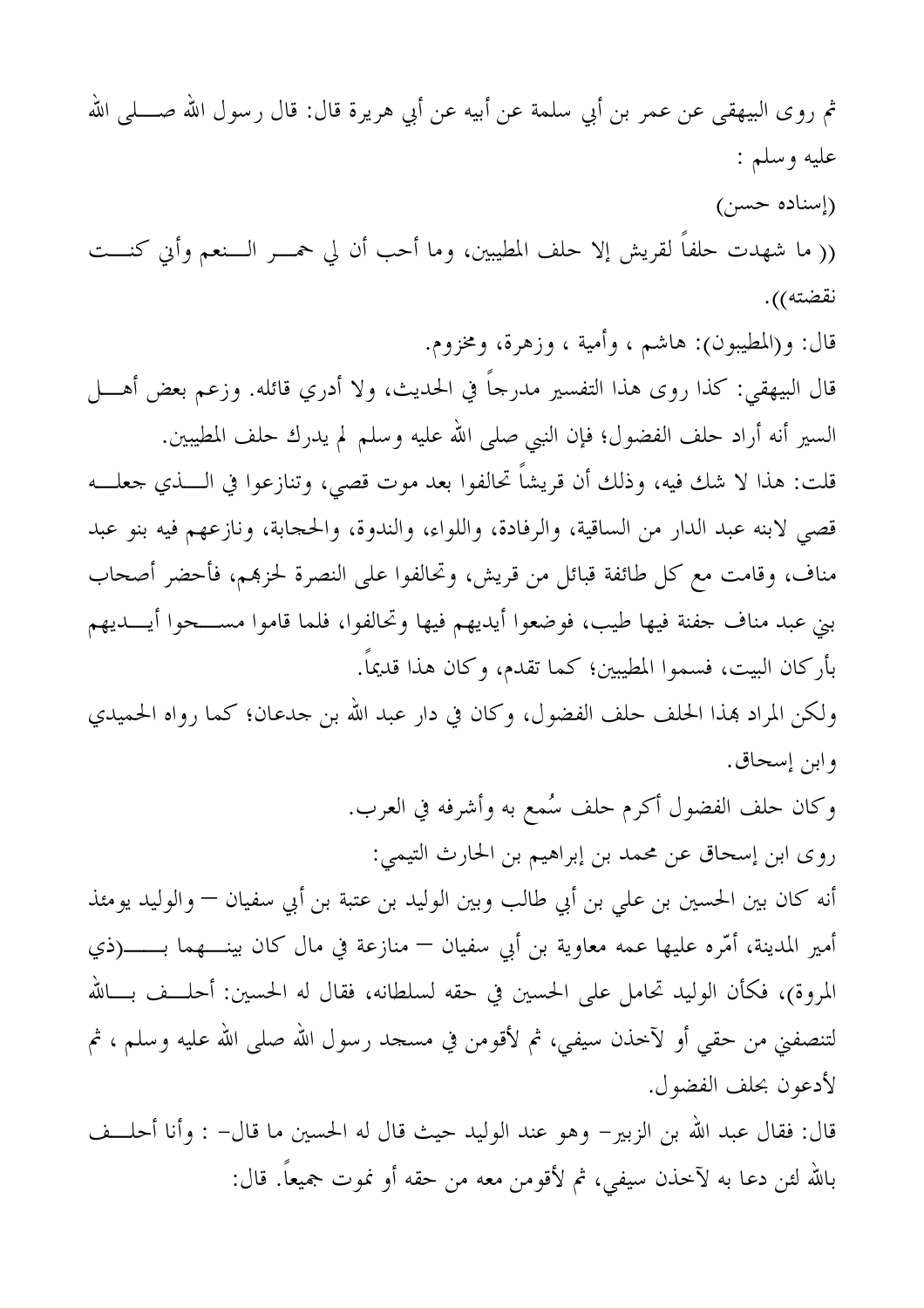ثم روى البيهقي عن عمر بن أبي سلمة عن أبيه عن أبي هريرة قال: قال رسول الله صلى الله عليه وسلم :

(إسناده حسن)

(( ما شهدت حلفاً لقريش إلا حلف المطيبين، وما أحب أن لي حمر النعم وأني كنت نقضته)).

قال: و(المطيبون): هاشم ، وأمية ، وزهرة، ومخزوم.

قال البيهقي: كذا روى هذا التفسير مدرجاً في الحديث، ولا أدري قائله. وزعم بعض أهل السير أنه أراد حلف الفضول؛ فإن النبي صلى الله عليه وسلم لم يدرك حلف المطيبين.

قلت: هذا لا شك فيه، وذلك أن قريشاً تحالفوا بعد موت قصي، وتنازعوا في الذي جعله قصي لابنه عبد الدار من الساقية، والرفادة، واللواء، والندوة، والحجابة، ونازعهم فيه بنو عبد مناف، وقامت مع كل طائفة قبائل من قريش، وتحالفوا على النصرة لحزبهم، فأحضر أصحاب بني عبد مناف جفنة فيها طيب، فوضعوا أيديهم فيها وتحالفوا، فلما قاموا مسحوا أيديهم بأركان البيت، فسموا المطيبين؛ كما تقدم، وكان هذا قديماً.

ولكن المراد بهذا الحلف حلف الفضول، وكان في دار عبد الله بن جدعان؛ كما رواه الحميدي وابن إسحاق.

وكان حلف الفضول أكرم حلف سُمع به وأشرفه في العرب.

روى ابن إسحاق عن محمد بن إبراهيم بن الحارث التيمي:

أنه كان بين الحسين بن علي بن أبي طالب وبين الوليد بن عتبة بن أبي سفيان – والوليد يومئذ أمير المدينة، أمّره عليها عمه معاوية بن أبي سفيان – منازعة في مال كان بينهما بـ(ذي المروة)، فكأن الوليد تحامل على الحسين في حقه لسلطانه، فقال له الحسين: أحلف بالله لتنصفني من حقي أو لآخذن سيفي، ثم لأقومن في مسجد رسول الله صلى الله عليه وسلم ، ثم لأدعون بحلف الفضول.

قال: فقال عبد الله بن الزبير– وهو عند الوليد حيث قال له الحسين ما قال– : وأنا أحلف بالله لئن دعا به لآخذن سيفي، ثم لأقومن معه من حقه أو نموت جميعاً. قال: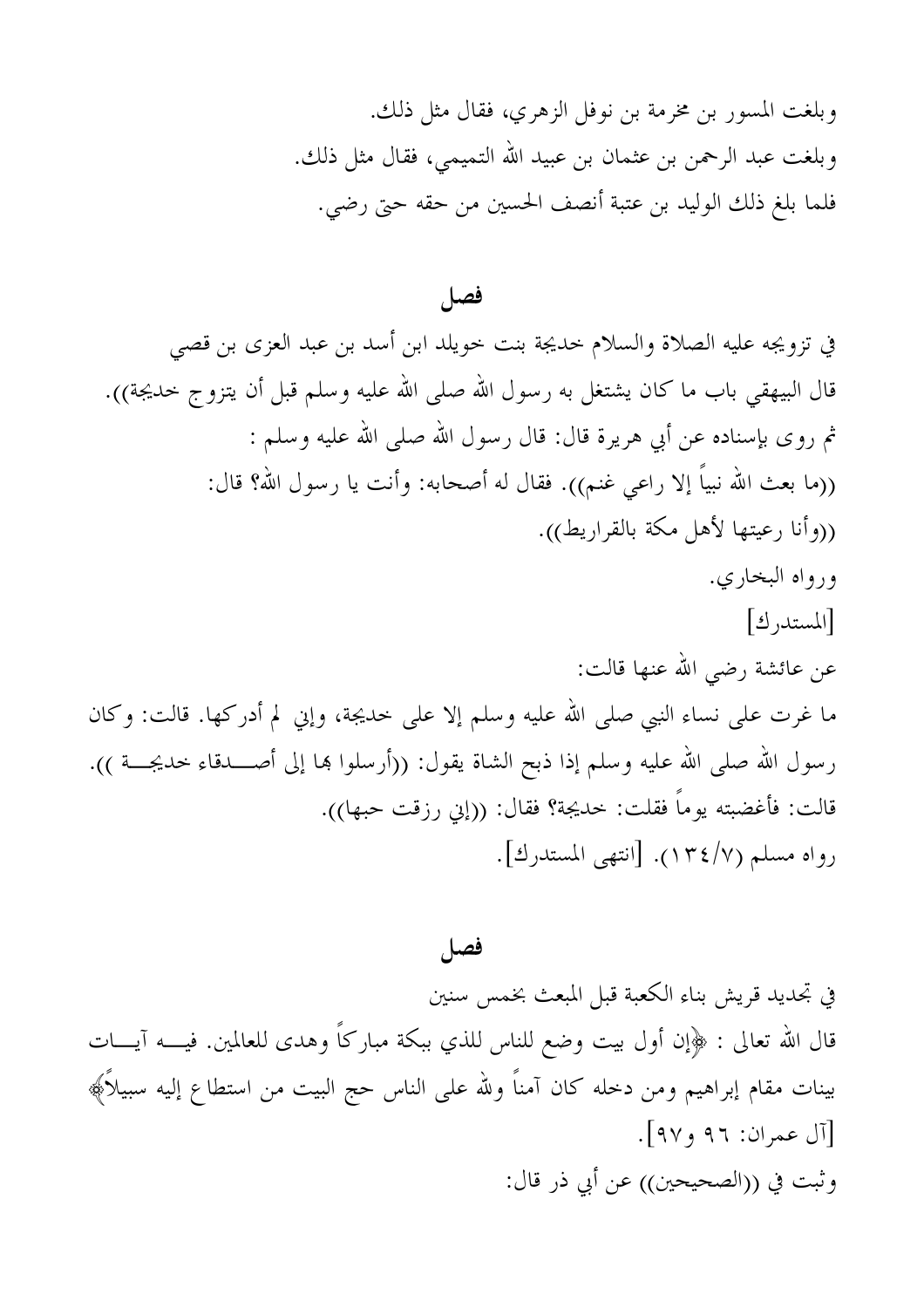وبلغت المسور بن مخرمة بن نوفل الزهري، فقال مثل ذلك.

وبلغت عبد الرحمن بن عثمان بن عبيد الله التيمي، فقال مثل ذلك.

فلما بلغ ذلك الوليد بن عتبة أنصف الحسين من حقه حتى رضي.

## فصل

في تزويجه عليه الصلاة والسلام خديجة بنت خويلد ابن أسد بن عبد العزى بن قصي

قال البيهقي باب ما كان يشتغل به رسول الله صلى الله عليه وسلم قبل أن يتزوج خديجة)).

ثم روى بإسناده عن أبي هريرة قال: قال رسول الله صلى الله عليه وسلم :

((ما بعث الله نبياً إلا راعي غنم)). فقال له أصحابه: وأنت يا رسول الله؟ قال:

((وأنا رعيتها لأهل مكة بالقراريط)).

ورواه البخاري.

[المستدرك]

عن عائشة رضي الله عنها قالت:

ما غرت على نساء النبي صلى الله عليه وسلم إلا على خديجة، وإني لم أدركها. قالت: وكان رسول الله صلى الله عليه وسلم إذا ذبح الشاة يقول: ((أرسلوا بها إلى أصدقاء خديجة )).

قالت: فأغضبته يوماً فقلت: خديجة؟ فقال: ((إني رزقت حبها)).

رواه مسلم (١٣٤/٧). [انتهى المستدرك].

## فصل

في تجديد قريش بناء الكعبة قبل المبعث بخمس سنين

قال الله تعالى : ﴿إن أول بيت وضع للناس للذي ببكة مباركاً وهدى للعالمين. فيه آيات بينات مقام إبراهيم ومن دخله كان آمناً ولله على الناس حج البيت من استطاع إليه سبيلاً﴾ [آل عمران: ٩٦ و٩٧].

وثبت في ((الصحيحين)) عن أبي ذر قال: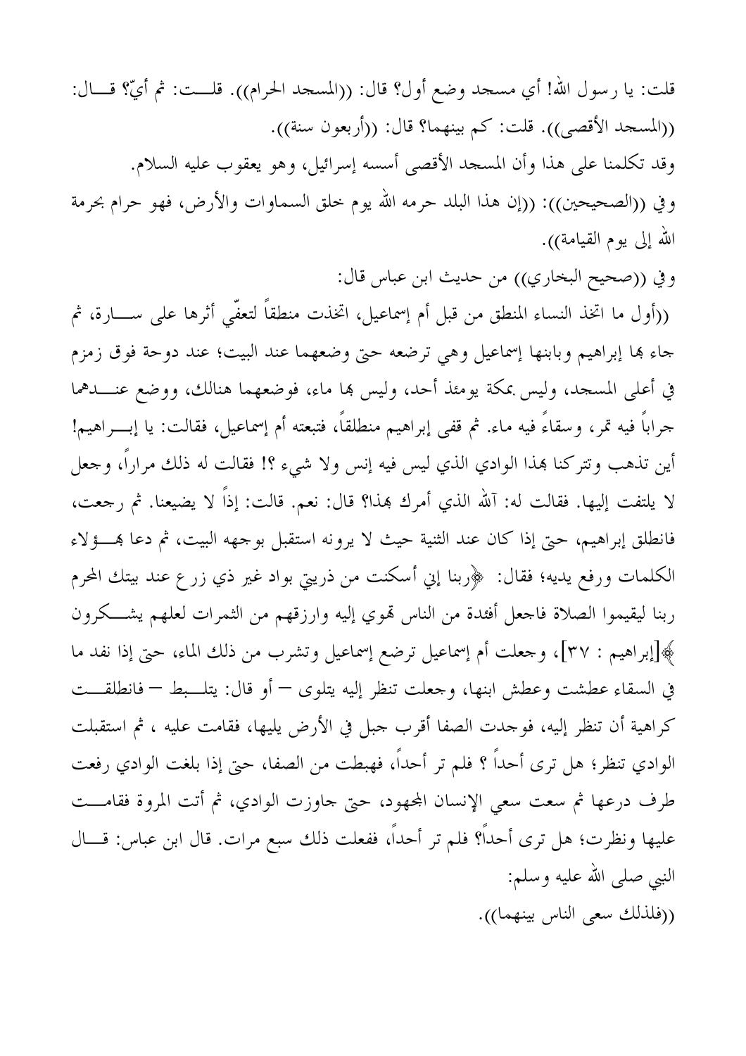قلت: يا رسول الله! أي مسجد وضع أول؟ قال: ((المسجد الحرام)). قلت: ثم أيّ؟ قال: ((المسجد الأقصى)). قلت: كم بينهما؟ قال: ((أربعون سنة)).

وقد تكلمنا على هذا وأن المسجد الأقصى أسسه إسرائيل، وهو يعقوب عليه السلام.

وفي ((الصحيحين)): ((إن هذا البلد حرمه الله يوم خلق السماوات والأرض، فهو حرام بحرمة الله إلى يوم القيامة)).

وفي ((صحيح البخاري)) من حديث ابن عباس قال:

((أول ما اتخذ النساء المنطق من قبل أم إسماعيل، اتخذت منطقاً لتعفّي أثرها على سارة، ثم جاء بها إبراهيم وبابنها إسماعيل وهي ترضعه حتى وضعهما عند البيت؛ عند دوحة فوق زمزم في أعلى المسجد، وليس بمكة يومئذ أحد، وليس بها ماء، فوضعهما هنالك، ووضع عندهما جراباً فيه تمر، وسقاءً فيه ماء. ثم قفى إبراهيم منطلقاً، فتبعته أم إسماعيل، فقالت: يا إبراهيم! أين تذهب وتتركنا بهذا الوادي الذي ليس فيه إنس ولا شيء ؟! فقالت له ذلك مراراً، وجعل لا يلتفت إليها. فقالت له: آلله الذي أمرك بهذا؟ قال: نعم. قالت: إذاً لا يضيعنا. ثم رجعت، فانطلق إبراهيم، حتى إذا كان عند الثنية حيث لا يرونه استقبل بوجهه البيت، ثم دعا بهؤلاء الكلمات ورفع يديه؛ فقال: ﴿ربنا إني أسكنت من ذريتي بواد غير ذي زرع عند بيتك المحرم ربنا ليقيموا الصلاة فاجعل أفئدة من الناس تهوي إليه وارزقهم من الثمرات لعلهم يشكرون﴾[إبراهيم : ٣٧]، وجعلت أم إسماعيل ترضع إسماعيل وتشرب من ذلك الماء، حتى إذا نفد ما في السقاء عطشت وعطش ابنها، وجعلت تنظر إليه يتلوى — أو قال: يتلبط — فانطلقت كراهية أن تنظر إليه، فوجدت الصفا أقرب جبل في الأرض يليها، فقامت عليه ، ثم استقبلت الوادي تنظر؛ هل ترى أحداً ؟ فلم تر أحداً، فهبطت من الصفا، حتى إذا بلغت الوادي رفعت طرف درعها ثم سعت سعي الإنسان المجهود، حتى جاوزت الوادي، ثم أتت المروة فقامت عليها ونظرت؛ هل ترى أحداً؟ فلم تر أحداً، ففعلت ذلك سبع مرات. قال ابن عباس: قال النبي صلى الله عليه وسلم:

((فلذلك سعى الناس بينهما)).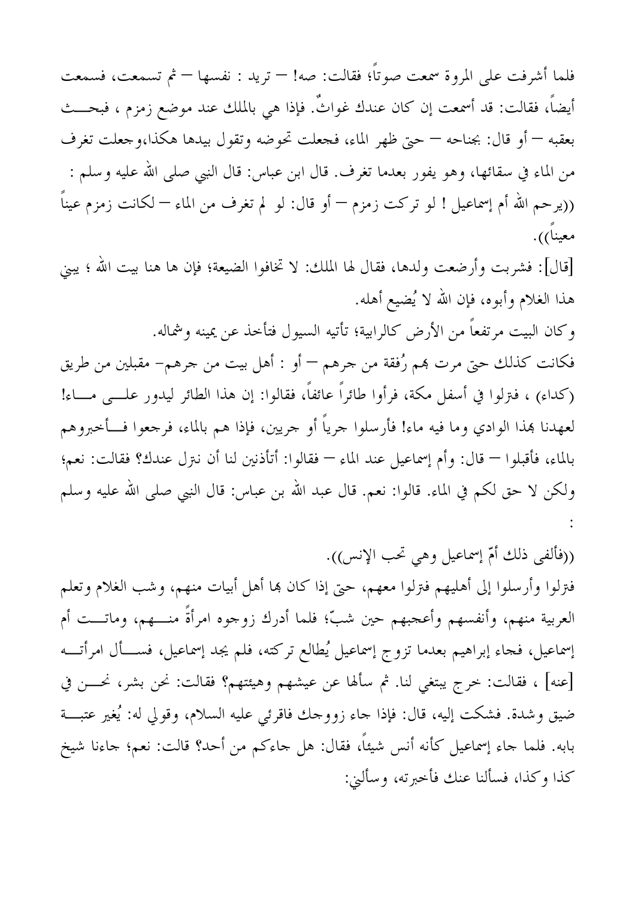فلما أشرفت على المروة سمعت صوتاً؛ فقالت: صه! — تريد : نفسها — ثم تسمعت، فسمعت أيضاً، فقالت: قد أسمعت إن كان عندك غواثٌ. فإذا هي بالملك عند موضع زمزم ، فبحث بعقبه — أو قال: بجناحه — حتى ظهر الماء، فجعلت تحوضه وتقول بيدها هكذا،وجعلت تغرف من الماء في سقائها، وهو يفور بعدما تغرف. قال ابن عباس: قال النبي صلى الله عليه وسلم : ((يرحم الله أم إسماعيل ! لو تركت زمزم — أو قال: لو لم تغرف من الماء — لكانت زمزم عيناً معيناً)).

[قال]: فشربت وأرضعت ولدها، فقال لها الملك: لا تخافوا الضيعة؛ فإن ها هنا بيت الله ؛ يبني هذا الغلام وأبوه، فإن الله لا يُضيع أهله.

وكان البيت مرتفعاً من الأرض كالرابية؛ تأتيه السيول فتأخذ عن يمينه وشماله.

فكانت كذلك حتى مرت بهم رُفقة من جرهم — أو : أهل بيت من جرهم- مقبلين من طريق (كداء) ، فترلوا في أسفل مكة، فرأوا طائراً عائفاً، فقالوا: إن هذا الطائر ليدور على ماء! لعهدنا بهذا الوادي وما فيه ماء! فأرسلوا جرياً أو جريين، فإذا هم بالماء، فرجعوا فأخبروهم بالماء، فأقبلوا — قال: وأم إسماعيل عند الماء — فقالوا: أتأذنين لنا أن نترل عندك؟ فقالت: نعم؛ ولكن لا حق لكم في الماء. قالوا: نعم. قال عبد الله بن عباس: قال النبي صلى الله عليه وسلم :

((فألفى ذلك أمّ إسماعيل وهي تحب الإنس)).

فترلوا وأرسلوا إلى أهليهم فترلوا معهم، حتى إذا كان بها أهل أبيات منهم، وشب الغلام وتعلم العربية منهم، وأنفسهم وأعجبهم حين شبّ؛ فلما أدرك زوجوه امرأةً منهم، وماتت أم إسماعيل، فجاء إبراهيم بعدما تزوج إسماعيل يُطالع تركته، فلم يجد إسماعيل، فسأل امرأته [عنه] ، فقالت: خرج يبتغي لنا. ثم سألها عن عيشهم وهيئتهم؟ فقالت: نحن بشر، نحن في ضيق وشدة. فشكت إليه، قال: فإذا جاء زووجك فاقرئي عليه السلام، وقولي له: يُغير عتبة بابه. فلما جاء إسماعيل كأنه أنس شيئاً، فقال: هل جاءكم من أحد؟ قالت: نعم؛ جاءنا شيخ كذا وكذا، فسألنا عنك فأخبرته، وسألني: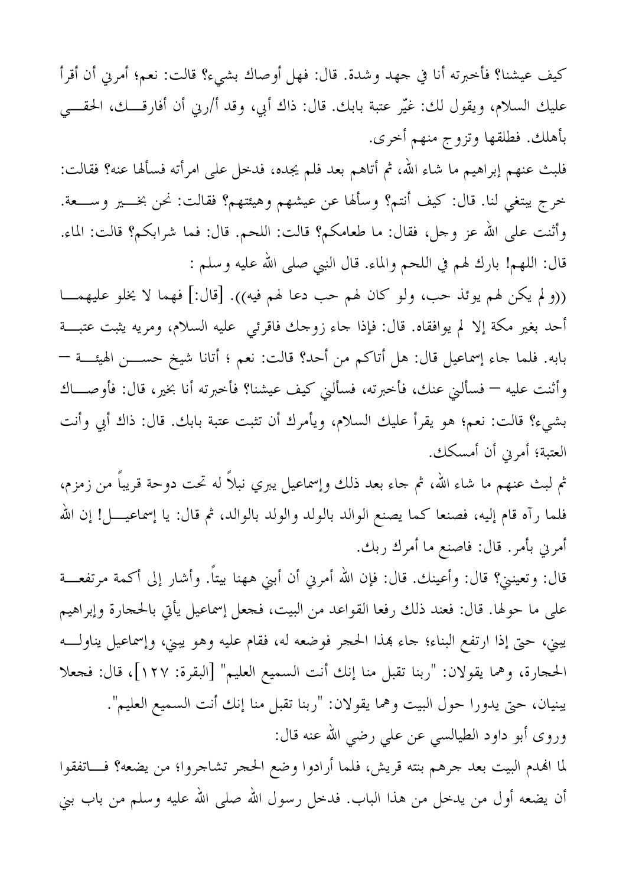كيف عيشنا؟ فأخبرته أنا في جهد وشدة. قال: فهل أوصاك بشيء؟ قالت: نعم؛ أمرني أن أقرأ عليك السلام، ويقول لك: غيّر عتبة بابك. قال: ذاك أبي، وقد أ/رني أن أفارقك، الحقي بأهلك. فطلقها وتزوج منهم أخرى.

فلبث عنهم إبراهيم ما شاء الله، ثم أتاهم بعد فلم يجده، فدخل على امرأته فسألها عنه؟ فقالت: خرج يبتغي لنا. قال: كيف أنتم؟ وسألها عن عيشهم وهيئتهم؟ فقالت: نحن بخير وسعة. وأثنت على الله عز وجل، فقال: ما طعامكم؟ قالت: اللحم. قال: فما شرابكم؟ قالت: الماء. قال: اللهم! بارك لهم في اللحم والماء. قال النبي صلى الله عليه وسلم :

((و لم يكن لهم يومئذ حب، ولو كان لهم حب دعا لهم فيه)). [قال:] فهما لا يخلو عليهما أحد بغير مكة إلا لم يوافقاه. قال: فإذا جاء زوجك فاقرئي عليه السلام، ومريه يثبت عتبة بابه. فلما جاء إسماعيل قال: هل أتاكم من أحد؟ قالت: نعم ؛ أتانا شيخ حسن الهيئة — وأثنت عليه — فسألني عنك، فأخبرته، فسألني كيف عيشنا؟ فأخبرته أنا بخير، قال: فأوصاك بشيء؟ قالت: نعم؛ هو يقرأ عليك السلام، ويأمرك أن تثبت عتبة بابك. قال: ذاك أبي وأنت العتبة؛ أمرني أن أمسكك.

ثم لبث عنهم ما شاء الله، ثم جاء بعد ذلك وإسماعيل يبري نبلاً له تحت دوحة قريباً من زمزم، فلما رآه قام إليه، فصنعا كما يصنع الوالد بالولد والولد بالوالد، ثم قال: يا إسماعيل! إن الله أمرني بأمر. قال: فاصنع ما أمرك ربك.

قال: وتعينني؟ قال: وأعينك. قال: فإن الله أمرني أن أبني ههنا بيتاً. وأشار إلى أكمة مرتفعة على ما حولها. قال: فعند ذلك رفعا القواعد من البيت، فجعل إسماعيل يأتي بالحجارة وإبراهيم يبني، حتى إذا ارتفع البناء؛ جاء بهذا الحجر فوضعه له، فقام عليه وهو يبني، وإسماعيل يناوله الحجارة، وهما يقولان: "ربنا تقبل منا إنك أنت السميع العليم" [البقرة: ١٢٧]، قال: فجعلا يبنيان، حتى يدورا حول البيت وهما يقولان: "ربنا تقبل منا إنك أنت السميع العليم".

وروى أبو داود الطيالسي عن علي رضي الله عنه قال:

لما انهدم البيت بعد جرهم بنته قريش، فلما أرادوا وضع الحجر تشاجروا؛ من يضعه؟ فاتفقوا أن يضعه أول من يدخل من هذا الباب. فدخل رسول الله صلى الله عليه وسلم من باب بني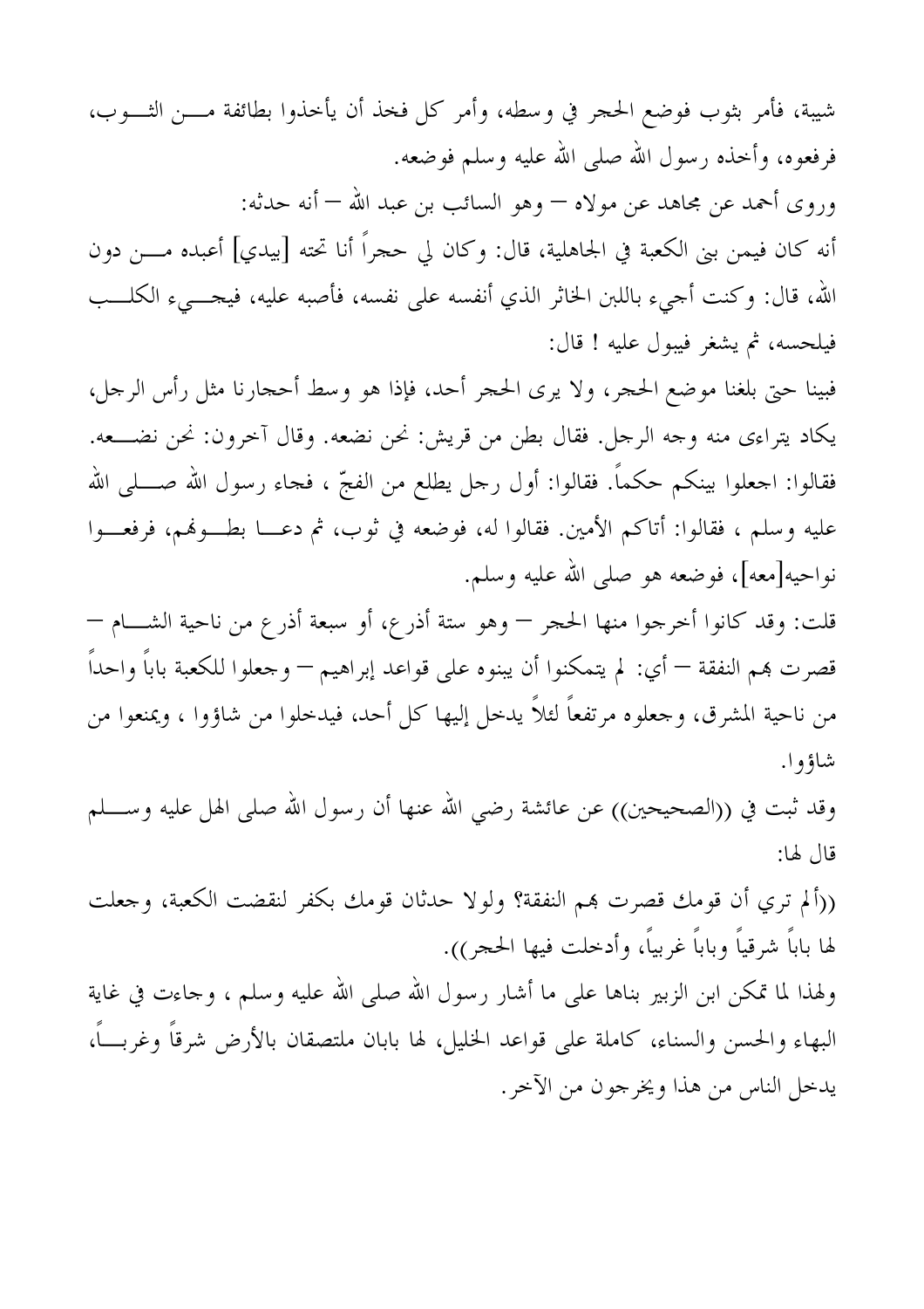شيبة، فأمر بثوب فوضع الحجر في وسطه، وأمر كل فخذ أن يأخذوا بطائفة من الثوب، فرفعوه، وأخذه رسول الله صلى الله عليه وسلم فوضعه.

وروى أحمد عن مجاهد عن مولاه – وهو السائب بن عبد الله – أنه حدثه:

أنه كان فيمن بنى الكعبة في الجاهلية، قال: وكان لي حجراً أنا نحته [بيدي] أعبده من دون الله، قال: وكنت أجيء باللبن الخاثر الذي أنفسه على نفسه، فأصبه عليه، فيجيء الكلب فيلحسه، ثم يشغر فيبول عليه ! قال:

فبينا حتى بلغنا موضع الحجر، ولا يرى الحجر أحد، فإذا هو وسط أحجارنا مثل رأس الرجل، يكاد يتراءى منه وجه الرجل. فقال بطن من قريش: نحن نضعه. وقال آخرون: نحن نضعه. فقالوا: اجعلوا بينكم حكماً. فقالوا: أول رجل يطلع من الفجّ ، فجاء رسول الله صلى الله عليه وسلم ، فقالوا: أتاكم الأمين. فقالوا له، فوضعه في ثوب، ثم دعا بطونهم، فرفعوا نواحيه[معه]، فوضعه هو صلى الله عليه وسلم.

قلت: وقد كانوا أخرجوا منها الحجر – وهو ستة أذرع، أو سبعة أذرع من ناحية الشام – قصرت بهم النفقة – أي: لم يتمكنوا أن يبنوه على قواعد إبراهيم – وجعلوا للكعبة باباً واحداً من ناحية المشرق، وجعلوه مرتفعاً لئلاً يدخل إليها كل أحد، فيدخلوا من شاؤوا ، ويمنعوا من شاؤوا.

وقد ثبت في ((الصحيحين)) عن عائشة رضي الله عنها أن رسول الله صلى الهل عليه وسلم قال لها:

((ألم تري أن قومك قصرت بهم النفقة؟ ولولا حدثان قومك بكفر لنقضت الكعبة، وجعلت لها باباً شرقياً وباباً غربياً، وأدخلت فيها الحجر)).

ولهذا لما تمكن ابن الزبير بناها على ما أشار رسول الله صلى الله عليه وسلم ، وجاءت في غاية البهاء والحسن والسناء، كاملة على قواعد الخليل، لها بابان ملتصقان بالأرض شرقاً وغرباً، يدخل الناس من هذا ويخرجون من الآخر.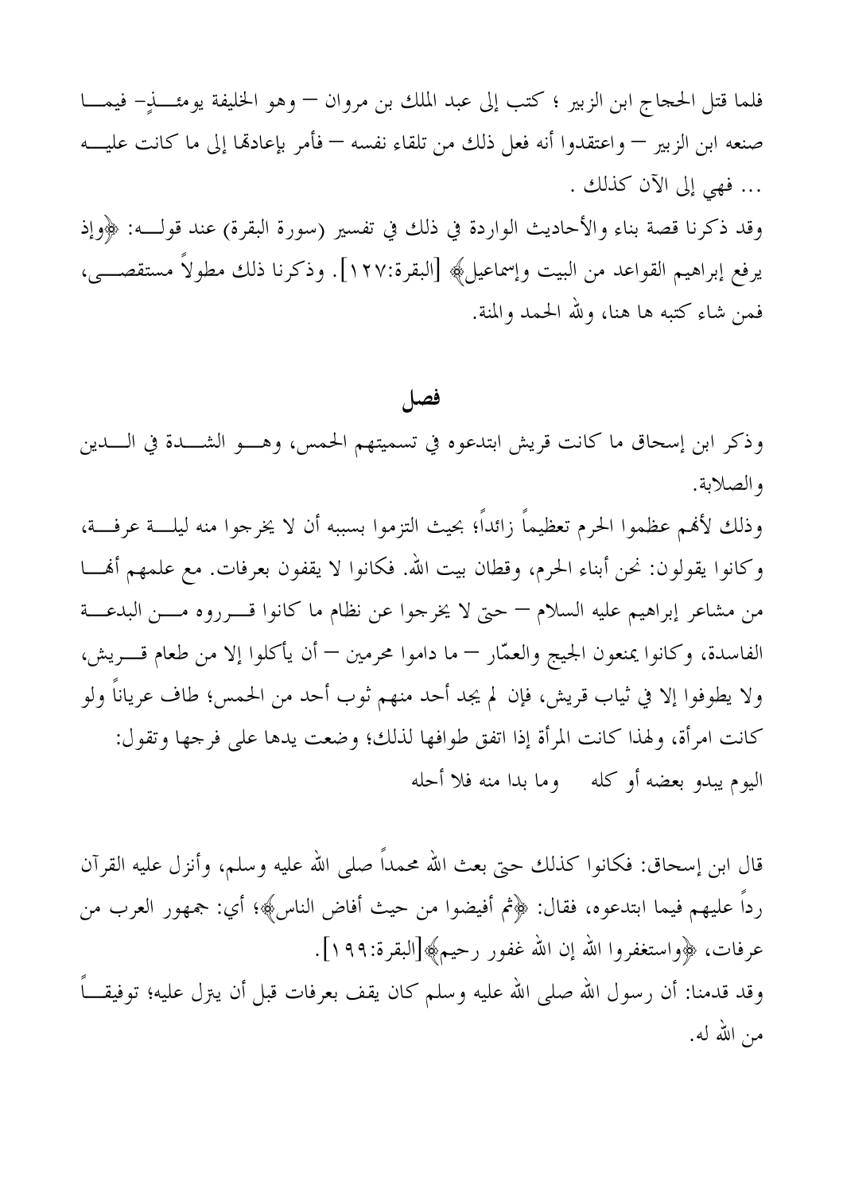فلما قتل الحجاج ابن الزبير ؛ كتب إلى عبد الملك بن مروان — وهو الخليفة يومئذٍ- فيما صنعه ابن الزبير — واعتقدوا أنه فعل ذلك من تلقاء نفسه — فأمر بإعادتها إلى ما كانت عليه ... فهي إلى الآن كذلك .

وقد ذكرنا قصة بناء والأحاديث الواردة في ذلك في تفسير (سورة البقرة) عند قوله: ﴿وإذ يرفع إبراهيم القواعد من البيت وإسماعيل﴾ [البقرة:١٢٧]. وذكرنا ذلك مطولاً مستقصى، فمن شاء كتبه ها هنا، ولله الحمد والمنة.

## فصل

وذكر ابن إسحاق ما كانت قريش ابتدعوه في تسميتهم الحمس، وهو الشدة في الدين والصلابة.

وذلك لأنهم عظموا الحرم تعظيماً زائداً؛ بحيث التزموا بسببه أن لا يخرجوا منه ليلة عرفة، وكانوا يقولون: نحن أبناء الحرم، وقطان بيت الله. فكانوا لا يقفون بعرفات. مع علمهم أنها من مشاعر إبراهيم عليه السلام — حتى لا يخرجوا عن نظام ما كانوا قرروه من البدعة الفاسدة، وكانوا يمنعون الحجيج والعمّار — ما داموا محرمين — أن يأكلوا إلا من طعام قريش، ولا يطوفوا إلا في ثياب قريش، فإن لم يجد أحد منهم ثوب أحد من الحمس؛ طاف عرياناً ولو كانت امرأة، ولهذا كانت المرأة إذا اتفق طوافها لذلك؛ وضعت يدها على فرجها وتقول:

اليوم يبدو بعضه أو كله وما بدا منه فلا أحله

قال ابن إسحاق: فكانوا كذلك حتى بعث الله محمداً صلى الله عليه وسلم، وأنزل عليه القرآن رداً عليهم فيما ابتدعوه، فقال: ﴿ثم أفيضوا من حيث أفاض الناس﴾؛ أي: جمهور العرب من عرفات، ﴿واستغفروا الله إن الله غفور رحيم﴾[البقرة:١٩٩].

وقد قدمنا: أن رسول الله صلى الله عليه وسلم كان يقف بعرفات قبل أن يترل عليه؛ توفيقاً من الله له.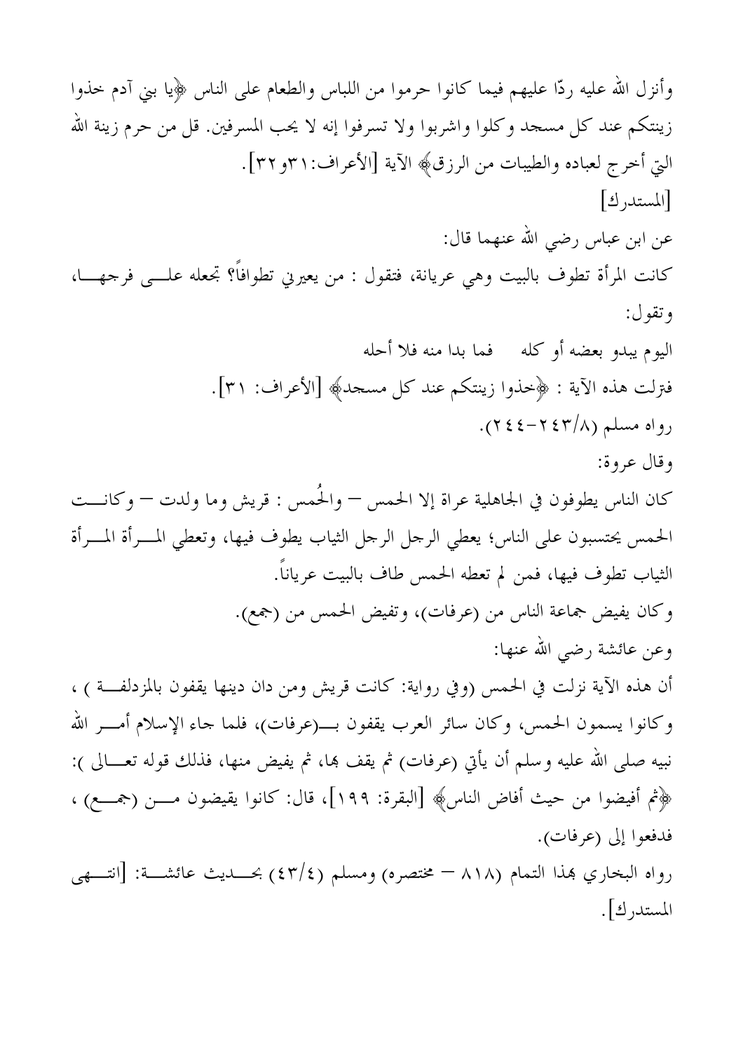وأنزل الله عليه ردّا عليهم فيما كانوا حرموا من اللباس والطعام على الناس ﴿يا بني آدم خذوا زينتكم عند كل مسجد وكلوا واشربوا ولا تسرفوا إنه لا يحب المسرفين. قل من حرم زينة الله التي أخرج لعباده والطيبات من الرزق﴾ الآية [الأعراف:٣١و٣٢].

[المستدرك]

عن ابن عباس رضي الله عنهما قال:

كانت المرأة تطوف بالبيت وهي عريانة، فتقول : من يعيرني تطوافاً؟ تجعله على فرجها، وتقول:

اليوم يبدو بعضه أو كله فما بدا منه فلا أحله

فنزلت هذه الآية : ﴿خذوا زينتكم عند كل مسجد﴾ [الأعراف: ٣١].

رواه مسلم (٨/٢٤٣-٢٤٤).

وقال عروة:

كان الناس يطوفون في الجاهلية عراة إلا الحمس — والحُمس : قريش وما ولدت — وكانت الحمس يحتسبون على الناس؛ يعطي الرجل الرجل الثياب يطوف فيها، وتعطي المرأة المرأة الثياب تطوف فيها، فمن لم تعطه الحمس طاف بالبيت عرياناً.

وكان يفيض جماعة الناس من (عرفات)، وتفيض الحمس من (جمع).

وعن عائشة رضي الله عنها:

أن هذه الآية نزلت في الحمس (وفي رواية: كانت قريش ومن دان دينها يقفون بالمزدلفة ) ، وكانوا يسمون الحمس، وكان سائر العرب يقفون بـ(عرفات)، فلما جاء الإسلام أمر الله نبيه صلى الله عليه وسلم أن يأتي (عرفات) ثم يقف بها، ثم يفيض منها، فذلك قوله تعالى ): ﴿ثم أفيضوا من حيث أفاض الناس﴾ [البقرة: ١٩٩]، قال: كانوا يفيضون من (جمع) ، فدفعوا إلى (عرفات).

رواه البخاري بهذا التمام (٨١٨ — مختصره) ومسلم (٤/٤٣) بحديث عائشة: [انتهى المستدرك].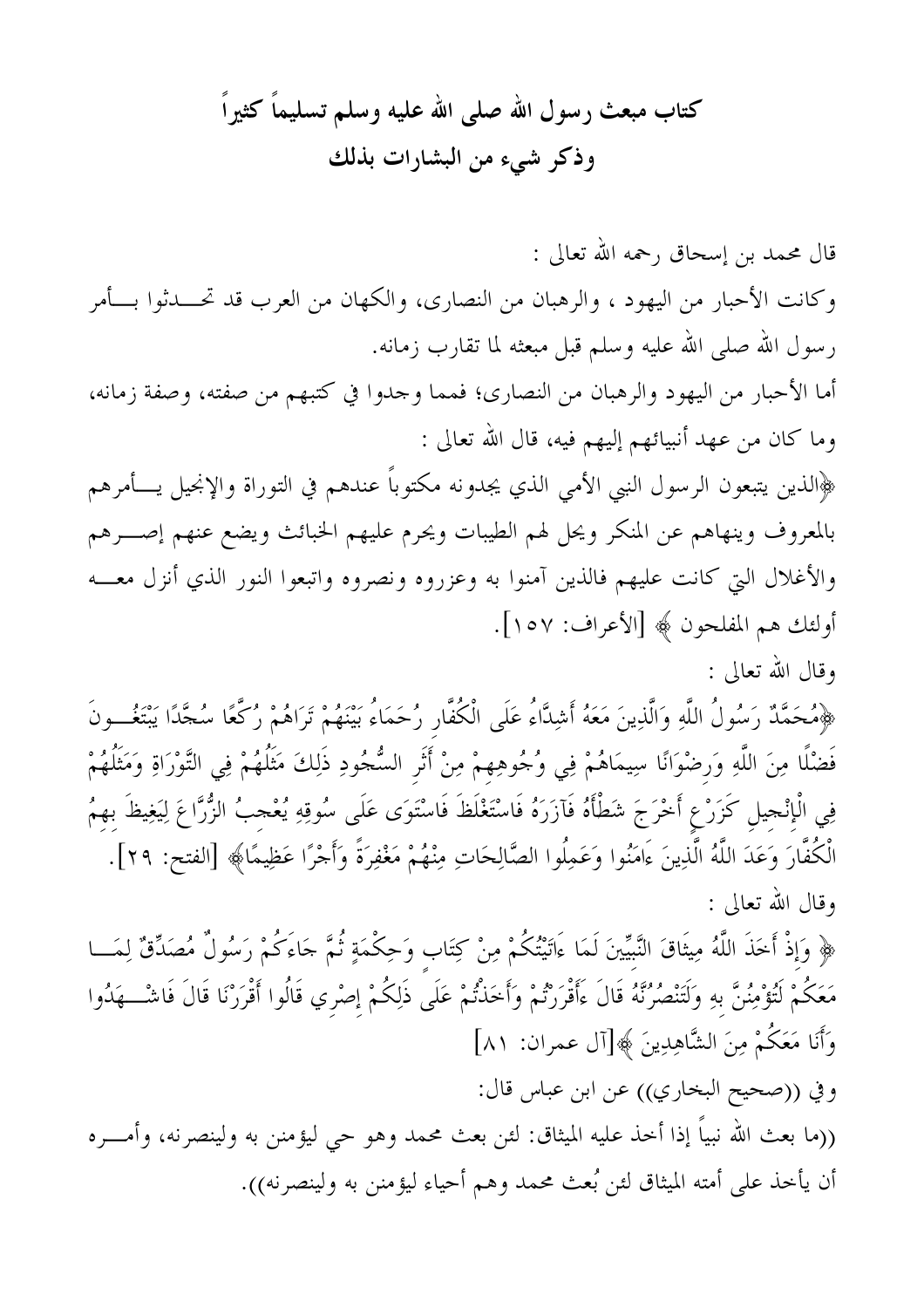# كتاب مبعث رسول الله صلى الله عليه وسلم تسليماً كثيراً
# وذكر شيء من البشارات بذلك

قال محمد بن إسحاق رحمه الله تعالى :

وكانت الأحبار من اليهود ، والرهبان من النصارى، والكهان من العرب قد تحدثوا بأمر رسول الله صلى الله عليه وسلم قبل مبعثه لما تقارب زمانه.

أما الأحبار من اليهود والرهبان من النصارى؛ فمما وجدوا في كتبهم من صفته، وصفة زمانه، وما كان من عهد أنبيائهم إليهم فيه، قال الله تعالى :

﴿الذين يتبعون الرسول النبي الأمي الذي يجدونه مكتوباً عندهم في التوراة والإنجيل يأمرهم بالمعروف وينهاهم عن المنكر ويحل لهم الطيبات ويحرم عليهم الخبائث ويضع عنهم إصرهم والأغلال التي كانت عليهم فالذين آمنوا به وعزروه ونصروه واتبعوا النور الذي أنزل معه أولئك هم المفلحون ﴾ [الأعراف: ١٥٧].

وقال الله تعالى :

﴿مُحَمَّدٌ رَسُولُ اللَّهِ وَالَّذِينَ مَعَهُ أَشِدَّاءُ عَلَى الْكُفَّارِ رُحَمَاءُ بَيْنَهُمْ تَرَاهُمْ رُكَّعًا سُجَّدًا يَبْتَغُونَ فَضْلًا مِنَ اللَّهِ وَرِضْوَانًا سِيمَاهُمْ فِي وُجُوهِهِمْ مِنْ أَثَرِ السُّجُودِ ذَلِكَ مَثَلُهُمْ فِي التَّوْرَاةِ وَمَثَلُهُمْ فِي الْإِنْجِيلِ كَزَرْعٍ أَخْرَجَ شَطْأَهُ فَآزَرَهُ فَاسْتَغْلَظَ فَاسْتَوَى عَلَى سُوقِهِ يُعْجِبُ الزُّرَّاعَ لِيَغِيظَ بِهِمُ الْكُفَّارَ وَعَدَ اللَّهُ الَّذِينَ ءَامَنُوا وَعَمِلُوا الصَّالِحَاتِ مِنْهُمْ مَغْفِرَةً وَأَجْرًا عَظِيمًا﴾ [الفتح: ٢٩].

وقال الله تعالى :

﴿ وَإِذْ أَخَذَ اللَّهُ مِيثَاقَ النَّبِيِّينَ لَمَا ءَاتَيْتُكُمْ مِنْ كِتَابٍ وَحِكْمَةٍ ثُمَّ جَاءَكُمْ رَسُولٌ مُصَدِّقٌ لِمَا مَعَكُمْ لَتُؤْمِنُنَّ بِهِ وَلَتَنْصُرُنَّهُ قَالَ ءَأَقْرَرْتُمْ وَأَخَذْتُمْ عَلَى ذَلِكُمْ إِصْرِي قَالُوا أَقْرَرْنَا قَالَ فَاشْهَدُوا وَأَنَا مَعَكُمْ مِنَ الشَّاهِدِينَ ﴾[آل عمران: ٨١]

وفي ((صحيح البخاري)) عن ابن عباس قال:

((ما بعث الله نبياً إذا أخذ عليه الميثاق: لئن بعث محمد وهو حي ليؤمنن به ولينصرنه، وأمره أن يأخذ على أمته الميثاق لئن بُعث محمد وهم أحياء ليؤمنن به ولينصرنه)).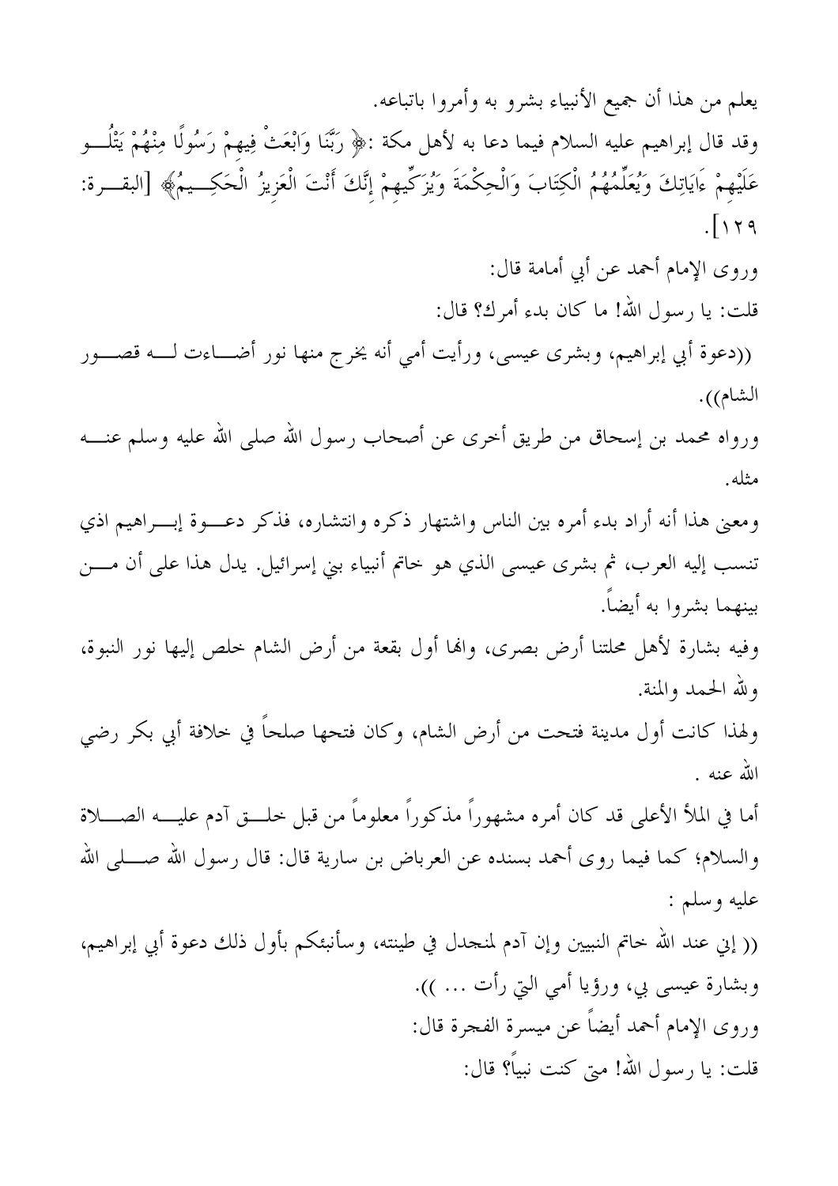يعلم من هذا أن جميع الأنبياء بشرو به وأمروا باتباعه.

وقد قال إبراهيم عليه السلام فيما دعا به لأهل مكة :﴿ رَبَّنَا وَابْعَثْ فِيهِمْ رَسُولًا مِنْهُمْ يَتْلُو عَلَيْهِمْ ءَايَاتِكَ وَيُعَلِّمُهُمُ الْكِتَابَ وَالْحِكْمَةَ وَيُزَكِّيهِمْ إِنَّكَ أَنْتَ الْعَزِيزُ الْحَكِيمُ﴾ [البقرة: ١٢٩].

وروى الإمام أحمد عن أبي أمامة قال:

قلت: يا رسول الله! ما كان بدء أمرك؟ قال:

((دعوة أبي إبراهيم، وبشرى عيسى، ورأيت أمي أنه يخرج منها نور أضاءت له قصور الشام)).

ورواه محمد بن إسحاق من طريق أخرى عن أصحاب رسول الله صلى الله عليه وسلم عنه مثله.

ومعنى هذا أنه أراد بدء أمره بين الناس واشتهار ذكره وانتشاره، فذكر دعوة إبراهيم اذي تنسب إليه العرب، ثم بشرى عيسى الذي هو خاتم أنبياء بني إسرائيل. يدل هذا على أن من بينهما بشروا به أيضاً.

وفيه بشارة لأهل محلتنا أرض بصرى، وانها أول بقعة من أرض الشام خلص إليها نور النبوة، ولله الحمد والمنة.

ولهذا كانت أول مدينة فتحت من أرض الشام، وكان فتحها صلحاً في خلافة أبي بكر رضي الله عنه .

أما في الملأ الأعلى قد كان أمره مشهوراً مذكوراً معلوماً من قبل خلق آدم عليه الصلاة والسلام؛ كما فيما روى أحمد بسنده عن العرباض بن سارية قال: قال رسول الله صلى الله عليه وسلم :

(( إني عند الله خاتم النبيين وإن آدم لمنجدل في طينته، وسأنبئكم بأول ذلك دعوة أبي إبراهيم، وبشارة عيسى بي، ورؤيا أمي التي رأت ... )).

وروى الإمام أحمد أيضاً عن ميسرة الفجرة قال:

قلت: يا رسول الله! متى كنت نبياً؟ قال: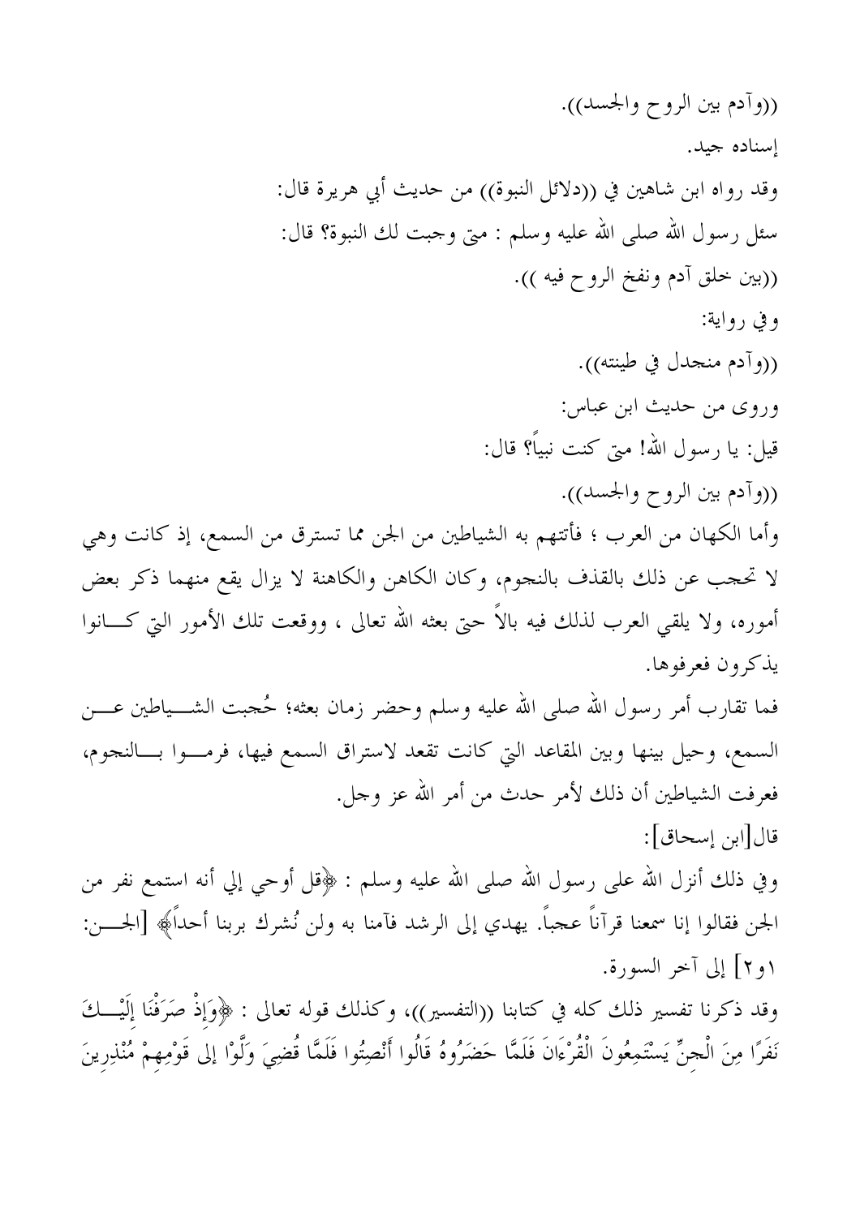((وآدم بين الروح والجسد)).

إسناده جيد.

وقد رواه ابن شاهين في ((دلائل النبوة)) من حديث أبي هريرة قال:

سئل رسول الله صلى الله عليه وسلم : متى وجبت لك النبوة؟ قال:

((بين خلق آدم ونفخ الروح فيه )).

وفي رواية:

((وآدم منجدل في طينته)).

وروى من حديث ابن عباس:

قيل: يا رسول الله! متى كنت نبياً؟ قال:

((وآدم بين الروح والجسد)).

وأما الكهان من العرب ؛ فأتتهم به الشياطين من الجن مما تسترق من السمع، إذ كانت وهي لا تحجب عن ذلك بالقذف بالنجوم، وكان الكاهن والكاهنة لا يزال يقع منهما ذكر بعض أموره، ولا يلقي العرب لذلك فيه بالاً حتى بعثه الله تعالى ، ووقعت تلك الأمور التي كانوا يذكرون فعرفوها.

فما تقارب أمر رسول الله صلى الله عليه وسلم وحضر زمان بعثه؛ حُجبت الشياطين عن السمع، وحيل بينها وبين المقاعد التي كانت تقعد لاستراق السمع فيها، فرموا بالنجوم، فعرفت الشياطين أن ذلك لأمر حدث من أمر الله عز وجل.

قال[ابن إسحاق]:

وفي ذلك أنزل الله على رسول الله صلى الله عليه وسلم : ﴿قل أوحي إلي أنه استمع نفر من الجن فقالوا إنا سمعنا قرآناً عجباً. يهدي إلى الرشد فآمنا به ولن نُشرك بربنا أحداً﴾ [الجن: ١و٢] إلى آخر السورة.

وقد ذكرنا تفسير ذلك كله في كتابنا ((التفسير))، وكذلك قوله تعالى : ﴿وَإِذْ صَرَفْنَا إِلَيْكَ نَفَرًا مِنَ الْجِنِّ يَسْتَمِعُونَ الْقُرْءَانَ فَلَمَّا حَضَرُوهُ قَالُوا أَنْصِتُوا فَلَمَّا قُضِيَ وَلَّوْا إِلَى قَوْمِهِمْ مُنْذِرِينَ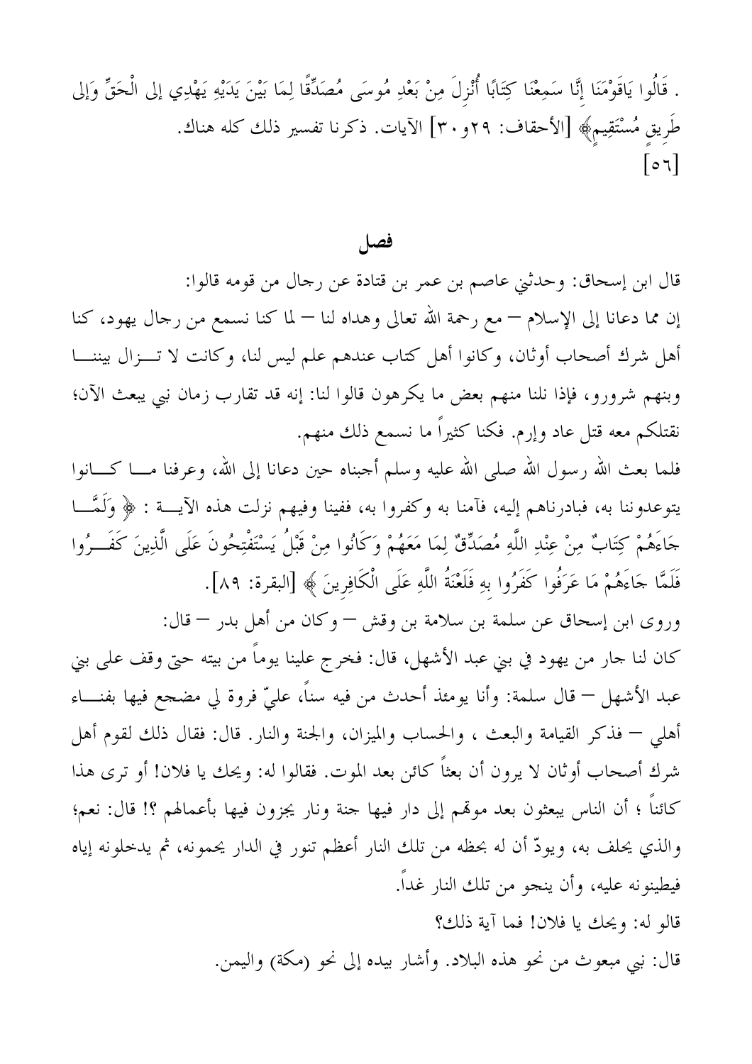. قَالُوا يَاقَوْمَنَا إِنَّا سَمِعْنَا كِتَابًا أُنْزِلَ مِنْ بَعْدِ مُوسَى مُصَدِّقًا لِمَا بَيْنَ يَدَيْهِ يَهْدِي إلى الْحَقِّ وَإلى طَرِيقٍ مُسْتَقِيمٍ﴾ [الأحقاف: ٢٩و٣٠] الآيات. ذكرنا تفسير ذلك كله هناك.
[٥٦]

## فصل

قال ابن إسحاق: وحدثني عاصم بن عمر بن قتادة عن رجال من قومه قالوا:

إن مما دعانا إلى الإسلام — مع رحمة الله تعالى وهداه لنا — لما كنا نسمع من رجال يهود، كنا أهل شرك أصحاب أوثان، وكانوا أهل كتاب عندهم علم ليس لنا، وكانت لا تزال بيننا وبنهم شرورو، فإذا نلنا منهم بعض ما يكرهون قالوا لنا: إنه قد تقارب زمان نبي يبعث الآن؛ نقتلكم معه قتل عاد وإرم. فكنا كثيراً ما نسمع ذلك منهم.

فلما بعث الله رسول الله صلى الله عليه وسلم أجبناه حين دعانا إلى الله، وعرفنا ما كانوا يتوعدوننا به، فبادرناهم إليه، فآمنا به وكفروا به، ففينا وفيهم نزلت هذه الآية : ﴿ وَلَمَّا جَاءَهُمْ كِتَابٌ مِنْ عِنْدِ اللَّهِ مُصَدِّقٌ لِمَا مَعَهُمْ وَكَانُوا مِنْ قَبْلُ يَسْتَفْتِحُونَ عَلَى الَّذِينَ كَفَرُوا فَلَمَّا جَاءَهُمْ مَا عَرَفُوا كَفَرُوا بِهِ فَلَعْنَةُ اللَّهِ عَلَى الْكَافِرِينَ ﴾ [البقرة: ٨٩].

وروى ابن إسحاق عن سلمة بن سلامة بن وقش — وكان من أهل بدر — قال:

كان لنا جار من يهود في بني عبد الأشهل، قال: فخرج علينا يوماً من بيته حتى وقف على بني عبد الأشهل — قال سلمة: وأنا يومئذ أحدث من فيه سناً، عليّ فروة لي مضجع فيها بفناء أهلي — فذكر القيامة والبعث ، والحساب والميزان، والجنة والنار. قال: فقال ذلك لقوم أهل شرك أصحاب أوثان لا يرون أن بعثاً كائن بعد الموت. فقالوا له: ويحك يا فلان! أو ترى هذا كائناً ؛ أن الناس يبعثون بعد موتهم إلى دار فيها جنة ونار يجزون فيها بأعمالهم ؟! قال: نعم؛ والذي يحلف به، ويودّ أن له بحظه من تلك النار أعظم تنور في الدار يحمونه، ثم يدخلونه إياه فيطينونه عليه، وأن ينجو من تلك النار غداً.

قالو له: ويحك يا فلان! فما آية ذلك؟

قال: نبي مبعوث من نحو هذه البلاد. وأشار بيده إلى نحو (مكة) واليمن.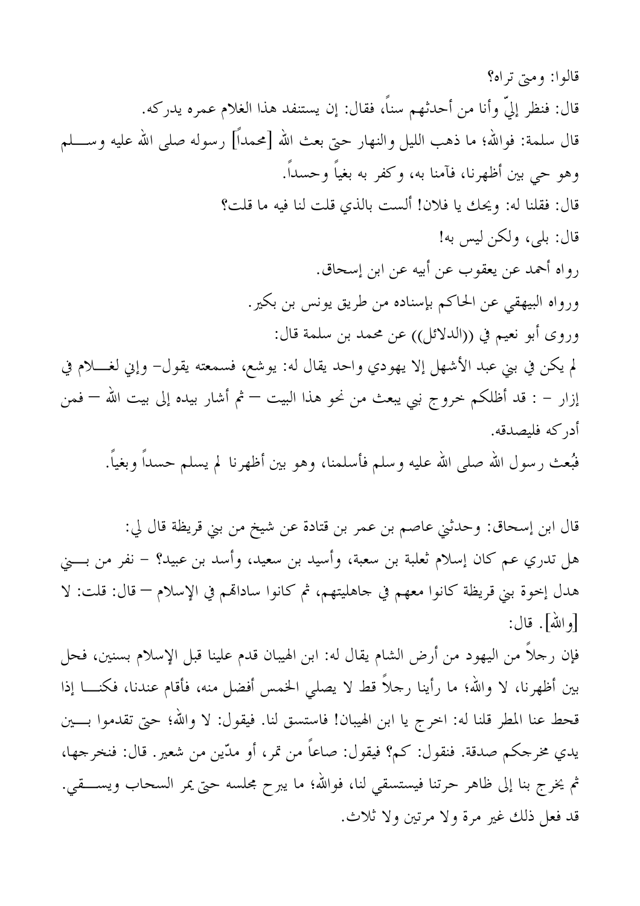قالوا: ومتى تراه؟

قال: فنظر إليّ وأنا من أحدثهم سناً، فقال: إن يستنفد هذا الغلام عمره يدركه.

قال سلمة: فوالله؛ ما ذهب الليل والنهار حتى بعث الله [محمداً] رسوله صلى الله عليه وسلم وهو حي بين أظهرنا، فآمنا به، وكفر به بغياً وحسداً.

قال: فقلنا له: ويحك يا فلان! ألست بالذي قلت لنا فيه ما قلت؟

قال: بلى، ولكن ليس به!

رواه أحمد عن يعقوب عن أبيه عن ابن إسحاق.

ورواه البيهقي عن الحاكم بإسناده من طريق يونس بن بكير.

وروى أبو نعيم في ((الدلائل)) عن محمد بن سلمة قال:

لم يكن في بني عبد الأشهل إلا يهودي واحد يقال له: يوشع، فسمعته يقول- وإني لغلام في إزار - : قد أظلكم خروج نبي يبعث من نحو هذا البيت – ثم أشار بيده إلى بيت الله – فمن أدركه فليصدقه.

فبُعث رسول الله صلى الله عليه وسلم فأسلمنا، وهو بين أظهرنا لم يسلم حسداً وبغياً.

قال ابن إسحاق: وحدثني عاصم بن عمر بن قتادة عن شيخ من بني قريظة قال لي:

هل تدري عم كان إسلام ثعلبة بن سعية، وأسيد بن سعيد، وأسد بن عبيد؟ - نفر من بني هدل إخوة بني قريظة كانوا معهم في جاهليتهم، ثم كانوا ساداتهم في الإسلام – قال: قلت: لا [والله]. قال:

فإن رجلاً من اليهود من أرض الشام يقال له: ابن الهيبان قدم علينا قبل الإسلام بسنين، فحل بين أظهرنا، لا والله؛ ما رأينا رجلاً قط لا يصلي الخمس أفضل منه، فأقام عندنا، فكنا إذا قحط عنا المطر قلنا له: اخرج يا ابن الهيبان! فاستسق لنا. فيقول: لا والله؛ حتى تقدموا بين يدي مخرجكم صدقة. فنقول: كم؟ فيقول: صاعاً من تمر، أو مدّين من شعير. قال: فنخرجها، ثم يخرج بنا إلى ظاهر حرتنا فيستسقي لنا، فوالله؛ ما يبرح مجلسه حتى يمر السحاب ويسقي. قد فعل ذلك غير مرة ولا مرتين ولا ثلاث.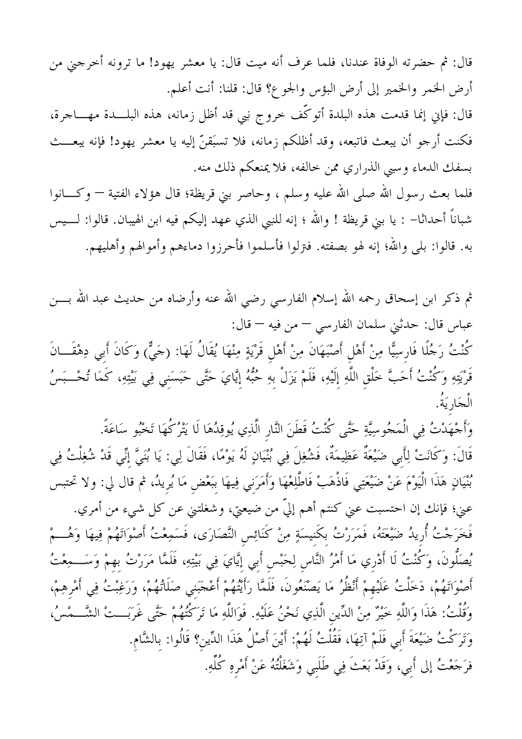قال: ثم حضرته الوفاة عندنا، فلما عرف أنه ميت قال: يا معشر يهود! ما ترونه أخرجني من أرض الخمر والخمير إلى أرض البؤس والجوع؟ قال: قلنا: أنت أعلم.

قال: فإني إنما قدمت هذه البلدة أتوكّف خروج نبي قد أظل زمانه، هذه البلدة مهاجرة، فكنت أرجو أن يبعث فاتبعه، وقد أظلكم زمانه، فلا تسبقنّ إليه يا معشر يهود! فإنه يبعث بسفك الدماء وسبي الذراري ممن خالفه، فلا يمنعكم ذلك منه.

فلما بعث رسول الله صلى الله عليه وسلم ، وحاصر بني قريظة؛ قال هؤلاء الفتية — وكانوا شباناً أحداثا– : يا بني قريظة ! والله ؛ إنه للنبي الذي عهد إليكم فيه ابن الهيبان. قالوا: ليس به. قالوا: بلى والله؛ إنه لهو بصفته. فنزلوا فأسلموا فأحرزوا دماءهم وأموالهم وأهليهم.

ثم ذكر ابن إسحاق رحمه الله إسلام الفارسي رضي الله عنه وأرضاه من حديث عبد الله بن عباس قال: حدثني سلمان الفارسي — من فيه — قال:

كُنْتُ رَجُلًا فَارِسِيًّا مِنْ أَصْبَهَانَ مِنْ أَهْلِ قَرْيَةٍ مِنْهَا يُقَالُ لَهَا: (جَيٌّ) وَكَانَ أَبِي دِهْقَانَ قَرْيَتِهِ وَكُنْتُ أَحَبَّ خَلْقِ اللَّهِ إِلَيْهِ، فَلَمْ يَزَلْ بِهِ حُبُّهُ إِيَّايَ حَتَّى حَبَسَنِي فِي بَيْتِهِ، كَمَا تُحْبَسُ الْجَارِيَةُ.

وَأَجْهَدْتُ فِي الْمَجُوسِيَّةِ حَتَّى كُنْتُ قَطَنَ النَّارِ الَّذِي يُوقِدُهَا لَا يَتْرُكُهَا تَخْبُو سَاعَةً.

قَالَ: وَكَانَتْ لِأَبِي ضَيْعَةٌ عَظِيمَةٌ، فَشُغِلَ فِي بُنْيَانٍ لَهُ يَوْمًا، فَقَالَ لِي: يَا بُنَيَّ إِنِّي قَدْ شُغِلْتُ فِي بُنْيَانٍ هَذَا الْيَوْمَ عَنْ ضَيْعَتِي فَاذْهَبْ فَاطَّلِعْهَا وَأَمَرَنِي فِيهَا بِبَعْضِ مَا يُرِيدُ، ثم قال لي: ولا تحتبس عني؛ فإنك إن احتسبت عني كنتم أهم إليّ من ضيعتي، وشغلتني عن كل شيء من أمري.

فَخَرَجْتُ أُرِيدُ ضَيْعَتَهُ، فَمَرَرْتُ بِكَنِيسَةٍ مِنْ كَنَائِسِ النَّصَارَى، فَسَمِعْتُ أَصْوَاتَهُمْ فِيهَا وَهُمْ يُصَلُّونَ، وَكُنْتُ لَا أَدْرِي مَا أَمْرُ النَّاسِ لِحَبْسِ أَبِي إِيَّايَ فِي بَيْتِهِ، فَلَمَّا مَرَرْتُ بِهِمْ وَسَمِعْتُ أَصْوَاتَهُمْ، دَخَلْتُ عَلَيْهِمْ أَنْظُرُ مَا يَصْنَعُونَ، فَلَمَّا رَأَيْتُهُمْ أَعْجَبَنِي صَلَاتُهُمْ، وَرَغِبْتُ فِي أَمْرِهِمْ، وَقُلْتُ: هَذَا وَاللَّهِ خَيْرٌ مِنْ الدِّينِ الَّذِي نَحْنُ عَلَيْهِ. فَوَاللَّهِ مَا تَرَكْتُهُمْ حَتَّى غَرَبَتْ الشَّمْسُ، وَتَرَكْتُ ضَيْعَةَ أَبِي فَلَمْ آتِهَا، فَقُلْتُ لَهُمْ: أَيْنَ أَصْلُ هَذَا الدِّينِ؟ قَالُوا: بِالشَّامِ.

فرَجَعْتُ إلى أَبِي، وَقَدْ بَعَثَ فِي طَلَبِي وَشَغَلْتُهُ عَنْ أَمْرِهِ كُلِّهِ.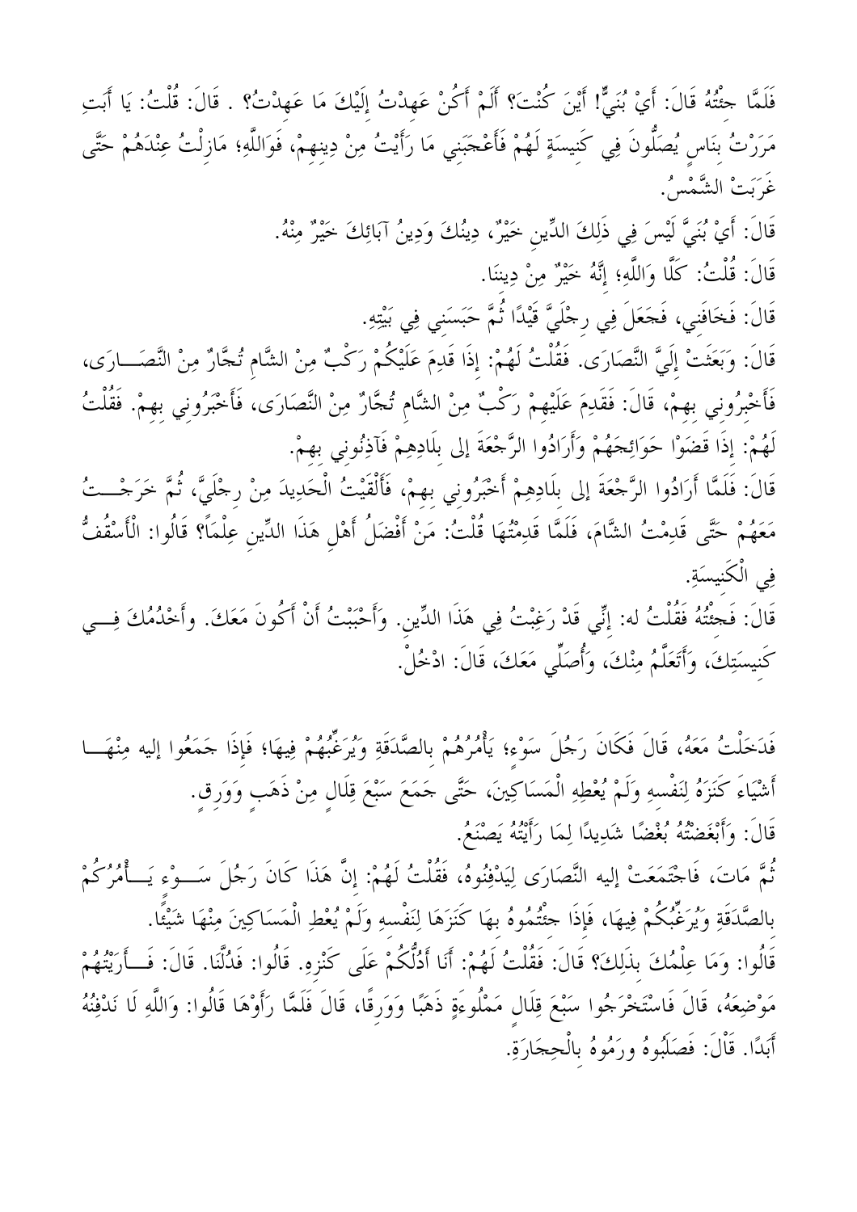فَلَمَّا جِئْتُهُ قَالَ: أَيْ بُنَيٍّ! أَيْنَ كُنْتَ؟ أَلَمْ أَكُنْ عَهِدْتُ إِلَيْكَ مَا عَهِدْتُ؟ . قَالَ: قُلْتُ: يَا أَبَتِ مَرَرْتُ بِنَاسٍ يُصَلُّونَ فِي كَنِيسَةٍ لَهُمْ فَأَعْجَبَنِي مَا رَأَيْتُ مِنْ دِينِهِمْ، فَوَاللَّهِ؛ مَازِلْتُ عِنْدَهُمْ حَتَّى غَرَبَتْ الشَّمْسُ.

قَالَ: أَيْ بُنَيَّ لَيْسَ فِي ذَلِكَ الدِّينِ خَيْرٌ، دِينُكَ وَدِينُ آبَائِكَ خَيْرٌ مِنْهُ.

قَالَ: قُلْتُ: كَلَّا وَاللَّهِ؛ إِنَّهُ خَيْرٌ مِنْ دِينِنَا.

قَالَ: فَخَافَنِي، فَجَعَلَ فِي رِجْلَيَّ قَيْدًا ثُمَّ حَبَسَنِي فِي بَيْتِهِ.

قَالَ: وَبَعَثْتُ إِلَيَّ النَّصَارَى. فَقُلْتُ لَهُمْ: إِذَا قَدِمَ عَلَيْكُمْ رَكْبٌ مِنْ الشَّامِ تُجَّارٌ مِنْ النَّصَارَى، فَأَخْبِرُونِي بِهِمْ، قَالَ: فَقَدِمَ عَلَيْهِمْ رَكْبٌ مِنْ الشَّامِ تُجَّارٌ مِنْ النَّصَارَى، فَأَخْبَرُونِي بِهِمْ. فَقُلْتُ لَهُمْ: إِذَا قَضَوْا حَوَائِجَهُمْ وَأَرَادُوا الرَّجْعَةَ إلى بِلَادِهِمْ فَآذِنُونِي بِهِمْ.

قَالَ: فَلَمَّا أَرَادُوا الرَّجْعَةَ إلى بِلَادِهِمْ أَخْبَرُونِي بِهِمْ، فَأَلْقَيْتُ الْحَدِيدَ مِنْ رِجْلَيَّ، ثُمَّ خَرَجْتُ مَعَهُمْ حَتَّى قَدِمْتُ الشَّامَ، فَلَمَّا قَدِمْتُهَا قُلْتُ: مَنْ أَفْضَلُ أَهْلِ هَذَا الدِّينِ عِلْمًا؟ قَالُوا: الْأَسْقُفُّ فِي الْكَنِيسَةِ.

قَالَ: فَجِئْتُهُ فَقُلْتُ له: إِنِّي قَدْ رَغِبْتُ فِي هَذَا الدِّينِ. وَأَحْبَبْتُ أَنْ أَكُونَ مَعَكَ. وأَخْدُمُكَ فِي كَنِيسَتِكَ، وَأَتَعَلَّمُ مِنْكَ، وَأُصَلِّي مَعَكَ، قَالَ: ادْخُلْ.

فَدَخَلْتُ مَعَهُ، قَالَ فَكَانَ رَجُلَ سَوْءٍ؛ يَأْمُرُهُمْ بالصَّدَقَةِ وَيُرَغِّبُهُمْ فِيهَا؛ فَإِذَا جَمَعُوا إليه مِنْهَا أَشْيَاءَ كَنَزَهُ لِنَفْسِهِ وَلَمْ يُعْطِهِ الْمَسَاكِينَ، حَتَّى جَمَعَ سَبْعَ قِلَالٍ مِنْ ذَهَبٍ وَوَرِقٍ.

قَالَ: وَأَبْغَضْتُهُ بُغْضًا شَدِيدًا لِمَا رَأَيْتُهُ يَصْنَعُ.

ثُمَّ مَاتَ، فَاجْتَمَعَتْ إليه النَّصَارَى لِيَدْفِنُوهُ، فَقُلْتُ لَهُمْ: إِنَّ هَذَا كَانَ رَجُلَ سَوْءٍ يَأْمُرُكُمْ بالصَّدَقَةِ وَيُرَغِّبُكُمْ فِيهَا، فَإِذَا جِئْتُمُوهُ بها كَنَزَهَا لِنَفْسِهِ وَلَمْ يُعْطِ الْمَسَاكِينَ مِنْهَا شَيْئًا.

قَالُوا: وَمَا عِلْمُكَ بِذَلِكَ؟ قَالَ: فَقُلْتُ لَهُمْ: أَنَا أَدُلُّكُمْ عَلَى كَنْزِهِ. قَالُوا: فَدُلَّنَا. قَالَ: فَأَرَيْتُهُمْ مَوْضِعَهُ، قَالَ فَاسْتَخْرَجُوا سَبْعَ قِلَالٍ مَمْلُوءَةٍ ذَهَبًا وَوَرِقًا، قَالَ فَلَمَّا رَأَوْهَا قَالُوا: وَاللَّهِ لَا نَدْفِنُهُ أَبَدًا. قَالَ: فَصَلَبُوهُ ورَمُوهُ بِالْحِجَارَةِ.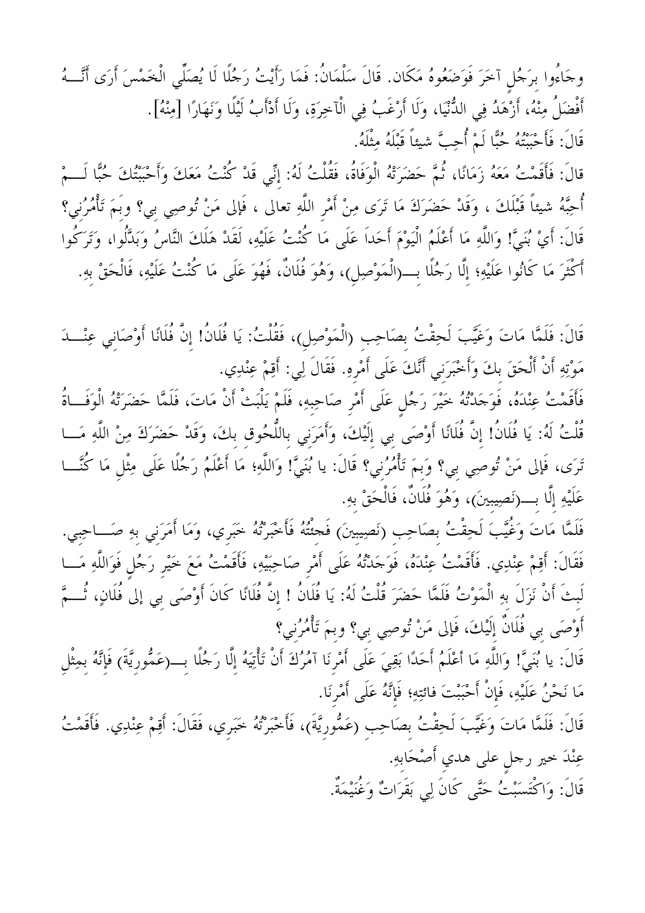وجاءُوا برَجُلٍ آخرَ فَوضَعُوهُ مكَان. قالَ سَلْمَانُ: فَمَا رَأَيْتُ رَجُلًا لَا يُصَلِّي الْخَمْسَ أَرَى أَنَّـــهُ أَفْضَلُ مِنْهُ، أَزْهَدُ فِي الدُّنْيَا، وَلَا أَرْغَبُ فِي الْآخِرَةِ، وَلَا أَدْأَبُ لَيْلًا وَنَهَارًا [مِنْهُ].

قالَ: فَأَحْبَبْتُهُ حُبًّا لَمْ أُحِبَّ شيئاً قَبْلَهُ مِثْلَهُ.

قالَ: فَأَقَمْتُ مَعَهُ زَمَانًا، ثُمَّ حَضَرَتْهُ الْوَفَاةُ، فَقُلْتُ لَهُ: إِنِّي قَدْ كُنْتُ مَعَكَ وَأَحْبَبْتُكَ حُبًّا لَـــمْ أُحِبَّهُ شيئاً قَبْلَكَ ، وَقَدْ حَضَرَكَ مَا تَرَى مِنْ أَمْرِ اللَّهِ تعالى ، فَإِلى مَنْ تُوصِي بِي؟ وبِمَ تَأْمُرُنِي؟

قَالَ: أَيْ بُنَيَّ! وَاللَّهِ مَا أَعْلَمُ الْيَوْمَ أَحَداَ عَلَى مَا كُنْتُ عَلَيْهِ، لَقَدْ هَلَكَ النَّاسُ وَبَدَّلُوا، وَتَرَكُوا أَكْثَرَ مَا كَانُوا عَلَيْهِ؛ إِلَّا رَجُلًا بِــ(الْمَوْصِلِ)، وَهُوَ فُلَانٌ، فَهُوَ عَلَى مَا كُنْتُ عَلَيْهِ، فَالْحَقْ بِهِ.

قَالَ: فَلَمَّا مَاتَ وَغَيَّبَ لَحِقْتُ بِصَاحِبِ (الْمَوْصِلِ)، فَقُلْتُ: يَا فُلَانُ! إِنَّ فُلَانًا أَوْصَانِي عِنْـــدَ مَوْتِهِ أَنْ أَلْحَقَ بِكَ وَأَخْبَرَنِي أَنَّكَ عَلَى أَمْرِهِ. فَقَالَ لِي: أَقِمْ عِنْدِي.

فَأَقَمْتُ عِنْدَهُ، فَوَجَدْتُهُ خَيْرَ رَجُلٍ عَلَى أَمْرِ صَاحِبِهِ، فَلَمْ يَلْبَثْ أَنْ مَاتَ، فَلَمَّا حَضَرَتْهُ الْوَفَـــاةُ قُلْتُ لَهُ: يَا فُلَانُ! إِنَّ فُلَانًا أَوْصَى بِي إِلَيْكَ، وَأَمَرَنِي باللُّحُوقِ بكَ، وَقَدْ حَضَرَكَ مِنَ اللَّهِ مَـــا تَرَى، فَإِلَى مَنْ تُوصِي بِي؟ وَبِمَ تَأْمُرُنِي؟ قَالَ: يا بُنَيَّ! وَاللَّهِ؛ مَا أَعْلَمُ رَجُلًا عَلَى مِثْلِ مَا كُنَّـــا عَلَيْهِ إِلَّا بِــ(نَصِيبِينَ)، وَهُوَ فُلَانٌ، فَالْحَقْ بِهِ.

فَلَمَّا مَاتَ وَغُيِّبَ لَحِقْتُ بِصَاحِبِ (نَصِيبِينَ) فَجِئْتُهُ فَأَخْبَرْتُهُ خَبَرِي، وَمَا أَمَرَنِي بِهِ صَـــاحِبِي. فَقَالَ: أَقِمْ عِنْدِي. فَأَقَمْتُ عِنْدَهُ، فَوَجَدْتُهُ عَلَى أَمْرِ صَاحِبَيْهِ، فَأَقَمْتُ مَعَ خَيْرِ رَجُلٍ فَوَاللَّهِ مَـــا لَبِثَ أَنْ نَزَلَ بِهِ الْمَوْتُ فَلَمَّا حَضَرَ قُلْتُ لَهُ: يَا فُلَانُ ! إِنَّ فُلَانًا كَانَ أَوْصَى بِي إلى فُلَانٍ، ثُـــمَّ أَوْصَى بِي فُلَانٌ إِلَيْكَ، فَإِلى مَنْ تُوصِي بِي؟ وبِمَ تَأْمُرُنِي؟

قَالَ: يا بُنَيَّ! وَاللَّهِ مَا أَعْلَمُ أَحَدًا بَقِيَ عَلَى أَمْرِنَا آمُرُكَ أَنْ تَأْتِيَهُ إِلَّا رَجُلًا بِــ(عَمُّورِيَّةَ) فَإِنَّهُ بِمِثْلِ مَا نَحْنُ عَلَيْهِ، فَإِنْ أَحْبَبْتَ فائتِهِ؛ فَإِنَّهُ عَلَى أَمْرِنَا.

قَالَ: فَلَمَّا مَاتَ وَغَيَّبَ لَحِقْتُ بِصَاحِبِ (عَمُّورِيَّةَ)، فَأَخْبَرْتُهُ خَبَرِي، فَقَالَ: أَقِمْ عِنْدِي. فَأَقَمْتُ عِنْدَ خير رجلٍ على هدي أَصْحَابِهِ.

قَالَ: وَاكْتَسَبْتُ حَتَّى كَانَ لِي بَقَرَاتٌ وَغُنَيْمَةٌ.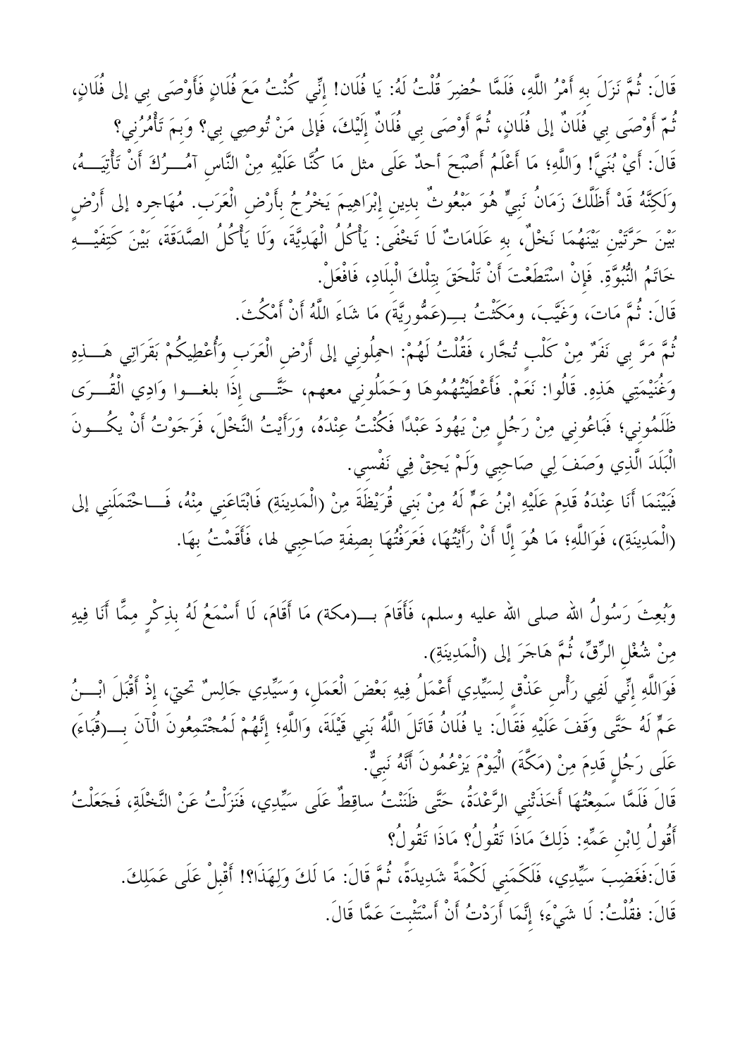قَالَ: ثُمَّ نَزَلَ بِهِ أَمْرُ اللَّهِ، فَلَمَّا حُضِرَ قُلْتُ لَهُ: يَا فُلَان! إِنِّي كُنْتُ مَعَ فُلَانٍ فَأَوْصَى بِي إِلى فُلَانٍ، ثُمّ أَوْصَى بِي فُلَانٌ إِلى فُلَانٍ، ثُمَّ أَوْصَى بِي فُلَانٌ إِلَيْكَ، فَإِلى مَنْ تُوصِي بِي؟ وَبِمَ تَأْمُرُنِي؟

قَالَ: أَيْ بُنَيَّ! وَاللَّهِ؛ مَا أَعْلَمُ أَصْبَحَ أحدٌ عَلَى مثل مَا كُنَّا عَلَيْهِ مِنْ النَّاسِ آمُــرُكَ أَنْ تَأْتِيَــهُ، وَلَكِنَّهُ قَدْ أَظَلَّكَ زَمَانُ نَبِيٍّ هُوَ مَبْعُوثٌ بدِينِ إِبْرَاهِيمَ يَخْرُجُ بِأَرْضِ الْعَرَب. مُهَاجره إلى أَرْضٍ بَيْنَ حَرَّتَيْنِ بَيْنَهُمَا نَخْلٌ، بِهِ عَلَامَاتٌ لَا تَخْفَى: يَأْكُلُ الْهَدِيَّةَ، وَلَا يَأْكُلُ الصَّدَقَةَ، بَيْنَ كَتِفَيْــهِ خَاتَمُ النُّبُوَّةِ. فَإِنْ اسْتَطَعْتَ أَنْ تَلْحَقَ بِتِلْكَ الْبِلَادِ، فَافْعَلْ.

قَالَ: ثُمَّ مَاتَ، وَغَيَّبَ، ومَكَثْتُ بِـــ(عَمُّورِيَّةَ) مَا شَاءَ اللَّهُ أَنْ أَمْكُثَ.

ثُمَّ مَرَّ بِي نَفَرٌ مِنْ كَلْبٍ تُجَّار، فَقُلْتُ لَهُمْ: احمِلُونِي إِلى أَرْضِ الْعَرَبِ وَأُعْطِيكُمْ بَقَرَاتِي هَـــذِهِ وَغُنَيْمَتِي هَذِهِ. قَالُوا: نَعَمْ. فَأَعْطَيْتُهُمُوهَا وَحَمَلُونِي معهم، حَتَّـــى إِذَا بلغــوا وَادِي الْقُـــرَى ظَلَمُونِي؛ فَبَاعُونِي مِنْ رَجُلٍ مِنْ يَهُودَ عَبْدًا فَكُنْتُ عِنْدَهُ، وَرَأَيْتُ النَّخلَ، فَرَجَوْتُ أَنْ يكُـــونَ الْبَلَدَ الَّذِي وَصَفَ لِي صَاحِبِي وَلَمْ يَحِقْ فِي نَفْسِي.

فَبَيْنَمَا أَنَا عِنْدَهُ قَدِمَ عَلَيْهِ ابْنُ عَمٍّ لَهُ مِنْ بَنِي قُرَيْظَةَ مِنْ (الْمَدِينَةِ) فَابْتَاعَنِي مِنْهُ، فَـــاحْتَمَلَنِي إلى (الْمَدِينَةِ)، فَوَاللَّهِ؛ مَا هُوَ إِلَّا أَنْ رَأَيْتُهَا، فَعَرَفْتُهَا بِصِفَةِ صَاحِبِي لها، فَأَقَمْتُ بهَا.

وَبُعِثَ رَسُولُ اللهِ صلى الله عليه وسلم، فَأَقَامَ بِـــ(مكة) مَا أَقَامَ، لَا أَسْمَعُ لَهُ بِذِكْرٍ مِمَّا أَنَا فِيهِ مِنْ شُغْلِ الرِّقِّ، ثُمَّ هَاجَرَ إِلى (الْمَدِينَةِ).

فَوَاللَّهِ إِنِّي لَفِي رَأْسِ عَذْقٍ لِسَيِّدِي أَعْمَلُ فِيهِ بَعْضَ الْعَمَلِ، وَسَيِّدِي جَالِسٌ تحتي، إِذْ أَقْبَلَ ابْــــنُ عَمٍّ لَهُ حَتَّى وَقَفَ عَلَيْهِ فَقَالَ: يا فُلَانُ قَاتَلَ اللَّهُ بَنِي قَيْلَةَ، وَاللَّهِ؛ إِنَّهُمْ لَمُجْتَمِعُونَ الْآنَ بِـــ(قُبَاءَ) عَلَى رَجُلٍ قَدِمَ مِنْ (مَكَّةَ) الْيَوْمَ يَزْعُمُونَ أَنَّهُ نَبِيٌّ.

قَالَ فَلَمَّا سَمِعْتُهَا أَخَذَتْنِي الرِّعْدَةُ، حَتَّى ظَنَنْتُ ساقِطٌ عَلَى سَيِّدِي، فَنَزَلْتُ عَنْ النَّخْلَةِ، فَجَعَلْتُ أَقُولُ لِابْنِ عَمِّهِ: ذَلِكَ مَاذَا تَقُولُ؟ مَاذَا تَقُولُ؟

قَالَ:فَغَضِبَ سَيِّدِي، فَلَكَمَنِي لَكْمَةً شَدِيدَةً، ثُمَّ قَالَ: مَا لَكَ وَلِهَذَا؟! أَقْبِلْ عَلَى عَمَلِكَ.

قَالَ: فقُلْتُ: لَا شَيْءَ؛ إِنَّمَا أَرَدْتُ أَنْ أَسْتَثْبِتَ عَمَّا قَالَ.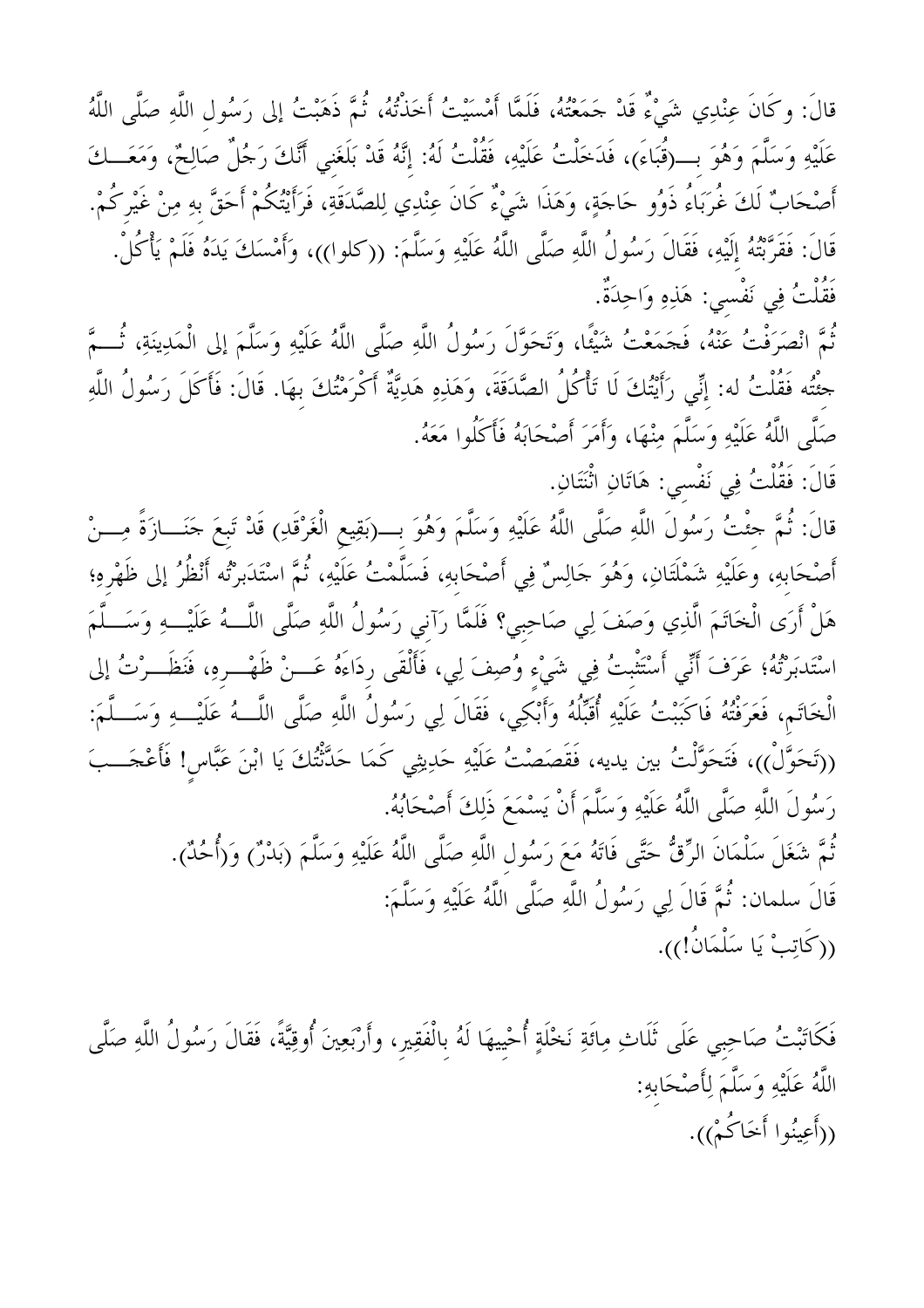قالَ: وكَانَ عِنْدِي شَيْءٌ قَدْ جَمَعْتُهُ، فَلَمَّا أَمْسَيْتُ أَخَذْتُهُ، ثُمَّ ذَهَبْتُ إلى رَسُولِ اللَّهِ صَلَّى اللَّهُ عَلَيْهِ وَسَلَّمَ وَهُوَ بــ(قُبَاءَ)، فَدَخَلْتُ عَلَيْهِ، فَقُلْتُ لَهُ: إِنَّهُ قَدْ بَلَغَنِي أَنَّكَ رَجُلٌ صَالِحٌ، وَمَعَـكَ أَصْحَابٌ لَكَ غُرَبَاءُ ذَوُو حاجَةٍ، وَهَذَا شَيْءٌ كَانَ عِنْدِي لِلصَّدَقَةِ، فَرَأَيْتُكُمْ أَحَقَّ بِهِ مِنْ غَيْرِكُمْ. قَالَ: فَقَرَّبْتُهُ إِلَيْهِ، فَقَالَ رَسُولُ اللَّهِ صَلَّى اللَّهُ عَلَيْهِ وَسَلَّمَ: ((كلوا))، وَأَمْسَكَ يَدَهُ فَلَمْ يَأْكُلْ. فَقُلْتُ فِي نَفْسِي: هَذِهِ وَاحِدَةٌ.

ثُمَّ انْصَرَفْتُ عَنْهُ، فَجَمَعْتُ شَيْئًا، وَتَحَوَّلَ رَسُولُ اللَّهِ صَلَّى اللَّهُ عَلَيْهِ وَسَلَّمَ إلى الْمَدِينَةِ، ثُـمَّ جِئْتُه فَقُلْتُ له: إِنِّي رَأَيْتُكَ لَا تَأْكُلُ الصَّدَقَةَ، وَهَذِهِ هَدِيَّةٌ أَكْرَمْتُكَ بِهَا. قَالَ: فَأَكَلَ رَسُولُ اللَّهِ صَلَّى اللَّهُ عَلَيْهِ وَسَلَّمَ مِنْهَا، وَأَمَرَ أَصْحَابَهُ فَأَكَلُوا مَعَهُ.

قَالَ: فَقُلْتُ فِي نَفْسِي: هَاتَانِ اثْنَتَانِ.

قالَ: ثُمَّ جِئْتُ رَسُولَ اللَّهِ صَلَّى اللَّهُ عَلَيْهِ وَسَلَّمَ وَهُوَ بِــ(بَقِيعِ الْغَرْقَدِ) قَدْ تَبِعَ جَنَـازَةً مِـنْ أَصْحَابِهِ، وعَلَيْهِ شَمْلَتَانِ، وَهُوَ جَالِسٌ فِي أَصْحَابِهِ، فَسَلَّمْتُ عَلَيْهِ، ثُمَّ اسْتَدَبَرْتُه أَنْظُرُ إلى ظَهْرِهِ؛ هَلْ أَرَى الْخَاتَمَ الَّذِي وَصَفَ لِي صَاحِبِي؟ فَلَمَّا رَآنِي رَسُولُ اللَّهِ صَلَّى اللَّـهُ عَلَيْـهِ وَسَـلَّمَ اسْتَدبَرْتُهُ؛ عَرَفَ أَنِّي أَسْتَثْبِتُ فِي شَيْءٍ وُصِفَ لِي، فَأَلْقَى رِدَاءَهُ عَـنْ ظَهْـرِهِ، فَنَظَـرْتُ إلى الْخَاتَمِ، فَعَرَفْتُهُ فَاكَبَبْتُ عَلَيْهِ أُقَبِّلُهُ وَأَبْكِي، فَقَالَ لِي رَسُولُ اللَّهِ صَلَّى اللَّـهُ عَلَيْـهِ وَسَـلَّمَ: ((تَحَوَّلْ))، فَتَحَوَّلْتُ بين يديه، فَقَصَصْتُ عَلَيْهِ حَدِيثِي كَمَا حَدَّثْتُكَ يَا ابْنَ عَبَّاسٍ! فَأَعْجَـبَ رَسُولَ اللَّهِ صَلَّى اللَّهُ عَلَيْهِ وَسَلَّمَ أَنْ يَسْمَعَ ذَلِكَ أَصْحَابُهُ.

ثُمَّ شَغَلَ سَلْمَانَ الرِّقُّ حَتَّى فَاتَهُ مَعَ رَسُولِ اللَّهِ صَلَّى اللَّهُ عَلَيْهِ وَسَلَّمَ (بَدْرٌ) وَ(أُحُدٌ).

قَالَ سلمان: ثُمَّ قَالَ لِي رَسُولُ اللَّهِ صَلَّى اللَّهُ عَلَيْهِ وَسَلَّمَ:

((كَاتِبْ يَا سَلْمَانُ!)).

فَكَاتَبْتُ صَاحِبِي عَلَى ثَلَاثِ مِائَةِ نَخْلَةٍ أُحْيِيهَا لَهُ بِالْفَقِيرِ، وأَرْبَعِينَ أُوقِيَّةً، فَقَالَ رَسُولُ اللَّهِ صَلَّى اللَّهُ عَلَيْهِ وَسَلَّمَ لِأَصْحَابِهِ:

((أَعِينُوا أَخَاكُمْ)).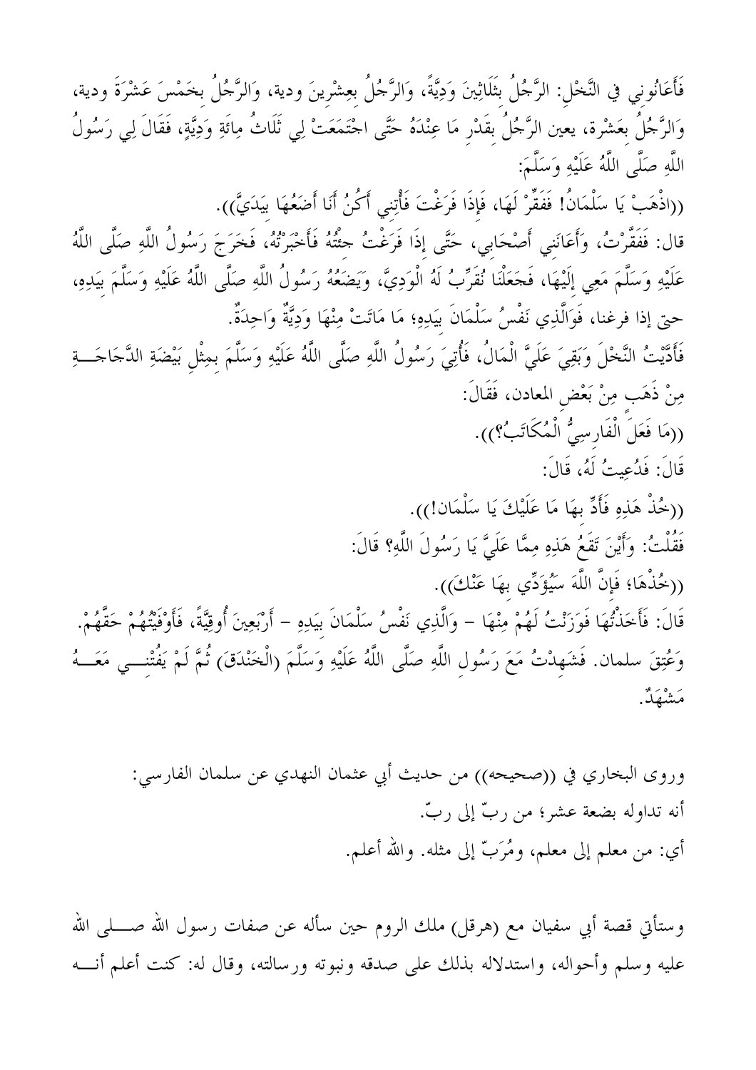فَأَعَانُوني فِي النَّخْلِ: الرَّجُلُ بِثَلَاثِينَ وَدِيَّةً، وَالرَّجُلُ بِعِشْرِينَ ودية، وَالرَّجُلُ بِخَمْسَ عَشْرَةَ ودية، وَالرَّجُلُ بِعَشْرة، يعين الرَّجُلُ بِقَدْرِ مَا عِنْدَهُ حَتَّى اجْتَمَعَتْ لِي ثَلَاثُ مِائَةِ وَدِيَّةٍ، فَقَالَ لِي رَسُولُ اللَّهِ صَلَّى اللَّهُ عَلَيْهِ وَسَلَّمَ:

((اذْهَبْ يَا سَلْمَانُ! فَفَقِّرْ لَهَا، فَإِذَا فَرَغْتَ فَأْتِنِي أَكُنْ أَنَا أَضَعُهَا بِيَدَيَّ)).

قال: فَفَقَّرْتُ، وَأَعَانَنِي أَصْحَابِي، حَتَّى إِذَا فَرَغْتُ جِئْتُهُ فَأَخْبَرْتُهُ، فَخَرَجَ رَسُولُ اللَّهِ صَلَّى اللَّهُ عَلَيْهِ وَسَلَّمَ مَعِي إِلَيْهَا، فَجَعَلْنَا نُقَرِّبُ لَهُ الْوَدِيَّ، وَيَضَعُهُ رَسُولُ اللَّهِ صَلَّى اللَّهُ عَلَيْهِ وَسَلَّمَ بِيَدِهِ، حتى إذا فرغنا، فَوَالَّذِي نَفْسُ سَلْمَانَ بِيَدِهِ؛ مَا مَاتَتْ مِنْهَا وَدِيَّةٌ وَاحِدَةٌ.

فَأَدَّيْتُ النَّخْلَ وَبَقِيَ عَلَيَّ الْمَالُ، فَأُتِيَ رَسُولُ اللَّهِ صَلَّى اللَّهُ عَلَيْهِ وَسَلَّمَ بِمِثْلِ بَيْضَةِ الدَّجَاجَةِ مِنْ ذَهَبٍ مِنْ بَعْضِ المعادن، فَقَالَ:

((مَا فَعَلَ الْفَارِسِيُّ الْمُكَاتَبُ؟)).

قَالَ: فَدُعِيتُ لَهُ، قَالَ:

((خُذْ هَذِهِ فَأَدِّ بِهَا مَا عَلَيْكَ يَا سَلْمَان!)).

فَقُلْتُ: وَأَيْنَ تَقَعُ هَذِهِ مِمَّا عَلَيَّ يَا رَسُولَ اللَّهِ؟ قَالَ:

((خُذْهَا؛ فَإِنَّ اللَّهَ سَيُؤَدِّي بِهَا عَنْكَ)).

قَالَ: فَأَخَذْتُهَا فَوَزَنْتُ لَهُمْ مِنْهَا - وَالَّذِي نَفْسُ سَلْمَانَ بِيَدِهِ - أَرْبَعِينَ أُوقِيَّةً، فَأَوْفَيْتُهُمْ حَقَّهُمْ. وَعُتِقَ سلمان. فَشَهِدْتُ مَعَ رَسُولِ اللَّهِ صَلَّى اللَّهُ عَلَيْهِ وَسَلَّمَ (الْخَنْدَقَ) ثُمَّ لَمْ يَفُتْنِي مَعَهُ مَشْهَدٌ.

وروى البخاري في ((صحيحه)) من حديث أبي عثمان النهدي عن سلمان الفارسي: أنه تداوله بضعة عشر؛ من ربّ إلى ربّ.

أي: من معلم إلى معلم، ومُرَبّ إلى مثله. والله أعلم.

وستأتي قصة أبي سفيان مع (هرقل) ملك الروم حين سأله عن صفات رسول الله صلى الله عليه وسلم وأحواله، واستدلاله بذلك على صدقه ونبوته ورسالته، وقال له: كنت أعلم أنه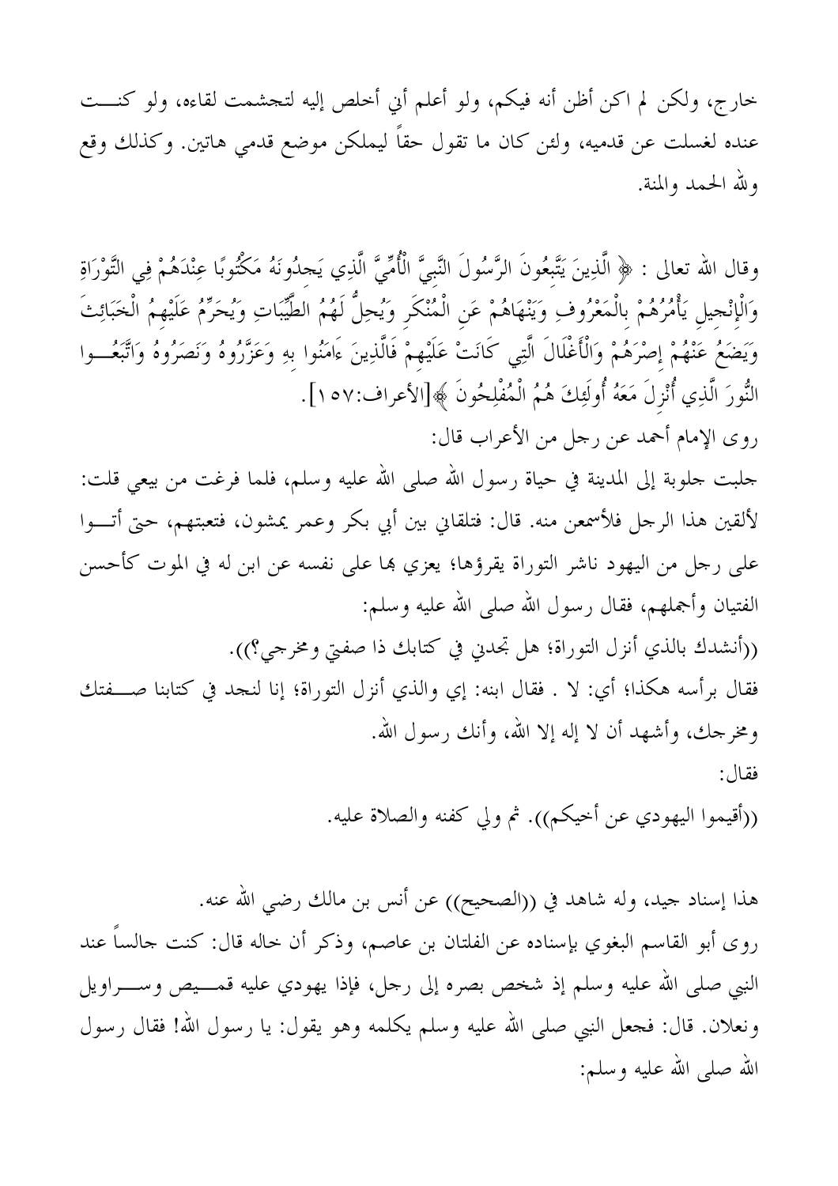خارج، ولكن لم اكن أظن أنه فيكم، ولو أعلم أني أخلص إليه لتجشمت لقاءه، ولو كنت عنده لغسلت عن قدميه، ولئن كان ما تقول حقاً ليملكن موضع قدمي هاتين. وكذلك وقع ولله الحمد والمنة.

وقال الله تعالى : ﴿ الَّذِينَ يَتَّبِعُونَ الرَّسُولَ النَّبِيَّ الْأُمِّيَّ الَّذِي يَجِدُونَهُ مَكْتُوبًا عِنْدَهُمْ فِي التَّوْرَاةِ وَالْإِنْجِيلِ يَأْمُرُهُمْ بِالْمَعْرُوفِ وَيَنْهَاهُمْ عَنِ الْمُنْكَرِ وَيُحِلُّ لَهُمُ الطَّيِّبَاتِ وَيُحَرِّمُ عَلَيْهِمُ الْخَبَائِثَ وَيَضَعُ عَنْهُمْ إِصْرَهُمْ وَالْأَغْلَالَ الَّتِي كَانَتْ عَلَيْهِمْ فَالَّذِينَ آمَنُوا بِهِ وَعَزَّرُوهُ وَنَصَرُوهُ وَاتَّبَعُوا النُّورَ الَّذِي أُنْزِلَ مَعَهُ أُولَئِكَ هُمُ الْمُفْلِحُونَ ﴾[الأعراف:١٥٧].

روى الإمام أحمد عن رجل من الأعراب قال:

جلبت جلوبة إلى المدينة في حياة رسول الله صلى الله عليه وسلم، فلما فرغت من بيعي قلت: لألقين هذا الرجل فلأسمعن منه. قال: فتلقاني بين أبي بكر وعمر يمشون، فتعبتهم، حتى أتوا على رجل من اليهود ناشر التوراة يقرؤها؛ يعزي بها على نفسه عن ابن له في الموت كأحسن الفتيان وأجملهم، فقال رسول الله صلى الله عليه وسلم:

((أنشدك بالذي أنزل التوراة؛ هل تجدني في كتابك ذا صفتي ومخرجي؟)).

فقال برأسه هكذا؛ أي: لا . فقال ابنه: إي والذي أنزل التوراة؛ إنا لنجد في كتابنا صفتك ومخرجك، وأشهد أن لا إله إلا الله، وأنك رسول الله.

فقال:

((أقيموا اليهودي عن أخيكم)). ثم ولي كفنه والصلاة عليه.

هذا إسناد جيد، وله شاهد في ((الصحيح)) عن أنس بن مالك رضي الله عنه.

روى أبو القاسم البغوي بإسناده عن الفلتان بن عاصم، وذكر أن خاله قال: كنت جالساً عند النبي صلى الله عليه وسلم إذ شخص بصره إلى رجل، فإذا يهودي عليه قميص وسراويل ونعلان. قال: فجعل النبي صلى الله عليه وسلم يكلمه وهو يقول: يا رسول الله! فقال رسول الله صلى الله عليه وسلم: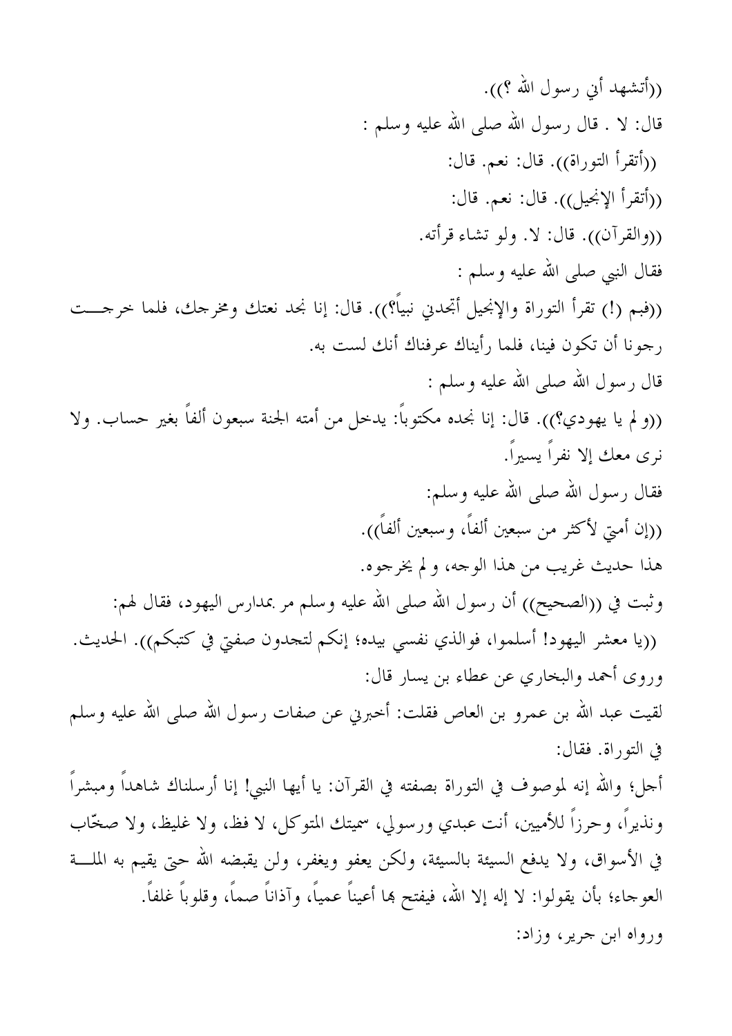((أتشهد أني رسول الله ؟)).

قال: لا . قال رسول الله صلى الله عليه وسلم :

((أتقرأ التوراة)). قال: نعم. قال:

((أتقرأ الإنجيل)). قال: نعم. قال:

((والقرآن)). قال: لا. ولو تشاء قرأته.

فقال النبي صلى الله عليه وسلم :

((فبم (!) تقرأ التوراة والإنجيل أتجدني نبياً؟)). قال: إنا نجد نعتك ومخرجك، فلما خرجت رجونا أن تكون فينا، فلما رأيناك عرفناك أنك لست به.

قال رسول الله صلى الله عليه وسلم :

((و لم يا يهودي؟)). قال: إنا نجده مكتوباً: يدخل من أمته الجنة سبعون ألفاً بغير حساب. ولا نرى معك إلا نفراً يسيراً.

فقال رسول الله صلى الله عليه وسلم:

((إن أمتي لأكثر من سبعين ألفاً، وسبعين ألفاً)).

هذا حديث غريب من هذا الوجه، و لم يخرجوه.

وثبت في ((الصحيح)) أن رسول الله صلى الله عليه وسلم مر بمدارس اليهود، فقال لهم:

((يا معشر اليهود! أسلموا، فوالذي نفسي بيده؛ إنكم لتجدون صفتي في كتبكم)). الحديث.

وروى أحمد والبخاري عن عطاء بن يسار قال:

لقيت عبد الله بن عمرو بن العاص فقلت: أخبرني عن صفات رسول الله صلى الله عليه وسلم في التوراة. فقال:

أجل؛ والله إنه لموصوف في التوراة بصفته في القرآن: يا أيها النبي! إنا أرسلناك شاهداً ومبشراً ونذيراً، وحرزاً للأميين، أنت عبدي ورسولي، سميتك المتوكل، لا فظ، ولا غليظ، ولا صخّاب في الأسواق، ولا يدفع السيئة بالسيئة، ولكن يعفو ويغفر، ولن يقبضه الله حتى يقيم به الملة العوجاء؛ بأن يقولوا: لا إله إلا الله، فيفتح بها أعيناً عمياً، وآذاناً صماً، وقلوباً غلفاً.

ورواه ابن جرير، وزاد: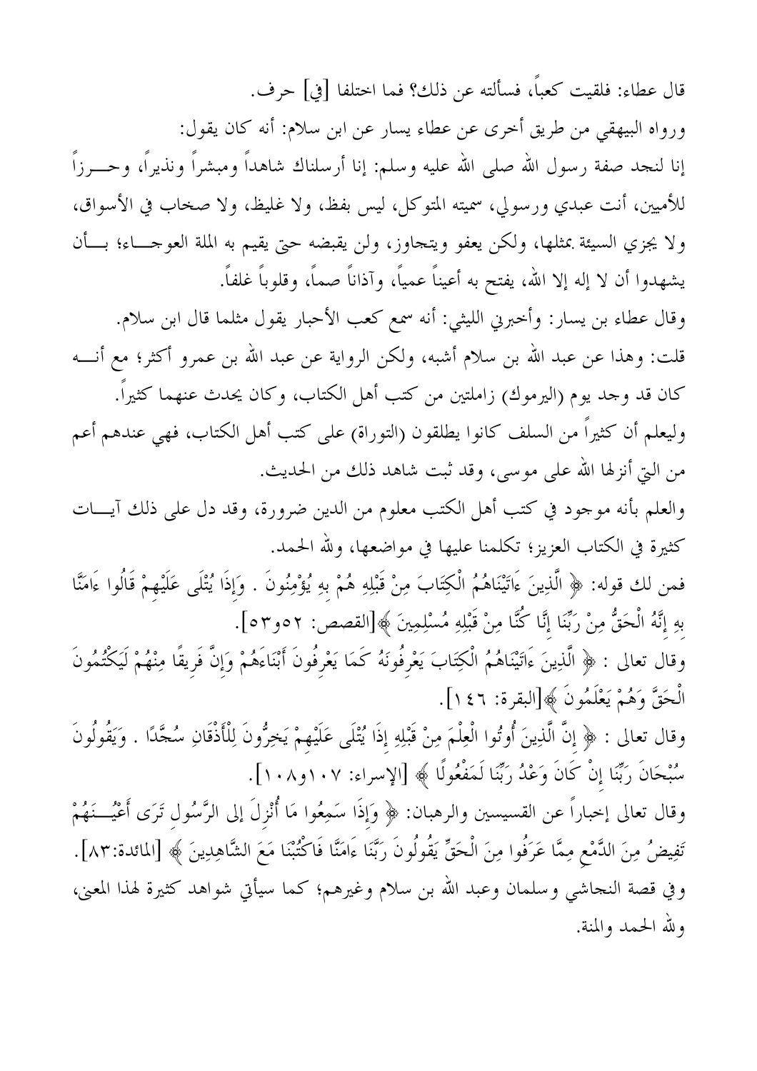قال عطاء: فلقيت كعباً، فسألته عن ذلك؟ فما اختلفا [في] حرف.

ورواه البيهقي من طريق أخرى عن عطاء يسار عن ابن سلام: أنه كان يقول:

إنا لنجد صفة رسول الله صلى الله عليه وسلم: إنا أرسلناك شاهداً ومبشراً ونذيراً، وحرزاً للأميين، أنت عبدي ورسولي، سميته المتوكل، ليس بفظ، ولا غليظ، ولا صخاب في الأسواق، ولا يجزي السيئة بمثلها، ولكن يعفو ويتجاوز، ولن يقبضه حتى يقيم به الملة العوجاء؛ بأن يشهدوا أن لا إله إلا الله، يفتح به أعيناً عمياً، وآذاناً صماً، وقلوباً غلفاً.

وقال عطاء بن يسار: وأخبرني الليثي: أنه سمع كعب الأحبار يقول مثلما قال ابن سلام.

قلت: وهذا عن عبد الله بن سلام أشبه، ولكن الرواية عن عبد الله بن عمرو أكثر؛ مع أنه كان قد وجد يوم (اليرموك) زاملتين من كتب أهل الكتاب، وكان يحدث عنهما كثيراً.

وليعلم أن كثيراً من السلف كانوا يطلقون (التوراة) على كتب أهل الكتاب، فهي عندهم أعم من التي أنزلها الله على موسى، وقد ثبت شاهد ذلك من الحديث.

والعلم بأنه موجود في كتب أهل الكتب معلوم من الدين ضرورة، وقد دل على ذلك آيات كثيرة في الكتاب العزيز؛ تكلمنا عليها في مواضعها، ولله الحمد.

فمن لك قوله: ﴿ الَّذِينَ ءَاتَيْنَاهُمُ الْكِتَابَ مِنْ قَبْلِهِ هُمْ بِهِ يُؤْمِنُونَ . وَإِذَا يُتْلَى عَلَيْهِمْ قَالُوا ءَامَنَّا بِهِ إِنَّهُ الْحَقُّ مِنْ رَبِّنَا إِنَّا كُنَّا مِنْ قَبْلِهِ مُسْلِمِينَ ﴾[القصص: ٥٢و٥٣].

وقال تعالى : ﴿ الَّذِينَ ءَاتَيْنَاهُمُ الْكِتَابَ يَعْرِفُونَهُ كَمَا يَعْرِفُونَ أَبْنَاءَهُمْ وَإِنَّ فَرِيقًا مِنْهُمْ لَيَكْتُمُونَ الْحَقَّ وَهُمْ يَعْلَمُونَ ﴾[البقرة: ١٤٦].

وقال تعالى : ﴿ إِنَّ الَّذِينَ أُوتُوا الْعِلْمَ مِنْ قَبْلِهِ إِذَا يُتْلَى عَلَيْهِمْ يَخِرُّونَ لِلْأَذْقَانِ سُجَّدًا . وَيَقُولُونَ سُبْحَانَ رَبِّنَا إِنْ كَانَ وَعْدُ رَبِّنَا لَمَفْعُولًا ﴾ [الإسراء: ١٠٧و١٠٨].

وقال تعالى إخباراً عن القسيسين والرهبان: ﴿ وَإِذَا سَمِعُوا مَا أُنْزِلَ إِلَى الرَّسُولِ تَرَى أَعْيُنَهُمْ تَفِيضُ مِنَ الدَّمْعِ مِمَّا عَرَفُوا مِنَ الْحَقِّ يَقُولُونَ رَبَّنَا ءَامَنَّا فَاكْتُبْنَا مَعَ الشَّاهِدِينَ ﴾ [المائدة:٨٣].

وفي قصة النجاشي وسلمان وعبد الله بن سلام وغيرهم؛ كما سيأتي شواهد كثيرة لهذا المعنى، ولله الحمد والمنة.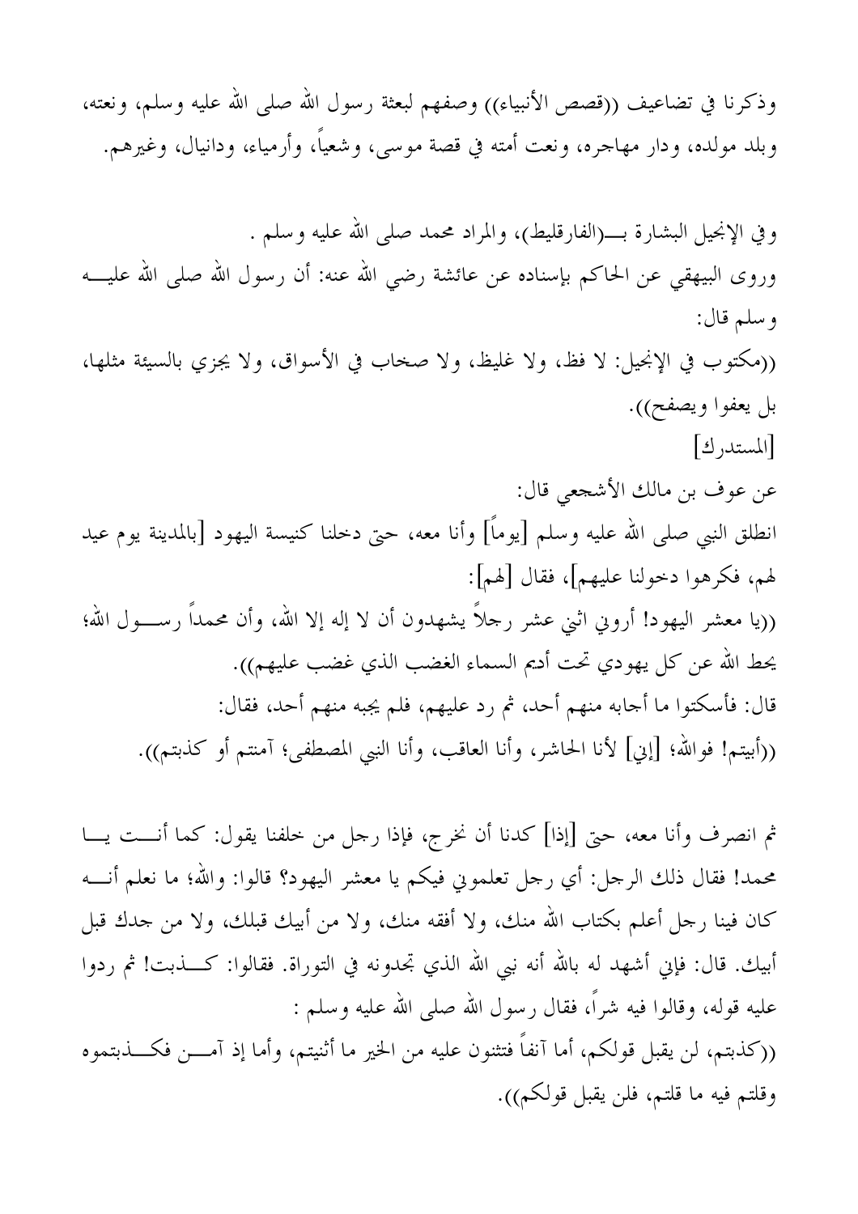وذكرنا في تضاعيف ((قصص الأنبياء)) وصفهم لبعثة رسول الله صلى الله عليه وسلم، ونعته، وبلد مولده، ودار مهاجره، ونعت أمته في قصة موسى، وشعياً، وأرمياء، ودانيال، وغيرهم.

وفي الإنجيل البشارة بـ(الفارقليط)، والمراد محمد صلى الله عليه وسلم .

وروى البيهقي عن الحاكم بإسناده عن عائشة رضي الله عنه: أن رسول الله صلى الله عليه وسلم قال:

((مكتوب في الإنجيل: لا فظ، ولا غليظ، ولا صخاب في الأسواق، ولا يجزي بالسيئة مثلها، بل يعفوا ويصفح)).

[المستدرك]

عن عوف بن مالك الأشجعي قال:

انطلق النبي صلى الله عليه وسلم [يوماً] وأنا معه، حتى دخلنا كنيسة اليهود [بالمدينة يوم عيد لهم، فكرهوا دخولنا عليهم]، فقال [لهم]:

((يا معشر اليهود! أروني اثني عشر رجلاً يشهدون أن لا إله إلا الله، وأن محمداً رسول الله؛ يحط الله عن كل يهودي تحت أديم السماء الغضب الذي غضب عليهم)).

قال: فأسكتوا ما أجابه منهم أحد، ثم رد عليهم، فلم يجبه منهم أحد، فقال:

((أبيتم! فوالله؛ [إني] لأنا الحاشر، وأنا العاقب، وأنا النبي المصطفى؛ آمنتم أو كذبتم)).

ثم انصرف وأنا معه، حتى [إذا] كدنا أن نخرج، فإذا رجل من خلفنا يقول: كما أنت يا محمد! فقال ذلك الرجل: أي رجل تعلموني فيكم يا معشر اليهود؟ قالوا: والله؛ ما نعلم أنه كان فينا رجل أعلم بكتاب الله منك، ولا أفقه منك، ولا من أبيك قبلك، ولا من جدك قبل أبيك. قال: فإني أشهد له بالله أنه نبي الله الذي تجدونه في التوراة. فقالوا: كذبت! ثم ردوا عليه قوله، وقالوا فيه شراً، فقال رسول الله صلى الله عليه وسلم :

((كذبتم، لن يقبل قولكم، أما آنفاً فتثنون عليه من الخير ما أثنيتم، وأما إذ آمن فكذبتموه وقلتم فيه ما قلتم، فلن يقبل قولكم)).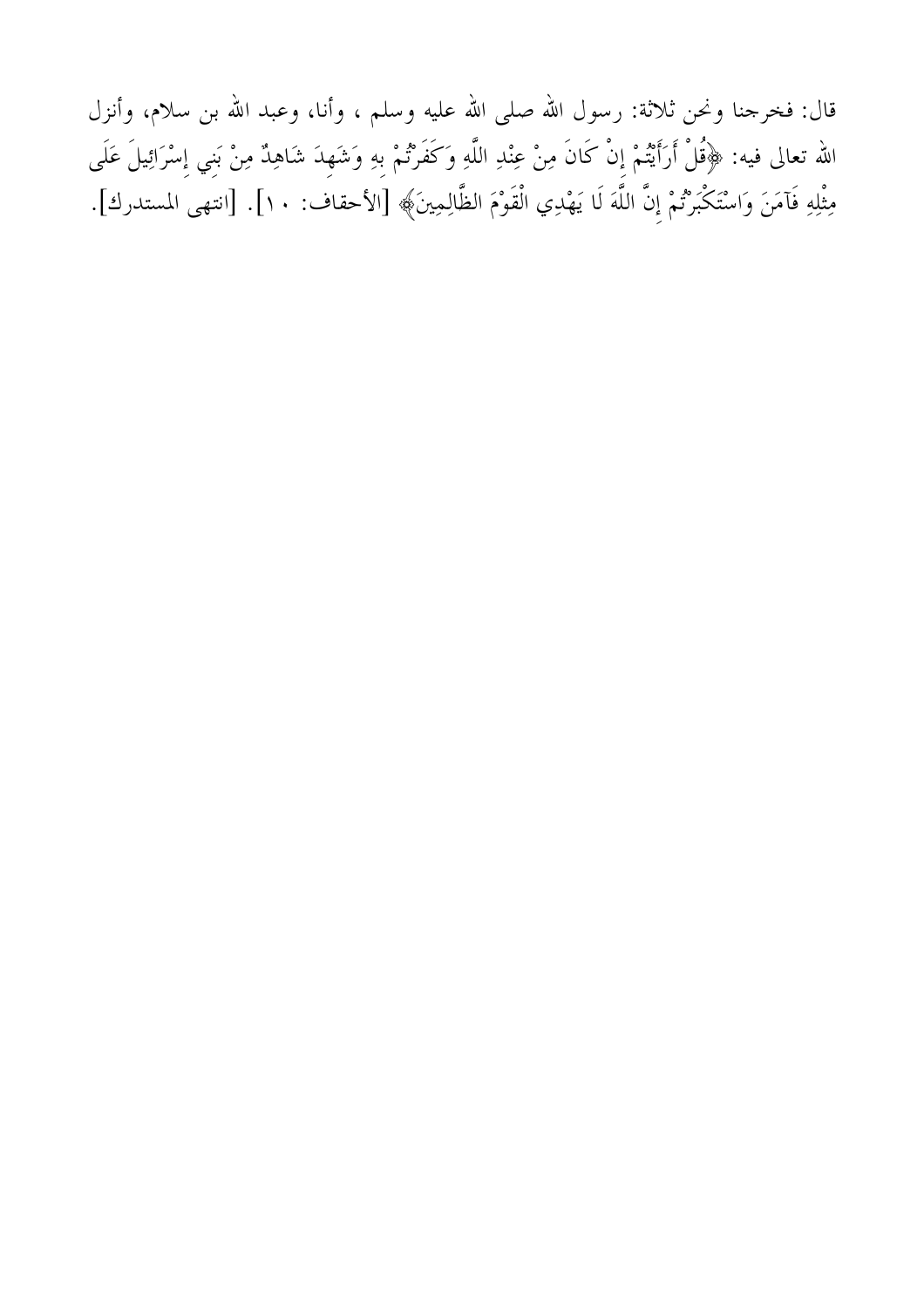قال: فخرجنا ونحن ثلاثة: رسول الله صلى الله عليه وسلم ، وأنا، وعبد الله بن سلام، وأنزل الله تعالى فيه: ﴿قُلْ أَرَأَيْتُمْ إِنْ كَانَ مِنْ عِنْدِ اللَّهِ وَكَفَرْتُمْ بِهِ وَشَهِدَ شَاهِدٌ مِنْ بَنِي إِسْرَائِيلَ عَلَى مِثْلِهِ فَآمَنَ وَاسْتَكْبَرْتُمْ إِنَّ اللَّهَ لَا يَهْدِي الْقَوْمَ الظَّالِمِينَ﴾ [الأحقاف: ١٠]. [انتهى المستدرك].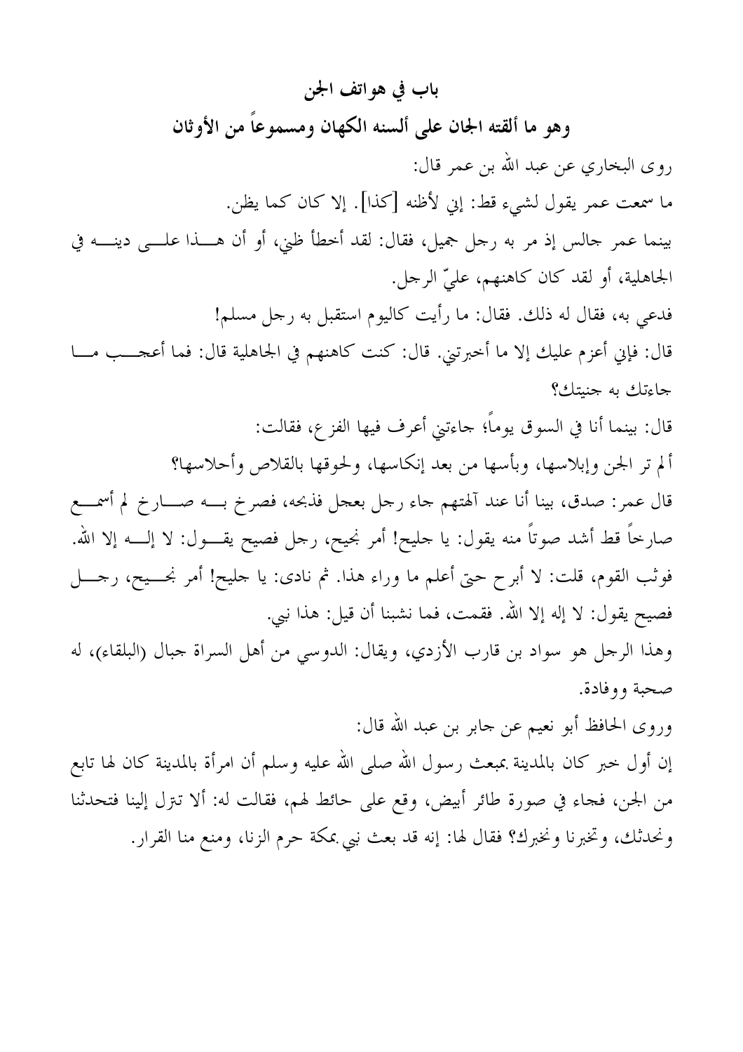## باب في هواتف الجن

## وهو ما ألقته الجان على ألسنه الكهان ومسموعاً من الأوثان

روى البخاري عن عبد الله بن عمر قال:

ما سمعت عمر يقول لشيء قط: إني لأظنه [كذا]. إلا كان كما يظن.

بينما عمر جالس إذ مر به رجل جميل، فقال: لقد أخطأ ظني، أو أن هـذا علـى دينـه في الجاهلية، أو لقد كان كاهنهم، عليّ الرجل.

فدعي به، فقال له ذلك. فقال: ما رأيت كاليوم استقبل به رجل مسلم!

قال: فإني أعزم عليك إلا ما أخبرتني. قال: كنت كاهنهم في الجاهلية قال: فما أعجـب مـا جاءتك به جنيتك؟

قال: بينما أنا في السوق يوماً؛ جاءتني أعرف فيها الفزع، فقالت:

ألم تر الجن وإبلاسها، وبأسها من بعد إنكاسها، ولحوقها بالقلاص وأحلاسها؟

قال عمر: صدق، بينا أنا عند آلهتهم جاء رجل بعجل فذبحه، فصرخ بـه صـارخ لم أسمـع صارخاً قط أشد صوتاً منه يقول: يا جليح! أمر نجيح، رجل فصيح يقـول: لا إلـه إلا الله. فوثب القوم، قلت: لا أبرح حتى أعلم ما وراء هذا. ثم نادى: يا جليح! أمر نجـيح، رجـل فصيح يقول: لا إله إلا الله. فقمت، فما نشبنا أن قيل: هذا نبي.

وهذا الرجل هو سواد بن قارب الأزدي، ويقال: الدوسي من أهل السراة جبال (البلقاء)، له صحبة ووفادة.

وروى الحافظ أبو نعيم عن جابر بن عبد الله قال:

إن أول خبر كان بالمدينة بمبعث رسول الله صلى الله عليه وسلم أن امرأة بالمدينة كان لها تابع من الجن، فجاء في صورة طائر أبيض، وقع على حائط لهم، فقالت له: ألا تترل إلينا فتحدثنا ونحدثك، وتخبرنا ونخبرك؟ فقال لها: إنه قد بعث نبي بمكة حرم الزنا، ومنع منا القرار.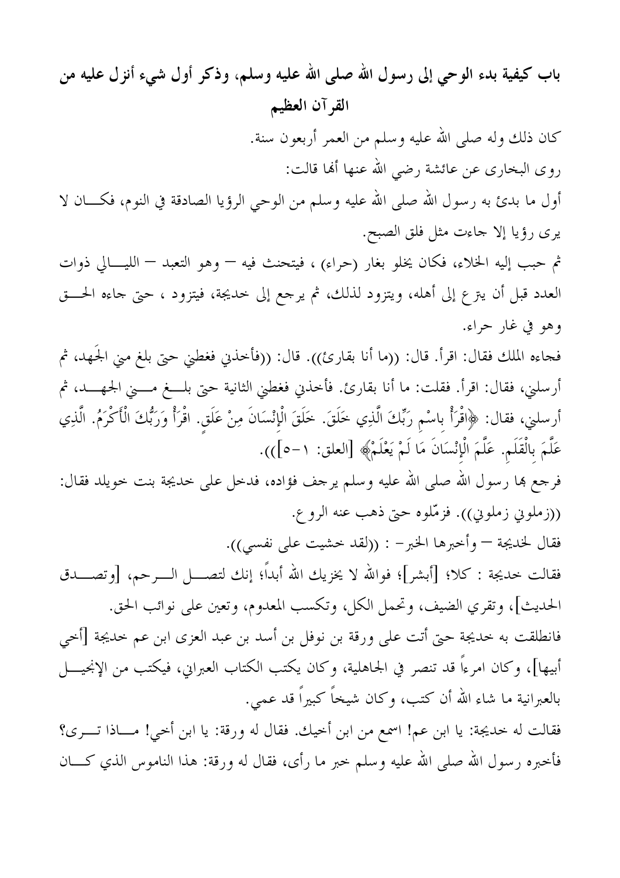## باب كيفية بدء الوحي إلى رسول الله صلى الله عليه وسلم، وذكر أول شيء أنزل عليه من القرآن العظيم

كان ذلك وله صلى الله عليه وسلم من العمر أربعون سنة.

روى البخاري عن عائشة رضي الله عنها أنها قالت:

أول ما بدئ به رسول الله صلى الله عليه وسلم من الوحي الرؤيا الصادقة في النوم، فكان لا يرى رؤيا إلا جاءت مثل فلق الصبح.

ثم حبب إليه الخلاء، فكان يخلو بغار (حراء) ، فيتحنث فيه – وهو التعبد – الليالي ذوات العدد قبل أن ينزع إلى أهله، ويتزود لذلك، ثم يرجع إلى خديجة، فيتزود ، حتى جاءه الحق وهو في غار حراء.

فجاءه الملك فقال: اقرأ. قال: ((ما أنا بقارئ)). قال: ((فأخذني فغطني حتى بلغ مني الجَهد، ثم أرسلني، فقال: اقرأ. فقلت: ما أنا بقارئ. فأخذني فغطني الثانية حتى بلغ مني الجهد، ثم أرسلني، فقال: ﴿اقْرَأْ بِاسْمِ رَبِّكَ الَّذِي خَلَقَ. خَلَقَ الْإِنْسَانَ مِنْ عَلَقٍ. اقْرَأْ وَرَبُّكَ الْأَكْرَمُ. الَّذِي عَلَّمَ بِالْقَلَمِ. عَلَّمَ الْإِنْسَانَ مَا لَمْ يَعْلَمْ﴾ [العلق: ١-٥])).

فرجع بها رسول الله صلى الله عليه وسلم يرجف فؤاده، فدخل على خديجة بنت خويلد فقال: ((زملوني زملوني)). فزمّلوه حتى ذهب عنه الروع.

فقال لخديجة – وأخبرها الخبر- : ((لقد خشيت على نفسي)).

فقالت خديجة : كلا؛ [أبشر]؛ فوالله لا يخزيك الله أبداً؛ إنك لتصل الرحم، [وتصدق الحديث]، وتقري الضيف، وتحمل الكل، وتكسب المعدوم، وتعين على نوائب الحق.

فانطلقت به خديجة حتى أتت على ورقة بن نوفل بن أسد بن عبد العزى ابن عم خديجة [أخي أبيها]، وكان امرءاً قد تنصر في الجاهلية، وكان يكتب الكتاب العبراني، فيكتب من الإنجيل بالعبرانية ما شاء الله أن كتب، وكان شيخاً كبيراً قد عمي.

فقالت له خديجة: يا ابن عم! اسمع من ابن أخيك. فقال له ورقة: يا ابن أخي! ماذا ترى؟ فأخبره رسول الله صلى الله عليه وسلم خبر ما رأى، فقال له ورقة: هذا الناموس الذي كان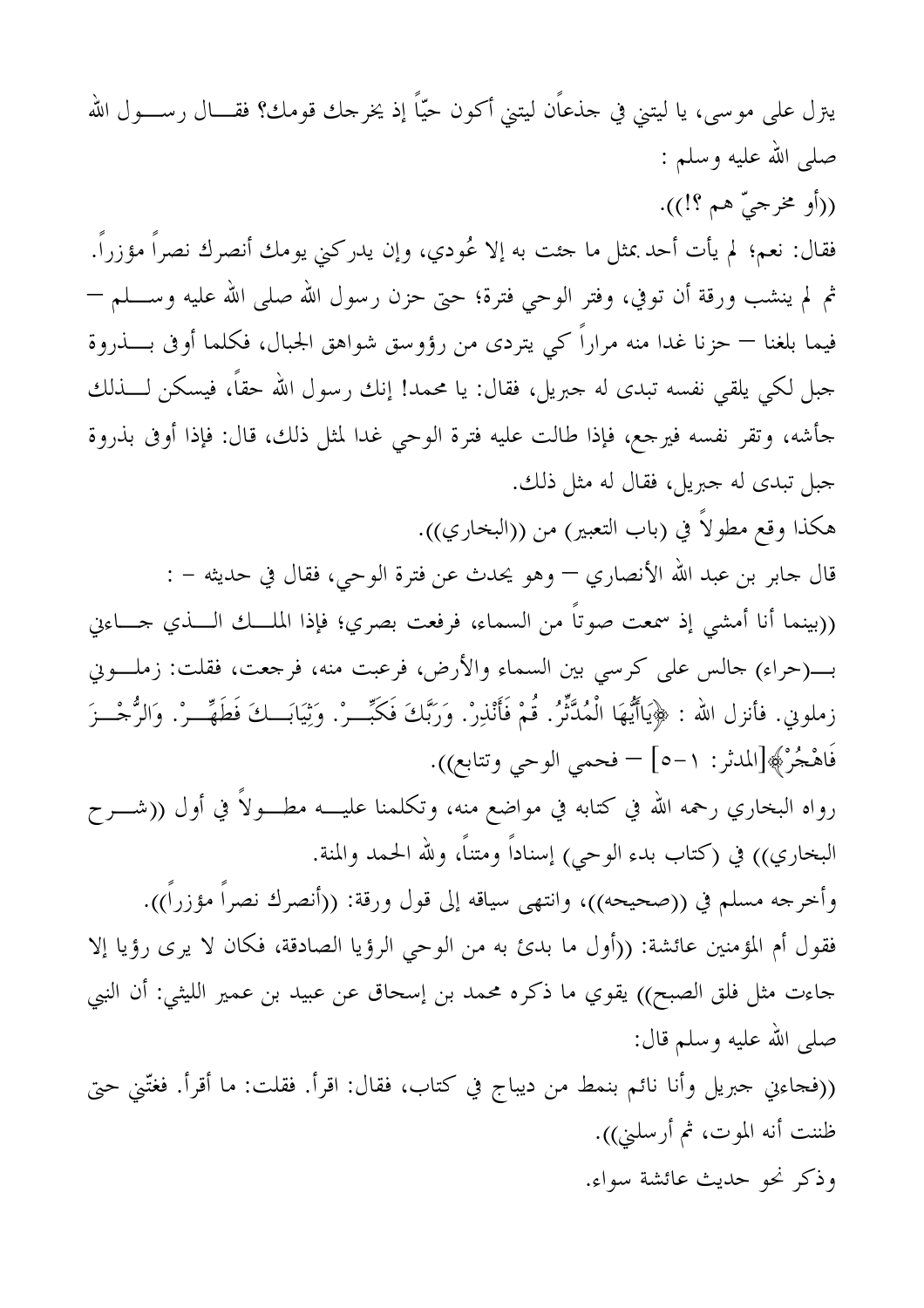ينزل على موسى، يا ليتني في جذعًا ليتني أكون حيًّا إذ يخرجك قومك؟ فقال رسول الله صلى الله عليه وسلم :

((أو مخرجيّ هم ؟!)).

فقال: نعم؛ لم يأت أحد بمثل ما جئت به إلا عُودي، وإن يدركني يومك أنصرك نصراً مؤزراً. ثم لم ينشب ورقة أن توفي، وفتر الوحي فترة؛ حتى حزن رسول الله صلى الله عليه وسلم – فيما بلغنا – حزنا غدا منه مراراً كي يتردى من رؤوس شواهق الجبال، فكلما أوفى بذروة جبل لكي يلقي نفسه تبدى له جبريل، فقال: يا محمد! إنك رسول الله حقاً، فيسكن لذلك جأشه، وتقر نفسه فيرجع، فإذا طالت عليه فترة الوحي غدا لمثل ذلك، قال: فإذا أوفى بذروة جبل تبدى له جبريل، فقال له مثل ذلك.

هكذا وقع مطولاً في (باب التعبير) من ((البخاري)).

قال جابر بن عبد الله الأنصاري – وهو يحدث عن فترة الوحي، فقال في حديثه – :

((بينما أنا أمشي إذ سمعت صوتاً من السماء، فرفعت بصري؛ فإذا الملك الذي جاءني بـ(حراء) جالس على كرسي بين السماء والأرض، فرعبت منه، فرجعت، فقلت: زملوني زملوني. فأنزل الله : ﴿يَاأَيُّهَا الْمُدَّثِّرُ. قُمْ فَأَنْذِرْ. وَرَبَّكَ فَكَبِّرْ. وَثِيَابَكَ فَطَهِّرْ. وَالرُّجْزَ فَاهْجُرْ﴾[المدثر: ١-٥] – فحمي الوحي وتتابع)).

رواه البخاري رحمه الله في كتابه في مواضع منه، وتكلمنا عليه مطولاً في أول ((شرح البخاري)) في (كتاب بدء الوحي) إسناداً ومتناً، ولله الحمد والمنة.

وأخرجه مسلم في ((صحيحه))، وانتهى سياقه إلى قول ورقة: ((أنصرك نصراً مؤزراً)).

فقول أم المؤمنين عائشة: ((أول ما بدئ به من الوحي الرؤيا الصادقة، فكان لا يرى رؤيا إلا جاءت مثل فلق الصبح)) يقوي ما ذكره محمد بن إسحاق عن عبيد بن عمير الليثي: أن النبي صلى الله عليه وسلم قال:

((فجاءني جبريل وأنا نائم بنمط من ديباج في كتاب، فقال: اقرأ. فقلت: ما أقرأ. فغتّني حتى ظننت أنه الموت، ثم أرسلني)).

وذكر نحو حديث عائشة سواء.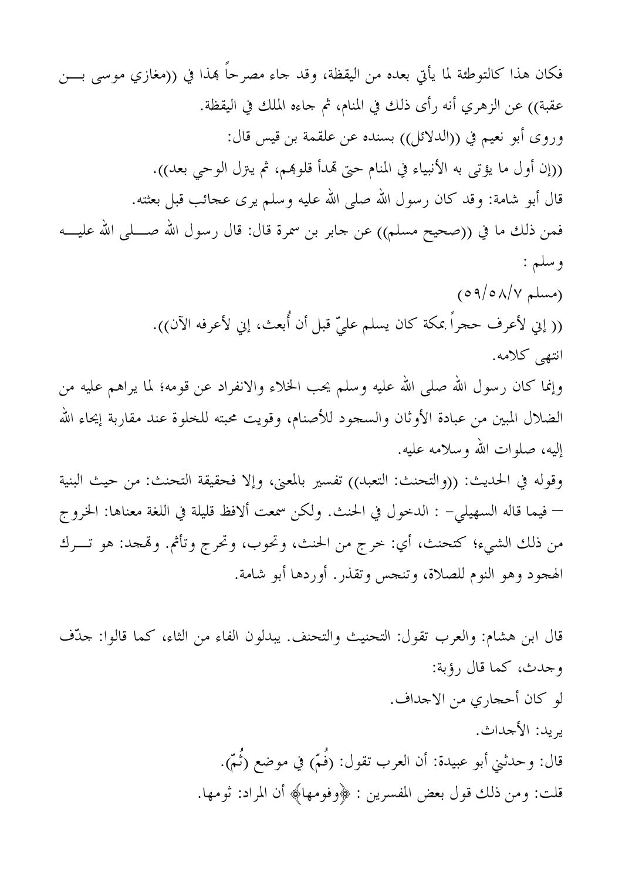فكان هذا كالتوطئة لما يأتي بعده من اليقظة، وقد جاء مصرحاً بهذا في ((مغازي موسى بن عقبة)) عن الزهري أنه رأى ذلك في المنام، ثم جاءه الملك في اليقظة.

وروى أبو نعيم في ((الدلائل)) بسنده عن علقمة بن قيس قال:

((إن أول ما يؤتى به الأنبياء في المنام حتى تهدأ قلوبهم، ثم يترل الوحي بعد)).

قال أبو شامة: وقد كان رسول الله صلى الله عليه وسلم يرى عجائب قبل بعثته.

فمن ذلك ما في ((صحيح مسلم)) عن جابر بن سمرة قال: قال رسول الله صلى الله عليه وسلم:

(مسلم ٧/٥٨/٥٩)

(( إني لأعرف حجراً بمكة كان يسلم عليّ قبل أن أُبعث، إني لأعرفه الآن)).

انتهى كلامه.

وإنما كان رسول الله صلى الله عليه وسلم يحب الخلاء والانفراد عن قومه؛ لما يراهم عليه من الضلال المبين من عبادة الأوثان والسجود للأصنام، وقويت محبته للخلوة عند مقاربة إيحاء الله إليه، صلوات الله وسلامه عليه.

وقوله في الحديث: ((والتحنث: التعبد)) تفسير بالمعنى، وإلا فحقيقة التحنث: من حيث البنية – فيما قاله السهيلي– : الدخول في الحنث. ولكن سمعت ألافظ قليلة في اللغة معناها: الخروج من ذلك الشيء؛ كتحنث، أي: خرج من الحنث، وتحوب، وتحرج وتأثم. وتهجد: هو ترك الهجود وهو النوم للصلاة، وتنجس وتقذر. أوردها أبو شامة.

قال ابن هشام: والعرب تقول: التحنيث والتحنف. يبدلون الفاء من الثاء، كما قالوا: جدّف وجدث، كما قال رؤبة:

لو كان أحجاري من الاجداف.

يريد: الأجداث.

قال: وحدثني أبو عبيدة: أن العرب تقول: (فُمّ) في موضع (ثُمّ).

قلت: ومن ذلك قول بعض المفسرين : ﴿وفومها﴾ أن المراد: ثومها.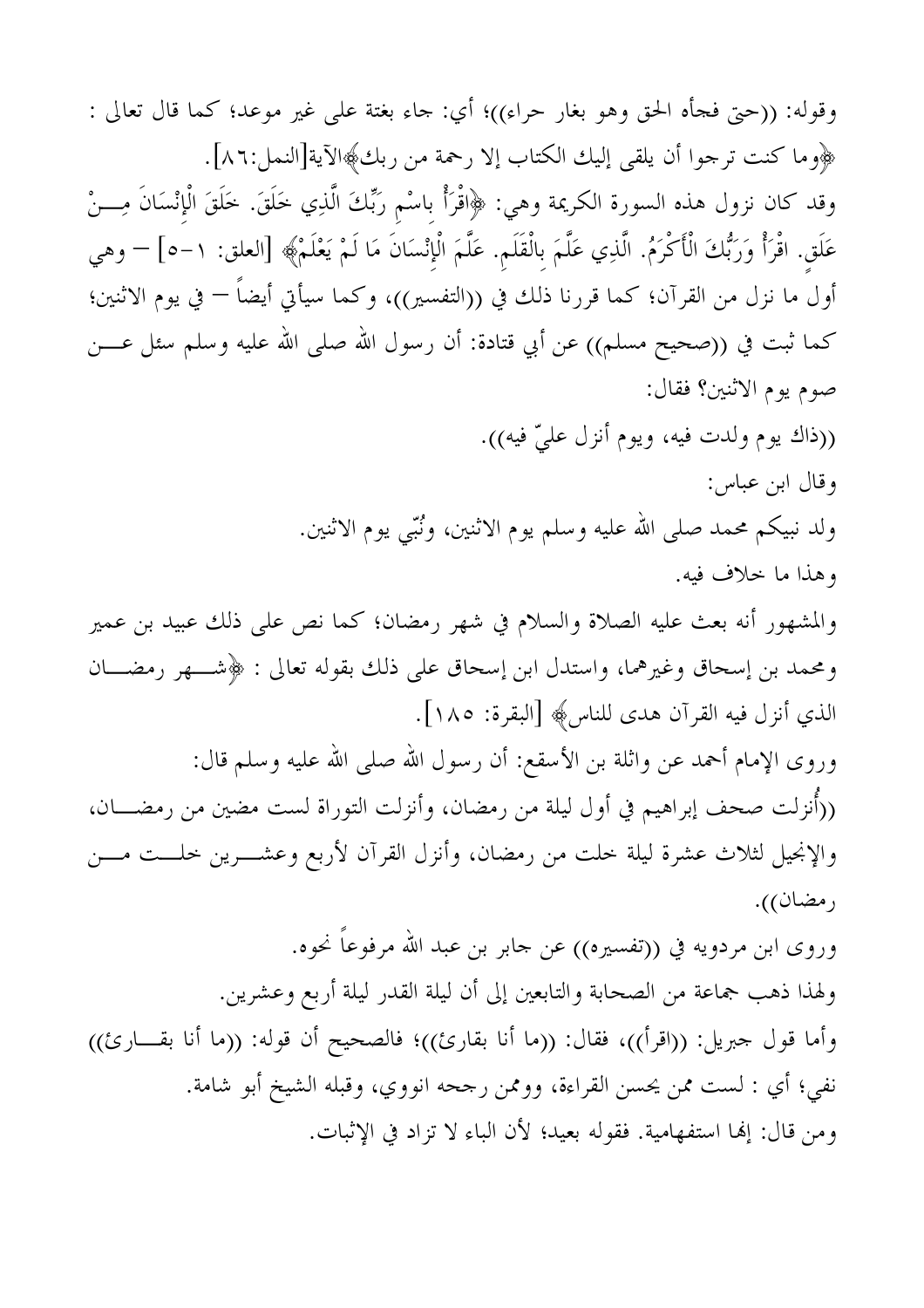وقوله: ((حتى فجأه الحق وهو بغار حراء))؛ أي: جاء بغتة على غير موعد؛ كما قال تعالى : ﴿وما كنت ترجوا أن يلقى إليك الكتاب إلا رحمة من ربك﴾الآية[النمل:٨٦].

وقد كان نزول هذه السورة الكريمة وهي: ﴿اقْرَأْ باسْمِ رَبِّكَ الَّذِي خَلَقَ. خَلَقَ الْإِنْسَانَ مِنْ عَلَقٍ. اقْرَأْ وَرَبُّكَ الْأَكْرَمُ. الَّذِي عَلَّمَ بِالْقَلَمِ. عَلَّمَ الْإِنْسَانَ مَا لَمْ يَعْلَمْ﴾ [العلق: ١-٥] — وهي أول ما نزل من القرآن؛ كما قررنا ذلك في ((التفسير))، وكما سيأتي أيضاً — في يوم الاثنين؛ كما ثبت في ((صحيح مسلم)) عن أبي قتادة: أن رسول الله صلى الله عليه وسلم سئل عن صوم يوم الاثنين؟ فقال:

((ذاك يوم ولدت فيه، ويوم أنزل عليّ فيه)).

وقال ابن عباس:

ولد نبيكم محمد صلى الله عليه وسلم يوم الاثنين، ونُبّي يوم الاثنين.

وهذا ما خلاف فيه.

والمشهور أنه بعث عليه الصلاة والسلام في شهر رمضان؛ كما نص على ذلك عبيد بن عمير ومحمد بن إسحاق وغيرهما، واستدل ابن إسحاق على ذلك بقوله تعالى : ﴿شهر رمضان الذي أنزل فيه القرآن هدى للناس﴾ [البقرة: ١٨٥].

وروى الإمام أحمد عن واثلة بن الأسقع: أن رسول الله صلى الله عليه وسلم قال:

((أُنزلت صحف إبراهيم في أول ليلة من رمضان، وأنزلت التوراة لست مضين من رمضان، والإنجيل لثلاث عشرة ليلة خلت من رمضان، وأنزل القرآن لأربع وعشرين خلت من رمضان)).

وروى ابن مردويه في ((تفسيره)) عن جابر بن عبد الله مرفوعاً نحوه.

ولهذا ذهب جماعة من الصحابة والتابعين إلى أن ليلة القدر ليلة أربع وعشرين.

وأما قول جبريل: ((اقرأ))، فقال: ((ما أنا بقارئ))؛ فالصحيح أن قوله: ((ما أنا بقارئ)) نفي؛ أي : لست ممن يحسن القراءة، وممن رجحه انووي، وقبله الشيخ أبو شامة.

ومن قال: إنها استفهامية. فقوله بعيد؛ لأن الباء لا تزاد في الإثبات.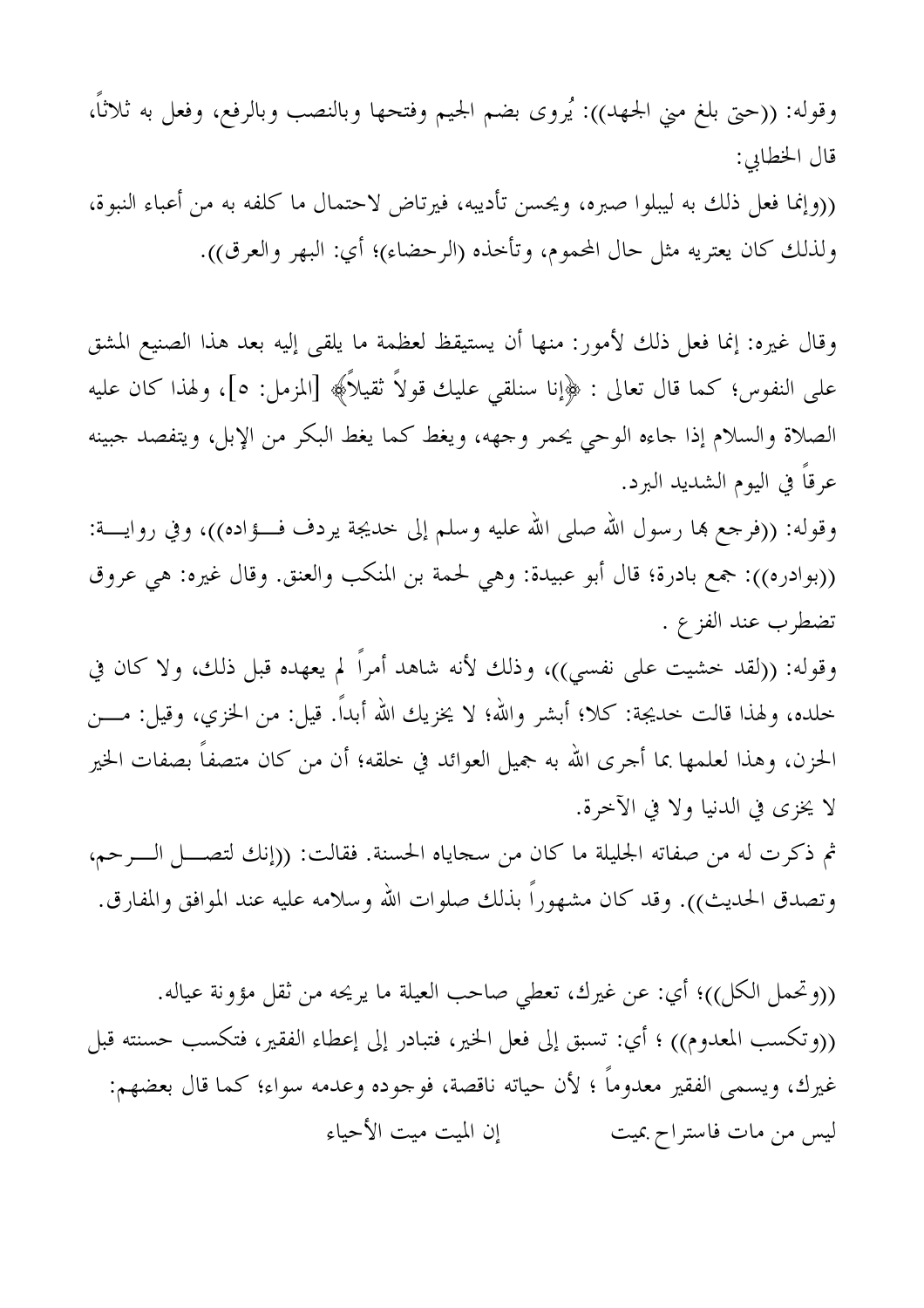وقوله: ((حتى بلغ مني الجهد)): يُروى بضم الجيم وفتحها وبالنصب وبالرفع، وفعل به ثلاثاً، قال الخطابي:

((وإنما فعل ذلك به ليبلوا صبره، ويحسن تأديبه، فيرتاض لاحتمال ما كلفه به من أعباء النبوة، ولذلك كان يعتريه مثل حال المحموم، وتأخذه (الرحضاء)؛ أي: البهر والعرق)).

وقال غيره: إنما فعل ذلك لأمور: منها أن يستيقظ لعظمة ما يلقى إليه بعد هذا الصنيع المشق على النفوس؛ كما قال تعالى: ﴿إنا سنلقي عليك قولاً ثقيلاً﴾ [المزمل: ٥]، ولهذا كان عليه الصلاة والسلام إذا جاءه الوحي يحمر وجهه، ويغط كما يغط البكر من الإبل، ويتفصد جبينه عرقاً في اليوم الشديد البرد.

وقوله: ((فرجع بها رسول الله صلى الله عليه وسلم إلى خديجة يردف فؤاده))، وفي رواية: ((بوادره)): جمع بادرة؛ قال أبو عبيدة: وهي لحمة بن المنكب والعنق. وقال غيره: هي عروق تضطرب عند الفزع .

وقوله: ((لقد خشيت على نفسي))، وذلك لأنه شاهد أمراً لم يعهده قبل ذلك، ولا كان في خلده، ولهذا قالت خديجة: كلا؛ أبشر والله؛ لا يخزيك الله أبداً. قيل: من الخزي، وقيل: من الحزن، وهذا لعلمها بما أجرى الله به جميل العوائد في خلقه؛ أن من كان متصفاً بصفات الخير لا يخزى في الدنيا ولا في الآخرة.

ثم ذكرت له من صفاته الجليلة ما كان من سجاياه الحسنة. فقالت: ((إنك لتصل الرحم، وتصدق الحديث)). وقد كان مشهوراً بذلك صلوات الله وسلامه عليه عند الموافق والمفارق.

((وتحمل الكل))؛ أي: عن غيرك، تعطي صاحب العيلة ما يريحه من ثقل مؤونة عياله.

((وتكسب المعدوم)) ؛ أي: تسبق إلى فعل الخير، فتبادر إلى إعطاء الفقير، فتكسب حسنته قبل غيرك، ويسمى الفقير معدوماً ؛ لأن حياته ناقصة، فوجوده وعدمه سواء؛ كما قال بعضهم:

ليس من مات فاستراح بميت        إن الميت ميت الأحياء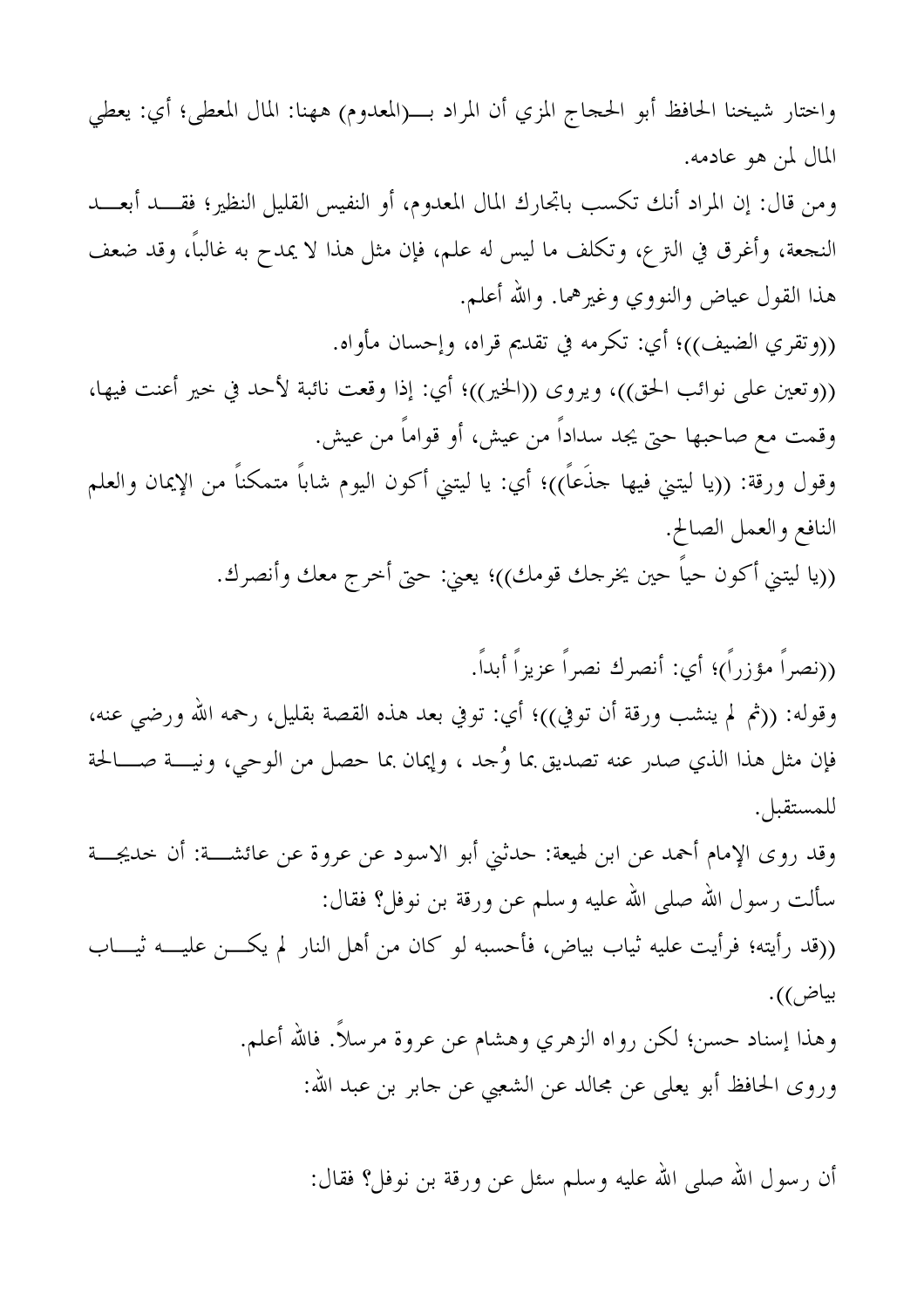واختار شيخنا الحافظ أبو الحجاج المزي أن المراد بـ(المعدوم) ههنا: المال المعطى؛ أي: يعطي المال لمن هو عادمه.

ومن قال: إن المراد أنك تكسب باتجارك المال المعدوم، أو النفيس القليل النظير؛ فقد أبعد النجعة، وأغرق في النزع، وتكلف ما ليس له علم، فإن مثل هذا لا يمدح به غالباً، وقد ضعف هذا القول عياض والنووي وغيرهما. والله أعلم.

((وتقري الضيف))؛ أي: تكرمه في تقديم قراه، وإحسان مأواه.

((وتعين على نوائب الحق))، ويروى ((الخير))؛ أي: إذا وقعت نائبة لأحد في خير أعنت فيها، وقمت مع صاحبها حتى يجد سداداً من عيش، أو قواماً من عيش.

وقول ورقة: ((يا ليتني فيها جذَعاً))؛ أي: يا ليتني أكون اليوم شاباً متمكناً من الإيمان والعلم النافع والعمل الصالح.

((يا ليتني أكون حياً حين يخرجك قومك))؛ يعني: حتى أخرج معك وأنصرك.

((نصراً مؤزراً))؛ أي: أنصرك نصراً عزيزاً أبداً.

وقوله: ((ثم لم ينشب ورقة أن توفي))؛ أي: توفي بعد هذه القصة بقليل، رحمه الله ورضي عنه، فإن مثل هذا الذي صدر عنه تصديق بما وُجد ، وإيمان بما حصل من الوحي، ونية صالحة للمستقبل.

وقد روى الإمام أحمد عن ابن لهيعة: حدثني أبو الاسود عن عروة عن عائشة: أن خديجة سألت رسول الله صلى الله عليه وسلم عن ورقة بن نوفل؟ فقال:

((قد رأيته؛ فرأيت عليه ثياب بياض، فأحسبه لو كان من أهل النار لم يكن عليه ثياب بياض)).

وهذا إسناد حسن؛ لكن رواه الزهري وهشام عن عروة مرسلاً. فالله أعلم.

وروى الحافظ أبو يعلى عن مجالد عن الشعبي عن جابر بن عبد الله:

أن رسول الله صلى الله عليه وسلم سئل عن ورقة بن نوفل؟ فقال: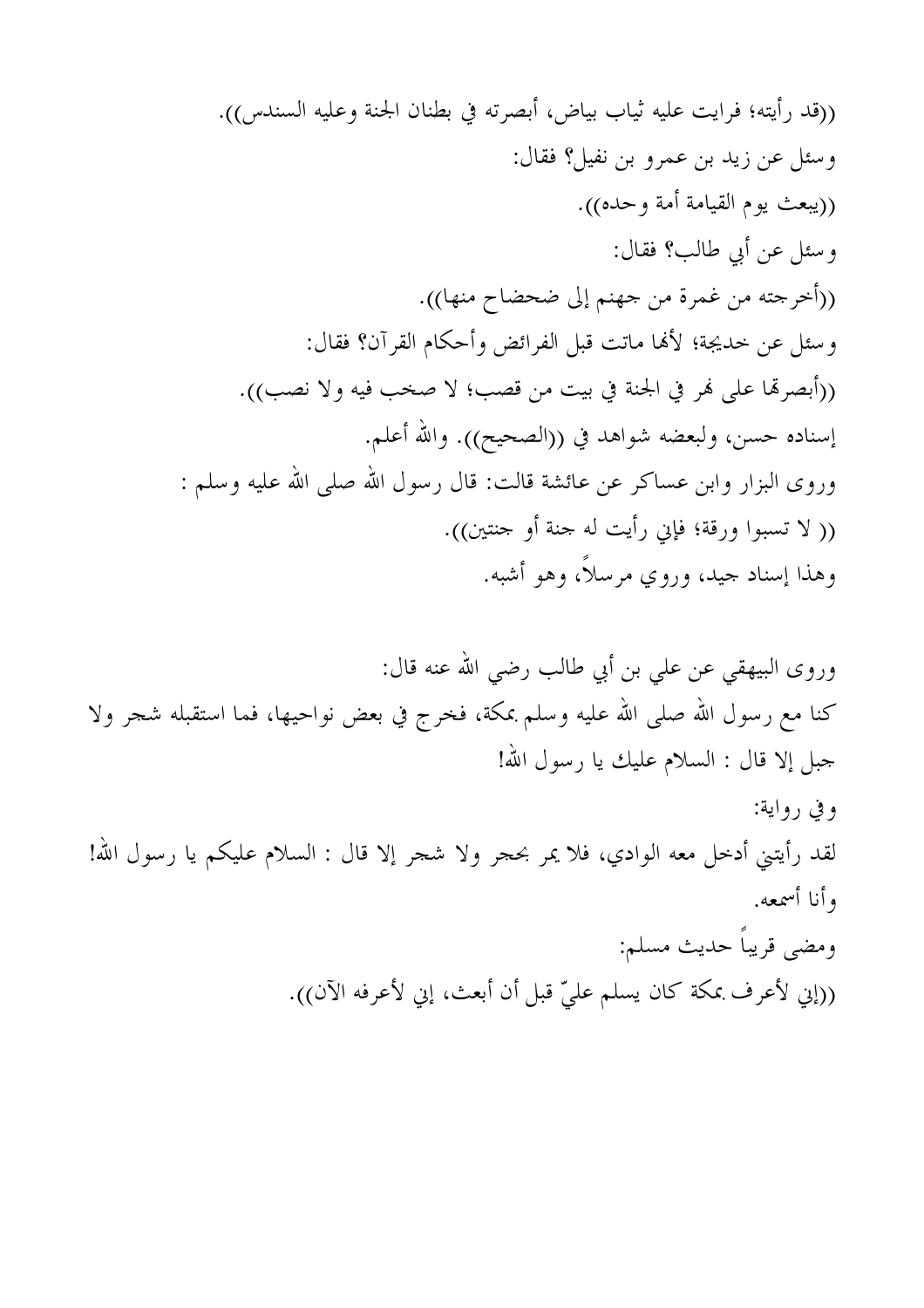((قد رأيته؛ فرايت عليه ثياب بياض، أبصرته في بطنان الجنة وعليه السندس)).

وسئل عن زيد بن عمرو بن نفيل؟ فقال:

((يبعث يوم القيامة أمة وحده)).

وسئل عن أبي طالب؟ فقال:

((أخرجته من غمرة من جهنم إلى ضحضاح منها)).

وسئل عن خديجة؛ لأنها ماتت قبل الفرائض وأحكام القرآن؟ فقال:

((أبصرتها على نهر في الجنة في بيت من قصب؛ لا صخب فيه ولا نصب)).

إسناده حسن، ولبعضه شواهد في ((الصحيح)). والله أعلم.

وروى البزار وابن عساكر عن عائشة قالت: قال رسول الله صلى الله عليه وسلم :

(( لا تسبوا ورقة؛ فإني رأيت له جنة أو جنتين)).

وهذا إسناد جيد، وروي مرسلاً، وهو أشبه.

وروى البيهقي عن علي بن أبي طالب رضي الله عنه قال:

كنا مع رسول الله صلى الله عليه وسلم بمكة، فخرج في بعض نواحيها، فما استقبله شجر ولا جبل إلا قال : السلام عليك يا رسول الله!

وفي رواية:

لقد رأيتني أدخل معه الوادي، فلا يمر بحجر ولا شجر إلا قال : السلام عليكم يا رسول الله! وأنا أسمعه.

ومضى قريباً حديث مسلم:

((إني لأعرف بمكة كان يسلم عليّ قبل أن أبعث، إني لأعرفه الآن)).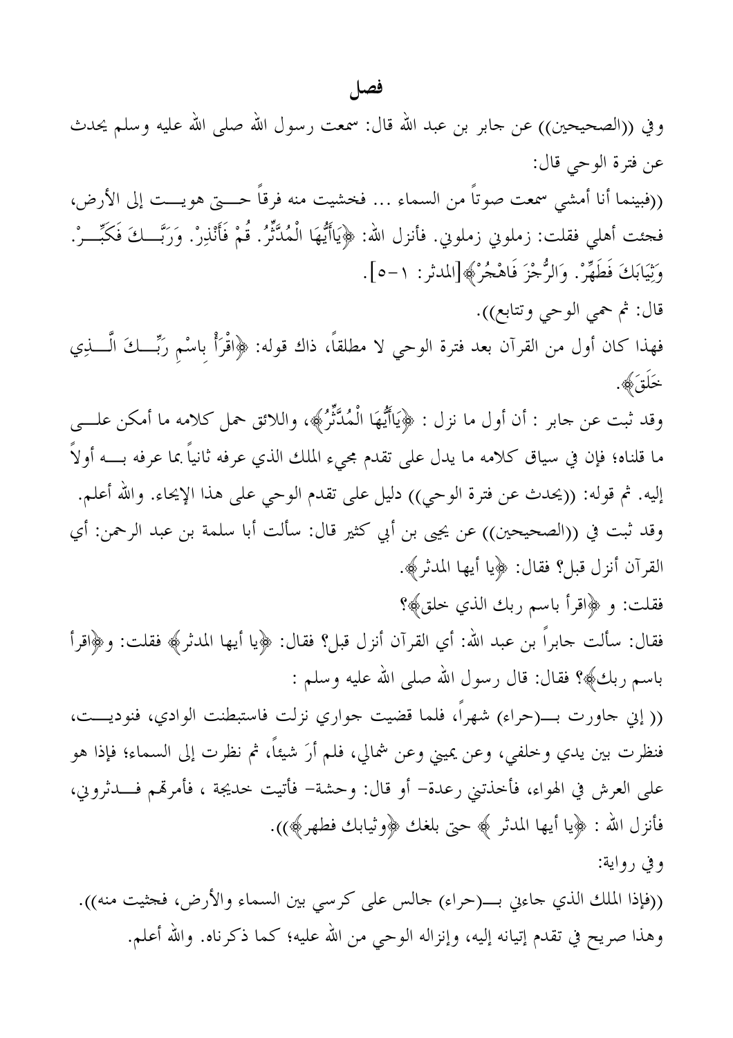## فصل

وفي ((الصحيحين)) عن جابر بن عبد الله قال: سمعت رسول الله صلى الله عليه وسلم يحدث عن فترة الوحي قال:

((فبينما أنا أمشي سمعت صوتاً من السماء ... فخشيت منه فرقاً حتى هويت إلى الأرض، فجئت أهلي فقلت: زملوني زملوني. فأنزل الله: ﴿يَاأَيُّهَا الْمُدَّثِّرُ. قُمْ فَأَنْذِرْ. وَرَبَّكَ فَكَبِّرْ. وَثِيَابَكَ فَطَهِّرْ. وَالرُّجْزَ فَاهْجُرْ﴾[المدثر: ١-٥].

قال: ثم حمي الوحي وتتابع)).

فهذا كان أول من القرآن بعد فترة الوحي لا مطلقاً، ذاك قوله: ﴿اقْرَأْ بِاسْمِ رَبِّكَ الَّذِي خَلَقَ﴾.

وقد ثبت عن جابر : أن أول ما نزل : ﴿يَاأَيُّهَا الْمُدَّثِّرُ﴾، واللائق حمل كلامه ما أمكن على ما قلناه؛ فإن في سياق كلامه ما يدل على تقدم مجيء الملك الذي عرفه ثانياً بما عرفه به أولاً إليه. ثم قوله: ((يحدث عن فترة الوحي)) دليل على تقدم الوحي على هذا الإيحاء. والله أعلم.

وقد ثبت في ((الصحيحين)) عن يحيى بن أبي كثير قال: سألت أبا سلمة بن عبد الرحمن: أي القرآن أنزل قبل؟ فقال: ﴿يا أيها المدثر﴾.

فقلت: و ﴿اقرأ باسم ربك الذي خلق﴾؟

فقال: سألت جابراً بن عبد الله: أي القرآن أنزل قبل؟ فقال: ﴿يا أيها المدثر﴾ فقلت: و﴿اقرأ باسم ربك﴾؟ فقال: قال رسول الله صلى الله عليه وسلم :

(( إني جاورت بـ(حراء) شهراً، فلما قضيت جواري نزلت فاستبطنت الوادي، فنوديت، فنظرت بين يدي وخلفي، وعن يميني وعن شمالي، فلم أرَ شيئاً، ثم نظرت إلى السماء؛ فإذا هو على العرش في الهواء، فأخذتني رعدة- أو قال: وحشة- فأتيت خديجة ، فأمرتهم فدثروني، فأنزل الله : ﴿يا أيها المدثر ﴾ حتى بلغك ﴿وثيابك فطهر﴾)).

وفي رواية:

((فإذا الملك الذي جاءني بـ(حراء) جالس على كرسي بين السماء والأرض، فجثيت منه)).

وهذا صريح في تقدم إتيانه إليه، وإنزاله الوحي من الله عليه؛ كما ذكرناه. والله أعلم.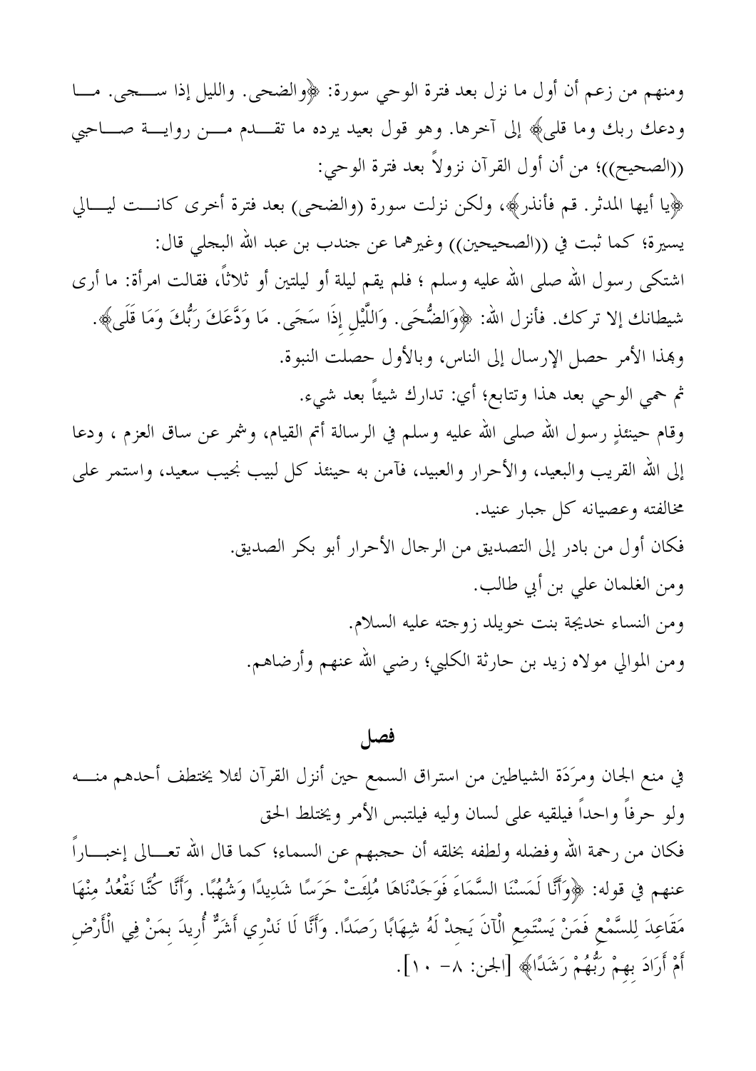ومنهم من زعم أن أول ما نزل بعد فترة الوحي سورة: ﴿والضحى. والليل إذا سجى. ما ودعك ربك وما قلى﴾ إلى آخرها. وهو قول بعيد يرده ما تقدم من رواية صاحبي ((الصحيح))؛ من أن أول القرآن نزولاً بعد فترة الوحي:

﴿يا أيها المدثر. قم فأنذر﴾، ولكن نزلت سورة (والضحى) بعد فترة أخرى كانت ليالي يسيرة؛ كما ثبت في ((الصحيحين)) وغيرهما عن جندب بن عبد الله البجلي قال:

اشتكى رسول الله صلى الله عليه وسلم ؛ فلم يقم ليلة أو ليلتين أو ثلاثاً، فقالت امرأة: ما أرى شيطانك إلا تركك. فأنزل الله: ﴿وَالضُّحَى. وَاللَّيْلِ إِذَا سَجَى. مَا وَدَّعَكَ رَبُّكَ وَمَا قَلَى﴾.

وبهذا الأمر حصل الإرسال إلى الناس، وبالأول حصلت النبوة.

ثم حمي الوحي بعد هذا وتتابع؛ أي: تدارك شيئاً بعد شيء.

وقام حينئذٍ رسول الله صلى الله عليه وسلم في الرسالة أتم القيام، وشمر عن ساق العزم ، ودعا إلى الله القريب والبعيد، والأحرار والعبيد، فآمن به حينئذ كل لبيب نجيب سعيد، واستمر على مخالفته وعصيانه كل جبار عنيد.

فكان أول من بادر إلى التصديق من الرجال الأحرار أبو بكر الصديق.

ومن الغلمان علي بن أبي طالب.

ومن النساء خديجة بنت خويلد زوجته عليه السلام.

ومن الموالي مولاه زيد بن حارثة الكلبي؛ رضي الله عنهم وأرضاهم.

## فصل

في منع الجان ومرَدَة الشياطين من استراق السمع حين أنزل القرآن لئلا يختطف أحدهم منه ولو حرفاً واحداً فيلقيه على لسان وليه فيلتبس الأمر ويختلط الحق

فكان من رحمة الله وفضله ولطفه بخلقه أن حجبهم عن السماء؛ كما قال الله تعالى إخباراً عنهم في قوله: ﴿وَأَنَّا لَمَسْنَا السَّمَاءَ فَوَجَدْنَاهَا مُلِئَتْ حَرَسًا شَدِيدًا وَشُهُبًا. وَأَنَّا كُنَّا نَقْعُدُ مِنْهَا مَقَاعِدَ لِلسَّمْعِ فَمَنْ يَسْتَمِعِ الْآنَ يَجِدْ لَهُ شِهَابًا رَصَدًا. وَأَنَّا لَا نَدْرِي أَشَرٌّ أُرِيدَ بِمَنْ فِي الْأَرْضِ أَمْ أَرَادَ بِهِمْ رَبُّهُمْ رَشَدًا﴾ [الجن: ٨- ١٠].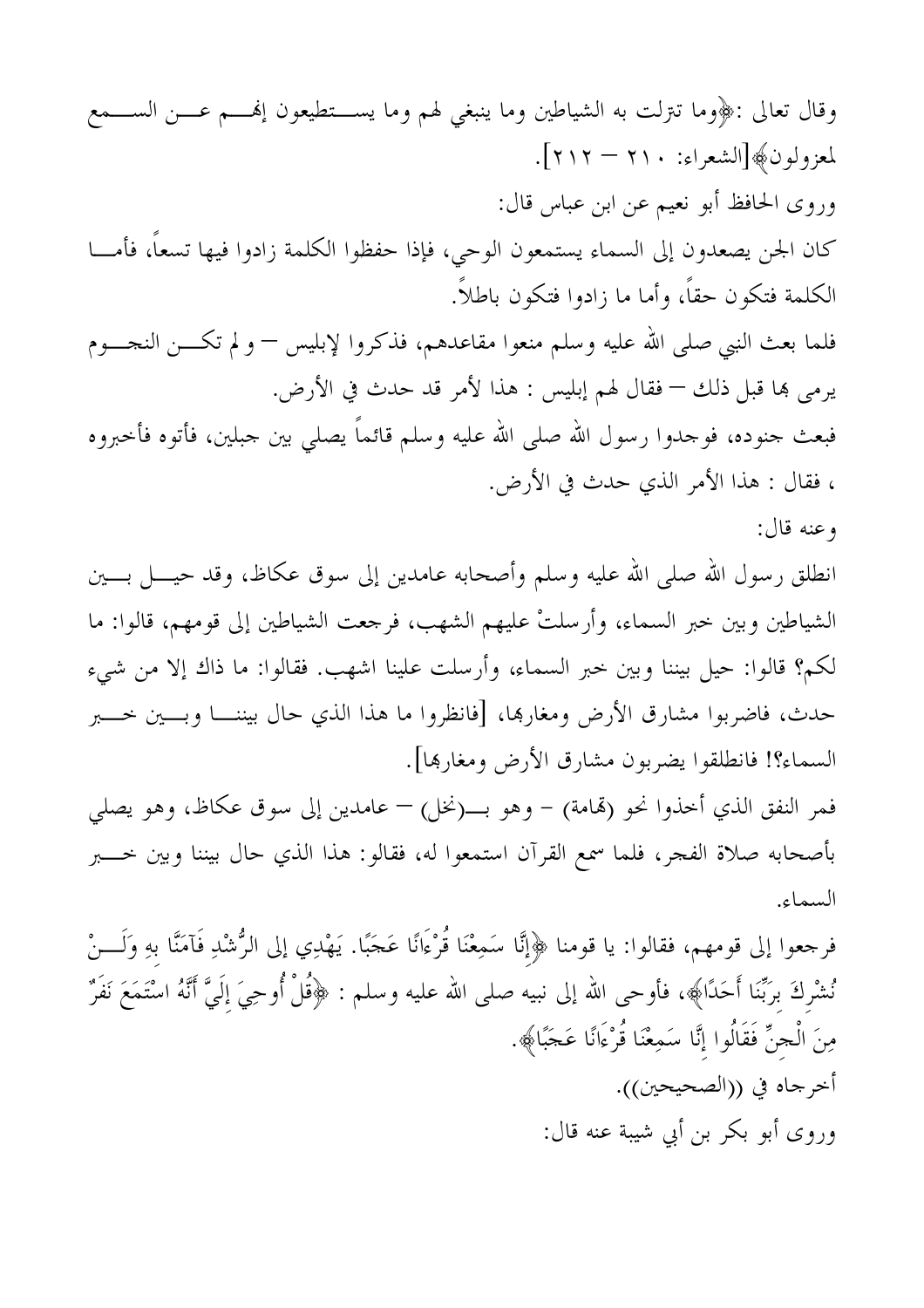وقال تعالى :﴿وما تنزلت به الشياطين وما ينبغي لهم وما يستطيعون إنهم عن السمع لمعزولون﴾[الشعراء: ٢١٠ – ٢١٢].

وروى الحافظ أبو نعيم عن ابن عباس قال:

كان الجن يصعدون إلى السماء يستمعون الوحي، فإذا حفظوا الكلمة زادوا فيها تسعاً، فأما الكلمة فتكون حقاً، وأما ما زادوا فتكون باطلاً.

فلما بعث النبي صلى الله عليه وسلم منعوا مقاعدهم، فذكروا لإبليس – و لم تكن النجوم يرمى بها قبل ذلك – فقال لهم إبليس : هذا لأمر قد حدث في الأرض.

فبعث جنوده، فوجدوا رسول الله صلى الله عليه وسلم قائماً يصلي بين جبلين، فأتوه فأخبروه ، فقال : هذا الأمر الذي حدث في الأرض.

وعنه قال:

انطلق رسول الله صلى الله عليه وسلم وأصحابه عامدين إلى سوق عكاظ، وقد حيل بين الشياطين وبين خبر السماء، وأرسلتْ عليهم الشهب، فرجعت الشياطين إلى قومهم، قالوا: ما لكم؟ قالوا: حيل بيننا وبين خبر السماء، وأرسلت علينا اشهب. فقالوا: ما ذاك إلا من شيء حدث، فاضربوا مشارق الأرض ومغاربها، [فانظروا ما هذا الذي حال بيننا وبين خبر السماء؟! فانطلقوا يضربون مشارق الأرض ومغاربها].

فمر النفق الذي أخذوا نحو (تهامة) – وهو بـ(نخل) – عامدين إلى سوق عكاظ، وهو يصلي بأصحابه صلاة الفجر، فلما سمع القرآن استمعوا له، فقالو: هذا الذي حال بيننا وبين خبر السماء.

فرجعوا إلى قومهم، فقالوا: يا قومنا ﴿إِنَّا سَمِعْنَا قُرْءَانًا عَجَبًا. يَهْدِي إِلى الرُّشْدِ فَآمَنَّا بِهِ وَلَنْ نُشْرِكَ بِرَبِّنَا أَحَدًا﴾، فأوحى الله إلى نبيه صلى الله عليه وسلم : ﴿قُلْ أُوحِيَ إِلَيَّ أَنَّهُ اسْتَمَعَ نَفَرٌ مِنَ الْجِنِّ فَقَالُوا إِنَّا سَمِعْنَا قُرْءَانًا عَجَبًا﴾.

أخرجاه في ((الصحيحين)).

وروى أبو بكر بن أبي شيبة عنه قال: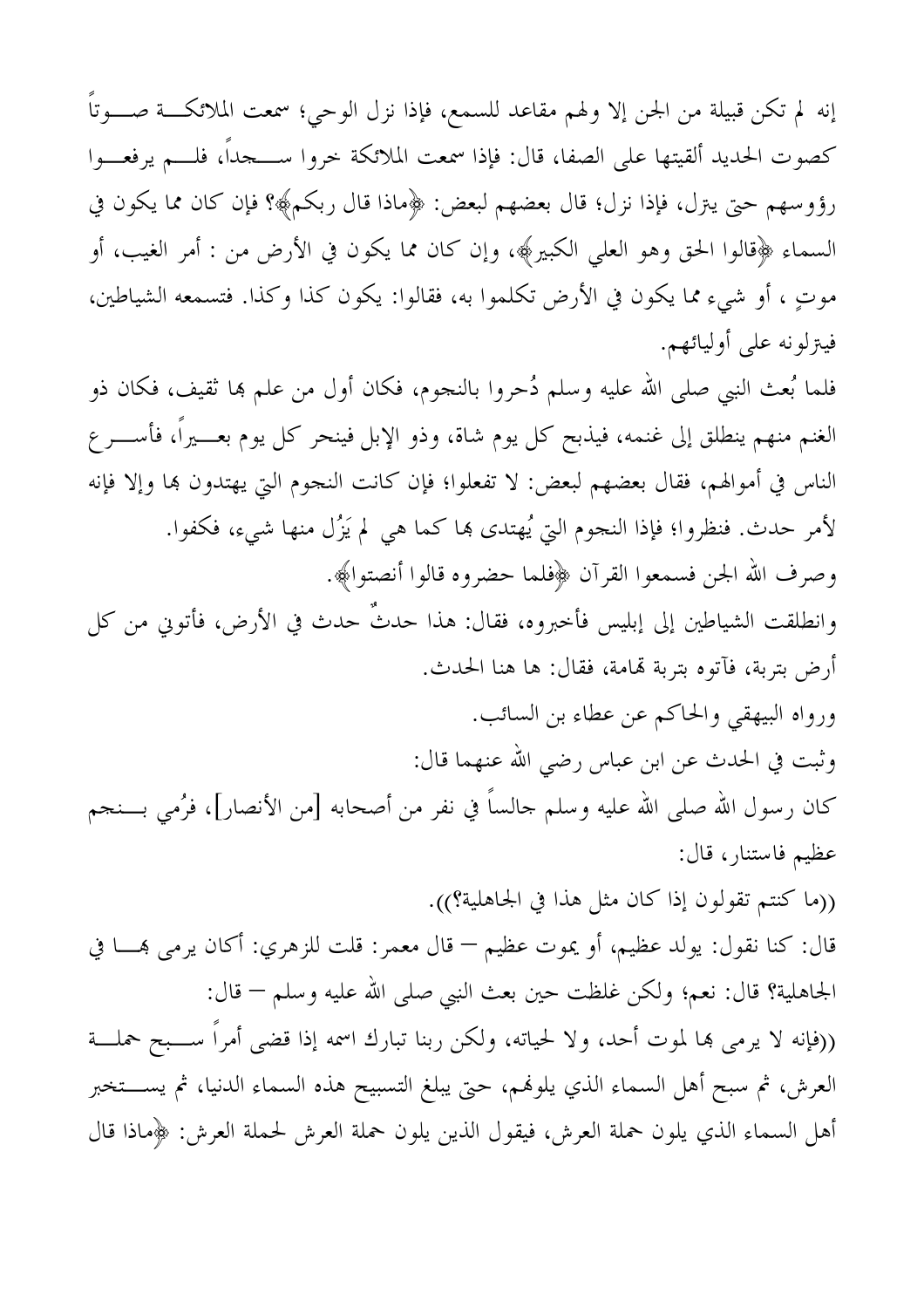إنه لم تكن قبيلة من الجن إلا ولهم مقاعد للسمع، فإذا نزل الوحي؛ سمعت الملائكة صوتاً كصوت الحديد ألقيتها على الصفا، قال: فإذا سمعت الملائكة خروا سجداً، فلم يرفعوا رؤوسهم حتى ينزل، فإذا نزل؛ قال بعضهم لبعض: ﴿ماذا قال ربكم﴾؟ فإن كان مما يكون في السماء ﴿قالوا الحق وهو العلي الكبير﴾، وإن كان مما يكون في الأرض من : أمر الغيب، أو موتٍ ، أو شيء مما يكون في الأرض تكلموا به، فقالوا: يكون كذا وكذا. فتسمعه الشياطين، فينزلونه على أوليائهم.

فلما بُعث النبي صلى الله عليه وسلم دُحروا بالنجوم، فكان أول من علم بها ثقيف، فكان ذو الغنم منهم ينطلق إلى غنمه، فيذبح كل يوم شاة، وذو الإبل فينحر كل يوم بعيراً، فأسرع الناس في أموالهم، فقال بعضهم لبعض: لا تفعلوا؛ فإن كانت النجوم التي يهتدون بها وإلا فإنه لأمر حدث. فنظروا؛ فإذا النجوم التي يُهتدى بها كما هي لم يَزُل منها شيء، فكفوا.

وصرف الله الجن فسمعوا القرآن ﴿فلما حضروه قالوا أنصتوا﴾.

وانطلقت الشياطين إلى إبليس فأخبروه، فقال: هذا حدثٌ حدث في الأرض، فأتوني من كل أرض بتربة، فأتوه بتربة تهامة، فقال: ها هنا الحدث.

ورواه البيهقي والحاكم عن عطاء بن السائب.

وثبت في الحدث عن ابن عباس رضي الله عنهما قال:

كان رسول الله صلى الله عليه وسلم جالساً في نفر من أصحابه [من الأنصار]، فرُمي بنجم عظيم فاستنار، قال:

((ما كنتم تقولون إذا كان مثل هذا في الجاهلية؟)).

قال: كنا نقول: يولد عظيم، أو يموت عظيم – قال معمر: قلت للزهري: أكان يرمى بها في الجاهلية؟ قال: نعم؛ ولكن غلظت حين بعث النبي صلى الله عليه وسلم – قال:

((فإنه لا يرمى بها لموت أحد، ولا لحياته، ولكن ربنا تبارك اسمه إذا قضى أمراً سبح حملة العرش، ثم سبح أهل السماء الذي يلونهم، حتى يبلغ التسبيح هذه السماء الدنيا، ثم يستخبر أهل السماء الذي يلون حملة العرش، فيقول الذين يلون حملة العرش لحملة العرش: ﴿ماذا قال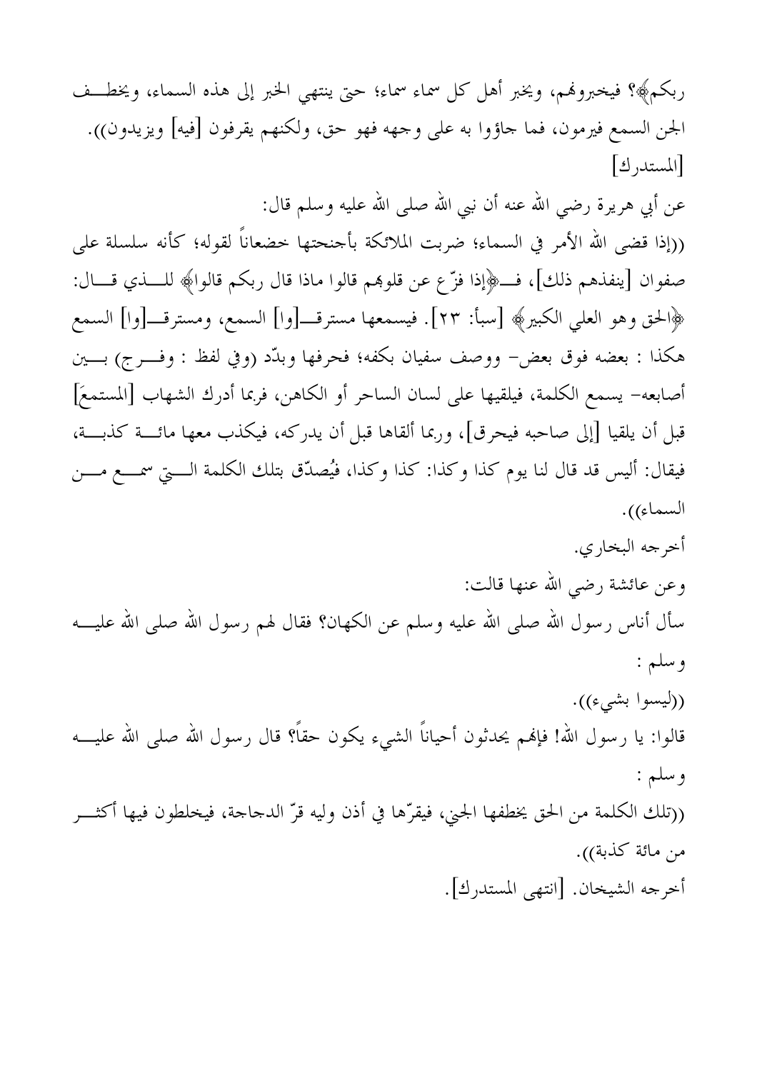ربكم﴾؟ فيخبرونهم، ويخبر أهل كل سماء سماء؛ حتى ينتهي الخبر إلى هذه السماء، ويخطف الجن السمع فيرمون، فما جاؤوا به على وجهه فهو حق، ولكنهم يقرفون [فيه] ويزيدون)).

[المستدرك]

عن أبي هريرة رضي الله عنه أن نبي الله صلى الله عليه وسلم قال:

((إذا قضى الله الأمر في السماء؛ ضربت الملائكة بأجنحتها خضعاناً لقوله؛ كأنه سلسلة على صفوان [ينفذهم ذلك]، فـ﴿إذا فزّع عن قلوبهم قالوا ماذا قال ربكم قالوا﴾ للذي قال: ﴿الحق وهو العلي الكبير﴾ [سبأ: ٢٣]. فيسمعها مسترق[وا] السمع، ومسترق[وا] السمع هكذا : بعضه فوق بعض- ووصف سفيان بكفه؛ فحرفها وبدّد (وفي لفظ : وفرج) بين أصابعه- يسمع الكلمة، فيلقيها على لسان الساحر أو الكاهن، فربما أدرك الشهاب [المستمعَ] قبل أن يلقيا [إلى صاحبه فيحرق]، وربما ألقاها قبل أن يدركه، فيكذب معها مائة كذبة، فيقال: أليس قد قال لنا يوم كذا وكذا: كذا وكذا، فيُصدّق بتلك الكلمة التي سمع من السماء)).

أخرجه البخاري.

وعن عائشة رضي الله عنها قالت:

سأل أناس رسول الله صلى الله عليه وسلم عن الكهان؟ فقال لهم رسول الله صلى الله عليه وسلم :

((ليسوا بشيء)).

قالوا: يا رسول الله! فإنهم يحدثون أحياناً الشيء يكون حقاً؟ قال رسول الله صلى الله عليه وسلم :

((تلك الكلمة من الحق يخطفها الجني، فيقرّها في أذن وليه قرّ الدجاجة، فيخلطون فيها أكثر من مائة كذبة)).

أخرجه الشيخان. [انتهى المستدرك].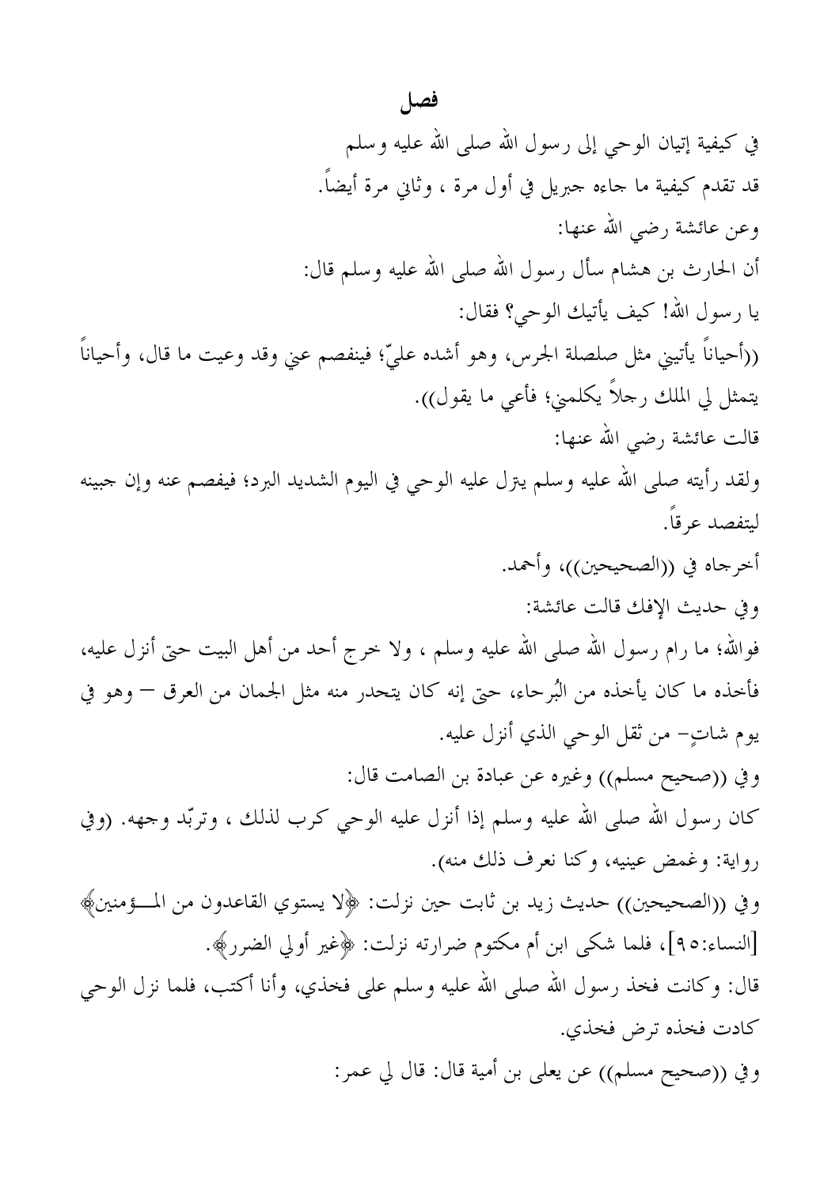## فصل

في كيفية إتيان الوحي إلى رسول الله صلى الله عليه وسلم

قد تقدم كيفية ما جاءه جبريل في أول مرة ، وثاني مرة أيضاً.

وعن عائشة رضي الله عنها:

أن الحارث بن هشام سأل رسول الله صلى الله عليه وسلم قال:

يا رسول الله! كيف يأتيك الوحي؟ فقال:

((أحياناً يأتيني مثل صلصلة الجرس، وهو أشده عليّ؛ فينفصم عني وقد وعيت ما قال، وأحياناً يتمثل لي الملك رجلاً يكلمني؛ فأعي ما يقول)).

قالت عائشة رضي الله عنها:

ولقد رأيته صلى الله عليه وسلم ينزل عليه الوحي في اليوم الشديد البرد؛ فيفصم عنه وإن جبينه ليتفصد عرقاً.

أخرجاه في ((الصحيحين))، وأحمد.

وفي حديث الإفك قالت عائشة:

فوالله؛ ما رام رسول الله صلى الله عليه وسلم ، ولا خرج أحد من أهل البيت حتى أنزل عليه، فأخذه ما كان يأخذه من البُرحاء، حتى إنه كان يتحدر منه مثل الجمان من العرق – وهو في يوم شاتٍ– من ثقل الوحي الذي أنزل عليه.

وفي ((صحيح مسلم)) وغيره عن عبادة بن الصامت قال:

كان رسول الله صلى الله عليه وسلم إذا أنزل عليه الوحي كرب لذلك ، وتربّد وجهه. (وفي رواية: وغمض عينيه، وكنا نعرف ذلك منه).

وفي ((الصحيحين)) حديث زيد بن ثابت حين نزلت: ﴿لا يستوي القاعدون من المؤمنين﴾ [النساء:٩٥]، فلما شكى ابن أم مكتوم ضرارته نزلت: ﴿غير أولي الضرر﴾.

قال: وكانت فخذ رسول الله صلى الله عليه وسلم على فخذي، وأنا أكتب، فلما نزل الوحي كادت فخذه ترض فخذي.

وفي ((صحيح مسلم)) عن يعلى بن أمية قال: قال لي عمر: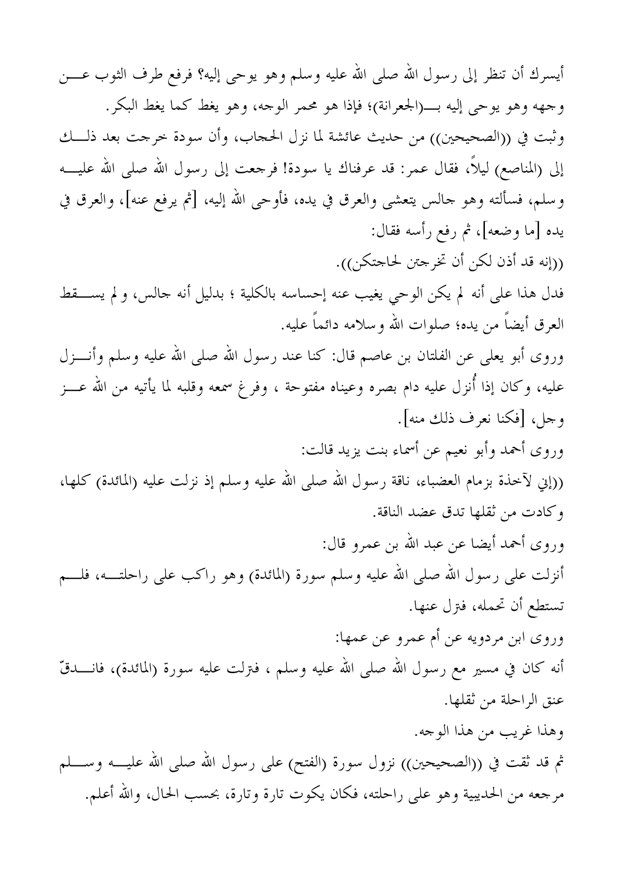أيسرك أن تنظر إلى رسول الله صلى الله عليه وسلم وهو يوحى إليه؟ فرفع طرف الثوب عن وجهه وهو يوحى إليه بـ(الجعرانة)؛ فإذا هو محمر الوجه، وهو يغط كما يغط البكر.

وثبت في ((الصحيحين)) من حديث عائشة لما نزل الحجاب، وأن سودة خرجت بعد ذلك إلى (المناصع) ليلاً، فقال عمر: قد عرفناك يا سودة! فرجعت إلى رسول الله صلى الله عليه وسلم، فسألته وهو جالس يتعشى والعرق في يده، فأوحى الله إليه، [ثم يرفع عنه]، والعرق في يده [ما وضعه]، ثم رفع رأسه فقال:

((إنه قد أذن لكن أن تخرجتن لحاجتكن)).

فدل هذا على أنه لم يكن الوحي يغيب عنه إحساسه بالكلية ؛ بدليل أنه جالس، و لم يسقط العرق أيضاً من يده؛ صلوات الله وسلامه دائماً عليه.

وروى أبو يعلى عن الفلتان بن عاصم قال: كنا عند رسول الله صلى الله عليه وسلم وأنزل عليه، وكان إذا أُنزل عليه دام بصره وعيناه مفتوحة ، وفرغ سمعه وقلبه لما يأتيه من الله عز وجل، [فكنا نعرف ذلك منه].

وروى أحمد وأبو نعيم عن أسماء بنت يزيد قالت:

((إني لآخذة بزمام العضباء، ناقة رسول الله صلى الله عليه وسلم إذ نزلت عليه (المائدة) كلها، وكادت من ثقلها تدق عضد الناقة.

وروى أحمد أيضا عن عبد الله بن عمرو قال:

أنزلت على رسول الله صلى الله عليه وسلم سورة (المائدة) وهو راكب على راحلته، فلم تستطع أن تحمله، فترل عنها.

وروى ابن مردويه عن أم عمرو عن عمها:

أنه كان في مسير مع رسول الله صلى الله عليه وسلم ، فترلت عليه سورة (المائدة)، فاندقّ عنق الراحلة من ثقلها.

وهذا غريب من هذا الوجه.

ثم قد ثبت في ((الصحيحين)) نزول سورة (الفتح) على رسول الله صلى الله عليه وسلم مرجعه من الحديبية وهو على راحلته، فكان يكون تارة وتارة، بحسب الحال، والله أعلم.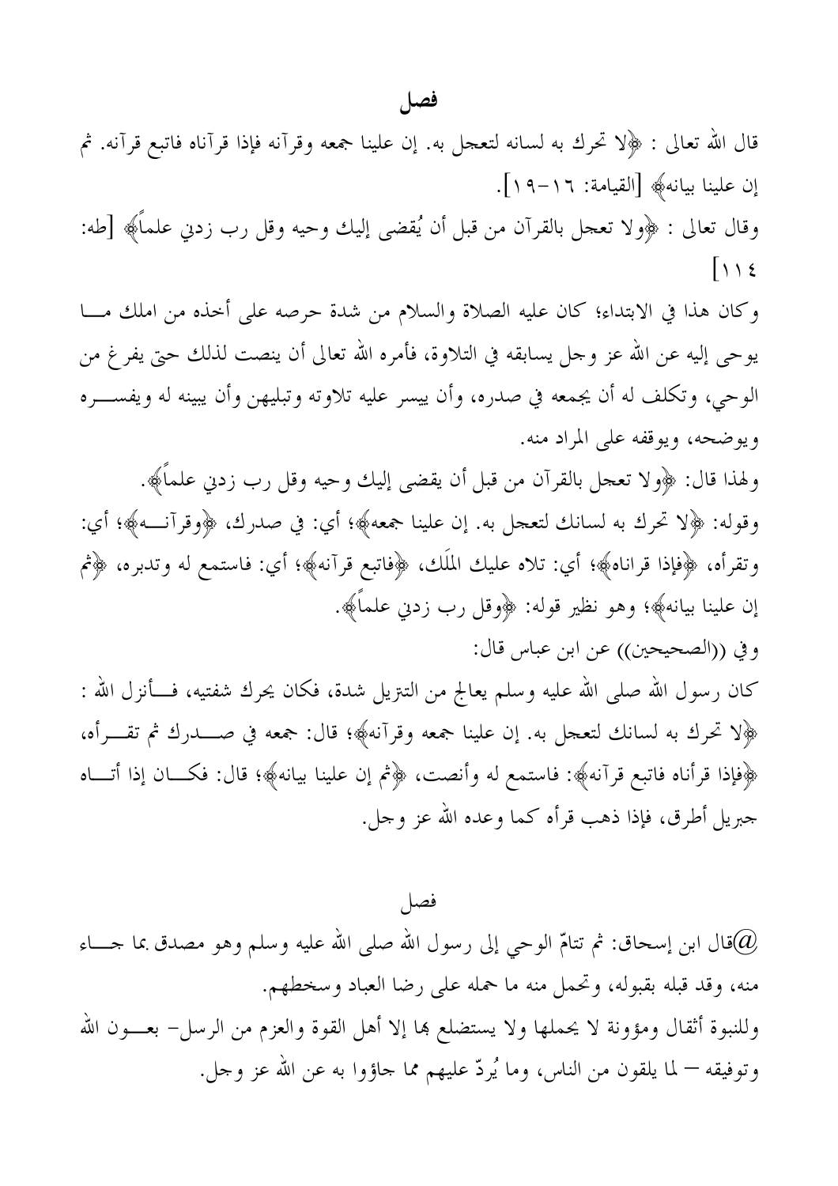## فصل

قال الله تعالى : ﴿لا تحرك به لسانه لتعجل به. إن علينا جمعه وقرآنه فإذا قرآناه فاتبع قرآنه. ثم إن علينا بيانه﴾ [القيامة: ١٦-١٩].

وقال تعالى : ﴿ولا تعجل بالقرآن من قبل أن يُقضى إليك وحيه وقل رب زدني علماً﴾ [طه: ١١٤]

وكان هذا في الابتداء؛ كان عليه الصلاة والسلام من شدة حرصه على أخذه من املك مـــا يوحى إليه عن الله عز وجل يسابقه في التلاوة، فأمره الله تعالى أن ينصت لذلك حتى يفرغ من الوحي، وتكلف له أن يجمعه في صدره، وأن ييسر عليه تلاوته وتبليهن وأن يبينه له ويفســـره ويوضحه، ويوقفه على المراد منه.

ولهذا قال: ﴿ولا تعجل بالقرآن من قبل أن يقضى إليك وحيه وقل رب زدني علماً﴾.

وقوله: ﴿لا تحرك به لسانك لتعجل به. إن علينا جمعه﴾؛ أي: في صدرك، ﴿وقرآنـــه﴾؛ أي: وتقرأه، ﴿فإذا قراناه﴾؛ أي: تلاه عليك الملَك، ﴿فاتبع قرآنه﴾؛ أي: فاستمع له وتدبره، ﴿ثم إن علينا بيانه﴾؛ وهو نظير قوله: ﴿وقل رب زدني علماً﴾.

وفي ((الصحيحين)) عن ابن عباس قال:

كان رسول الله صلى الله عليه وسلم يعالج من التنزيل شدة، فكان يحرك شفتيه، فـــأنزل الله : ﴿لا تحرك به لسانك لتعجل به. إن علينا جمعه وقرآنه﴾؛ قال: جمعه في صـــدرك ثم تقـــرأه، ﴿فإذا قرأناه فاتبع قرآنه﴾: فاستمع له وأنصت، ﴿ثم إن علينا بيانه﴾؛ قال: فكـــان إذا أتـــاه جبريل أطرق، فإذا ذهب قرأه كما وعده الله عز وجل.

## فصل

@قال ابن إسحاق: ثم تتامّ الوحي إلى رسول الله صلى الله عليه وسلم وهو مصدق بما جـــاء منه، وقد قبله بقبوله، وتحمل منه ما حمله على رضا العباد وسخطهم.

وللنبوة أثقال ومؤونة لا يحملها ولا يستضلع بها إلا أهل القوة والعزم من الرسل- بعـــون الله وتوفيقه — لما يلقون من الناس، وما يُردّ عليهم مما جاؤوا به عن الله عز وجل.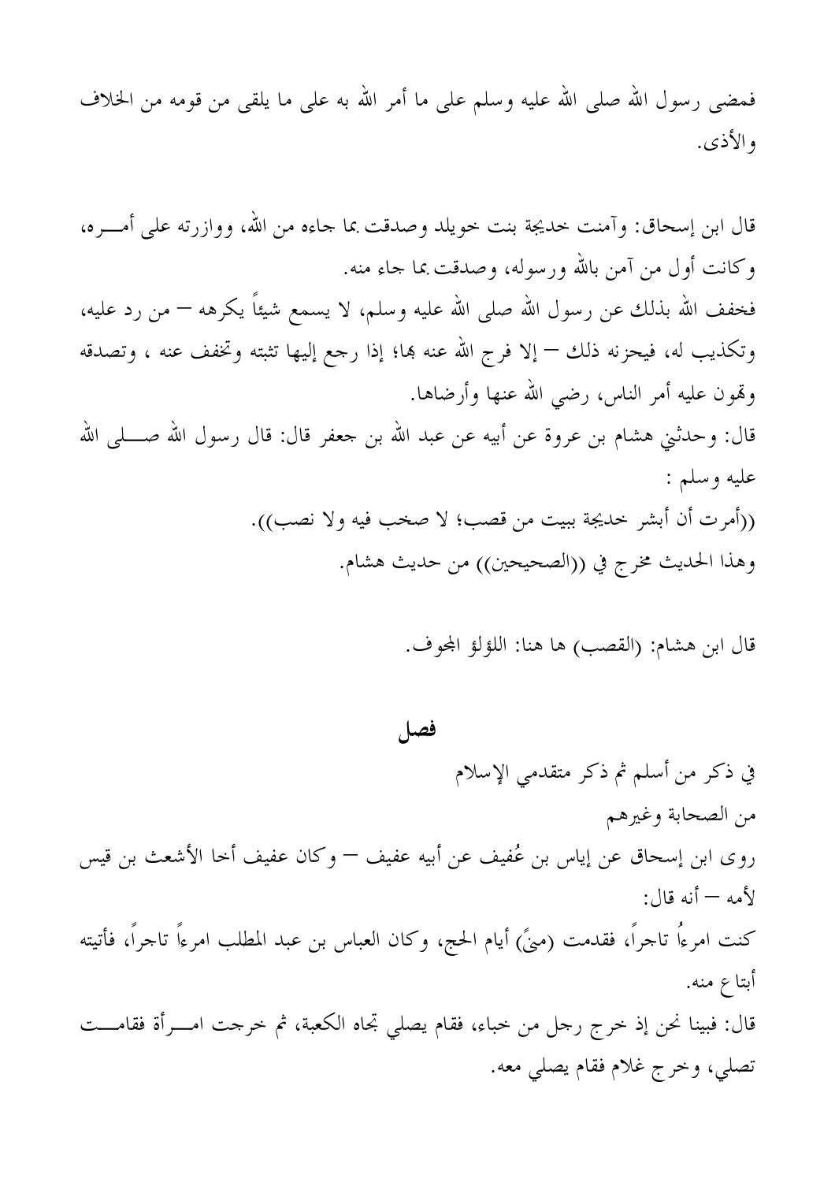فمضى رسول الله صلى الله عليه وسلم على ما أمر الله به على ما يلقى من قومه من الخلاف والأذى.

قال ابن إسحاق: وآمنت خديجة بنت خويلد وصدقت بما جاءه من الله، ووازرته على أمره، وكانت أول من آمن بالله ورسوله، وصدقت بما جاء منه.

فخفف الله بذلك عن رسول الله صلى الله عليه وسلم، لا يسمع شيئاً يكرهه – من رد عليه، وتكذيب له، فيحزنه ذلك – إلا فرج الله عنه بها؛ إذا رجع إليها تثبته وتخفف عنه ، وتصدقه وتهون عليه أمر الناس، رضي الله عنها وأرضاها.

قال: وحدثني هشام بن عروة عن أبيه عن عبد الله بن جعفر قال: قال رسول الله صلى الله عليه وسلم :

((أمرت أن أبشر خديجة ببيت من قصب؛ لا صخب فيه ولا نصب)).

وهذا الحديث مخرج في ((الصحيحين)) من حديث هشام.

قال ابن هشام: (القصب) ها هنا: اللؤلؤ المجوف.

## فصل

في ذكر من أسلم ثم ذكر متقدمي الإسلام

من الصحابة وغيرهم

روى ابن إسحاق عن إياس بن عُفيف عن أبيه عفيف – وكان عفيف أخا الأشعث بن قيس لأمه – أنه قال:

كنت امرءاً تاجراً، فقدمت (منىً) أيام الحج، وكان العباس بن عبد المطلب امرءاً تاجراً، فأتيته أبتاع منه.

قال: فبينا نحن إذ خرج رجل من خباء، فقام يصلي تجاه الكعبة، ثم خرجت امرأة فقامت تصلي، وخرج غلام فقام يصلي معه.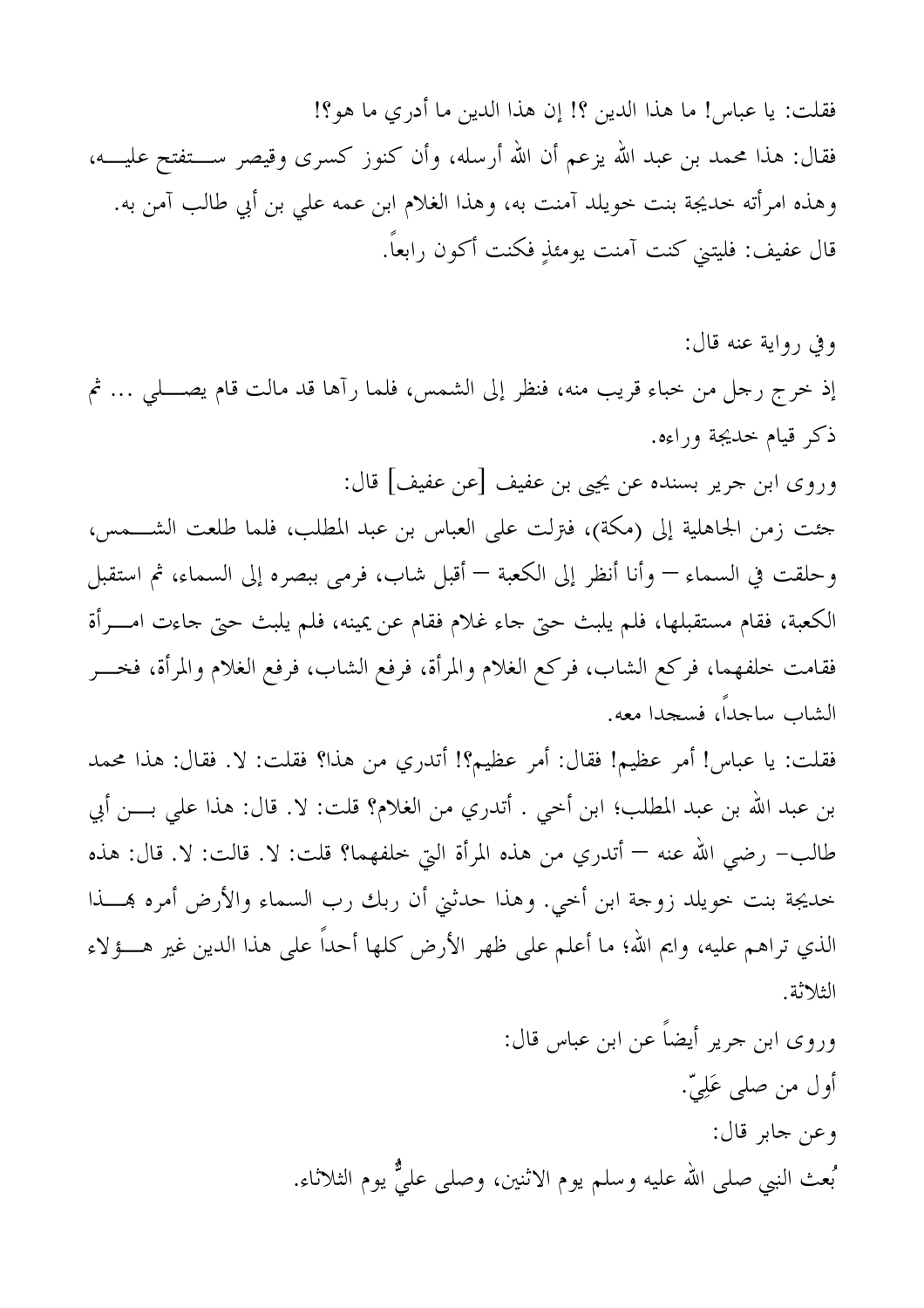فقلت: يا عباس! ما هذا الدين ؟! إن هذا الدين ما أدري ما هو؟!

فقال: هذا محمد بن عبد الله يزعم أن الله أرسله، وأن كنوز كسرى وقيصر ستفتح عليه، وهذه امرأته خديجة بنت خويلد آمنت به، وهذا الغلام ابن عمه علي بن أبي طالب آمن به.

قال عفيف: فليتني كنت آمنت يومئذٍ فكنت أكون رابعاً.

وفي رواية عنه قال:

إذ خرج رجل من خباء قريب منه، فنظر إلى الشمس، فلما رآها قد مالت قام يصلي ... ثم ذكر قيام خديجة وراءه.

وروى ابن جرير بسنده عن يحيى بن عفيف [عن عفيف] قال:

جئت زمن الجاهلية إلى (مكة)، فنزلت على العباس بن عبد المطلب، فلما طلعت الشمس، وحلقت في السماء – وأنا أنظر إلى الكعبة – أقبل شاب، فرمى ببصره إلى السماء، ثم استقبل الكعبة، فقام مستقبلها، فلم يلبث حتى جاء غلام فقام عن يمينه، فلم يلبث حتى جاءت امرأة فقامت خلفهما، فركع الشاب، فركع الغلام والمرأة، فرفع الشاب، فرفع الغلام والمرأة، فخر الشاب ساجداً، فسجدا معه.

فقلت: يا عباس! أمر عظيم! فقال: أمر عظيم؟! أتدري من هذا؟ فقلت: لا. فقال: هذا محمد بن عبد الله بن عبد المطلب؛ ابن أخي . أتدري من الغلام؟ قلت: لا. قال: هذا علي بن أبي طالب- رضي الله عنه – أتدري من هذه المرأة التي خلفهما؟ قلت: لا. قالت: لا. قال: هذه خديجة بنت خويلد زوجة ابن أخي. وهذا حدثني أن ربك رب السماء والأرض أمره بهذا الذي تراهم عليه، وايم الله؛ ما أعلم على ظهر الأرض كلها أحداً على هذا الدين غير هؤلاء الثلاثة.

وروى ابن جرير أيضاً عن ابن عباس قال:

أول من صلى عَلِيّ.

وعن جابر قال:

بُعث النبي صلى الله عليه وسلم يوم الاثنين، وصلى عليٌّ يوم الثلاثاء.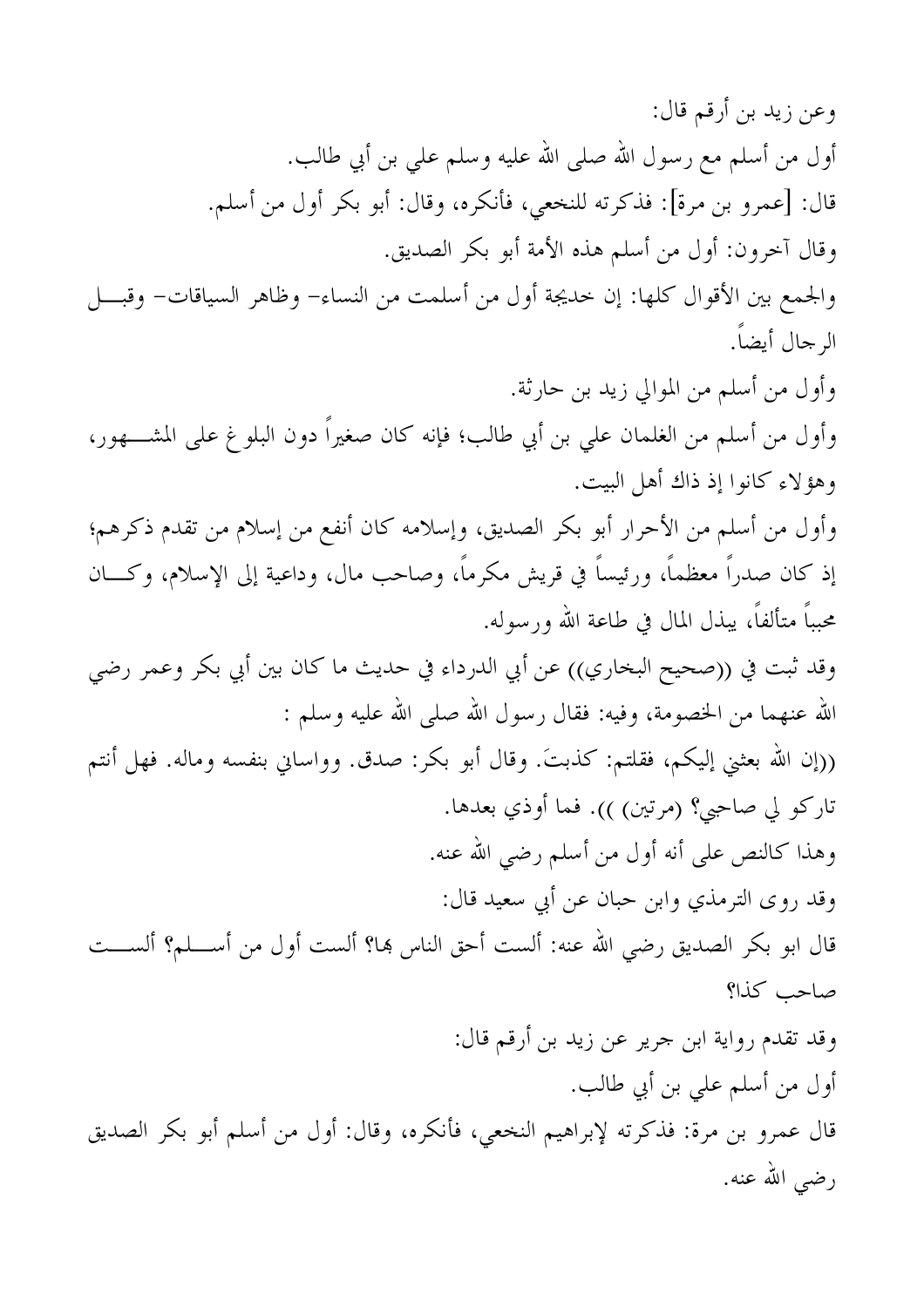وعن زيد بن أرقم قال:

أول من أسلم مع رسول الله صلى الله عليه وسلم علي بن أبي طالب.

قال: [عمرو بن مرة]: فذكرته للنخعي، فأنكره، وقال: أبو بكر أول من أسلم.

وقال آخرون: أول من أسلم هذه الأمة أبو بكر الصديق.

والجمع بين الأقوال كلها: إن خديجة أول من أسلمت من النساء- وظاهر السياقات- وقبل الرجال أيضاً.

وأول من أسلم من الموالي زيد بن حارثة.

وأول من أسلم من الغلمان علي بن أبي طالب؛ فإنه كان صغيراً دون البلوغ على المشهور، وهؤلاء كانوا إذ ذاك أهل البيت.

وأول من أسلم من الأحرار أبو بكر الصديق، وإسلامه كان أنفع من إسلام من تقدم ذكرهم؛ إذ كان صدراً معظماً، ورئيساً في قريش مكرماً، وصاحب مال، وداعية إلى الإسلام، وكان محبباً متألفاً، يبذل المال في طاعة الله ورسوله.

وقد ثبت في ((صحيح البخاري)) عن أبي الدرداء في حديث ما كان بين أبي بكر وعمر رضي الله عنهما من الخصومة، وفيه: فقال رسول الله صلى الله عليه وسلم :

((إن الله بعثني إليكم، فقلتم: كذبتَ. وقال أبو بكر: صدق. وواساني بنفسه وماله. فهل أنتم تاركو لي صاحبي؟ (مرتين) )). فما أوذي بعدها.

وهذا كالنص على أنه أول من أسلم رضي الله عنه.

وقد روى الترمذي وابن حبان عن أبي سعيد قال:

قال ابو بكر الصديق رضي الله عنه: ألست أحق الناس بها؟ ألست أول من أسلم؟ ألست صاحب كذا؟

وقد تقدم رواية ابن جرير عن زيد بن أرقم قال:

أول من أسلم علي بن أبي طالب.

قال عمرو بن مرة: فذكرته لإبراهيم النخعي، فأنكره، وقال: أول من أسلم أبو بكر الصديق رضي الله عنه.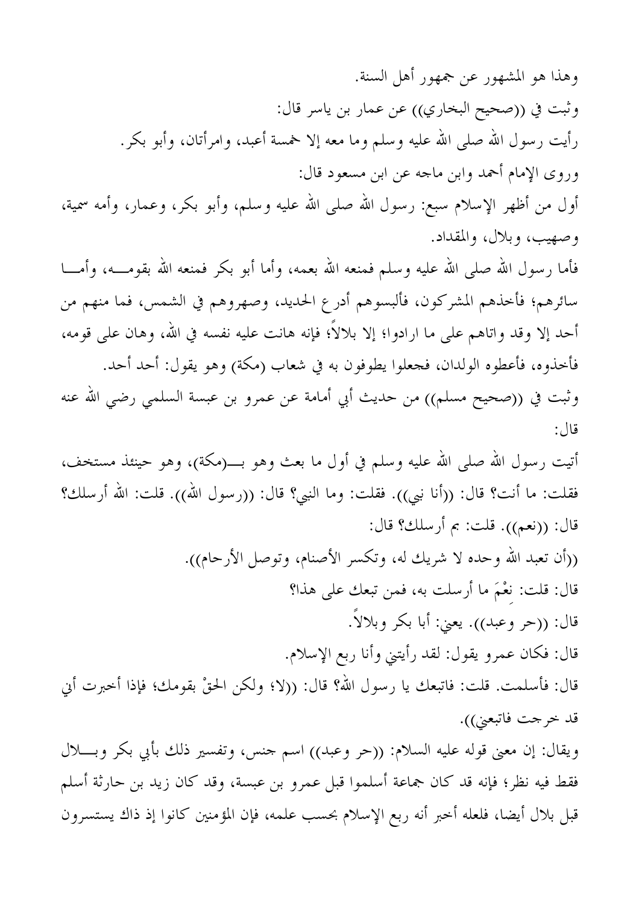وهذا هو المشهور عن جمهور أهل السنة.

وثبت في ((صحيح البخاري)) عن عمار بن ياسر قال:

رأيت رسول الله صلى الله عليه وسلم وما معه إلا خمسة أعبد، وامرأتان، وأبو بكر.

وروى الإمام أحمد وابن ماجه عن ابن مسعود قال:

أول من أظهر الإسلام سبع: رسول الله صلى الله عليه وسلم، وأبو بكر، وعمار، وأمه سمية، وصهيب، وبلال، والمقداد.

فأما رسول الله صلى الله عليه وسلم فمنعه الله بعمه، وأما أبو بكر فمنعه الله بقومه، وأما سائرهم؛ فأخذهم المشركون، فألبسوهم أدرع الحديد، وصهروهم في الشمس، فما منهم من أحد إلا وقد واتاهم على ما ارادوا؛ إلا بلالاً؛ فإنه هانت عليه نفسه في الله، وهان على قومه، فأخذوه، فأعطوه الولدان، فجعلوا يطوفون به في شعاب (مكة) وهو يقول: أحد أحد.

وثبت في ((صحيح مسلم)) من حديث أبي أمامة عن عمرو بن عبسة السلمي رضي الله عنه قال:

أتيت رسول الله صلى الله عليه وسلم في أول ما بعث وهو بـ(مكة)، وهو حينئذ مستخف، فقلت: ما أنت؟ قال: ((أنا نبي)). فقلت: وما النبي؟ قال: ((رسول الله)). قلت: الله أرسلك؟ قال: ((نعم)). قلت: بم أرسلك؟ قال:

((أن تعبد الله وحده لا شريك له، وتكسر الأصنام، وتوصل الأرحام)).

قال: قلت: نِعْمَ ما أرسلت به، فمن تبعك على هذا؟

قال: ((حر وعبد)). يعني: أبا بكر وبلالاً.

قال: فكان عمرو يقول: لقد رأيتني وأنا ربع الإسلام.

قال: فأسلمت. قلت: فاتبعك يا رسول الله؟ قال: ((لا؛ ولكن الحقْ بقومك؛ فإذا أخبرت أني قد خرجت فاتبعني)).

ويقال: إن معنى قوله عليه السلام: ((حر وعبد)) اسم جنس، وتفسير ذلك بأبي بكر وبلال فقط فيه نظر؛ فإنه قد كان جماعة أسلموا قبل عمرو بن عبسة، وقد كان زيد بن حارثة أسلم قبل بلال أيضا، فلعله أخبر أنه ربع الإسلام بحسب علمه، فإن المؤمنين كانوا إذ ذاك يستسرون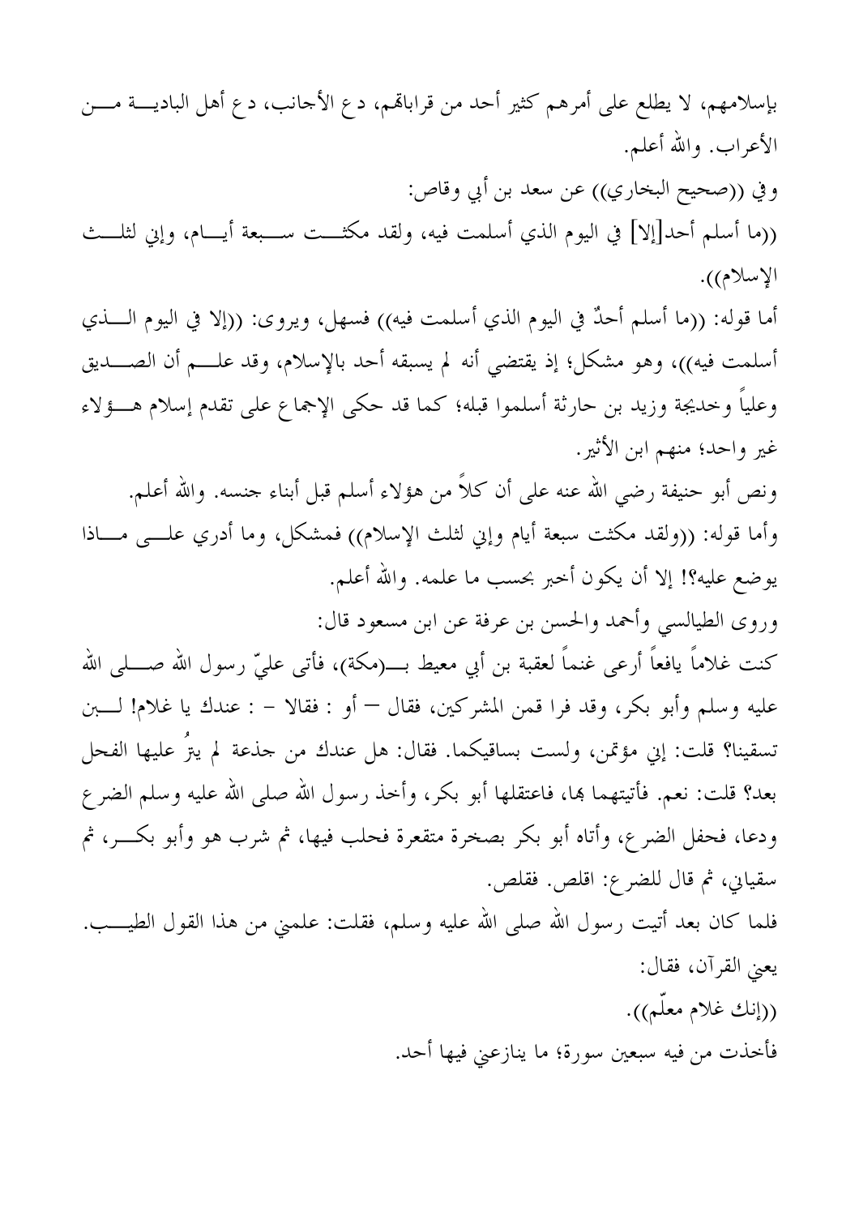بإسلامهم، لا يطلع على أمرهم كثير أحد من قراباتهم، دع الأجانب، دع أهل البادية من الأعراب. والله أعلم.

وفي ((صحيح البخاري)) عن سعد بن أبي وقاص:

((ما أسلم أحد[إلا] في اليوم الذي أسلمت فيه، ولقد مكثت سبعة أيام، وإني لثلث الإسلام)).

أما قوله: ((ما أسلم أحدٌ في اليوم الذي أسلمت فيه)) فسهل، ويروى: ((إلا في اليوم الذي أسلمت فيه))، وهو مشكل؛ إذ يقتضي أنه لم يسبقه أحد بالإسلام، وقد علم أن الصديق وعلياً وخديجة وزيد بن حارثة أسلموا قبله؛ كما قد حكى الإجماع على تقدم إسلام هؤلاء غير واحد؛ منهم ابن الأثير.

ونص أبو حنيفة رضي الله عنه على أن كلاً من هؤلاء أسلم قبل أبناء جنسه. والله أعلم.

وأما قوله: ((ولقد مكثت سبعة أيام وإني لثلث الإسلام)) فمشكل، وما أدري على ماذا يوضع عليه؟! إلا أن يكون أخبر بحسب ما علمه. والله أعلم.

وروى الطيالسي وأحمد والحسن بن عرفة عن ابن مسعود قال:

كنت غلاماً يافعاً أرعى غنماً لعقبة بن أبي معيط بـ(مكة)، فأتى عليّ رسول الله صلى الله عليه وسلم وأبو بكر، وقد فرا قمن المشركين، فقال – أو : فقالا - : عندك يا غلام! لبن تسقينا؟ قلت: إني مؤتمن، ولست بساقيكما. فقال: هل عندك من جذعة لم ينزُ عليها الفحل بعد؟ قلت: نعم. فأتيتهما بها، فاعتقلها أبو بكر، وأخذ رسول الله صلى الله عليه وسلم الضرع ودعا، فحفل الضرع، وأتاه أبو بكر بصخرة متقعرة فحلب فيها، ثم شرب هو وأبو بكر، ثم سقياني، ثم قال للضرع: اقلص. فقلص.

فلما كان بعد أتيت رسول الله صلى الله عليه وسلم، فقلت: علمني من هذا القول الطيب. يعني القرآن، فقال:

((إنك غلام معلّم)).

فأخذت من فيه سبعين سورة؛ ما ينازعني فيها أحد.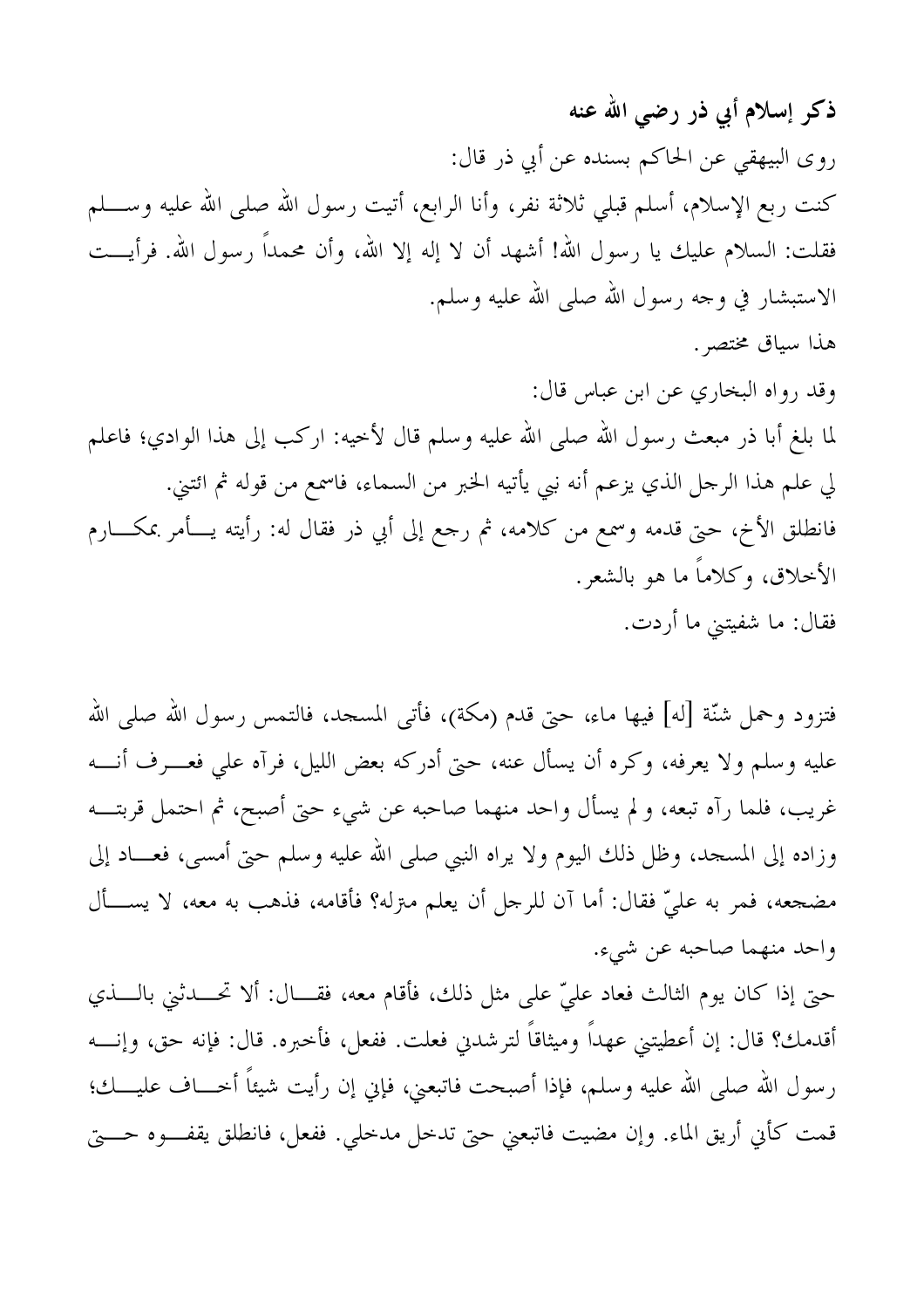## ذكر إسلام أبي ذر رضي الله عنه

روى البيهقي عن الحاكم بسنده عن أبي ذر قال:

كنت ربع الإسلام، أسلم قبلي ثلاثة نفر، وأنا الرابع، أتيت رسول الله صلى الله عليه وسلم فقلت: السلام عليك يا رسول الله! أشهد أن لا إله إلا الله، وأن محمداً رسول الله. فرأيت الاستبشار في وجه رسول الله صلى الله عليه وسلم.

هذا سياق مختصر.

وقد رواه البخاري عن ابن عباس قال:

لما بلغ أبا ذر مبعث رسول الله صلى الله عليه وسلم قال لأخيه: اركب إلى هذا الوادي؛ فاعلم لي علم هذا الرجل الذي يزعم أنه نبي يأتيه الخبر من السماء، فاسمع من قوله ثم ائتني.

فانطلق الأخ، حتى قدمه وسمع من كلامه، ثم رجع إلى أبي ذر فقال له: رأيته يأمر بمكارم الأخلاق، وكلاماً ما هو بالشعر.

فقال: ما شفيتني ما أردت.

فتزود وحمل شنّة [له] فيها ماء، حتى قدم (مكة)، فأتى المسجد، فالتمس رسول الله صلى الله عليه وسلم ولا يعرفه، وكره أن يسأل عنه، حتى أدركه بعض الليل، فرآه علي فعرف أنه غريب، فلما رآه تبعه، ولم يسأل واحد منهما صاحبه عن شيء حتى أصبح، ثم احتمل قربته وزاده إلى المسجد، وظل ذلك اليوم ولا يراه النبي صلى الله عليه وسلم حتى أمسى، فعاد إلى مضجعه، فمر به عليّ فقال: أما آن للرجل أن يعلم منزله؟ فأقامه، فذهب به معه، لا يسأل واحد منهما صاحبه عن شيء.

حتى إذا كان يوم الثالث فعاد عليّ على مثل ذلك، فأقام معه، فقال: ألا تحدثني بالذي أقدمك؟ قال: إن أعطيتني عهداً وميثاقاً لترشدني فعلت. ففعل، فأخبره. قال: فإنه حق، وإنه رسول الله صلى الله عليه وسلم، فإذا أصبحت فاتبعني، فإني إن رأيت شيئاً أخاف عليك؛ قمت كأني أريق الماء. وإن مضيت فاتبعني حتى تدخل مدخلي. ففعل، فانطلق يقفوه حتى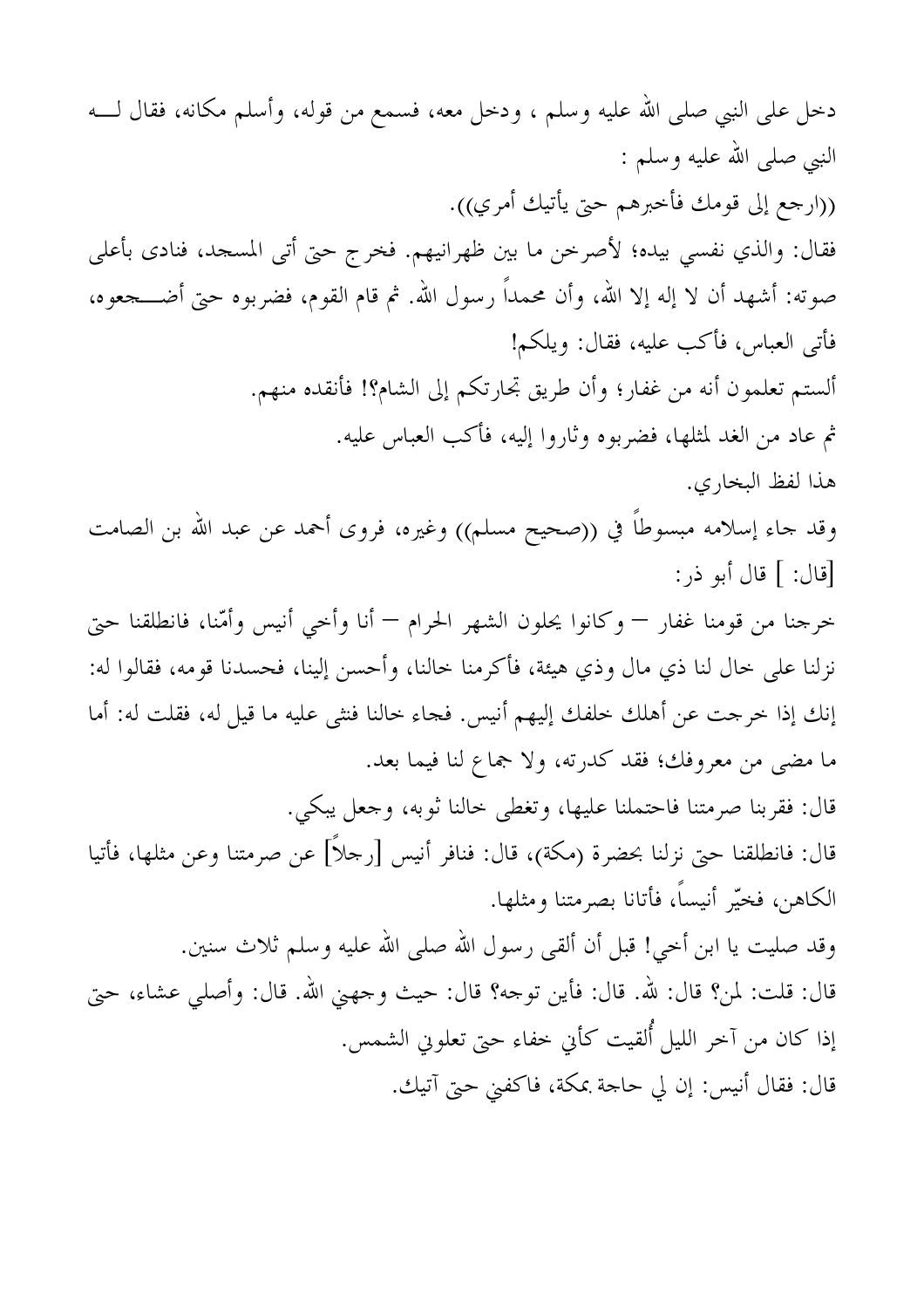دخل على النبي صلى الله عليه وسلم ، ودخل معه، فسمع من قوله، وأسلم مكانه، فقال له النبي صلى الله عليه وسلم :

((ارجع إلى قومك فأخبرهم حتى يأتيك أمري)).

فقال: والذي نفسي بيده؛ لأصرخن ما بين ظهرانيهم. فخرج حتى أتى المسجد، فنادى بأعلى صوته: أشهد أن لا إله إلا الله، وأن محمداً رسول الله. ثم قام القوم، فضربوه حتى أضجعوه، فأتى العباس، فأكب عليه، فقال: ويلكم!

ألستم تعلمون أنه من غفار؛ وأن طريق تجارتكم إلى الشام؟! فأنقذه منهم.

ثم عاد من الغد لمثلها، فضربوه وثاروا إليه، فأكب العباس عليه.

هذا لفظ البخاري.

وقد جاء إسلامه مبسوطاً في ((صحيح مسلم)) وغيره، فروى أحمد عن عبد الله بن الصامت [قال: ] قال أبو ذر:

خرجنا من قومنا غفار — وكانوا يحلون الشهر الحرام — أنا وأخي أنيس وأمّنا، فانطلقنا حتى نزلنا على خال لنا ذي مال وذي هيئة، فأكرمنا خالنا، وأحسن إلينا، فحسدنا قومه، فقالوا له: إنك إذا خرجت عن أهلك خلفك إليهم أنيس. فجاء خالنا فنثى عليه ما قيل له، فقلت له: أما ما مضى من معروفك؛ فقد كدرته، ولا جماع لنا فيما بعد.

قال: فقربنا صرمتنا فاحتملنا عليها، وتغطى خالنا ثوبه، وجعل يبكي.

قال: فانطلقنا حتى نزلنا بحضرة (مكة)، قال: فنافر أنيس [رجلاً] عن صرمتنا وعن مثلها، فأتيا الكاهن، فخيّر أنيساً، فأتانا بصرمتنا ومثلها.

وقد صليت يا ابن أخي! قبل أن ألقى رسول الله صلى الله عليه وسلم ثلاث سنين.

قال: قلت: لمن؟ قال: لله. قال: فأين توجه؟ قال: حيث وجهني الله. قال: وأصلي عشاء، حتى إذا كان من آخر الليل أُلقيت كأني خفاء حتى تعلوني الشمس.

قال: فقال أنيس: إن لي حاجة بمكة، فاكفني حتى آتيك.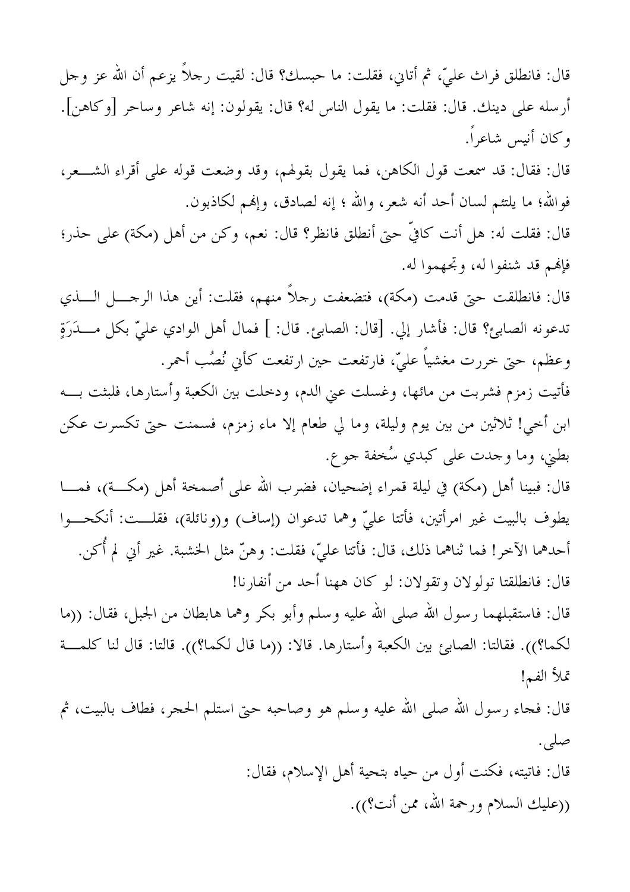قال: فانطلق فراث عليّ، ثم أتاني، فقلت: ما حبسك؟ قال: لقيت رجلاً يزعم أن الله عز وجل أرسله على دينك. قال: فقلت: ما يقول الناس له؟ قال: يقولون: إنه شاعر وساحر [وكاهن]. وكان أنيس شاعراً.

قال: فقال: قد سمعت قول الكاهن، فما يقول بقولهم، وقد وضعت قوله على أقراء الشعر، فوالله؛ ما يلتئم لسان أحد أنه شعر، والله ؛ إنه لصادق، وإنهم لكاذبون.

قال: فقلت له: هل أنت كافيّ حتى أنطلق فانظر؟ قال: نعم، وكن من أهل (مكة) على حذر؛ فإنهم قد شنفوا له، وتجهموا له.

قال: فانطلقت حتى قدمت (مكة)، فتضعفت رجلاً منهم، فقلت: أين هذا الرجل الذي تدعونه الصابئ؟ قال: فأشار إلي. [قال: الصابئ. قال: ] فمال أهل الوادي عليّ بكل مدرة وعظم، حتى خررت مغشياً عليّ، فارتفعت حين ارتفعت كأني نُصُب أحمر.

فأتيت زمزم فشربت من مائها، وغسلت عني الدم، ودخلت بين الكعبة وأستارها، فلبثت به ابن أخي! ثلاثين من بين يوم وليلة، وما لي طعام إلا ماء زمزم، فسمنت حتى تكسرت عكن بطني، وما وجدت على كبدي سُخفة جوع.

قال: فبينا أهل (مكة) في ليلة قمراء إضحيان، فضرب الله على أصمخة أهل (مكة)، فما يطوف بالبيت غير امرأتين، فأتتا عليّ وهما تدعوان (إساف) و(نائلة)، فقلت: أنكحوا أحدهما الآخر! فما ثناهما ذلك، قال: فأتتا عليّ، فقلت: وهنّ مثل الخشبة. غير أني لم أُكن.

قال: فانطلقتا تولولان وتقولان: لو كان ههنا أحد من أنفارنا!

قال: فاستقبلهما رسول الله صلى الله عليه وسلم وأبو بكر وهما هابطان من الجبل، فقال: ((ما لكما؟)). فقالتا: الصابئ بين الكعبة وأستارها. قالا: ((ما قال لكما؟)). قالتا: قال لنا كلمة تملأ الفم!

قال: فجاء رسول الله صلى الله عليه وسلم هو وصاحبه حتى استلم الحجر، فطاف بالبيت، ثم صلى.

قال: فاتيته، فكنت أول من حياه بتحية أهل الإسلام، فقال:

((عليك السلام ورحمة الله، ممن أنت؟)).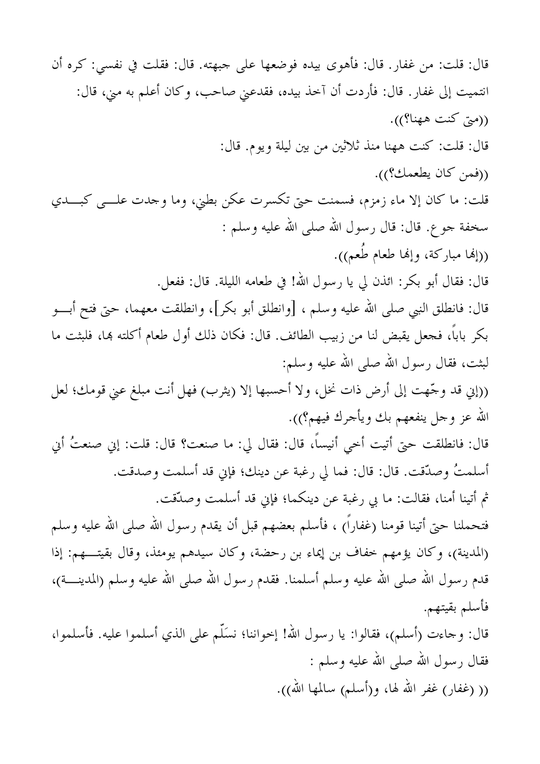قال: قلت: من غفار. قال: فأهوى بيده فوضعها على جبهته. قال: فقلت في نفسي: كره أن انتميت إلى غفار. قال: فأردت أن آخذ بيده، فقدعني صاحب، وكان أعلم به مني، قال:

((متى كنت ههنا؟)).

قال: قلت: كنت ههنا منذ ثلاثين من بين ليلة ويوم. قال:

((فمن كان يطعمك؟)).

قلت: ما كان إلا ماء زمزم، فسمنت حتى تكسرت عكن بطني، وما وجدت على كبدي سخفة جوع. قال: قال رسول الله صلى الله عليه وسلم :

((إنها مباركة، وإنها طعام طُعم)).

قال: فقال أبو بكر: ائذن لي يا رسول الله! في طعامه الليلة. قال: ففعل.

قال: فانطلق النبي صلى الله عليه وسلم ، [وانطلق أبو بكر]، وانطلقت معهما، حتى فتح أبو بكر باباً، فجعل يقبض لنا من زبيب الطائف. قال: فكان ذلك أول طعام أكلته بها، فلبثت ما لبثت، فقال رسول الله صلى الله عليه وسلم:

((إني قد وجّهت إلى أرض ذات نخل، ولا أحسبها إلا (يثرب) فهل أنت مبلغ عني قومك؛ لعل الله عز وجل ينفعهم بك ويأجرك فيهم؟)).

قال: فانطلقت حتى أتيت أخي أنيساً، قال: فقال لي: ما صنعت؟ قال: قلت: إني صنعتُ أني أسلمتُ وصدّقت. قال: قال: فما لي رغبة عن دينك؛ فإني قد أسلمت وصدقت.

ثم أتينا أمنا، فقالت: ما بي رغبة عن دينكما؛ فإني قد أسلمت وصدّقت.

فتحملنا حتى أتينا قومنا (غفاراً) ، فأسلم بعضهم قبل أن يقدم رسول الله صلى الله عليه وسلم (المدينة)، وكان يؤمهم خفاف بن إيماء بن رحضة، وكان سيدهم يومئذ، وقال بقيتهم: إذا قدم رسول الله صلى الله عليه وسلم أسلمنا. فقدم رسول الله صلى الله عليه وسلم (المدينة)، فأسلم بقيتهم.

قال: وجاءت (أسلم)، فقالوا: يا رسول الله! إخواننا؛ نسَلّم على الذي أسلموا عليه. فأسلموا، فقال رسول الله صلى الله عليه وسلم :

(( (غفار) غفر الله لها، و(أسلم) سالمها الله)).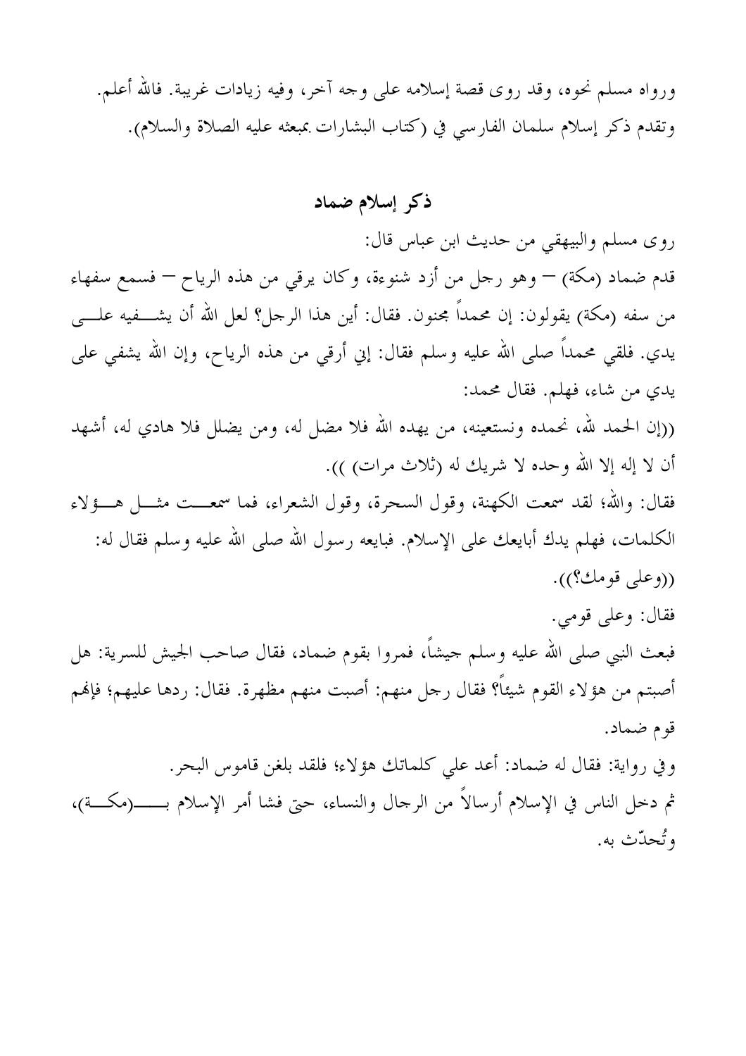ورواه مسلم نحوه، وقد روى قصة إسلامه على وجه آخر، وفيه زيادات غريبة. فالله أعلم.
وتقدم ذكر إسلام سلمان الفارسي في (كتاب البشارات بمبعثه عليه الصلاة والسلام).

## ذكر إسلام ضماد

روى مسلم والبيهقي من حديث ابن عباس قال:

قدم ضماد (مكة) — وهو رجل من أزد شنوءة، وكان يرقي من هذه الرياح — فسمع سفهاء من سفه (مكة) يقولون: إن محمداً مجنون. فقال: أين هذا الرجل؟ لعل الله أن يشفيه على يدي. فلقي محمداً صلى الله عليه وسلم فقال: إني أرقي من هذه الرياح، وإن الله يشفي على يدي من شاء، فهلم. فقال محمد:

((إن الحمد لله، نحمده ونستعينه، من يهده الله فلا مضل له، ومن يضلل فلا هادي له، أشهد أن لا إله إلا الله وحده لا شريك له (ثلاث مرات) )).

فقال: والله؛ لقد سمعت الكهنة، وقول السحرة، وقول الشعراء، فما سمعت مثل هؤلاء الكلمات، فهلم يدك أبايعك على الإسلام. فبايعه رسول الله صلى الله عليه وسلم فقال له: ((وعلى قومك؟)).

فقال: وعلى قومي.

فبعث النبي صلى الله عليه وسلم جيشاً، فمروا بقوم ضماد، فقال صاحب الجيش للسرية: هل أصبتم من هؤلاء القوم شيئاً؟ فقال رجل منهم: أصبت منهم مظهرة. فقال: ردها عليهم؛ فإنهم قوم ضماد.

وفي رواية: فقال له ضماد: أعد علي كلماتك هؤلاء؛ فلقد بلغن قاموس البحر.

ثم دخل الناس في الإسلام أرسالاً من الرجال والنساء، حتى فشا أمر الإسلام بـ(مكة)، وتُحدّث به.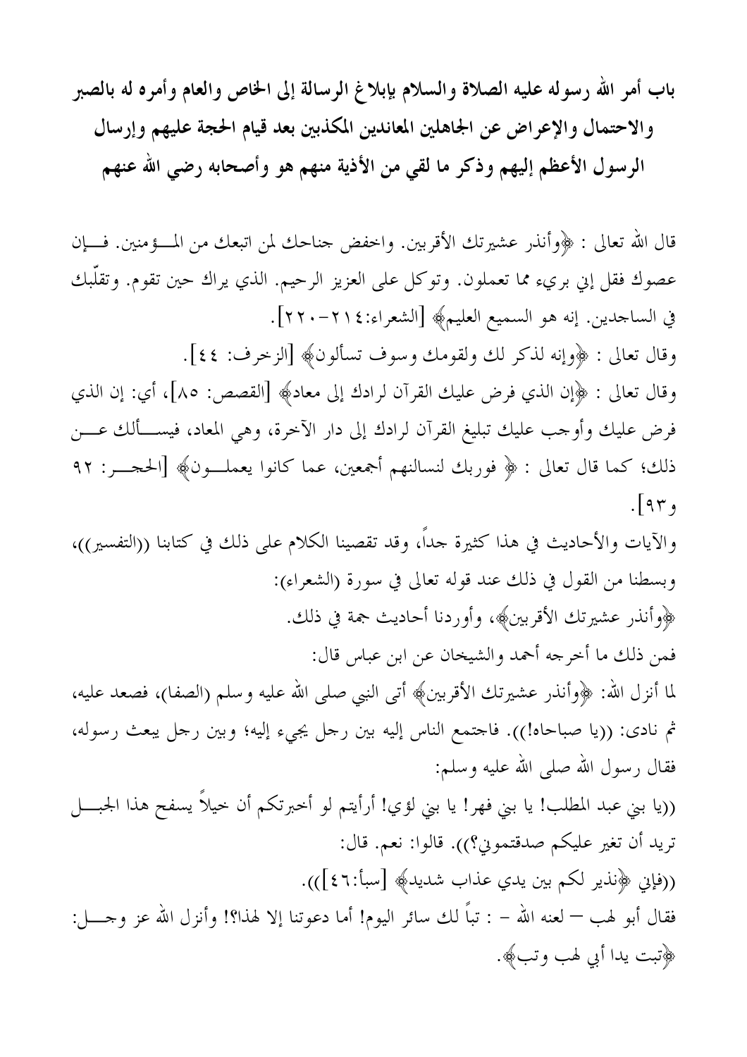## باب أمر الله رسوله عليه الصلاة والسلام بإبلاغ الرسالة إلى الخاص والعام وأمره له بالصبر والاحتمال والإعراض عن الجاهلين المعاندين المكذبين بعد قيام الحجة عليهم وإرسال الرسول الأعظم إليهم وذكر ما لقي من الأذية منهم هو وأصحابه رضي الله عنهم

قال الله تعالى : ﴿وأنذر عشيرتك الأقربين. واخفض جناحك لمن اتبعك من المؤمنين. فإن عصوك فقل إني بريء مما تعملون. وتوكل على العزيز الرحيم. الذي يراك حين تقوم. وتقلّبك في الساجدين. إنه هو السميع العليم﴾ [الشعراء:٢١٤-٢٢٠].

وقال تعالى : ﴿وإنه لذكر لك ولقومك وسوف تسألون﴾ [الزخرف: ٤٤].

وقال تعالى : ﴿إن الذي فرض عليك القرآن لرادك إلى معاد﴾ [القصص: ٨٥]، أي: إن الذي فرض عليك وأوجب عليك تبليغ القرآن لرادك إلى دار الآخرة، وهي المعاد، فيسألك عن ذلك؛ كما قال تعالى : ﴿ فوربك لنسالنهم أجمعين، عما كانوا يعملون﴾ [الحجر: ٩٢ و٩٣].

والآيات والأحاديث في هذا كثيرة جداً، وقد تقصينا الكلام على ذلك في كتابنا ((التفسير))، وبسطنا من القول في ذلك عند قوله تعالى في سورة (الشعراء):

﴿وأنذر عشيرتك الأقربين﴾، وأوردنا أحاديث جمة في ذلك.

فمن ذلك ما أخرجه أحمد والشيخان عن ابن عباس قال:

لما أنزل الله: ﴿وأنذر عشيرتك الأقربين﴾ أتى النبي صلى الله عليه وسلم (الصفا)، فصعد عليه، ثم نادى: ((يا صباحاه!)). فاجتمع الناس إليه بين رجل يجيء إليه؛ وبين رجل يبعث رسوله، فقال رسول الله صلى الله عليه وسلم:

((يا بني عبد المطلب! يا بني فهر! يا بني لؤي! أرأيتم لو أخبرتكم أن خيلاً يسفح هذا الجبل تريد أن تغير عليكم صدقتموني؟)). قالوا: نعم. قال:

((فإني ﴿نذير لكم بين يدي عذاب شديد﴾ [سبأ:٤٦])).

فقال أبو لهب – لعنه الله – : تباً لك سائر اليوم! أما دعوتنا إلا لهذا؟! وأنزل الله عز وجل: ﴿تبت يدا أبي لهب وتب﴾.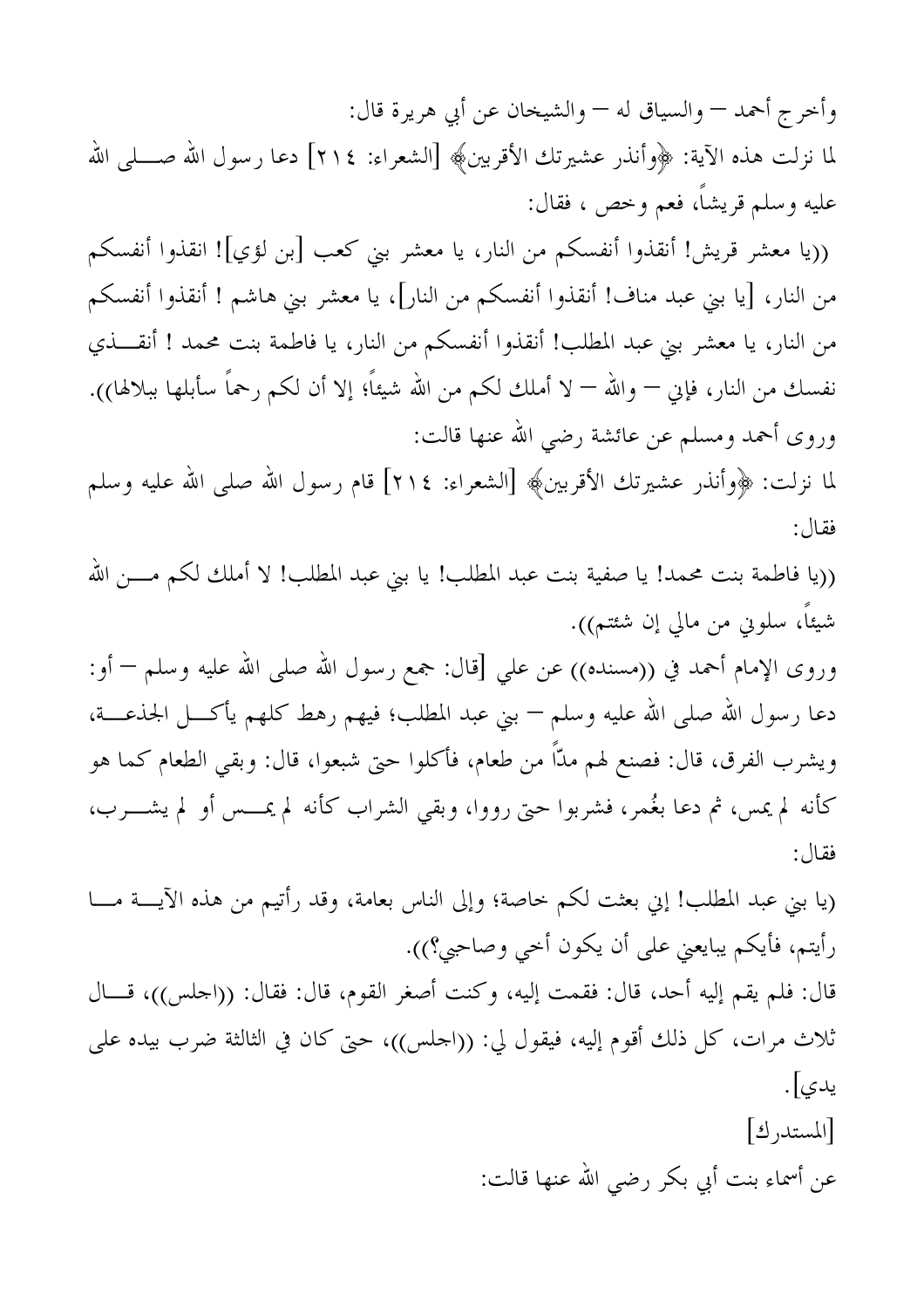وأخرج أحمد – والسياق له – والشيخان عن أبي هريرة قال:

لما نزلت هذه الآية: ﴿وأنذر عشيرتك الأقربين﴾ [الشعراء: ٢١٤] دعا رسول الله صلى الله عليه وسلم قريشاً، فعم وخص ، فقال:

((يا معشر قريش! أنقذوا أنفسكم من النار، يا معشر بني كعب [بن لؤي]! انقذوا أنفسكم من النار، [يا بني عبد مناف! أنقذوا أنفسكم من النار]، يا معشر بني هاشم ! أنقذوا أنفسكم من النار، يا معشر بني عبد المطلب! أنقذوا أنفسكم من النار، يا فاطمة بنت محمد ! أنقذي نفسك من النار، فإني – والله – لا أملك لكم من الله شيئاً؛ إلا أن لكم رحماً سأبلها ببلالها)).

وروى أحمد ومسلم عن عائشة رضي الله عنها قالت:

لما نزلت: ﴿وأنذر عشيرتك الأقربين﴾ [الشعراء: ٢١٤] قام رسول الله صلى الله عليه وسلم فقال:

((يا فاطمة بنت محمد! يا صفية بنت عبد المطلب! يا بني عبد المطلب! لا أملك لكم من الله شيئاً، سلوني من مالي إن شئتم)).

وروى الإمام أحمد في ((مسنده)) عن علي [قال: جمع رسول الله صلى الله عليه وسلم – أو: دعا رسول الله صلى الله عليه وسلم – بني عبد المطلب؛ فيهم رهط كلهم يأكل الجذعة، ويشرب الفرق، قال: فصنع لهم مدّاً من طعام، فأكلوا حتى شبعوا، قال: وبقي الطعام كما هو كأنه لم يمس، ثم دعا بغُمر، فشربوا حتى رووا، وبقي الشراب كأنه لم يمس أو لم يشرب، فقال:

(يا بني عبد المطلب! إني بعثت لكم خاصة؛ وإلى الناس بعامة، وقد رأيتم من هذه الآية ما رأيتم، فأيكم يبايعني على أن يكون أخي وصاحبي؟)).

قال: فلم يقم إليه أحد، قال: فقمت إليه، وكنت أصغر القوم، قال: فقال: ((اجلس))، قال ثلاث مرات، كل ذلك أقوم إليه، فيقول لي: ((اجلس))، حتى كان في الثالثة ضرب بيده على يدي].

[المستدرك]

عن أسماء بنت أبي بكر رضي الله عنها قالت: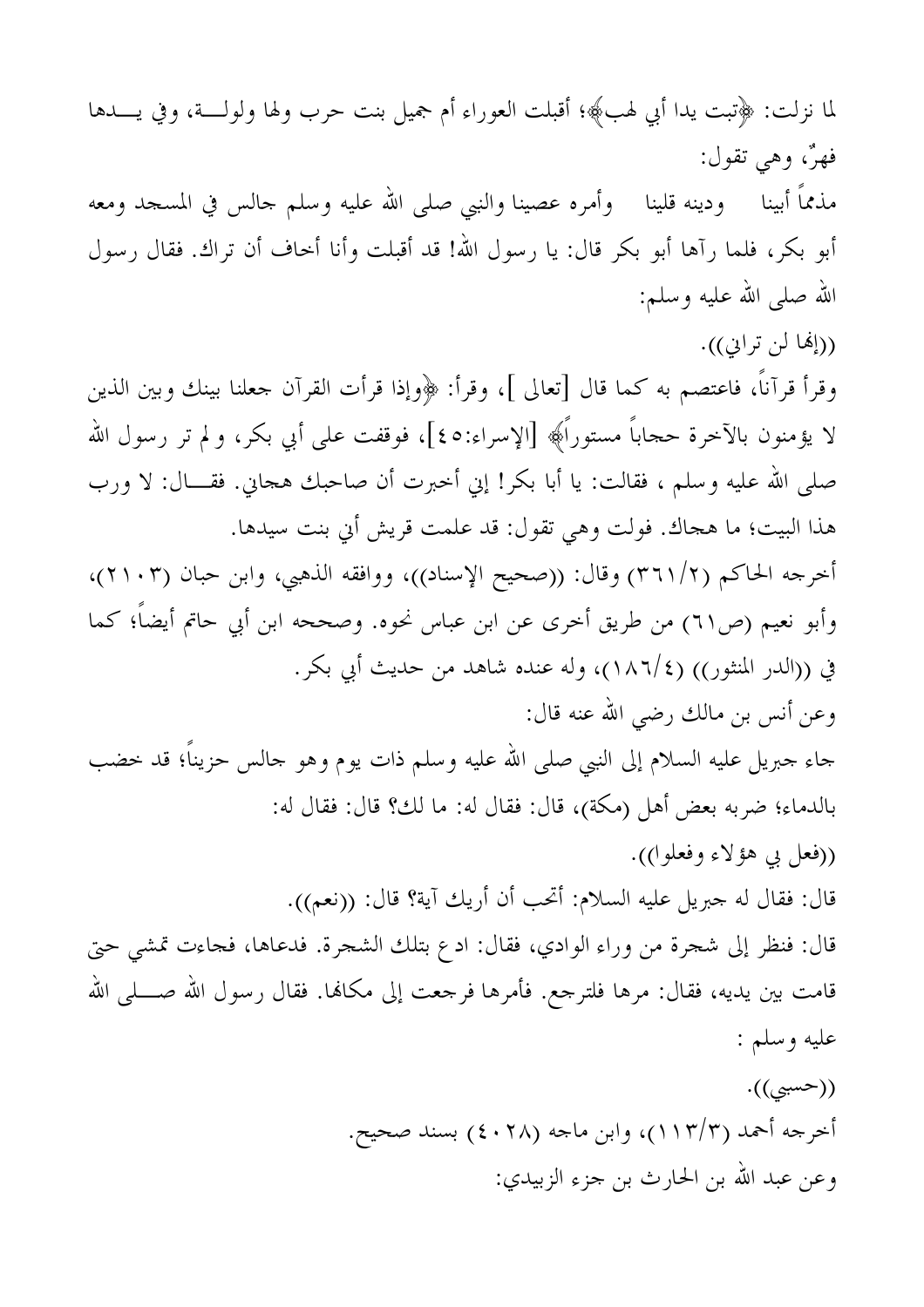لما نزلت: ﴿تبت يدا أبي لهب﴾؛ أقبلت العوراء أم جميل بنت حرب ولها ولولــة، وفي يــدها فهرٌ، وهي تقول:

مذمماً أبينا    ودينه قلينا    وأمره عصينا والنبي صلى الله عليه وسلم جالس في المسجد ومعه أبو بكر، فلما رآها أبو بكر قال: يا رسول الله! قد أقبلت وأنا أخاف أن تراك. فقال رسول الله صلى الله عليه وسلم:

((إنها لن تراني)).

وقرأ قرآناً، فاعتصم به كما قال [تعالى ]، وقرأ: ﴿وإذا قرأت القرآن جعلنا بينك وبين الذين لا يؤمنون بالآخرة حجاباً مستوراً﴾ [الإسراء:٤٥]، فوقفت على أبي بكر، ولم تر رسول الله صلى الله عليه وسلم ، فقالت: يا أبا بكر! إني أخبرت أن صاحبك هجاني. فقــال: لا ورب هذا البيت؛ ما هجاك. فولت وهي تقول: قد علمت قريش أني بنت سيدها.

أخرجه الحاكم (٢/٣٦١) وقال: ((صحيح الإسناد))، ووافقه الذهبي، وابن حبان (٢١٠٣)، وأبو نعيم (ص٦١) من طريق أخرى عن ابن عباس نحوه. وصححه ابن أبي حاتم أيضاً؛ كما في ((الدر المنثور)) (٤/١٨٦)، وله عنده شاهد من حديث أبي بكر.

وعن أنس بن مالك رضي الله عنه قال:

جاء جبريل عليه السلام إلى النبي صلى الله عليه وسلم ذات يوم وهو جالس حزيناً؛ قد خضب بالدماء؛ ضربه بعض أهل (مكة)، قال: فقال له: ما لك؟ قال: فقال له:

((فعل بي هؤلاء وفعلوا)).

قال: فقال له جبريل عليه السلام: أتحب أن أريك آية؟ قال: ((نعم)).

قال: فنظر إلى شجرة من وراء الوادي، فقال: ادع بتلك الشجرة. فدعاها، فجاءت تمشي حتى قامت بين يديه، فقال: مرها فلترجع. فأمرها فرجعت إلى مكانها. فقال رسول الله صــلى الله عليه وسلم :

((حسبي)).

أخرجه أحمد (٣/١١٣)، وابن ماجه (٤٠٢٨) بسند صحيح.

وعن عبد الله بن الحارث بن جزء الزبيدي: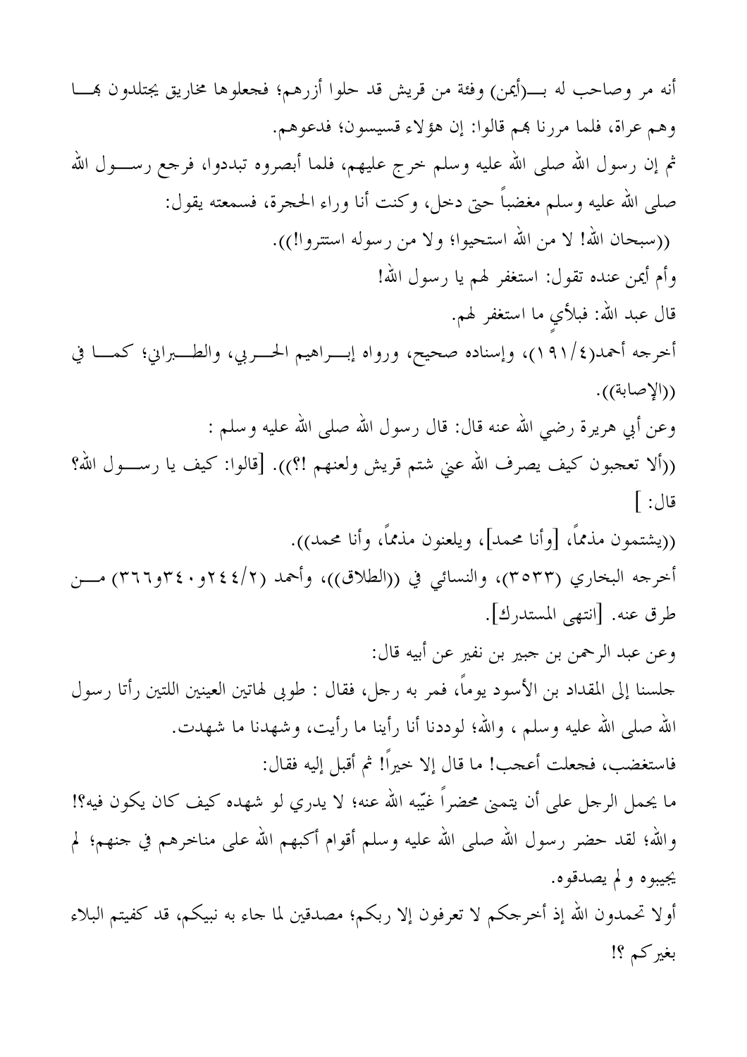أنه مر وصاحب له بـــ(أيمن) وفئة من قريش قد حلوا أزرهم؛ فجعلوها مخاريق يجتلدون بهـــا وهم عراة، فلما مررنا بهم قالوا: إن هؤلاء قسيسون؛ فدعوهم.

ثم إن رسول الله صلى الله عليه وسلم خرج عليهم، فلما أبصروه تبددوا، فرجع رســـول الله صلى الله عليه وسلم مغضباً حتى دخل، وكنت أنا وراء الحجرة، فسمعته يقول:

((سبحان الله! لا من الله استحيوا؛ ولا من رسوله استتروا!)).

وأم أيمن عنده تقول: استغفر لهم يا رسول الله!

قال عبد الله: فبلأيٍ ما استغفر لهم.

أخرجه أحمد(١٩١/٤)، وإسناده صحيح، ورواه إبـــراهيم الحـــربي، والطـــبراني؛ كمـــا في ((الإصابة)).

وعن أبي هريرة رضي الله عنه قال: قال رسول الله صلى الله عليه وسلم :

((ألا تعجبون كيف يصرف الله عني شتم قريش ولعنهم !؟)). [قالوا: كيف يا رســـول الله؟ قال: ]

((يشتمون مذمماً، [وأنا محمد]، ويلعنون مذمماً، وأنا محمد)).

أخرجه البخاري (٣٥٣٣)، والنسائي في ((الطلاق))، وأحمد (٢٤٤/٢و٣٤٠و٣٦٦) مـــن طرق عنه. [انتهى المستدرك].

وعن عبد الرحمن بن جبير بن نفير عن أبيه قال:

جلسنا إلى المقداد بن الأسود يوماً، فمر به رجل، فقال : طوبى لهاتين العينين اللتين رأتا رسول الله صلى الله عليه وسلم ، والله؛ لوددنا أنا رأينا ما رأيت، وشهدنا ما شهدت.

فاستغضب، فجعلت أعجب! ما قال إلا خيراً! ثم أقبل إليه فقال:

ما يحمل الرجل على أن يتمنى محضراً غيّبه الله عنه؛ لا يدري لو شهده كيف كان يكون فيه؟! والله؛ لقد حضر رسول الله صلى الله عليه وسلم أقوام أكبهم الله على مناخرهم في جنهم؛ لم يجيبوه و لم يصدقوه.

أولا تحمدون الله إذ أخرجكم لا تعرفون إلا ربكم؛ مصدقين لما جاء به نبيكم، قد كفيتم البلاء بغيركم ؟!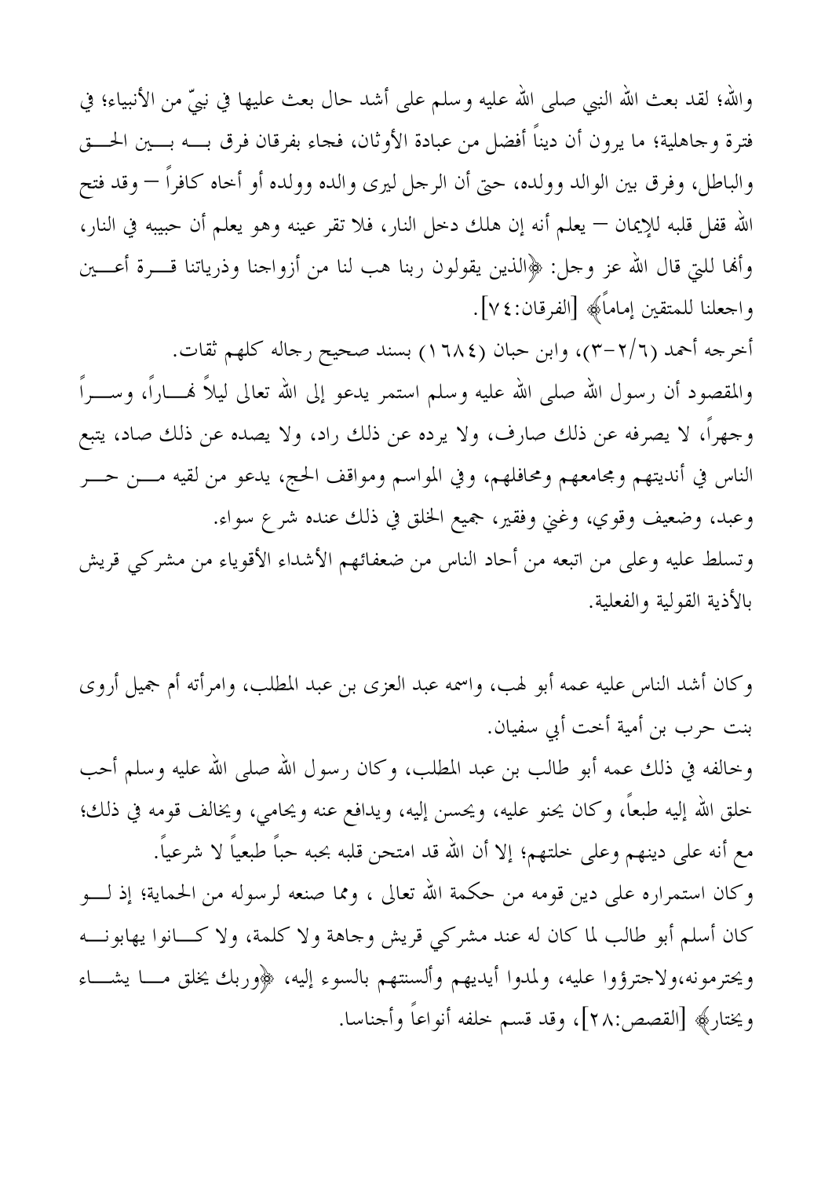والله؛ لقد بعث الله النبي صلى الله عليه وسلم على أشد حال بعث عليها في نبيّ من الأنبياء؛ في فترة وجاهلية؛ ما يرون أن ديناً أفضل من عبادة الأوثان، فجاء بفرقان فرق بـه بـين الحـق والباطل، وفرق بين الوالد وولده، حتى أن الرجل ليرى والده وولده أو أخاه كافراً — وقد فتح الله قفل قلبه للإيمان — يعلم أنه إن هلك دخل النار، فلا تقر عينه وهو يعلم أن حبيبه في النار، وأنها للتي قال الله عز وجل: ﴿الذين يقولون ربنا هب لنا من أزواجنا وذرياتنا قـرة أعـين واجعلنا للمتقين إماماً﴾ [الفرقان:٧٤].

أخرجه أحمد (٦/٢-٣)، وابن حبان (١٦٨٤) بسند صحيح رجاله كلهم ثقات.

والمقصود أن رسول الله صلى الله عليه وسلم استمر يدعو إلى الله تعالى ليلاً نهـاراً، وسـراً وجهراً، لا يصرفه عن ذلك صارف، ولا يرده عن ذلك راد، ولا يصده عن ذلك صاد، يتبع الناس في أنديتهم ومجامعهم ومحافلهم، وفي المواسم ومواقف الحج، يدعو من لقيه مـن حـر وعبد، وضعيف وقوي، وغني وفقير، جميع الخلق في ذلك عنده شرع سواء.

وتسلط عليه وعلى من اتبعه من أحاد الناس من ضعفائهم الأشداء الأقوياء من مشركي قريش بالأذية القولية والفعلية.

وكان أشد الناس عليه عمه أبو لهب، واسمه عبد العزى بن عبد المطلب، وامرأته أم جميل أروى بنت حرب بن أمية أخت أبي سفيان.

وخالفه في ذلك عمه أبو طالب بن عبد المطلب، وكان رسول الله صلى الله عليه وسلم أحب خلق الله إليه طبعاً، وكان يحنو عليه، ويحسن إليه، ويدافع عنه ويحامي، ويخالف قومه في ذلك؛ مع أنه على دينهم وعلى خلتهم؛ إلا أن الله قد امتحن قلبه بحبه حباً طبعياً لا شرعياً.

وكان استمراره على دين قومه من حكمة الله تعالى ، ومما صنعه لرسوله من الحماية؛ إذ لـو كان أسلم أبو طالب لما كان له عند مشركي قريش وجاهة ولا كلمة، ولا كـانوا يهابونـه ويحترمونه،ولاجترؤوا عليه، ولمدوا أيديهم وألسنتهم بالسوء إليه، ﴿وربك يخلق مـا يشـاء ويختار﴾ [القصص:٢٨]، وقد قسم خلقه أنواعاً وأجناسا.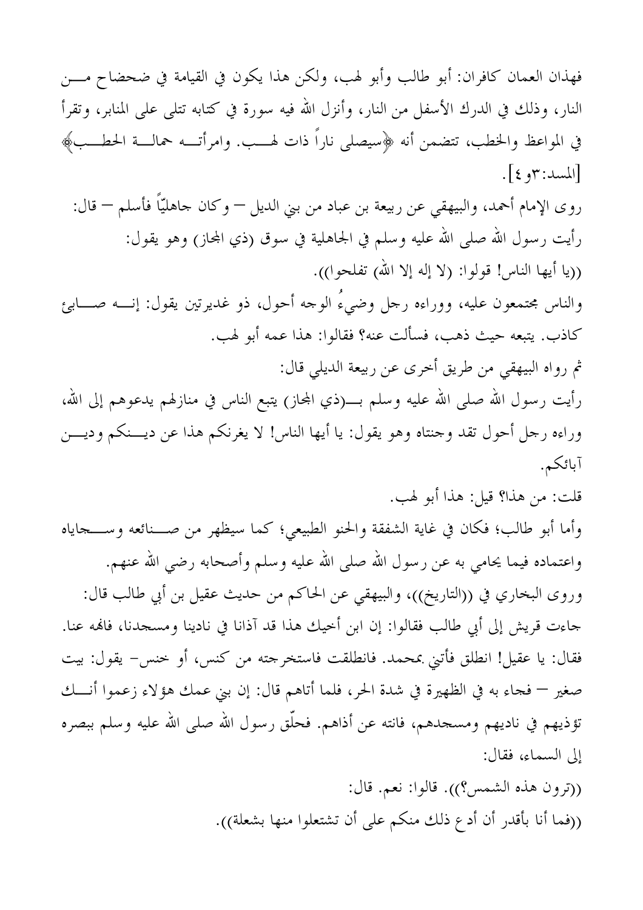فهذان العمان كافران: أبو طالب وأبو لهب، ولكن هذا يكون في القيامة في ضحضاح من النار، وذلك في الدرك الأسفل من النار، وأنزل الله فيه سورة في كتابه تتلى على المنابر، وتقرأ في المواعظ والخطب، تتضمن أنه ﴿سيصلى ناراً ذات لهب. وامرأته حمالة الحطب﴾ [المسد:٣و٤].

روى الإمام أحمد، والبيهقي عن ربيعة بن عباد من بني الديل – وكان جاهليّاً فأسلم – قال: رأيت رسول الله صلى الله عليه وسلم في الجاهلية في سوق (ذي المجاز) وهو يقول:

((يا أيها الناس! قولوا: (لا إله إلا الله) تفلحوا)).

والناس مجتمعون عليه، ووراءه رجل وضيءُ الوجه أحول، ذو غديرتين يقول: إنه صابئ كاذب. يتبعه حيث ذهب، فسألت عنه؟ فقالوا: هذا عمه أبو لهب.

ثم رواه البيهقي من طريق أخرى عن ربيعة الديلي قال:

رأيت رسول الله صلى الله عليه وسلم بـ(ذي المجاز) يتبع الناس في منازلهم يدعوهم إلى الله، وراءه رجل أحول تقد وجنتاه وهو يقول: يا أيها الناس! لا يغرنكم هذا عن دينكم ودين آبائكم.

قلت: من هذا؟ قيل: هذا أبو لهب.

وأما أبو طالب؛ فكان في غاية الشفقة والحنو الطبيعي؛ كما سيظهر من صنائعه وسجاياه واعتماده فيما يحامي به عن رسول الله صلى الله عليه وسلم وأصحابه رضي الله عنهم.

وروى البخاري في ((التاريخ))، والبيهقي عن الحاكم من حديث عقيل بن أبي طالب قال: جاءت قريش إلى أبي طالب فقالوا: إن ابن أخيك هذا قد آذانا في نادينا ومسجدنا، فانهه عنا. فقال: يا عقيل! انطلق فأتني بمحمد. فانطلقت فاستخرجته من كنس، أو خنس- يقول: بيت صغير – فجاء به في الظهيرة في شدة الحر، فلما أتاهم قال: إن بني عمك هؤلاء زعموا أنك تؤذيهم في ناديهم ومسجدهم، فانته عن أذاهم. فحلّق رسول الله صلى الله عليه وسلم ببصره إلى السماء، فقال:

((ترون هذه الشمس؟)). قالوا: نعم. قال:

((فما أنا بأقدر أن أدع ذلك منكم على أن تشتعلوا منها بشعلة)).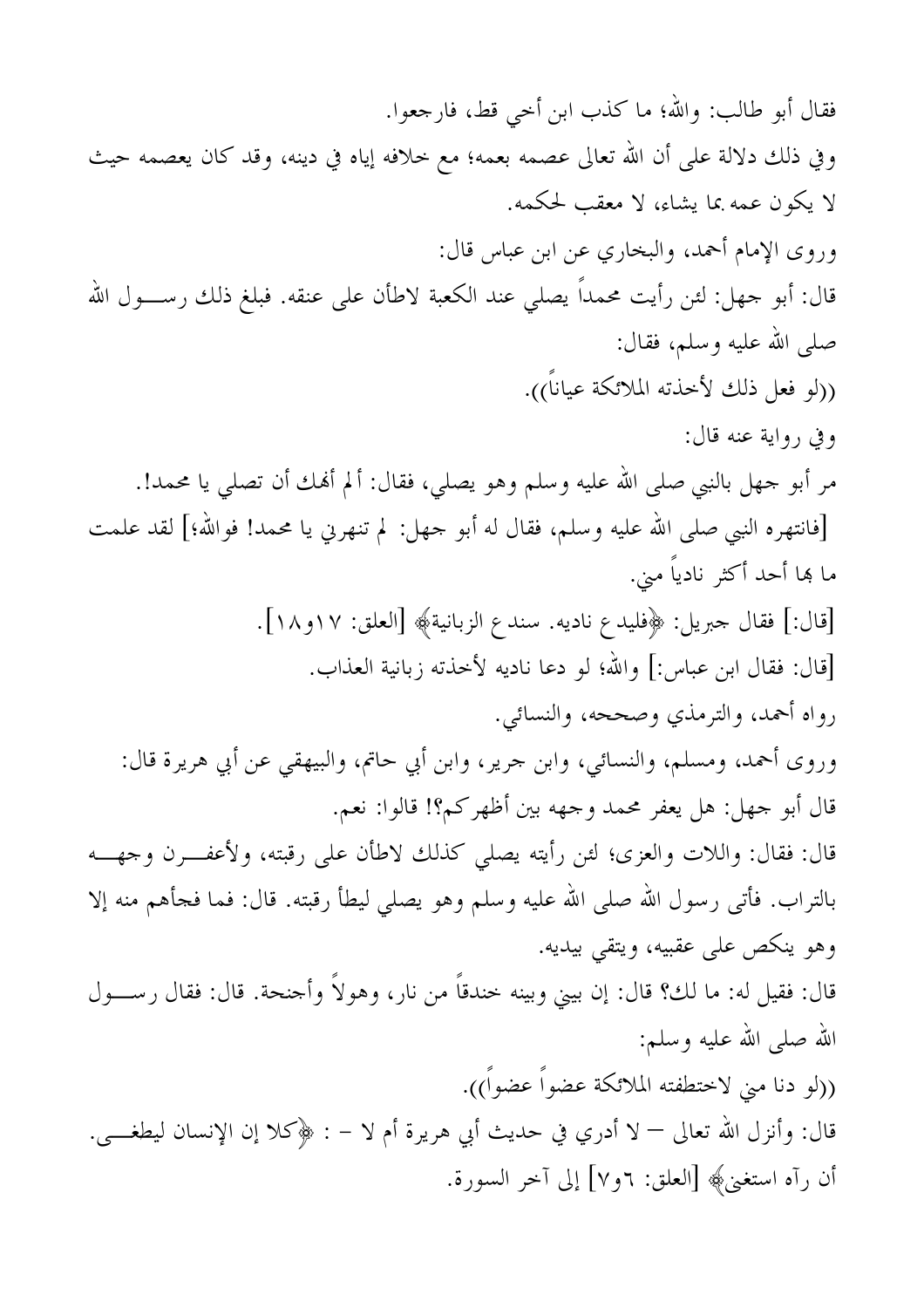فقال أبو طالب: والله؛ ما كذب ابن أخي قط، فارجعوا.

وفي ذلك دلالة على أن الله تعالى عصمه بعمه؛ مع خلافه إياه في دينه، وقد كان يعصمه حيث لا يكون عمه بما يشاء، لا معقب لحكمه.

وروى الإمام أحمد، والبخاري عن ابن عباس قال:

قال: أبو جهل: لئن رأيت محمداً يصلي عند الكعبة لاطأن على عنقه. فبلغ ذلك رسول الله صلى الله عليه وسلم، فقال:

((لو فعل ذلك لأخذته الملائكة عياناً)).

وفي رواية عنه قال:

مر أبو جهل بالنبي صلى الله عليه وسلم وهو يصلي، فقال: ألم أنهك أن تصلي يا محمد!.

[فانتهره النبي صلى الله عليه وسلم، فقال له أبو جهل: لم تنهرني يا محمد! فوالله؛] لقد علمت ما بها أحد أكثر نادياً مني.

[قال:] فقال جبريل: ﴿فليدع ناديه. سندع الزبانية﴾ [العلق: ١٧و١٨].

[قال: فقال ابن عباس:] والله؛ لو دعا ناديه لأخذته زبانية العذاب.

رواه أحمد، والترمذي وصححه، والنسائي.

وروى أحمد، ومسلم، والنسائي، وابن جرير، وابن أبي حاتم، والبيهقي عن أبي هريرة قال:

قال أبو جهل: هل يعفر محمد وجهه بين أظهركم؟! قالوا: نعم.

قال: فقال: واللات والعزى؛ لئن رأيته يصلي كذلك لاطأن على رقبته، ولأعفرن وجهه بالتراب. فأتى رسول الله صلى الله عليه وسلم وهو يصلي ليطأ رقبته. قال: فما فجأهم منه إلا وهو ينكص على عقبيه، ويتقي بيديه.

قال: فقيل له: ما لك؟ قال: إن بيني وبينه خندقاً من نار، وهولاً وأجنحة. قال: فقال رسول الله صلى الله عليه وسلم:

((لو دنا مني لاختطفته الملائكة عضواً عضواً)).

قال: وأنزل الله تعالى — لا أدري في حديث أبي هريرة أم لا - : ﴿كلا إن الإنسان ليطغى. أن رآه استغنى﴾ [العلق: ٦و٧] إلى آخر السورة.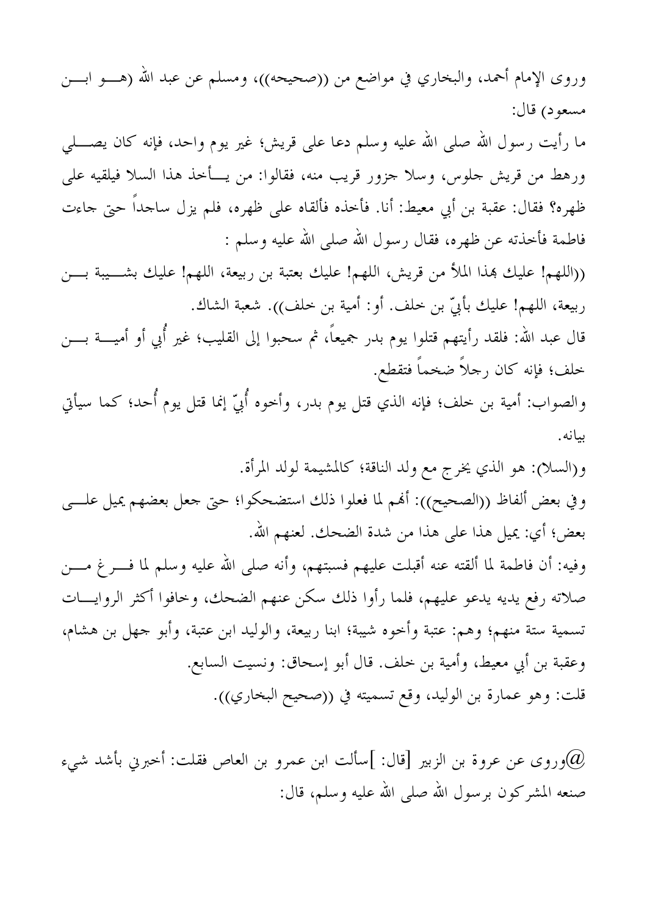وروى الإمام أحمد، والبخاري في مواضع من ((صحيحه))، ومسلم عن عبد الله (هو ابن مسعود) قال:

ما رأيت رسول الله صلى الله عليه وسلم دعا على قريش؛ غير يوم واحد، فإنه كان يصلي ورهط من قريش جلوس، وسلا جزور قريب منه، فقالوا: من يأخذ هذا السلا فيلقيه على ظهره؟ فقال: عقبة بن أبي معيط: أنا. فأخذه فألقاه على ظهره، فلم يزل ساجداً حتى جاءت فاطمة فأخذته عن ظهره، فقال رسول الله صلى الله عليه وسلم :

((اللهم! عليك بهذا الملأ من قريش، اللهم! عليك بعتبة بن ربيعة، اللهم! عليك بشيبة بن ربيعة، اللهم! عليك بأبيّ بن خلف. أو: أمية بن خلف)). شعبة الشاك.

قال عبد الله: فلقد رأيتهم قتلوا يوم بدر جميعاً، ثم سحبوا إلى القليب؛ غير أُبي أو أمية بن خلف؛ فإنه كان رجلاً ضخماً فتقطع.

والصواب: أمية بن خلف؛ فإنه الذي قتل يوم بدر، وأخوه أُبيّ إنما قتل يوم أُحد؛ كما سيأتي بيانه.

و(السلا): هو الذي يخرج مع ولد الناقة؛ كالمشيمة لولد المرأة.

وفي بعض ألفاظ ((الصحيح)): أنهم لما فعلوا ذلك استضحكوا؛ حتى جعل بعضهم يميل على بعض؛ أي: يميل هذا على هذا من شدة الضحك. لعنهم الله.

وفيه: أن فاطمة لما ألقته عنه أقبلت عليهم فسبتهم، وأنه صلى الله عليه وسلم لما فرغ من صلاته رفع يديه يدعو عليهم، فلما رأوا ذلك سكن عنهم الضحك، وخافوا أكثر الروايات تسمية ستة منهم؛ وهم: عتبة وأخوه شيبة؛ ابنا ربيعة، والوليد ابن عتبة، وأبو جهل بن هشام، وعقبة بن أبي معيط، وأمية بن خلف. قال أبو إسحاق: ونسيت السابع.

قلت: وهو عمارة بن الوليد، وقع تسميته في ((صحيح البخاري)).

@وروى عن عروة بن الزبير [قال: ]سألت ابن عمرو بن العاص فقلت: أخبرني بأشد شيء صنعه المشركون برسول الله صلى الله عليه وسلم، قال: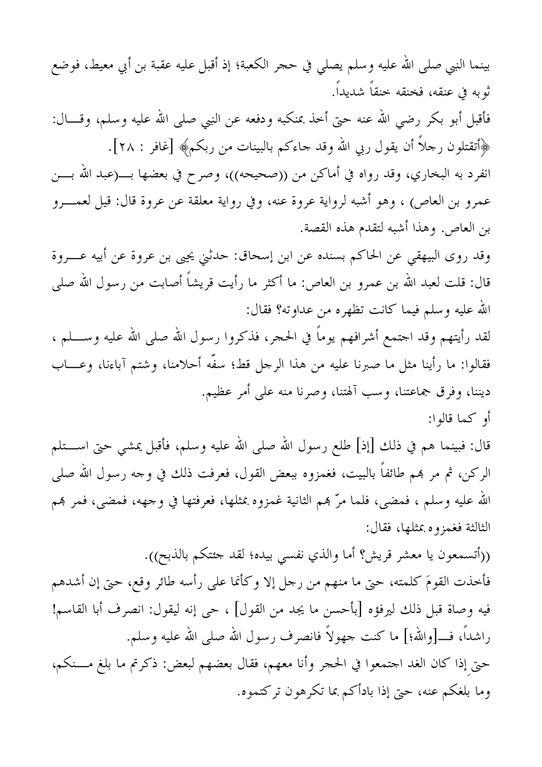بينما النبي صلى الله عليه وسلم يصلي في حجر الكعبة؛ إذ أقبل عليه عقبة بن أبي معيط، فوضع ثوبه في عنقه، فخنقه خنقاً شديداً.

فأقبل أبو بكر رضي الله عنه حتى أخذ بمنكبه ودفعه عن النبي صلى الله عليه وسلم، وقال: ﴿أتقتلون رجلاً أن يقول ربي الله وقد جاءكم بالبينات من ربكم﴾ [غافر : ٢٨].

انفرد به البخاري، وقد رواه في أماكن من ((صحيحه))، وصرح في بعضها بـ(عبد الله بن عمرو بن العاص) ، وهو أشبه لرواية عروة عنه، وفي رواية معلقة عن عروة قال: قيل لعمرو بن العاص. وهذا أشبه لتقدم هذه القصة.

وقد روى البيهقي عن الحاكم بسنده عن ابن إسحاق: حدثني يحيى بن عروة عن أبيه عروة قال: قلت لعبد الله بن عمرو بن العاص: ما أكثر ما رأيت قريشاً أصابت من رسول الله صلى الله عليه وسلم فيما كانت تظهره من عداوته؟ فقال:

لقد رأيتهم وقد اجتمع أشرافهم يوماً في الحجر، فذكروا رسول الله صلى الله عليه وسلم ، فقالوا: ما رأينا مثل ما صبرنا عليه من هذا الرجل قط؛ سفّه أحلامنا، وشتم آباءنا، وعاب ديننا، وفرق جماعتنا، وسب آلهتنا، وصرنا منه على أمر عظيم.

أو كما قالوا:

قال: فبينما هم في ذلك [إذ] طلع رسول الله صلى الله عليه وسلم، فأقبل يمشي حتى استلم الركن، ثم مر بهم طائفاً بالبيت، فغمزوه ببعض القول، فعرفت ذلك في وجه رسول الله صلى الله عليه وسلم ، فمضى، فلما مرّ بهم الثانية غمزوه بمثلها، فعرفتها في وجهه، فمضى، فمر بهم الثالثة فغمزوه بمثلها، فقال:

((أتسمعون يا معشر قريش؟ أما والذي نفسي بيده؛ لقد جئتكم بالذبح)).

فأخذت القومَ كلمته، حتى ما منهم من رجل إلا وكأنما على رأسه طائر وقع، حتى إن أشدهم فيه وصاة قبل ذلك ليرفؤه [بأحسن ما يجد من القول] ، حتى إنه ليقول: انصرف أبا القاسم! راشداً، فـ[والله؛] ما كنت جهولاً فانصرف رسول الله صلى الله عليه وسلم.

حتى إذا كان الغد اجتمعوا في الحجر وأنا معهم، فقال بعضهم لبعض: ذكرتم ما بلغ منكم، وما بلغكم عنه، حتى إذا بادأكم بما تكرهون تركتموه.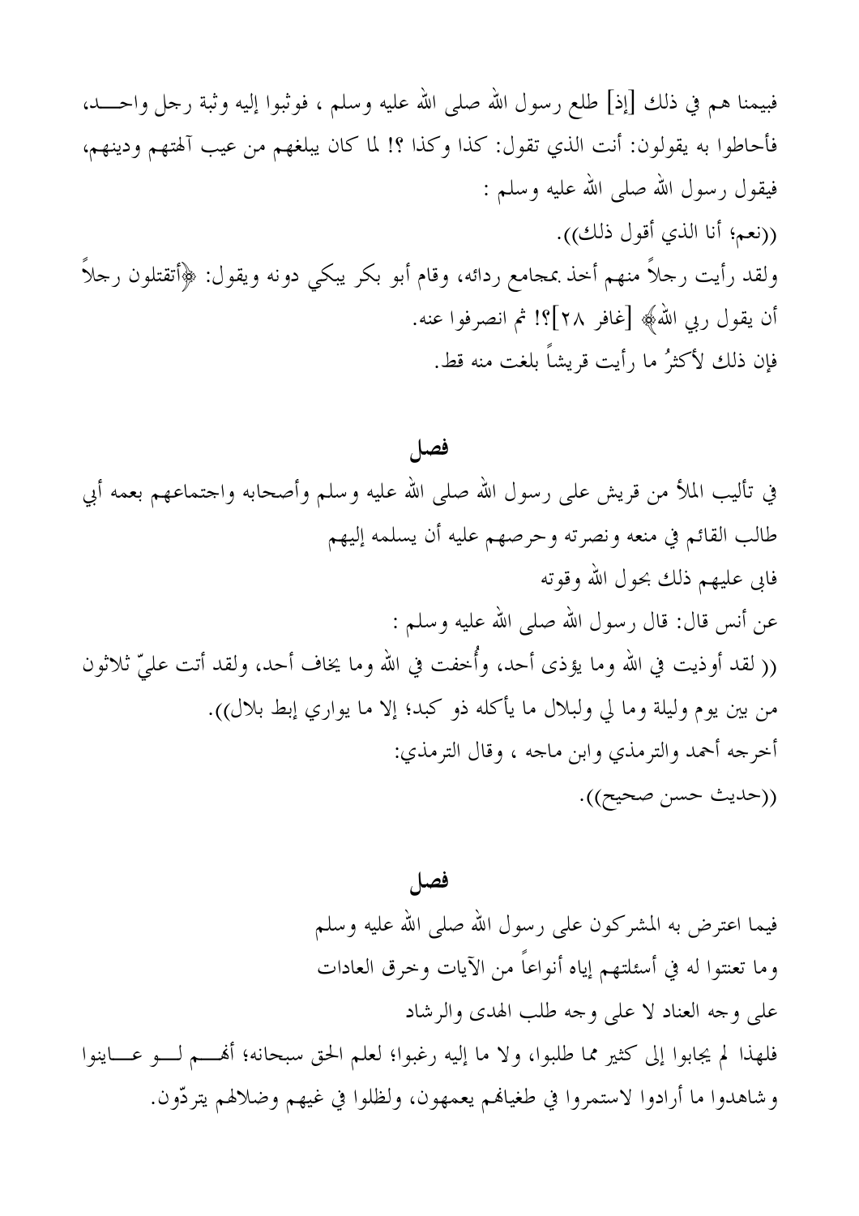فبينما هم في ذلك [إذ] طلع رسول الله صلى الله عليه وسلم ، فوثبوا إليه وثبة رجل واحد، فأحاطوا به يقولون: أنت الذي تقول: كذا وكذا ؟! لما كان يبلغهم من عيب آلهتهم ودينهم، فيقول رسول الله صلى الله عليه وسلم :

((نعم؛ أنا الذي أقول ذلك)).

ولقد رأيت رجلاً منهم أخذ بمجامع ردائه، وقام أبو بكر يبكي دونه ويقول: ﴿أتقتلون رجلاً أن يقول ربي الله﴾ [غافر ٢٨]؟! ثم انصرفوا عنه.

فإن ذلك لأكثرُ ما رأيت قريشاً بلغت منه قط.

## فصل

في تأليب الملأ من قريش على رسول الله صلى الله عليه وسلم وأصحابه واجتماعهم بعمه أبي طالب القائم في منعه ونصرته وحرصهم عليه أن يسلمه إليهم

فابى عليهم ذلك بحول الله وقوته

عن أنس قال: قال رسول الله صلى الله عليه وسلم :

(( لقد أوذيت في الله وما يؤذى أحد، وأُخفت في الله وما يخاف أحد، ولقد أتت عليّ ثلاثون من بين يوم وليلة وما لي ولبلال ما يأكله ذو كبد؛ إلا ما يواري إبط بلال)).

أخرجه أحمد والترمذي وابن ماجه ، وقال الترمذي:

((حديث حسن صحيح)).

## فصل

فيما اعترض به المشركون على رسول الله صلى الله عليه وسلم

وما تعنتوا له في أسئلتهم إياه أنواعاً من الآيات وخرق العادات

على وجه العناد لا على وجه طلب الهدى والرشاد

فلهذا لم يجابوا إلى كثير مما طلبوا، ولا ما إليه رغبوا؛ لعلم الحق سبحانه؛ أنهم لو عاينوا وشاهدوا ما أرادوا لاستمروا في طغيانهم يعمهون، ولظلوا في غيهم وضلالهم يتردّون.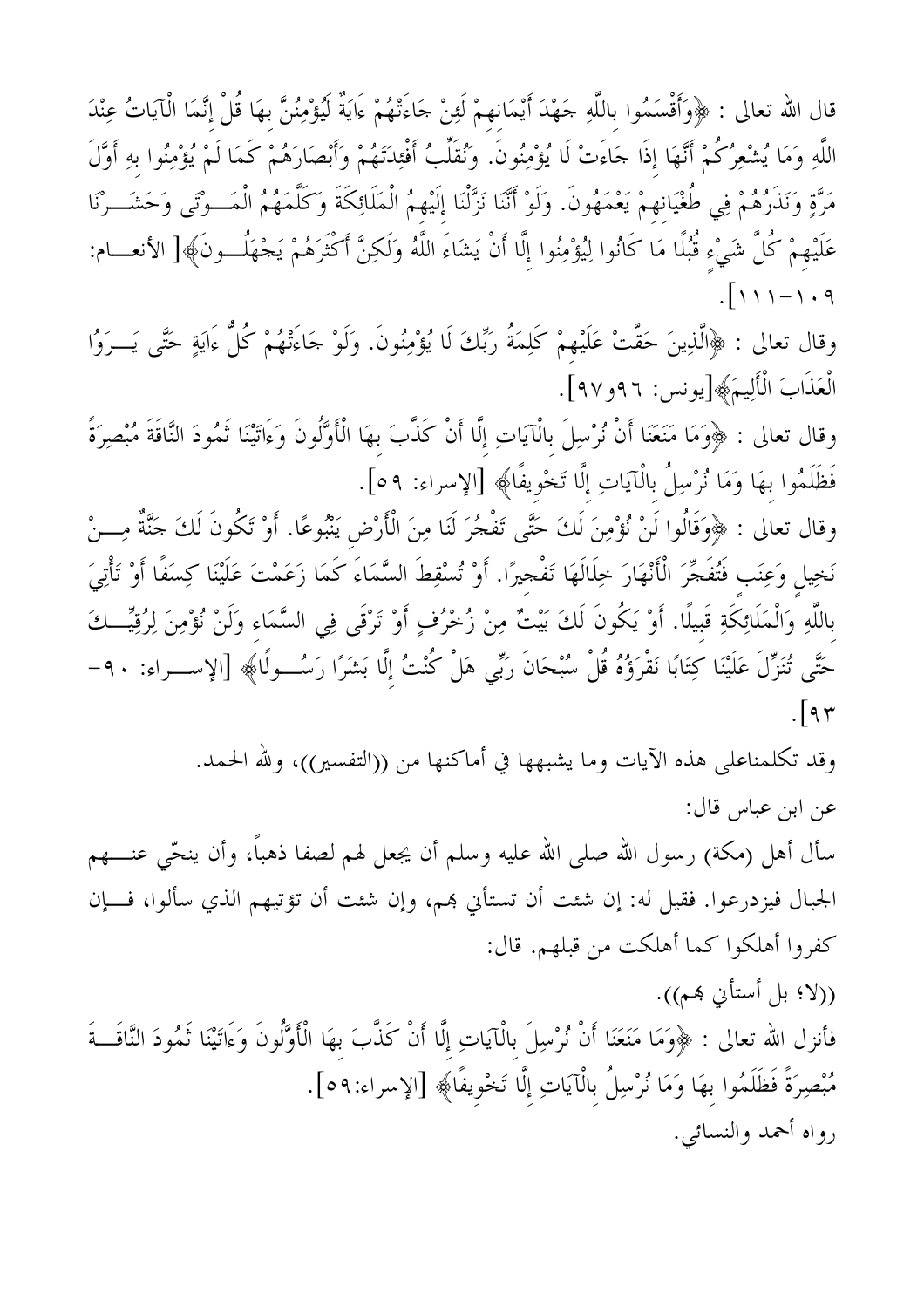قال الله تعالى : ﴿وَأَقْسَمُوا بِاللَّهِ جَهْدَ أَيْمَانِهِمْ لَئِنْ جَاءَتْهُمْ ءَايَةٌ لَيُؤْمِنُنَّ بِهَا قُلْ إِنَّمَا الْآيَاتُ عِنْدَ اللَّهِ وَمَا يُشْعِرُكُمْ أَنَّهَا إِذَا جَاءَتْ لَا يُؤْمِنُونَ. وَنُقَلِّبُ أَفْئِدَتَهُمْ وَأَبْصَارَهُمْ كَمَا لَمْ يُؤْمِنُوا بِهِ أَوَّلَ مَرَّةٍ وَنَذَرُهُمْ فِي طُغْيَانِهِمْ يَعْمَهُونَ. وَلَوْ أَنَّنَا نَزَّلْنَا إِلَيْهِمُ الْمَلَائِكَةَ وَكَلَّمَهُمُ الْمَوْتَى وَحَشَرْنَا عَلَيْهِمْ كُلَّ شَيْءٍ قُبُلًا مَا كَانُوا لِيُؤْمِنُوا إِلَّا أَنْ يَشَاءَ اللَّهُ وَلَكِنَّ أَكْثَرَهُمْ يَجْهَلُونَ﴾[ الأنعام: ١٠٩-١١١].

وقال تعالى : ﴿الَّذِينَ حَقَّتْ عَلَيْهِمْ كَلِمَةُ رَبِّكَ لَا يُؤْمِنُونَ. وَلَوْ جَاءَتْهُمْ كُلُّ ءَايَةٍ حَتَّى يَرَوُا الْعَذَابَ الْأَلِيمَ﴾[يونس: ٩٦و٩٧].

وقال تعالى : ﴿وَمَا مَنَعَنَا أَنْ نُرْسِلَ بِالْآيَاتِ إِلَّا أَنْ كَذَّبَ بِهَا الْأَوَّلُونَ وَءَاتَيْنَا ثَمُودَ النَّاقَةَ مُبْصِرَةً فَظَلَمُوا بِهَا وَمَا نُرْسِلُ بِالْآيَاتِ إِلَّا تَخْوِيفًا﴾ [الإسراء: ٥٩].

وقال تعالى : ﴿وَقَالُوا لَنْ نُؤْمِنَ لَكَ حَتَّى تَفْجُرَ لَنَا مِنَ الْأَرْضِ يَنْبُوعًا. أَوْ تَكُونَ لَكَ جَنَّةٌ مِنْ نَخِيلٍ وَعِنَبٍ فَتُفَجِّرَ الْأَنْهَارَ خِلَالَهَا تَفْجِيرًا. أَوْ تُسْقِطَ السَّمَاءَ كَمَا زَعَمْتَ عَلَيْنَا كِسَفًا أَوْ تَأْتِيَ بِاللَّهِ وَالْمَلَائِكَةِ قَبِيلًا. أَوْ يَكُونَ لَكَ بَيْتٌ مِنْ زُخْرُفٍ أَوْ تَرْقَى فِي السَّمَاءِ وَلَنْ نُؤْمِنَ لِرُقِيِّكَ حَتَّى تُنَزِّلَ عَلَيْنَا كِتَابًا نَقْرَؤُهُ قُلْ سُبْحَانَ رَبِّي هَلْ كُنْتُ إِلَّا بَشَرًا رَسُولًا﴾ [الإسراء: ٩٠-٩٣].

وقد تكلمناعلى هذه الآيات وما يشبهها في أماكنها من ((التفسير))، ولله الحمد.

عن ابن عباس قال:

سأل أهل (مكة) رسول الله صلى الله عليه وسلم أن يجعل لهم لصفا ذهباً، وأن ينحّي عنهم الجبال فيزدرعوا. فقيل له: إن شئت أن تستأني بهم، وإن شئت أن تؤتيهم الذي سألوا، فإن كفروا أهلكوا كما أهلكت من قبلهم. قال:

((لا؛ بل أستأني بهم)).

فأنزل الله تعالى : ﴿وَمَا مَنَعَنَا أَنْ نُرْسِلَ بِالْآيَاتِ إِلَّا أَنْ كَذَّبَ بِهَا الْأَوَّلُونَ وَءَاتَيْنَا ثَمُودَ النَّاقَةَ مُبْصِرَةً فَظَلَمُوا بِهَا وَمَا نُرْسِلُ بِالْآيَاتِ إِلَّا تَخْوِيفًا﴾ [الإسراء:٥٩].

رواه أحمد والنسائي.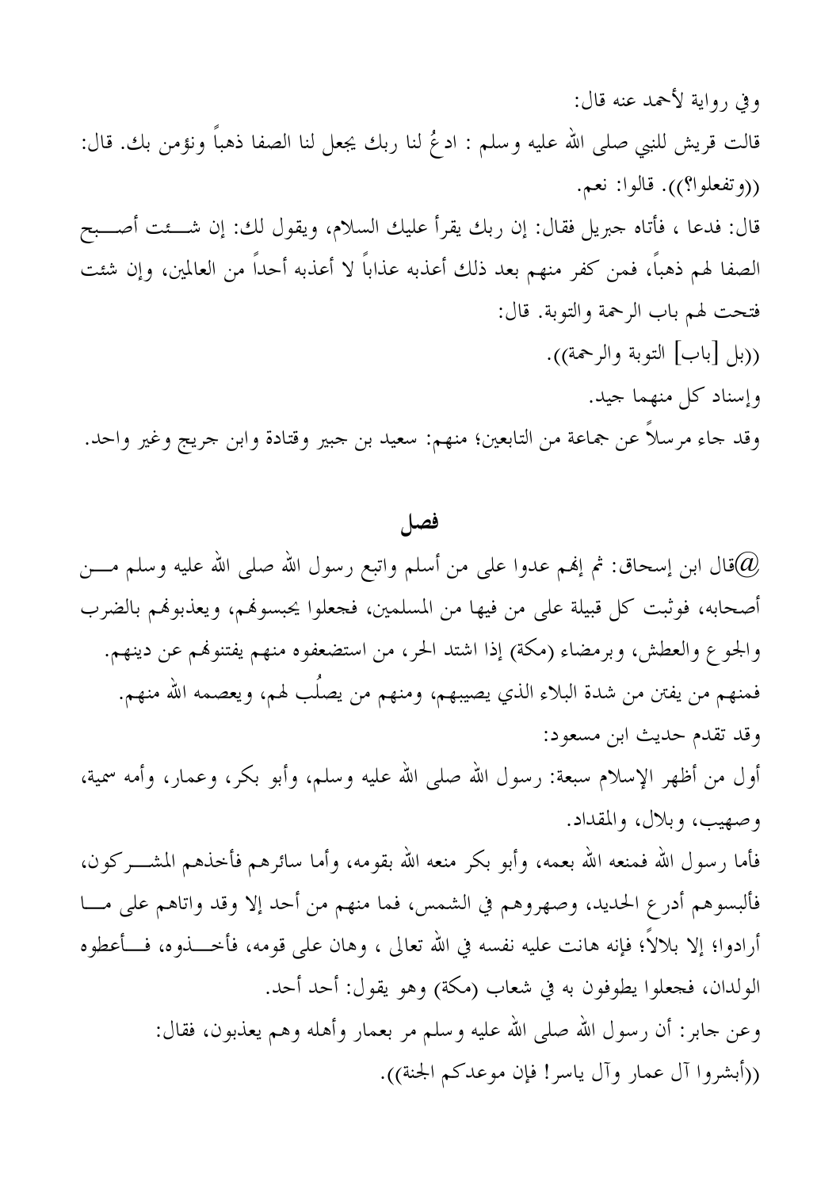وفي رواية لأحمد عنه قال:

قالت قريش للنبي صلى الله عليه وسلم : ادعُ لنا ربك يجعل لنا الصفا ذهباً ونؤمن بك. قال: ((وتفعلوا؟)). قالوا: نعم.

قال: فدعا ، فأتاه جبريل فقال: إن ربك يقرأ عليك السلام، ويقول لك: إن شئت أصبح الصفا لهم ذهباً، فمن كفر منهم بعد ذلك أعذبه عذاباً لا أعذبه أحداً من العالمين، وإن شئت فتحت لهم باب الرحمة والتوبة. قال:

((بل [باب] التوبة والرحمة)).

وإسناد كل منهما جيد.

وقد جاء مرسلاً عن جماعة من التابعين؛ منهم: سعيد بن جبير وقتادة وابن جريج وغير واحد.

## فصل

@قال ابن إسحاق: ثم إنهم عدوا على من أسلم واتبع رسول الله صلى الله عليه وسلم من أصحابه، فوثبت كل قبيلة على من فيها من المسلمين، فجعلوا يحبسونهم، ويعذبونهم بالضرب والجوع والعطش، وبرمضاء (مكة) إذا اشتد الحر، من استضعفوه منهم يفتنونهم عن دينهم.

فمنهم من يفتن من شدة البلاء الذي يصيبهم، ومنهم من يصلُب لهم، ويعصمه الله منهم.

وقد تقدم حديث ابن مسعود:

أول من أظهر الإسلام سبعة: رسول الله صلى الله عليه وسلم، وأبو بكر، وعمار، وأمه سمية، وصهيب، وبلال، والمقداد.

فأما رسول الله فمنعه الله بعمه، وأبو بكر منعه الله بقومه، وأما سائرهم فأخذهم المشركون، فألبسوهم أدرع الحديد، وصهروهم في الشمس، فما منهم من أحد إلا وقد واتاهم على ما أرادوا؛ إلا بلالاً؛ فإنه هانت عليه نفسه في الله تعالى ، وهان على قومه، فأخذوه، فأعطوه الولدان، فجعلوا يطوفون به في شعاب (مكة) وهو يقول: أحد أحد.

وعن جابر: أن رسول الله صلى الله عليه وسلم مر بعمار وأهله وهم يعذبون، فقال:

((أبشروا آل عمار وآل ياسر! فإن موعدكم الجنة)).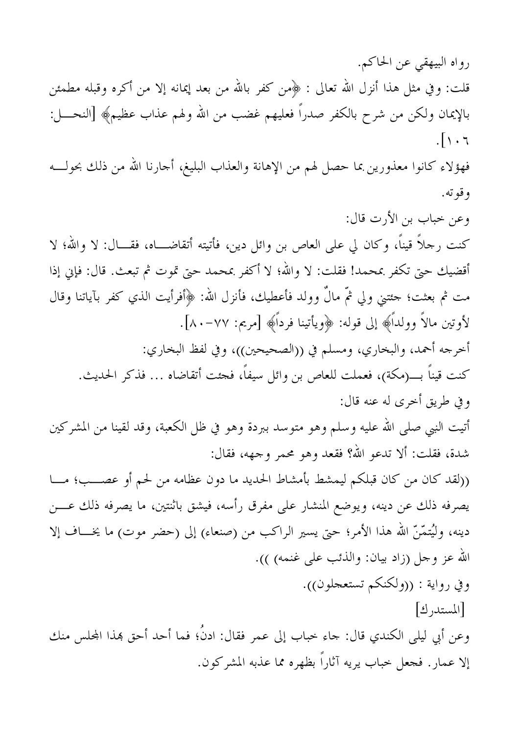رواه البيهقي عن الحاكم.

قلت: وفي مثل هذا أنزل الله تعالى : ﴿من كفر بالله من بعد إيمانه إلا من أكره وقلبه مطمئن بالإيمان ولكن من شرح بالكفر صدراً فعليهم غضب من الله ولهم عذاب عظيم﴾ [النحل: ١٠٦].

فهؤلاء كانوا معذورين بما حصل لهم من الإهانة والعذاب البليغ، أجارنا الله من ذلك بحوله وقوته.

وعن خباب بن الأرت قال:

كنت رجلاً قيناً، وكان لي على العاص بن وائل دين، فأتيته أتقاضاه، فقال: لا والله؛ لا أقضيك حتى تكفر بمحمد! فقلت: لا والله؛ لا أكفر بمحمد حتى تموت ثم تبعث. قال: فإني إذا مت ثم بعثت؛ جئتني ولي ثمّ مالٌ وولد فأعطيك، فأنزل الله: ﴿أفرأيت الذي كفر بآياتنا وقال لأوتين مالاً وولداً﴾ إلى قوله: ﴿ويأتينا فرداً﴾ [مريم: ٧٧-٨٠].

أخرجه أحمد، والبخاري، ومسلم في ((الصحيحين))، وفي لفظ البخاري:

كنت قيناً بـ(مكة)، فعملت للعاص بن وائل سيفاً، فجئت أتقاضاه ... فذكر الحديث.

وفي طريق أخرى له عنه قال:

أتيت النبي صلى الله عليه وسلم وهو متوسد ببردة وهو في ظل الكعبة، وقد لقينا من المشركين شدة، فقلت: ألا تدعو الله؟ فقعد وهو محمر وجهه، فقال:

((لقد كان من كان قبلكم ليمشط بأمشاط الحديد ما دون عظامه من لحم أو عصب؛ ما يصرفه ذلك عن دينه، ويوضع المنشار على مفرق رأسه، فيشق باثنتين، ما يصرفه ذلك عن دينه، وليُتمّنّ الله هذا الأمر؛ حتى يسير الراكب من (صنعاء) إلى (حضر موت) ما يخاف إلا الله عز وجل (زاد بيان: والذئب على غنمه) )).

وفي رواية : ((ولكنكم تستعجلون)).

[المستدرك]

وعن أبي ليلى الكندي قال: جاء خباب إلى عمر فقال: ادنُ؛ فما أحد أحق بهذا المجلس منك إلا عمار. فجعل خباب يريه آثاراً بظهره مما عذبه المشركون.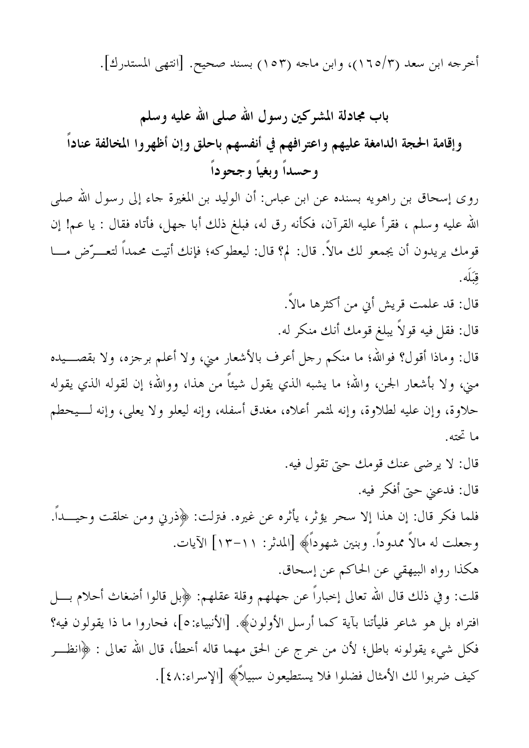أخرجه ابن سعد (١٦٥/٣)، وابن ماجه (١٥٣) بسند صحيح. [انتهى المستدرك].

## باب مجادلة المشركين رسول الله صلى الله عليه وسلم وإقامة الحجة الدامغة عليهم واعترافهم في أنفسهم باحلق وإن أظهروا المخالفة عناداً وحسداً وبغياً وجحوداً

روى إسحاق بن راهويه بسنده عن ابن عباس: أن الوليد بن المغيرة جاء إلى رسول الله صلى الله عليه وسلم ، فقرأ عليه القرآن، فكأنه رق له، فبلغ ذلك أبا جهل، فأتاه فقال : يا عم! إن قومك يريدون أن يجمعو لك مالاً. قال: لم؟ قال: ليعطوكه؛ فإنك أتيت محمداً لتعرّض ما قِبَلَه.

قال: قد علمت قريش أني من أكثرها مالاً.

قال: فقل فيه قولاً يبلغ قومك أنك منكر له.

قال: وماذا أقول؟ فوالله؛ ما منكم رجل أعرف بالأشعار مني، ولا أعلم برجزه، ولا بقصيده مني، ولا بأشعار الجن، والله؛ ما يشبه الذي يقول شيئاً من هذا، ووالله؛ إن لقوله الذي يقوله حلاوة، وإن عليه لطلاوة، وإنه لمثمر أعلاه، مغدق أسفله، وإنه ليعلو ولا يعلى، وإنه ليحطم ما تحته.

قال: لا يرضى عنك قومك حتى تقول فيه.

قال: فدعني حتى أفكر فيه.

فلما فكر قال: إن هذا إلا سحر يؤثر، يأثره عن غيره. فنزلت: ﴿ذرني ومن خلقت وحيداً. وجعلت له مالاً ممدوداً. وبنين شهوداً﴾ [المدثر: ١١-١٣] الآيات.

هكذا رواه البيهقي عن الحاكم عن إسحاق.

قلت: وفي ذلك قال الله تعالى إخباراً عن جهلهم وقلة عقلهم: ﴿بل قالوا أضغاث أحلام بل افتراه بل هو شاعر فليأتنا بآية كما أرسل الأولون﴾. [الأنبياء:٥]، فحاروا ما ذا يقولون فيه؟ فكل شيء يقولونه باطل؛ لأن من خرج عن الحق مهما قاله أخطأ، قال الله تعالى : ﴿انظر كيف ضربوا لك الأمثال فضلوا فلا يستطيعون سبيلاً﴾ [الإسراء:٤٨].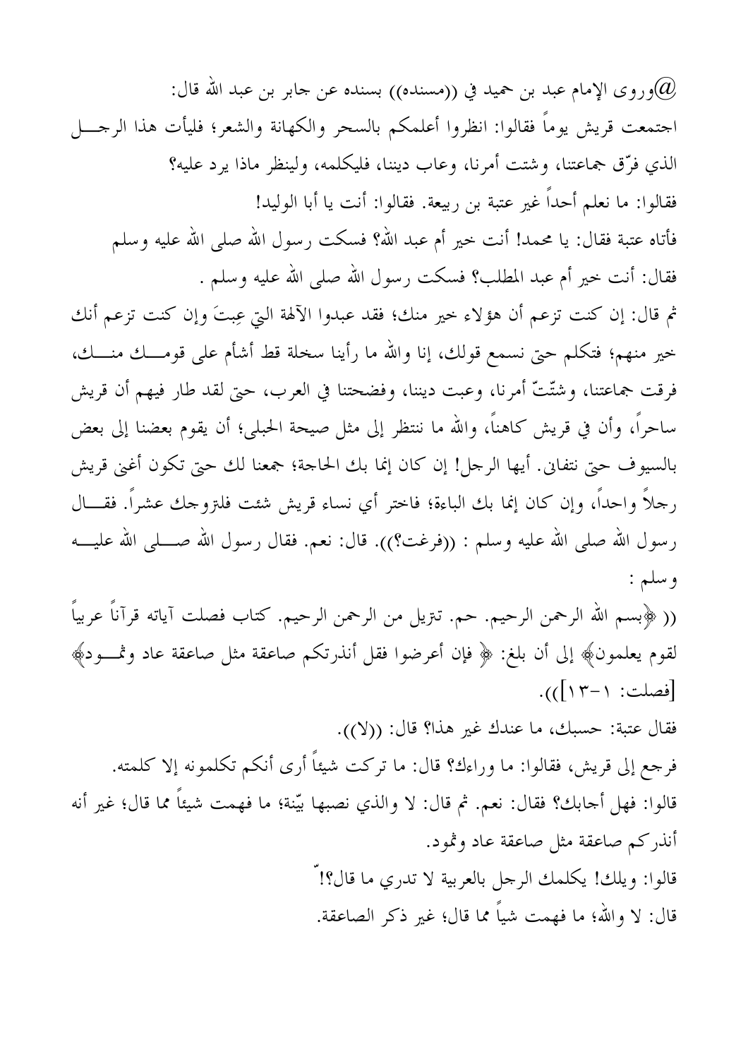@وروى الإمام عبد بن حميد في ((مسنده)) بسنده عن جابر بن عبد الله قال:

اجتمعت قريش يوماً فقالوا: انظروا أعلمكم بالسحر والكهانة والشعر؛ فليأت هذا الرجل الذي فرّق جماعتنا، وشتت أمرنا، وعاب ديننا، فليكلمه، ولينظر ماذا يرد عليه؟

فقالوا: ما نعلم أحداً غير عتبة بن ربيعة. فقالوا: أنت يا أبا الوليد!

فأتاه عتبة فقال: يا محمد! أنت خير أم عبد الله؟ فسكت رسول الله صلى الله عليه وسلم فقال: أنت خير أم عبد المطلب؟ فسكت رسول الله صلى الله عليه وسلم .

ثم قال: إن كنت تزعم أن هؤلاء خير منك؛ فقد عبدوا الآلهة التي عِبتَ وإن كنت تزعم أنك خير منهم؛ فتكلم حتى نسمع قولك، إنا والله ما رأينا سخلة قط أشأم على قومك منك، فرقت جماعتنا، وشتّتّ أمرنا، وعبت ديننا، وفضحتنا في العرب، حتى لقد طار فيهم أن قريش ساحراً، وأن في قريش كاهناً، والله ما ننتظر إلى مثل صيحة الحبلى؛ أن يقوم بعضنا إلى بعض بالسيوف حتى نتفانى. أيها الرجل! إن كان إنما بك الحاجة؛ جمعنا لك حتى تكون أغنى قريش رجلاً واحداً، وإن كان إنما بك الباءة؛ فاختر أي نساء قريش شئت فلتزوجك عشراً. فقال رسول الله صلى الله عليه وسلم : ((فرغت؟)). قال: نعم. فقال رسول الله صلى الله عليه وسلم :

(( ﴿بسم الله الرحمن الرحيم. حم. تنزيل من الرحمن الرحيم. كتاب فصلت آياته قرآناً عربياً لقوم يعلمون﴾ إلى أن بلغ: ﴿ فإن أعرضوا فقل أنذرتكم صاعقة مثل صاعقة عاد وثمود﴾ [فصلت: ١-١٣])).

فقال عتبة: حسبك، ما عندك غير هذا؟ قال: ((لا)).

فرجع إلى قريش، فقالوا: ما وراءك؟ قال: ما تركت شيئاً أرى أنكم تكلمونه إلا كلمته.

قالوا: فهل أجابك؟ فقال: نعم. ثم قال: لا والذي نصبها بيّنة؛ ما فهمت شيئاً مما قال؛ غير أنه أنذركم صاعقة مثل صاعقة عاد وثمود.

قالوا: ويلك! يكلمك الرجل بالعربية لا تدري ما قال؟!

قال: لا والله؛ ما فهمت شيأً مما قال؛ غير ذكر الصاعقة.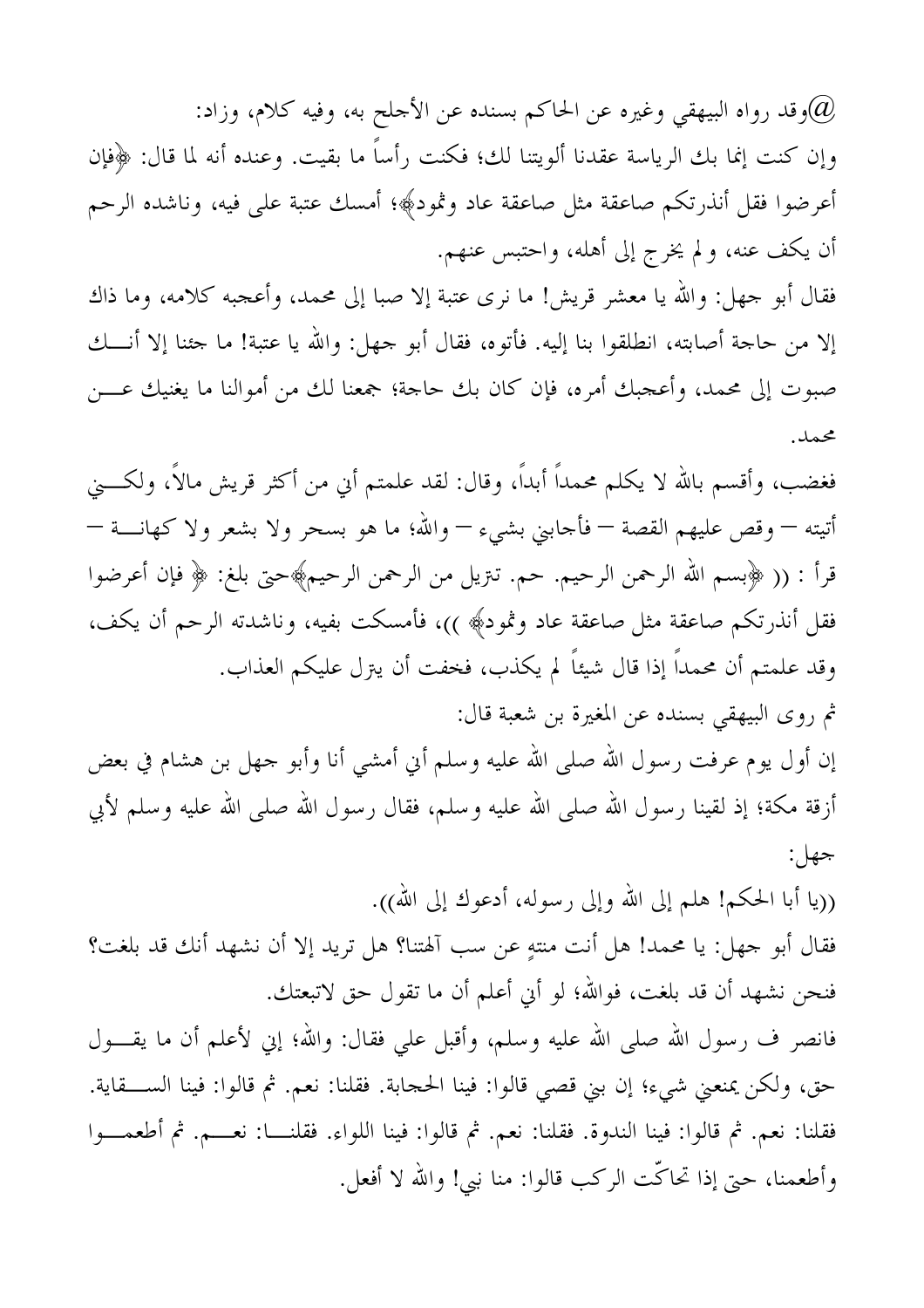@وقد رواه البيهقي وغيره عن الحاكم بسنده عن الأجلح به، وفيه كلام، وزاد:

وإن كنت إنما بك الرياسة عقدنا ألويتنا لك؛ فكنت رأساً ما بقيت. وعنده أنه لما قال: ﴿فإن أعرضوا فقل أنذرتكم صاعقة مثل صاعقة عاد وثمود﴾؛ أمسك عتبة على فيه، وناشده الرحم أن يكف عنه، ولم يخرج إلى أهله، واحتبس عنهم.

فقال أبو جهل: والله يا معشر قريش! ما نرى عتبة إلا صبا إلى محمد، وأعجبه كلامه، وما ذاك إلا من حاجة أصابته، انطلقوا بنا إليه. فأتوه، فقال أبو جهل: والله يا عتبة! ما جئنا إلا أنك صبوت إلى محمد، وأعجبك أمره، فإن كان بك حاجة؛ جمعنا لك من أموالنا ما يغنيك عن محمد.

فغضب، وأقسم بالله لا يكلم محمداً أبداً، وقال: لقد علمتم أني من أكثر قريش مالاً، ولكني أتيته – وقص عليهم القصة – فأجابني بشيء – والله؛ ما هو بسحر ولا بشعر ولا كهانة – قرأ: (( ﴿بسم الله الرحمن الرحيم. حم. تنزيل من الرحمن الرحيم﴾حتى بلغ: ﴿ فإن أعرضوا فقل أنذرتكم صاعقة مثل صاعقة عاد وثمود﴾ ))، فأمسكت بفيه، وناشدته الرحم أن يكف، وقد علمتم أن محمداً إذا قال شيئاً لم يكذب، فخفت أن يترل عليكم العذاب.

ثم روى البيهقي بسنده عن المغيرة بن شعبة قال:

إن أول يوم عرفت رسول الله صلى الله عليه وسلم أني أمشي أنا وأبو جهل بن هشام في بعض أزقة مكة؛ إذ لقينا رسول الله صلى الله عليه وسلم، فقال رسول الله صلى الله عليه وسلم لأبي جهل:

((يا أبا الحكم! هلم إلى الله وإلى رسوله، أدعوك إلى الله)).

فقال أبو جهل: يا محمد! هل أنت منتهٍ عن سب آلهتنا؟ هل تريد إلا أن نشهد أنك قد بلغت؟ فنحن نشهد أن قد بلغت، فوالله؛ لو أني أعلم أن ما تقول حق لاتبعتك.

فانصر ف رسول الله صلى الله عليه وسلم، وأقبل علي فقال: والله؛ إني لأعلم أن ما يقول حق، ولكن يمنعني شيء؛ إن بني قصي قالوا: فينا الحجابة. فقلنا: نعم. ثم قالوا: فينا السقاية. فقلنا: نعم. ثم قالوا: فينا الندوة. فقلنا: نعم. ثم قالوا: فينا اللواء. فقلنا: نعم. ثم أطعموا وأطعمنا، حتى إذا تحاكّت الركب قالوا: منا نبي! والله لا أفعل.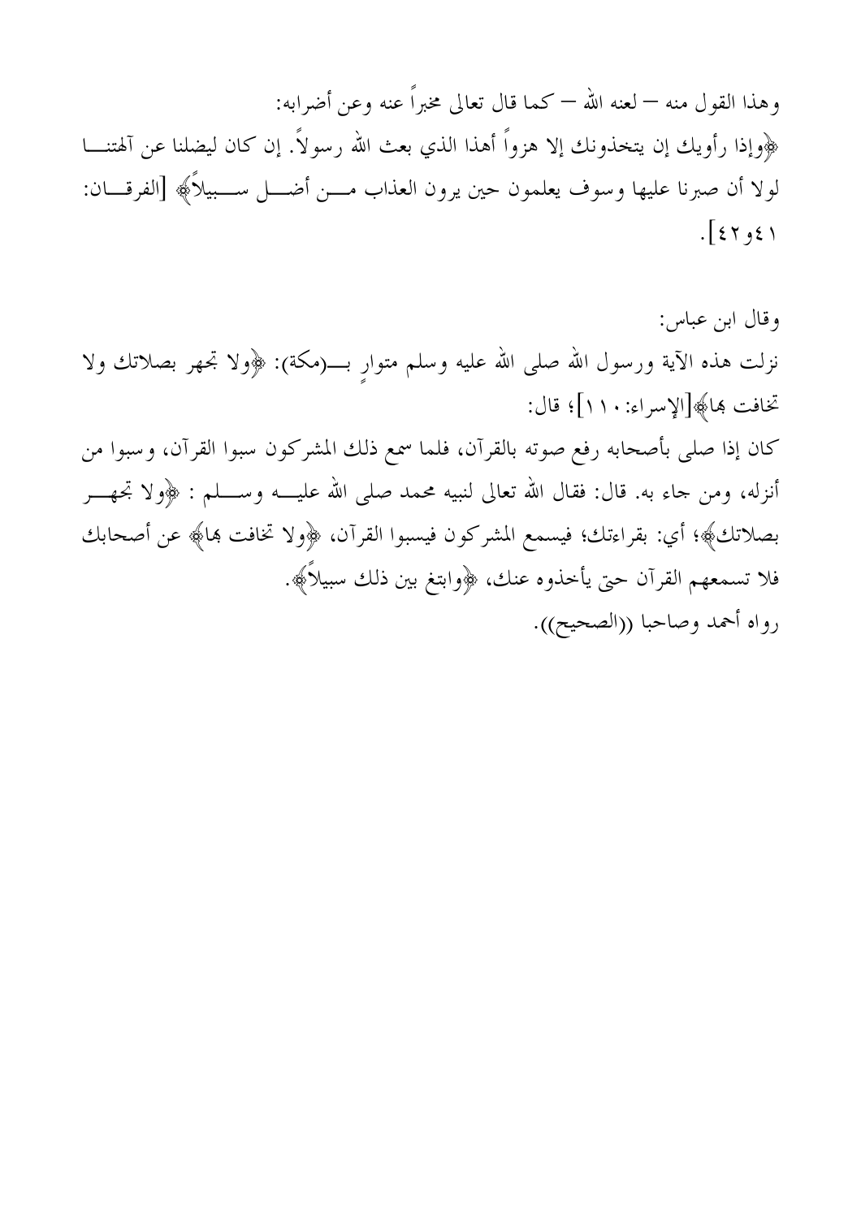وهذا القول منه – لعنه الله – كما قال تعالى مخبراً عنه وعن أضرابه:

﴿وإذا رأويك إن يتخذونك إلا هزواً أهذا الذي بعث الله رسولاً. إن كان ليضلنا عن آلهتنا لولا أن صبرنا عليها وسوف يعلمون حين يرون العذاب من أضل سبيلاً﴾ [الفرقان: ٤١و٤٢].

وقال ابن عباس:

نزلت هذه الآية ورسول الله صلى الله عليه وسلم متوارٍ بـ(مكة): ﴿ولا تجهر بصلاتك ولا تخافت بها﴾[الإسراء: ١١٠]؛ قال:

كان إذا صلى بأصحابه رفع صوته بالقرآن، فلما سمع ذلك المشركون سبوا القرآن، وسبوا من أنزله، ومن جاء به. قال: فقال الله تعالى لنبيه محمد صلى الله عليه وسلم : ﴿ولا تجهر بصلاتك﴾؛ أي: بقراءتك؛ فيسمع المشركون فيسبوا القرآن، ﴿ولا تخافت بها﴾ عن أصحابك فلا تسمعهم القرآن حتى يأخذوه عنك، ﴿وابتغ بين ذلك سبيلاً﴾.

رواه أحمد وصاحبا ((الصحيح)).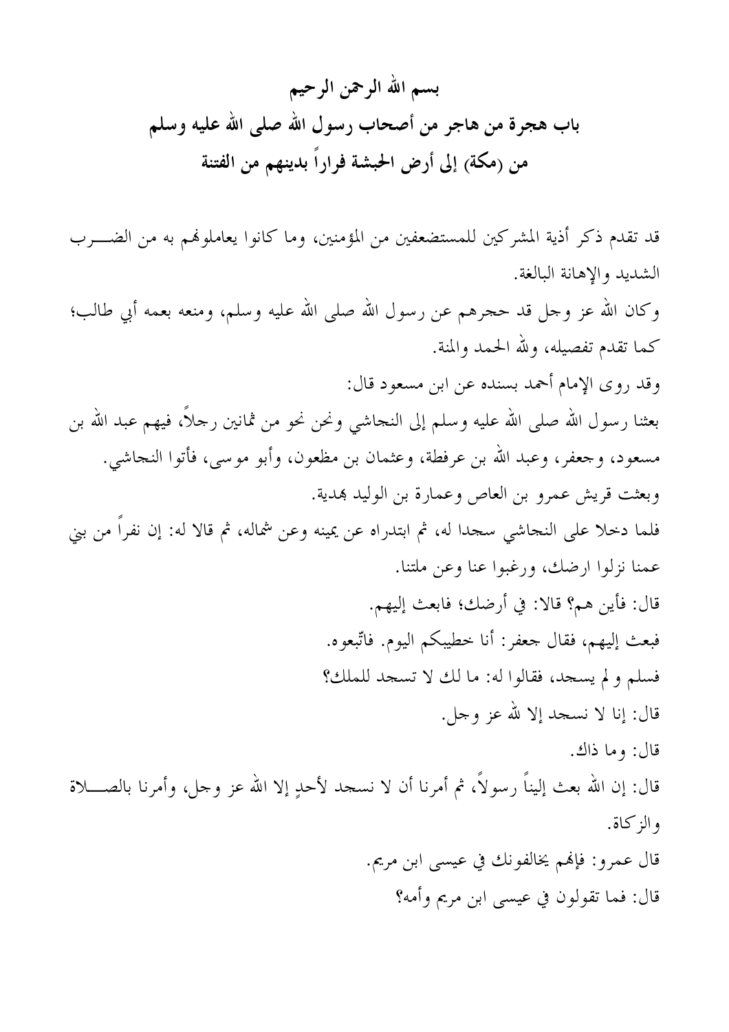**بسم الله الرحمن الرحيم**

# باب هجرة من هاجر من أصحاب رسول الله صلى الله عليه وسلم من (مكة) إلى أرض الحبشة فراراً بدينهم من الفتنة

قد تقدم ذكر أذية المشركين للمستضعفين من المؤمنين، وما كانوا يعاملوهم به من الضرب الشديد والإهانة البالغة.

وكان الله عز وجل قد حجرهم عن رسول الله صلى الله عليه وسلم، ومنعه بعمه أبي طالب؛ كما تقدم تفصيله، ولله الحمد والمنة.

وقد روى الإمام أحمد بسنده عن ابن مسعود قال:

بعثنا رسول الله صلى الله عليه وسلم إلى النجاشي ونحن نحو من ثمانين رجلاً، فيهم عبد الله بن مسعود، وجعفر، وعبد الله بن عرفطة، وعثمان بن مظعون، وأبو موسى، فأتوا النجاشي.

وبعثت قريش عمرو بن العاص وعمارة بن الوليد بهدية.

فلما دخلا على النجاشي سجدا له، ثم ابتدراه عن يمينه وعن شماله، ثم قالا له: إن نفراً من بني عمنا نزلوا ارضك، ورغبوا عنا وعن ملتنا.

قال: فأين هم؟ قالا: في أرضك؛ فابعث إليهم.

فبعث إليهم، فقال جعفر: أنا خطيبكم اليوم. فاتّبعوه.

فسلم و لم يسجد، فقالوا له: ما لك لا تسجد للملك؟

قال: إنا لا نسجد إلا لله عز وجل.

قال: وما ذاك.

قال: إن الله بعث إلينا رسولاً، ثم أمرنا أن لا نسجد لأحدٍ إلا الله عز وجل، وأمرنا بالصلاة والزكاة.

قال عمرو: فإنهم يخالفونك في عيسى ابن مريم.

قال: فما تقولون في عيسى ابن مريم وأمه؟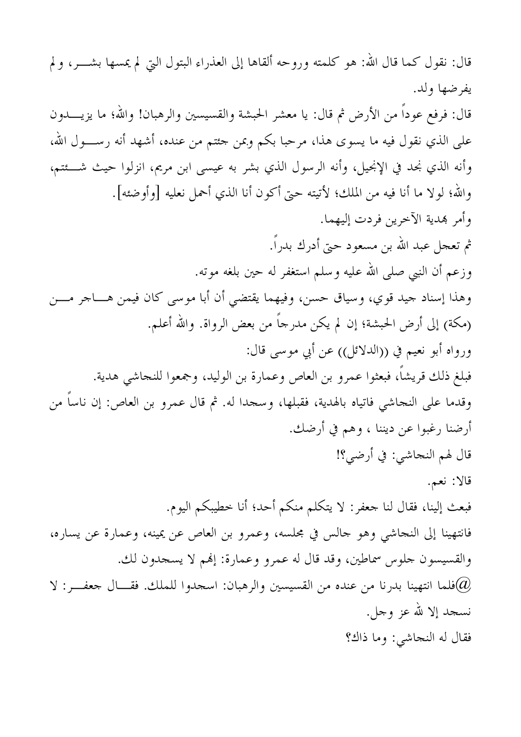قال: نقول كما قال الله: هو كلمته وروحه ألقاها إلى العذراء البتول التي لم يمسها بشـر، ولم يفرضها ولد.

قال: فرفع عوداً من الأرض ثم قال: يا معشر الحبشة والقسيسين والرهبان! والله؛ ما يزيـدون على الذي نقول فيه ما يسوى هذا، مرحبا بكم وبمن جئتم من عنده، أشهد أنه رسـول الله، وأنه الذي نجد في الإنجيل، وأنه الرسول الذي بشر به عيسى ابن مريم، انزلوا حيث شـئتم، والله؛ لولا ما أنا فيه من الملك؛ لأتيته حتى أكون أنا الذي أحمل نعليه [وأوضئه].

وأمر بهدية الآخرين فردت إليهما.

ثم تعجل عبد الله بن مسعود حتى أدرك بدراً.

وزعم أن النبي صلى الله عليه وسلم استغفر له حين بلغه موته.

وهذا إسناد جيد قوي، وسياق حسن، وفيهما يقتضي أن أبا موسى كان فيمن هـاجر مـن (مكة) إلى أرض الحبشة؛ إن لم يكن مدرجاً من بعض الرواة. والله أعلم.

ورواه أبو نعيم في ((الدلائل)) عن أبي موسى قال:

فبلغ ذلك قريشاً، فبعثوا عمرو بن العاص وعمارة بن الوليد، وجمعوا للنجاشي هدية.

وقدما على النجاشي فاتياه بالهدية، فقبلها، وسجدا له. ثم قال عمرو بن العاص: إن ناساً من أرضنا رغبوا عن ديننا ، وهم في أرضك.

قال لهم النجاشي: في أرضي؟!

قالا: نعم.

فبعث إلينا، فقال لنا جعفر: لا يتكلم منكم أحد؛ أنا خطيبكم اليوم.

فانتهينا إلى النجاشي وهو جالس في مجلسه، وعمرو بن العاص عن يمينه، وعمارة عن يساره، والقسيسون جلوس سماطين، وقد قال له عمرو وعمارة: إنهم لا يسجدون لك.

@فلما انتهينا بدرنا من عنده من القسيسين والرهبان: اسجدوا للملك. فقـال جعفـر: لا نسجد إلا لله عز وجل.

فقال له النجاشي: وما ذاك؟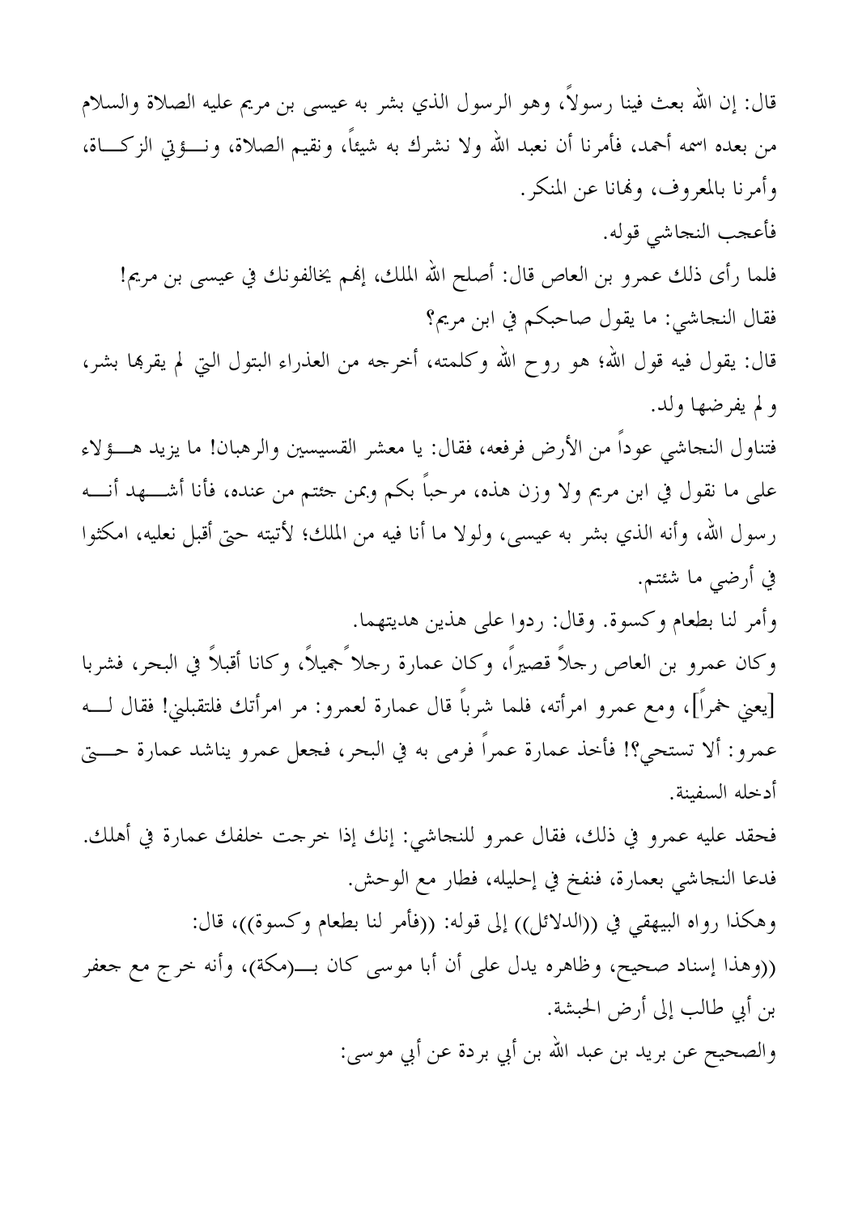قال: إن الله بعث فينا رسولاً، وهو الرسول الذي بشر به عيسى بن مريم عليه الصلاة والسلام من بعده اسمه أحمد، فأمرنا أن نعبد الله ولا نشرك به شيئاً، ونقيم الصلاة، ونـؤتي الزكـاة، وأمرنا بالمعروف، ونهانا عن المنكر.

فأعجب النجاشي قوله.

فلما رأى ذلك عمرو بن العاص قال: أصلح الله الملك، إنهم يخالفونك في عيسى بن مريم!

فقال النجاشي: ما يقول صاحبكم في ابن مريم؟

قال: يقول فيه قول الله؛ هو روح الله وكلمته، أخرجه من العذراء البتول التي لم يقربها بشر، ولم يفرضها ولد.

فتناول النجاشي عوداً من الأرض فرفعه، فقال: يا معشر القسيسين والرهبان! ما يزيد هـؤلاء على ما نقول في ابن مريم ولا وزن هذه، مرحباً بكم وبمن جئتم من عنده، فأنا أشـهد أنـه رسول الله، وأنه الذي بشر به عيسى، ولولا ما أنا فيه من الملك؛ لأتيته حتى أقبل نعليه، امكثوا في أرضي ما شئتم.

وأمر لنا بطعام وكسوة. وقال: ردوا على هذين هديتهما.

وكان عمرو بن العاص رجلاً قصيراً، وكان عمارة رجلاً جميلاً، وكانا أقبلاً في البحر، فشربا [يعني خمراً]، ومع عمرو امرأته، فلما شربا قال عمارة لعمرو: مر امرأتك فلتقبلني! فقال لـه عمرو: ألا تستحي؟! فأخذ عمارة عمراً فرمى به في البحر، فجعل عمرو يناشد عمارة حـتى أدخله السفينة.

فحقد عليه عمرو في ذلك، فقال عمرو للنجاشي: إنك إذا خرجت خلفك عمارة في أهلك. فدعا النجاشي بعمارة، فنفخ في إحليله، فطار مع الوحش.

وهكذا رواه البيهقي في ((الدلائل)) إلى قوله: ((فأمر لنا بطعام وكسوة))، قال:

((وهذا إسناد صحيح، وظاهره يدل على أن أبا موسى كان بـ(مكة)، وأنه خرج مع جعفر بن أبي طالب إلى أرض الحبشة.

والصحيح عن بريد بن عبد الله بن أبي بردة عن أبي موسى: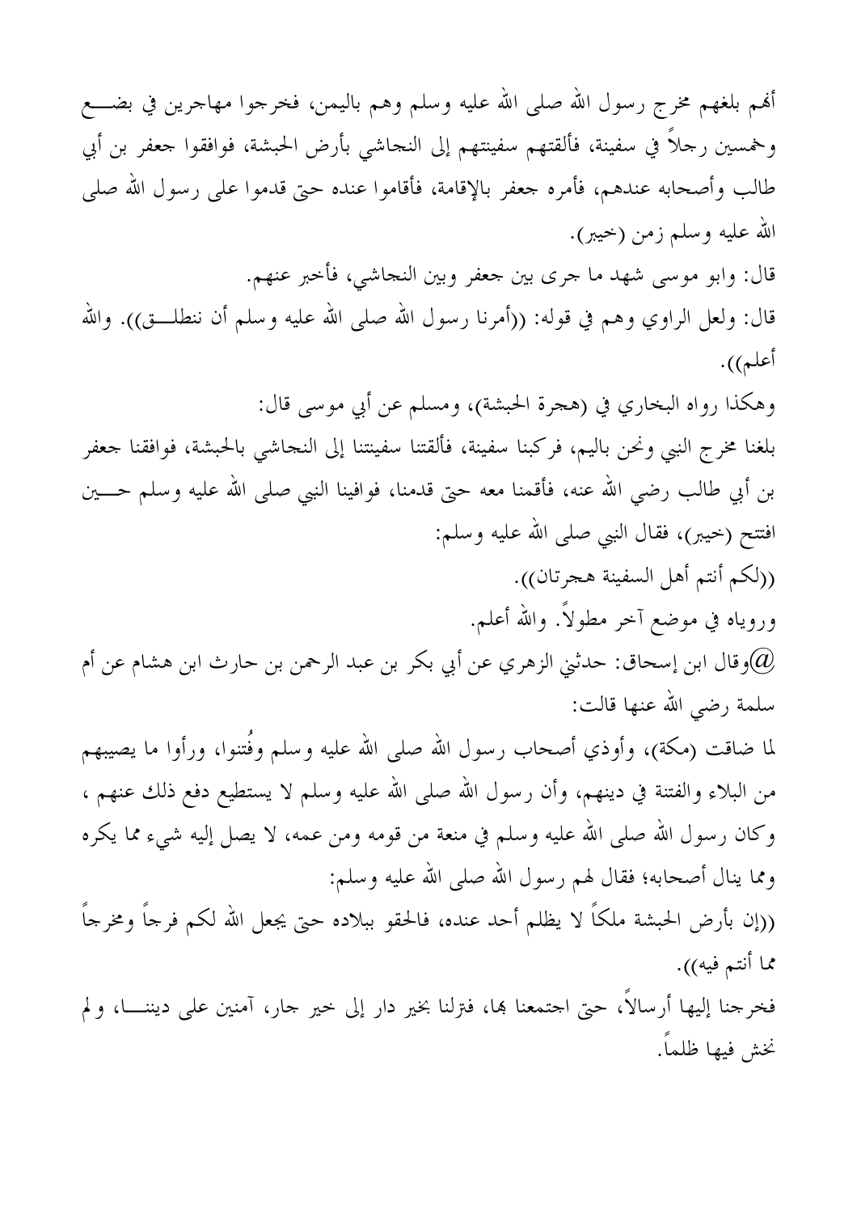أنهم بلغهم مخرج رسول الله صلى الله عليه وسلم وهم باليمن، فخرجوا مهاجرين في بضع وخمسين رجلاً في سفينة، فألقتهم سفينتهم إلى النجاشي بأرض الحبشة، فوافقوا جعفر بن أبي طالب وأصحابه عندهم، فأمره جعفر بالإقامة، فأقاموا عنده حتى قدموا على رسول الله صلى الله عليه وسلم زمن (خيبر).

قال: وابو موسى شهد ما جرى بين جعفر وبين النجاشي، فأخبر عنهم.

قال: ولعل الراوي وهم في قوله: ((أمرنا رسول الله صلى الله عليه وسلم أن ننطلق)). والله أعلم)).

وهكذا رواه البخاري في (هجرة الحبشة)، ومسلم عن أبي موسى قال:

بلغنا مخرج النبي ونحن باليم، فركبنا سفينة، فألقتنا سفينتنا إلى النجاشي بالحبشة، فوافقنا جعفر بن أبي طالب رضي الله عنه، فأقمنا معه حتى قدمنا، فوافينا النبي صلى الله عليه وسلم حين افتتح (خيبر)، فقال النبي صلى الله عليه وسلم:

((لكم أنتم أهل السفينة هجرتان)).

وروياه في موضع آخر مطولاً. والله أعلم.

@وقال ابن إسحاق: حدثني الزهري عن أبي بكر بن عبد الرحمن بن حارث ابن هشام عن أم سلمة رضي الله عنها قالت:

لما ضاقت (مكة)، وأوذي أصحاب رسول الله صلى الله عليه وسلم وفُتنوا، ورأوا ما يصيبهم من البلاء والفتنة في دينهم، وأن رسول الله صلى الله عليه وسلم لا يستطيع دفع ذلك عنهم ، وكان رسول الله صلى الله عليه وسلم في منعة من قومه ومن عمه، لا يصل إليه شيء مما يكره ومما ينال أصحابه؛ فقال لهم رسول الله صلى الله عليه وسلم:

((إن بأرض الحبشة ملكاً لا يظلم أحد عنده، فالحقو ببلاده حتى يجعل الله لكم فرجاً ومخرجاً مما أنتم فيه)).

فخرجنا إليها أرسالاً، حتى اجتمعنا بها، فنزلنا بخير دار إلى خير جار، آمنين على ديننا، ولم نخش فيها ظلماً.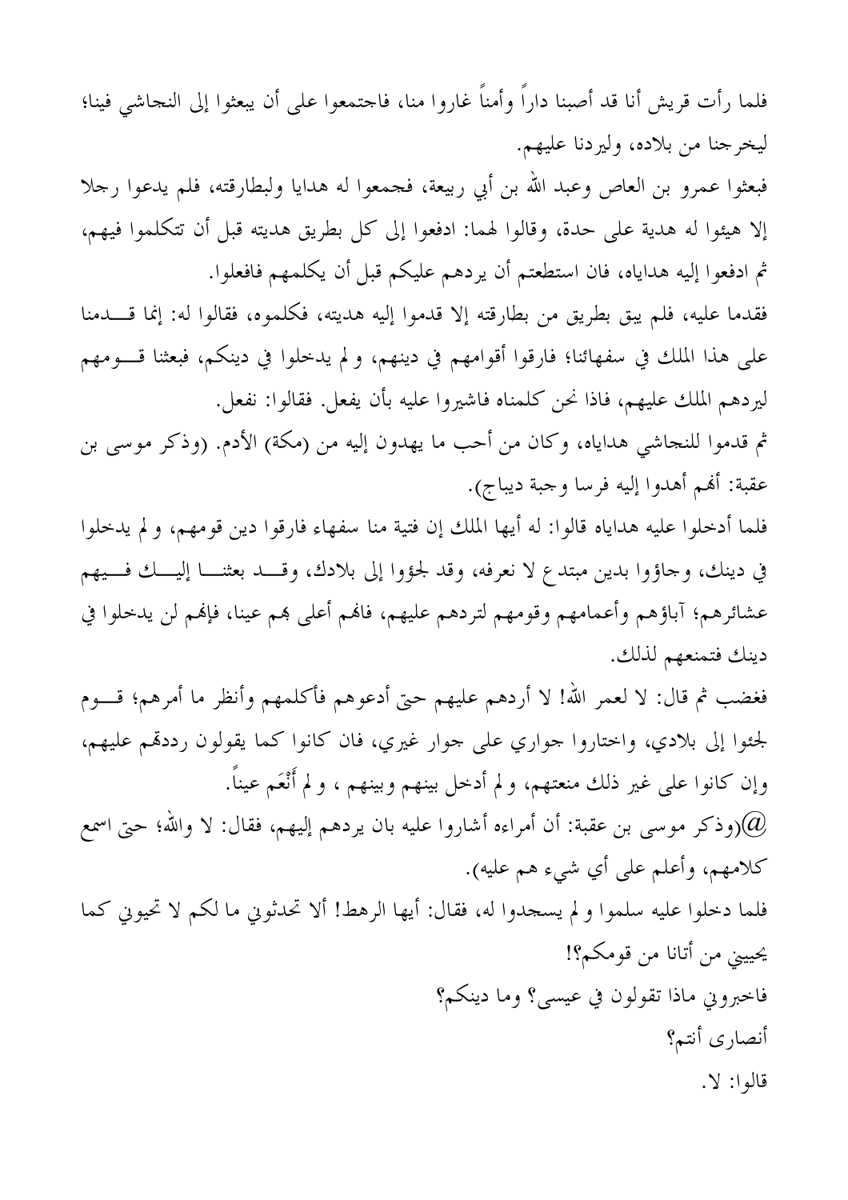فلما رأت قريش أنا قد أصبنا داراً وأمناً غاروا منا، فاجتمعوا على أن يبعثوا إلى النجاشي فينا؛ ليخرجنا من بلاده، وليردنا عليهم.

فبعثوا عمرو بن العاص وعبد الله بن أبي ربيعة، فجمعوا له هدايا ولبطارقته، فلم يدعوا رجلا إلا هيئوا له هدية على حدة، وقالوا لهما: ادفعوا إلى كل بطريق هديته قبل أن تتكلموا فيهم، ثم ادفعوا إليه هداياه، فان استطعتم أن يردهم عليكم قبل أن يكلمهم فافعلوا.

فقدما عليه، فلم يبق بطريق من بطارقته إلا قدموا إليه هديته، فكلموه، فقالوا له: إنما قدمنا على هذا الملك في سفهائنا؛ فارقوا أقوامهم في دينهم، و لم يدخلوا في دينكم، فبعثنا قومهم ليردهم الملك عليهم، فاذا نحن كلمناه فاشيروا عليه بأن يفعل. فقالوا: نفعل.

ثم قدموا للنجاشي هداياه، وكان من أحب ما يهدون إليه من (مكة) الأدم. (وذكر موسى بن عقبة: أنهم أهدوا إليه فرسا وجبة ديباج).

فلما أدخلوا عليه هداياه قالوا: له أيها الملك إن فتية منا سفهاء فارقوا دين قومهم، و لم يدخلوا في دينك، وجاؤوا بدين مبتدع لا نعرفه، وقد لجؤوا إلى بلادك، وقد بعثنا إليك فيهم عشائرهم؛ آباؤهم وأعمامهم وقومهم لتردهم عليهم، فانهم أعلى بهم عينا، فإنهم لن يدخلوا في دينك فتمنعهم لذلك.

فغضب ثم قال: لا لعمر الله! لا أردهم عليهم حتى أدعوهم فأكلمهم وأنظر ما أمرهم؛ قوم لجئوا إلى بلادي، واختاروا جواري على جوار غيري، فان كانوا كما يقولون رددتهم عليهم، وإن كانوا على غير ذلك منعتهم، و لم أدخل بينهم وبينهم ، و لم أُنْعَم عيناً.

@(وذكر موسى بن عقبة: أن أمراءه أشاروا عليه بان يردهم إليهم، فقال: لا والله؛ حتى اسمع كلامهم، وأعلم على أي شيء هم عليه).

فلما دخلوا عليه سلموا و لم يسجدوا له، فقال: أيها الرهط! ألا تحدثوني ما لكم لا تحيوني كما يحييني من أتانا من قومكم؟!

فاخبروني ماذا تقولون في عيسى؟ وما دينكم؟

أنصارى أنتم؟

قالوا: لا.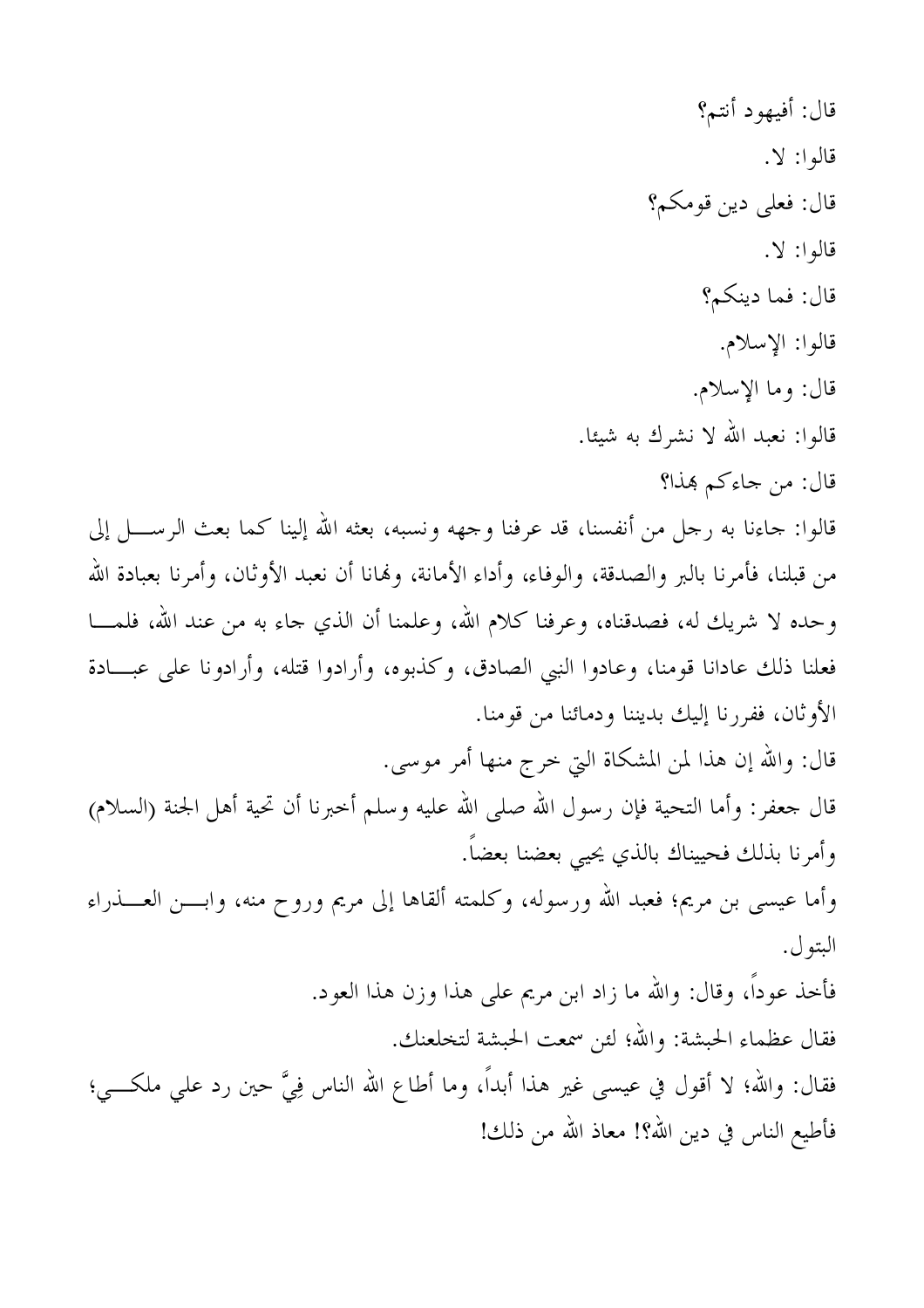قال: أفيهود أنتم؟

قالوا: لا.

قال: فعلى دين قومكم؟

قالوا: لا.

قال: فما دينكم؟

قالوا: الإسلام.

قال: وما الإسلام.

قالوا: نعبد الله لا نشرك به شيئا.

قال: من جاءكم بهذا؟

قالوا: جاءنا به رجل من أنفسنا، قد عرفنا وجهه ونسبه، بعثه الله إلينا كما بعث الرسل إلى من قبلنا، فأمرنا بالبر والصدقة، والوفاء، وأداء الأمانة، ونهانا أن نعبد الأوثان، وأمرنا بعبادة الله وحده لا شريك له، فصدقناه، وعرفنا كلام الله، وعلمنا أن الذي جاء به من عند الله، فلما فعلنا ذلك عادانا قومنا، وعادوا النبي الصادق، وكذبوه، وأرادوا قتله، وأرادونا على عبادة الأوثان، ففررنا إليك بديننا ودمائنا من قومنا.

قال: والله إن هذا لمن المشكاة التي خرج منها أمر موسى.

قال جعفر: وأما التحية فإن رسول الله صلى الله عليه وسلم أخبرنا أن تحية أهل الجنة (السلام) وأمرنا بذلك فحييناك بالذي يحيي بعضنا بعضاً.

وأما عيسى بن مريم؛ فعبد الله ورسوله، وكلمته ألقاها إلى مريم وروح منه، وابن العذراء البتول.

فأخذ عوداً، وقال: والله ما زاد ابن مريم على هذا وزن هذا العود.

فقال عظماء الحبشة: والله؛ لئن سمعت الحبشة لتخلعنك.

فقال: والله؛ لا أقول في عيسى غير هذا أبداً، وما أطاع الله الناس فِيَّ حين رد علي ملكي؛ فأطيع الناس في دين الله؟! معاذ الله من ذلك!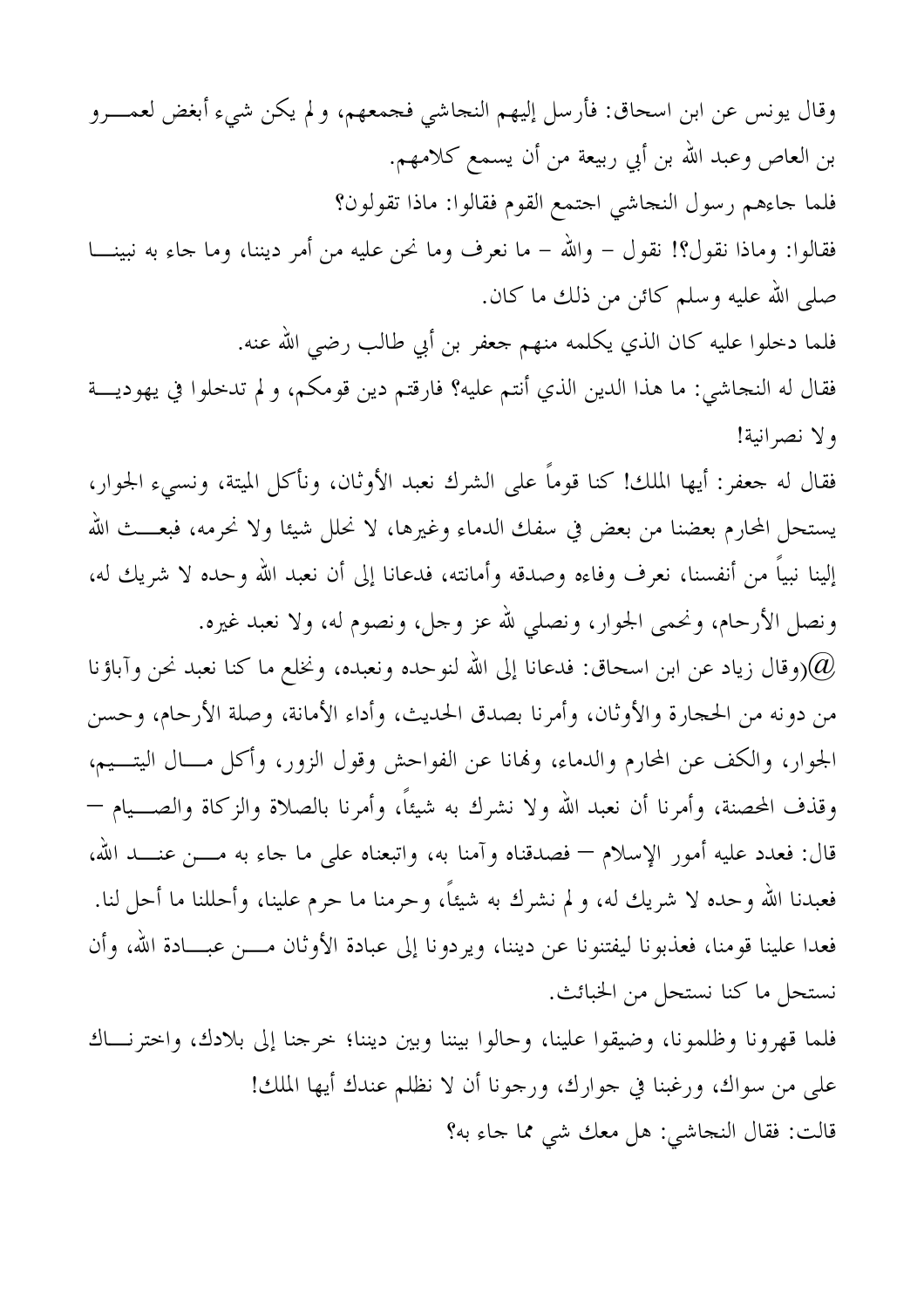وقال يونس عن ابن اسحاق: فأرسل إليهم النجاشي فجمعهم، و لم يكن شيء أبغض لعمرو بن العاص وعبد الله بن أبي ربيعة من أن يسمع كلامهم.

فلما جاءهم رسول النجاشي اجتمع القوم فقالوا: ماذا تقولون؟

فقالوا: وماذا نقول؟! نقول – والله – ما نعرف وما نحن عليه من أمر ديننا، وما جاء به نبينا صلى الله عليه وسلم كائن من ذلك ما كان.

فلما دخلوا عليه كان الذي يكلمه منهم جعفر بن أبي طالب رضي الله عنه.

فقال له النجاشي: ما هذا الدين الذي أنتم عليه؟ فارقتم دين قومكم، و لم تدخلوا في يهودية ولا نصرانية!

فقال له جعفر: أيها الملك! كنا قوماً على الشرك نعبد الأوثان، ونأكل الميتة، ونسيء الجوار، يستحل المحارم بعضنا من بعض في سفك الدماء وغيرها، لا نحلل شيئا ولا نحرمه، فبعث الله إلينا نبياً من أنفسنا، نعرف وفاءه وصدقه وأمانته، فدعانا إلى أن نعبد الله وحده لا شريك له، ونصل الأرحام، ونحمي الجوار، ونصلي لله عز وجل، ونصوم له، ولا نعبد غيره.

@(وقال زياد عن ابن اسحاق: فدعانا إلى الله لنوحده ونعبده، ونخلع ما كنا نعبد نحن وآباؤنا من دونه من الحجارة والأوثان، وأمرنا بصدق الحديث، وأداء الأمانة، وصلة الأرحام، وحسن الجوار، والكف عن المحارم والدماء، ونهانا عن الفواحش وقول الزور، وأكل مال اليتيم، وقذف المحصنة، وأمرنا أن نعبد الله ولا نشرك به شيئاً، وأمرنا بالصلاة والزكاة والصيام – قال: فعدد عليه أمور الإسلام – فصدقناه وآمنا به، واتبعناه على ما جاء به من عند الله، فعبدنا الله وحده لا شريك له، و لم نشرك به شيئاً، وحرمنا ما حرم علينا، وأحللنا ما أحل لنا. فعدا علينا قومنا، فعذبونا ليفتنونا عن ديننا، ويردونا إلى عبادة الأوثان من عبادة الله، وأن نستحل ما كنا نستحل من الخبائث.

فلما قهرونا وظلمونا، وضيقوا علينا، وحالوا بيننا وبين ديننا؛ خرجنا إلى بلادك، واخترناك على من سواك، ورغبنا في جوارك، ورجونا أن لا نظلم عندك أيها الملك!

قالت: فقال النجاشي: هل معك شي مما جاء به؟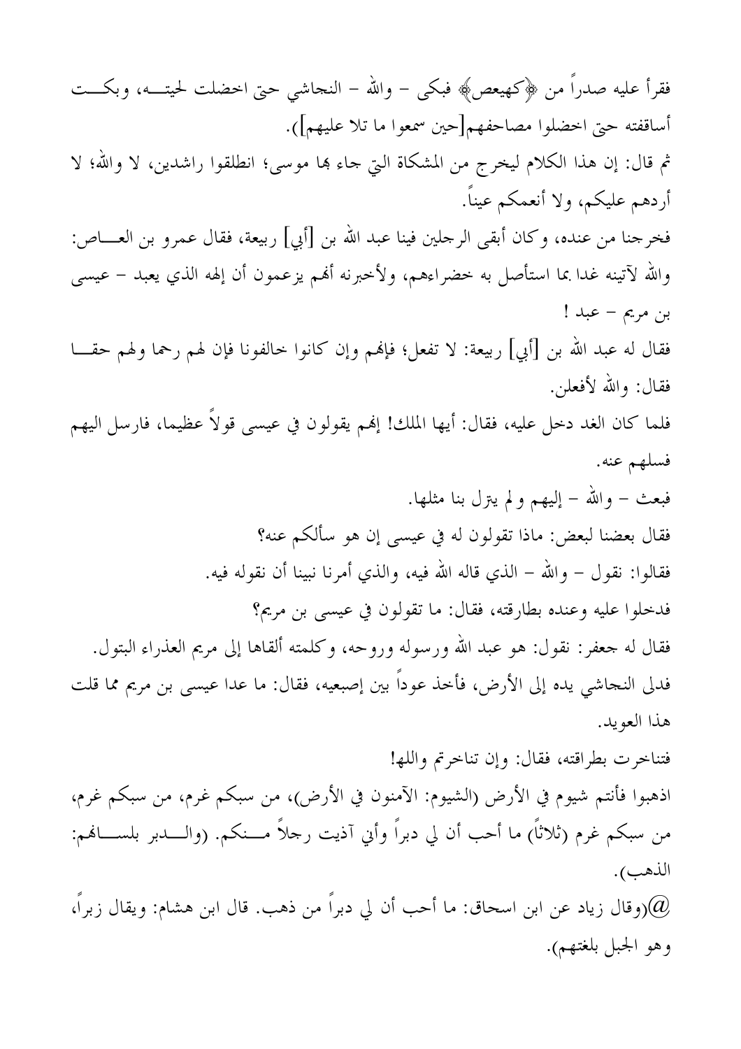فقرأ عليه صدراً من ﴿كهيعص﴾ فبكى – والله – النجاشي حتى اخضلت لحيته، وبكت أساقفته حتى اخضلوا مصاحفهم[حين سمعوا ما تلا عليهم]).

ثم قال: إن هذا الكلام ليخرج من المشكاة التي جاء بها موسى؛ انطلقوا راشدين، لا والله؛ لا أردهم عليكم، ولا أنعمكم عيناً.

فخرجنا من عنده، وكان أبقى الرجلين فينا عبد الله بن [أبي] ربيعة، فقال عمرو بن العاص: والله لآتينه غدا بما استأصل به خضراءهم، ولأخبرنه أنهم يزعمون أن إلهه الذي يعبد – عيسى بن مريم – عبد !

فقال له عبد الله بن [أبي] ربيعة: لا تفعل؛ فإنهم وإن كانوا خالفونا فإن لهم رحما ولهم حقا فقال: والله لأفعلن.

فلما كان الغد دخل عليه، فقال: أيها الملك! إنهم يقولون في عيسى قولاً عظيما، فارسل اليهم فسلهم عنه.

فبعث – والله – إليهم ولم يتزل بنا مثلها.

فقال بعضنا لبعض: ماذا تقولون له في عيسى إن هو سألكم عنه؟

فقالوا: نقول – والله – الذي قاله الله فيه، والذي أمرنا نبينا أن نقوله فيه.

فدخلوا عليه وعنده بطارقته، فقال: ما تقولون في عيسى بن مريم؟

فقال له جعفر: نقول: هو عبد الله ورسوله وروحه، وكلمته ألقاها إلى مريم العذراء البتول.

فدلى النجاشي يده إلى الأرض، فأخذ عوداً بين إصبعيه، فقال: ما عدا عيسى بن مريم مما قلت هذا العويد.

فتناخرت بطراقته، فقال: وإن تناخرتم والله!

اذهبوا فأنتم شيوم في الأرض (الشيوم: الآمنون في الأرض)، من سبكم غرم، من سبكم غرم، من سبكم غرم (ثلاثاً) ما أحب أن لي دبراً وأني آذيت رجلاً منكم. (والدبر بلسانهم: الذهب).

@(وقال زياد عن ابن اسحاق: ما أحب أن لي دبراً من ذهب. قال ابن هشام: ويقال زبراً، وهو الجبل بلغتهم).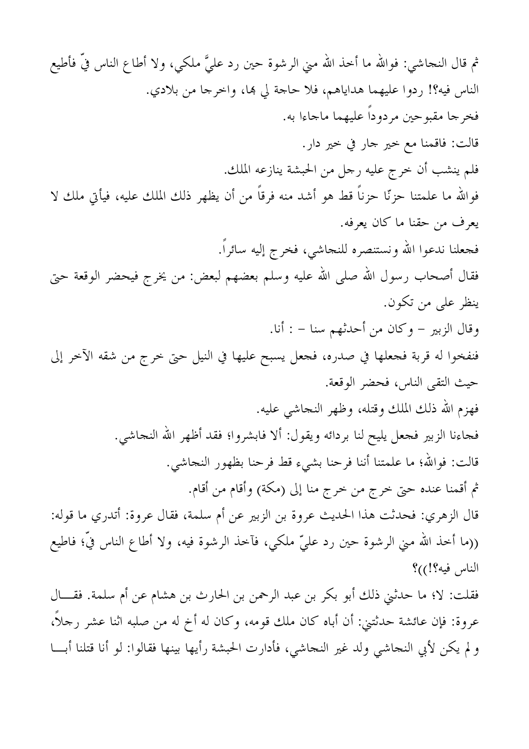ثم قال النجاشي: فوالله ما أخذ الله مني الرشوة حين رد عليَّ ملكي، ولا أطاع الناس فيّ فأطيع الناس فيه؟! ردوا عليهما هداياهم، فلا حاجة لي بها، واخرجا من بلادي.

فخرجا مقبوحين مردوداً عليهما ماجاءا به.

قالت: فاقمنا مع خير جار في خير دار.

فلم ينشب أن خرج عليه رجل من الحبشة ينازعه الملك.

فوالله ما علمتنا حزنّا حزناً قط هو أشد منه فرقاً من أن يظهر ذلك الملك عليه، فيأتي ملك لا يعرف من حقنا ما كان يعرفه.

فجعلنا ندعوا الله ونستنصره للنجاشي، فخرج إليه سائراً.

فقال أصحاب رسول الله صلى الله عليه وسلم بعضهم لبعض: من يخرج فيحضر الوقعة حتى ينظر على من تكون.

وقال الزبير – وكان من أحدثهم سنا – : أنا.

فنفخوا له قربة فجعلها في صدره، فجعل يسبح عليها في النيل حتى خرج من شقه الآخر إلى حيث التقى الناس، فحضر الوقعة.

فهزم الله ذلك الملك وقتله، وظهر النجاشي عليه.

فجاءنا الزبير فجعل يليح لنا بردائه ويقول: ألا فابشروا؛ فقد أظهر الله النجاشي.

قالت: فوالله؛ ما علمتنا أننا فرحنا بشيء قط فرحنا بظهور النجاشي.

ثم أقمنا عنده حتى خرج من خرج منا إلى (مكة) وأقام من أقام.

قال الزهري: فحدثت هذا الحديث عروة بن الزبير عن أم سلمة، فقال عروة: أتدري ما قوله: ((ما أخذ الله مني الرشوة حين رد عليّ ملكي، فآخذ الرشوة فيه، ولا أطاع الناس فيّ؛ فاطيع الناس فيه؟!))؟

فقلت: لا؛ ما حدثني ذلك أبو بكر بن عبد الرحمن بن الحارث بن هشام عن أم سلمة. فقال عروة: فإن عائشة حدثتني: أن أباه كان ملك قومه، وكان له أخ له من صلبه اثنا عشر رجلاً، ولم يكن لأبي النجاشي ولد غير النجاشي، فأدارت الحبشة رأيها بينها فقالوا: لو أنا قتلنا أبا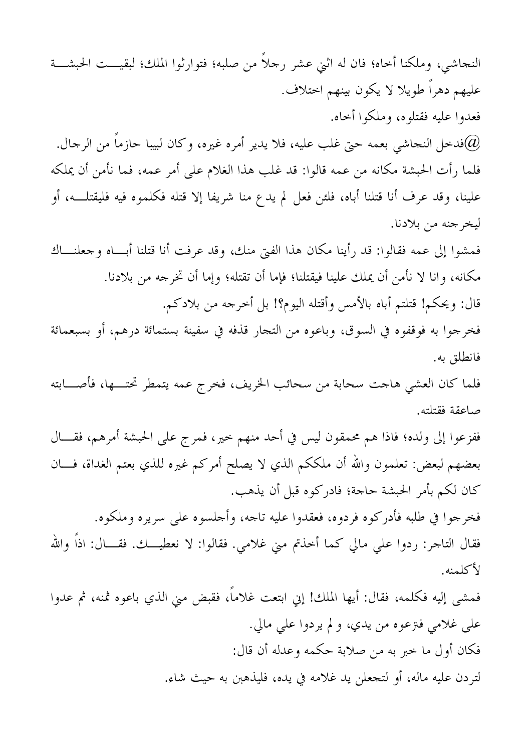النجاشي، وملكنا أخاه؛ فان له اثني عشر رجلاً من صلبه؛ فتوارثوا الملك؛ لبقيـــت الحبشـــة عليهم دهراً طويلا لا يكون بينهم اختلاف.

فعدوا عليه فقتلوه، وملكوا أخاه.

@فدخل النجاشي بعمه حتى غلب عليه، فلا يدير أمره غيره، وكان لبيبا حازماً من الرجال.

فلما رأت الحبشة مكانه من عمه قالوا: قد غلب هذا الغلام على أمر عمه، فما نأمن أن يملكه علينا، وقد عرف أنا قتلنا أباه، فلئن فعل لم يدع منا شريفا إلا قتله فكلموه فيه فليقتلـــه، أو ليخرجنه من بلادنا.

فمشوا إلى عمه فقالوا: قد رأينا مكان هذا الفتى منك، وقد عرفت أنا قتلنا أبـــاه وجعلنـــاك مكانه، وانا لا نأمن أن يملك علينا فيقتلنا؛ فإما أن تقتله؛ وإما أن تخرجه من بلادنا.

قال: ويحكم! قتلتم أباه بالأمس وأقتله اليوم؟! بل أخرجه من بلادكم.

فخرجوا به فوقفوه في السوق، وباعوه من التجار قذفه في سفينة بستمائة درهم، أو بسبعمائة فانطلق به.

فلما كان العشي هاجت سحابة من سحائب الخريف، فخرج عمه يتمطر تحتـــها، فأصـــابته صاعقة فقتلته.

ففزعوا إلى ولده؛ فاذا هم محمقون ليس في أحد منهم خير، فمرج على الحبشة أمرهم، فقـــال بعضهم لبعض: تعلمون والله أن ملككم الذي لا يصلح أمركم غيره للذي بعتم الغداة، فـــان كان لكم بأمر الحبشة حاجة؛ فادركوه قبل أن يذهب.

فخرجوا في طلبه فأدركوه فردوه، فعقدوا عليه تاجه، وأجلسوه على سريره وملكوه.

فقال التاجر: ردوا علي مالي كما أخذتم مني غلامي. فقالوا: لا نعطيـــك. فقـــال: اذاً والله لأكلمنه.

فمشى إليه فكلمه، فقال: أيها الملك! إني ابتعت غلاماً، فقبض مني الذي باعوه ثمنه، ثم عدوا على غلامي فنزعوه من يدي، و لم يردوا علي مالي.

فكان أول ما خبر به من صلابة حكمه وعدله أن قال:

لتردن عليه ماله، أو لتجعلن يد غلامه في يده، فليذهبن به حيث شاء.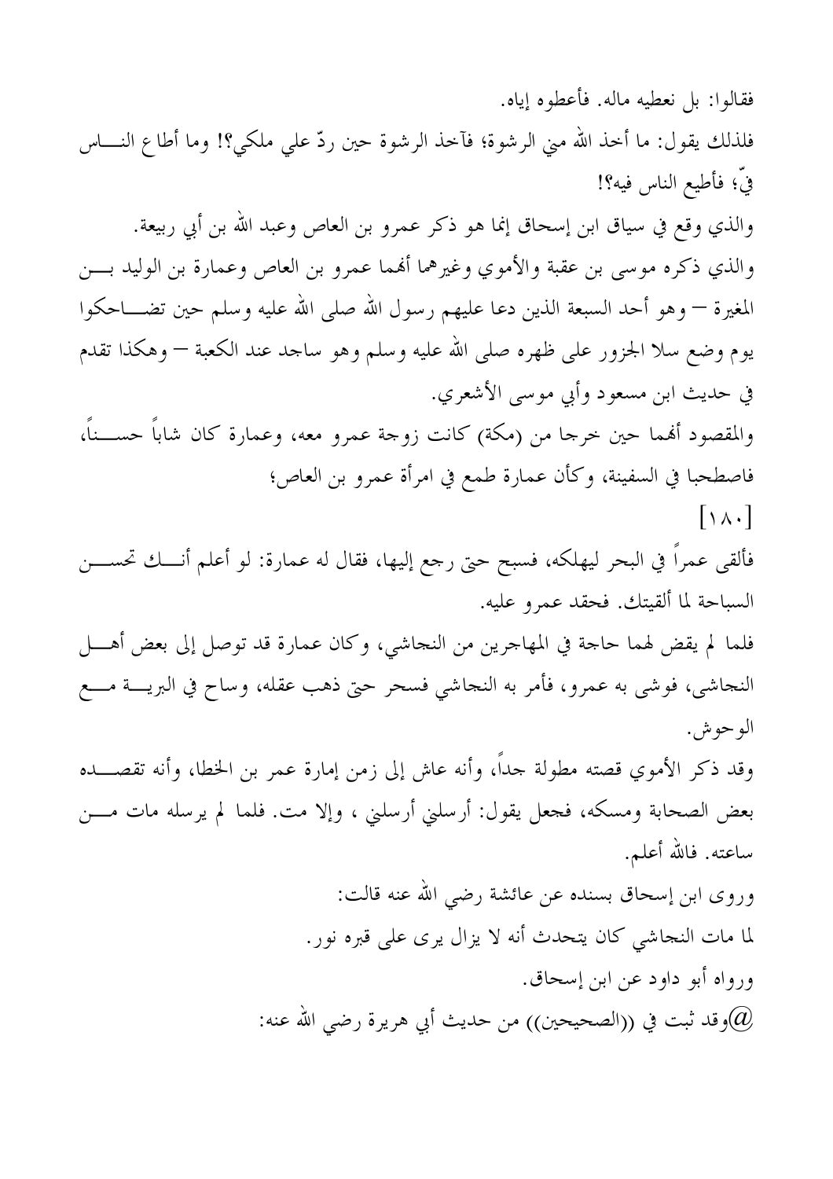فقالوا: بل نعطيه ماله. فأعطوه إياه.

فلذلك يقول: ما أخذ الله مني الرشوة؛ فآخذ الرشوة حين ردّ علي ملكي؟! وما أطاع الناس فيّ؛ فأطيع الناس فيه؟!

والذي وقع في سياق ابن إسحاق إنما هو ذكر عمرو بن العاص وعبد الله بن أبي ربيعة.

والذي ذكره موسى بن عقبة والأموي وغيرهما أنهما عمرو بن العاص وعمارة بن الوليد بن المغيرة – وهو أحد السبعة الذين دعا عليهم رسول الله صلى الله عليه وسلم حين تضاحكوا يوم وضع سلا الجزور على ظهره صلى الله عليه وسلم وهو ساجد عند الكعبة – وهكذا تقدم في حديث ابن مسعود وأبي موسى الأشعري.

والمقصود أنهما حين خرجا من (مكة) كانت زوجة عمرو معه، وعمارة كان شاباً حسناً، فاصطحبا في السفينة، وكأن عمارة طمع في امرأة عمرو بن العاص؛

[١٨٠]

فألقى عمراً في البحر ليهلكه، فسبح حتى رجع إليها، فقال له عمارة: لو أعلم أنك تحسن السباحة لما ألقيتك. فحقد عمرو عليه.

فلما لم يقض لهما حاجة في المهاجرين من النجاشي، وكان عمارة قد توصل إلى بعض أهل النجاشي، فوشى به عمرو، فأمر به النجاشي فسحر حتى ذهب عقله، وساح في البرية مع الوحوش.

وقد ذكر الأموي قصته مطولة جداً، وأنه عاش إلى زمن إمارة عمر بن الخطا، وأنه تقصده بعض الصحابة ومسكه، فجعل يقول: أرسلني أرسلني ، وإلا مت. فلما لم يرسله مات من ساعته. فالله أعلم.

وروى ابن إسحاق بسنده عن عائشة رضي الله عنه قالت:

لما مات النجاشي كان يتحدث أنه لا يزال يرى على قبره نور.

ورواه أبو داود عن ابن إسحاق.

@وقد ثبت في ((الصحيحين)) من حديث أبي هريرة رضي الله عنه: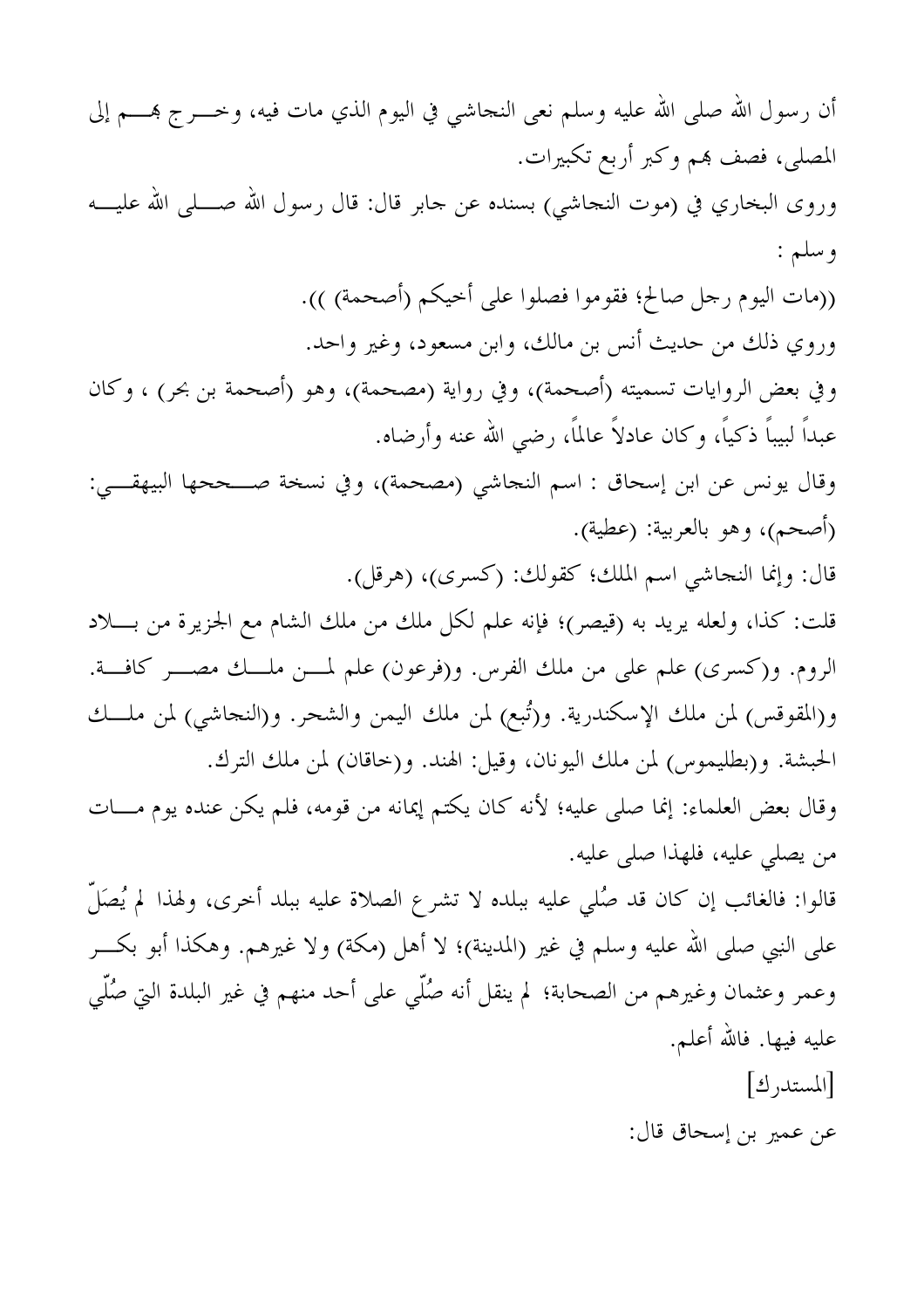أن رسول الله صلى الله عليه وسلم نعى النجاشي في اليوم الذي مات فيه، وخرج بهم إلى المصلى، فصف بهم وكبر أربع تكبيرات.

وروى البخاري في (موت النجاشي) بسنده عن جابر قال: قال رسول الله صلى الله عليه وسلم :

((مات اليوم رجل صالح؛ فقوموا فصلوا على أخيكم (أصحمة) )).

وروي ذلك من حديث أنس بن مالك، وابن مسعود، وغير واحد.

وفي بعض الروايات تسميته (أصحمة)، وفي رواية (مصحمة)، وهو (أصحمة بن بحر) ، وكان عبداً لبيباً ذكياً، وكان عادلاً عالماً، رضي الله عنه وأرضاه.

وقال يونس عن ابن إسحاق : اسم النجاشي (مصحمة)، وفي نسخة صححها البيهقي: (أصحم)، وهو بالعربية: (عطية).

قال: وإنما النجاشي اسم الملك؛ كقولك: (كسرى)، (هرقل).

قلت: كذا، ولعله يريد به (قيصر)؛ فإنه علم لكل ملك من ملك الشام مع الجزيرة من بلاد الروم. و(كسرى) علم على من ملك الفرس. و(فرعون) علم لمن ملك مصر كافة. و(المقوقس) لمن ملك الإسكندرية. و(تُبع) لمن ملك اليمن والشحر. و(النجاشي) لمن ملك الحبشة. و(بطليموس) لمن ملك اليونان، وقيل: الهند. و(خاقان) لمن ملك الترك.

وقال بعض العلماء: إنما صلى عليه؛ لأنه كان يكتم إيمانه من قومه، فلم يكن عنده يوم مات من يصلي عليه، فلهذا صلى عليه.

قالوا: فالغائب إن كان قد صُلي عليه ببلده لا تشرع الصلاة عليه ببلد أخرى، ولهذا لم يُصَلّ على النبي صلى الله عليه وسلم في غير (المدينة)؛ لا أهل (مكة) ولا غيرهم. وهكذا أبو بكر وعمر وعثمان وغيرهم من الصحابة؛ لم ينقل أنه صُلّي على أحد منهم في غير البلدة التي صُلّي عليه فيها. فالله أعلم.

[المستدرك]

عن عمير بن إسحاق قال: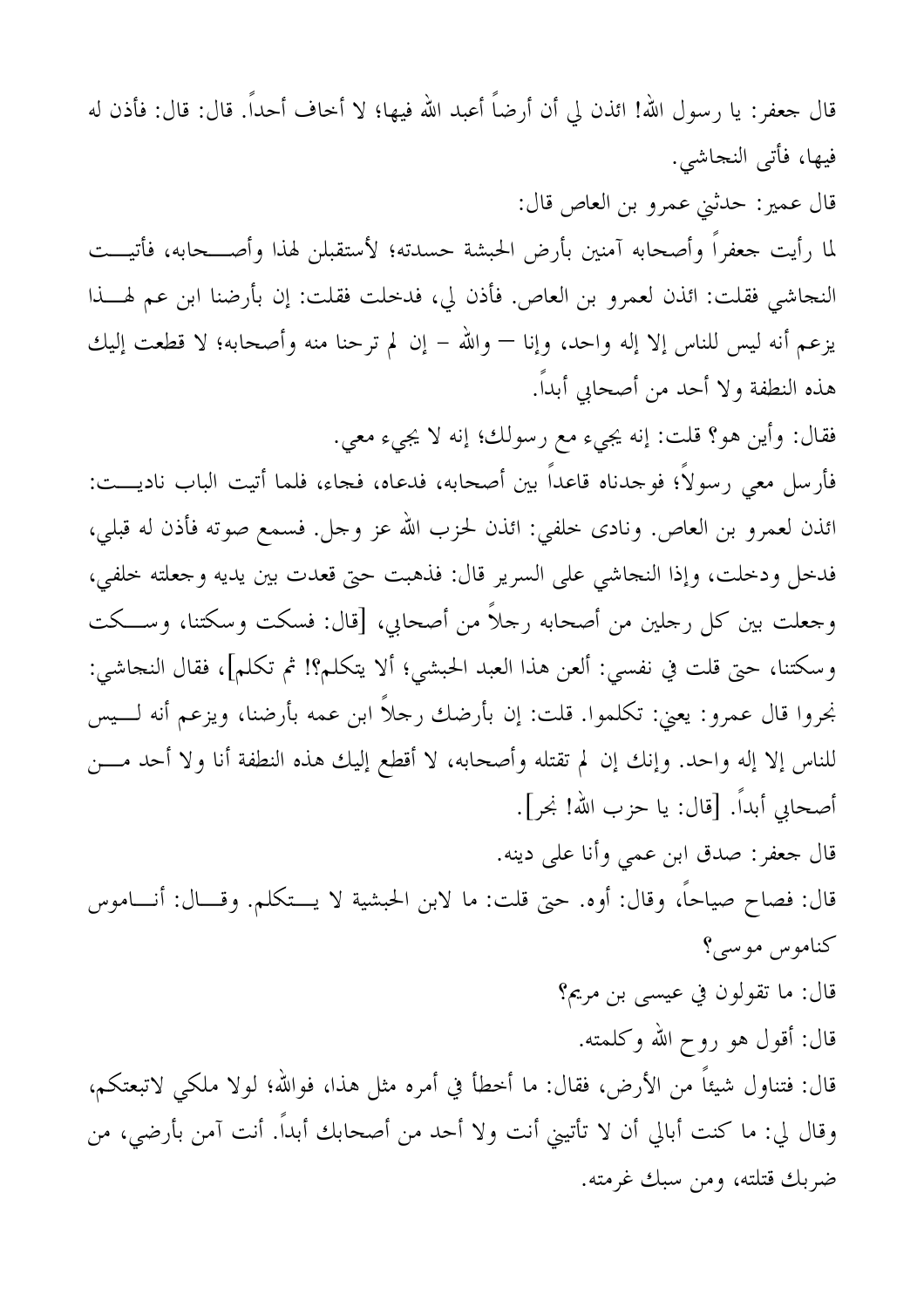قال جعفر: يا رسول الله! ائذن لي أن أرضاً أعبد الله فيها؛ لا أخاف أحداً. قال: قال: فأذن له فيها، فأتى النجاشي.

قال عمير: حدثني عمرو بن العاص قال:

لما رأيت جعفراً وأصحابه آمنين بأرض الحبشة حسدته؛ لأستقبلن لهذا وأصحابه، فأتيت النجاشي فقلت: ائذن لعمرو بن العاص. فأذن لي، فدخلت فقلت: إن بأرضنا ابن عم لهذا يزعم أنه ليس للناس إلا إله واحد، وإنا — والله – إن لم ترحنا منه وأصحابه؛ لا قطعت إليك هذه النطفة ولا أحد من أصحابي أبداً.

فقال: وأين هو؟ قلت: إنه يجيء مع رسولك؛ إنه لا يجيء معي.

فأرسل معي رسولاً؛ فوجدناه قاعداً بين أصحابه، فدعاه، فجاء، فلما أتيت الباب ناديت: ائذن لعمرو بن العاص. ونادى خلفي: ائذن لحزب الله عز وجل. فسمع صوته فأذن له قبلي، فدخل ودخلت، وإذا النجاشي على السرير قال: فذهبت حتى قعدت بين يديه وجعلته خلفي، وجعلت بين كل رجلين من أصحابه رجلاً من أصحابي، [قال: فسكت وسكتنا، وسكت وسكتنا، حتى قلت في نفسي: ألعن هذا العبد الحبشي؛ ألا يتكلم؟! ثم تكلم]، فقال النجاشي: نخروا قال عمرو: يعني: تكلموا. قلت: إن بأرضك رجلاً ابن عمه بأرضنا، ويزعم أنه ليس للناس إلا إله واحد. وإنك إن لم تقتله وأصحابه، لا أقطع إليك هذه النطفة أنا ولا أحد من أصحابي أبداً. [قال: يا حزب الله! نخر].

قال جعفر: صدق ابن عمي وأنا على دينه.

قال: فصاح صياحاً، وقال: أوه. حتى قلت: ما لابن الحبشية لا يتكلم. وقال: أناموس كناموس موسى؟

قال: ما تقولون في عيسى بن مريم؟

قال: أقول هو روح الله وكلمته.

قال: فتناول شيئاً من الأرض، فقال: ما أخطأ في أمره مثل هذا، فوالله؛ لولا ملكي لاتبعتكم، وقال لي: ما كنت أبالي أن لا تأتيني أنت ولا أحد من أصحابك أبداً. أنت آمن بأرضي، من ضربك قتلته، ومن سبك غرمته.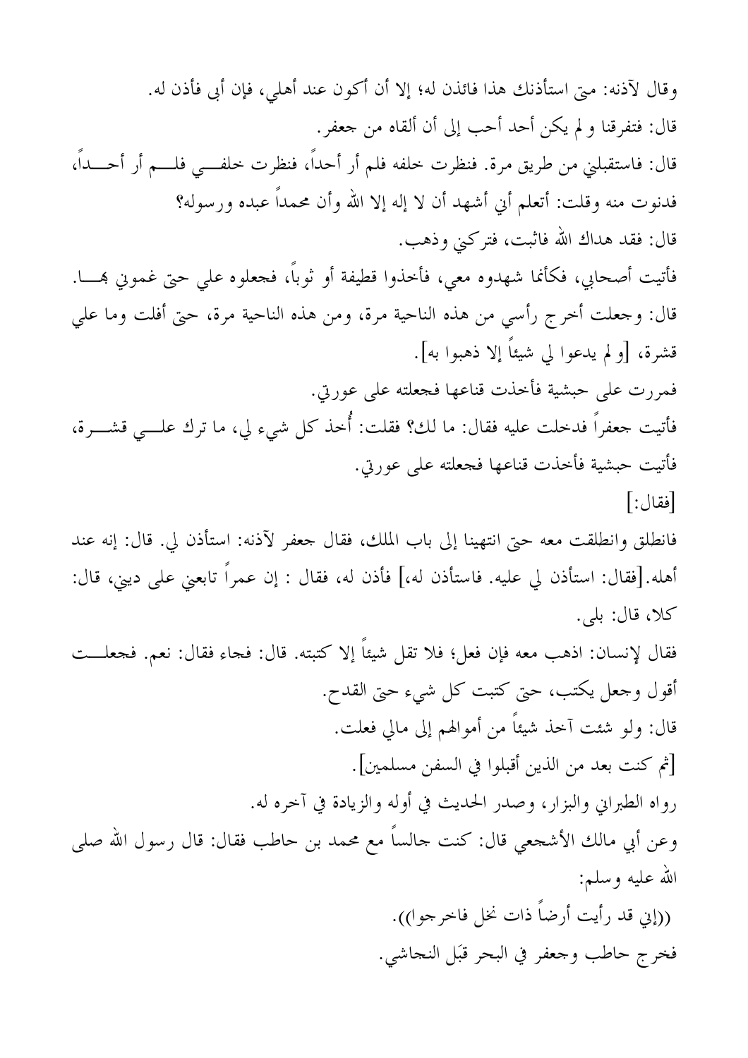وقال لآذنه: متى استأذنك هذا فائذن له؛ إلا أن أكون عند أهلي، فإن أبى فأذن له.

قال: فتفرقنا و لم يكن أحد أحب إلى أن ألقاه من جعفر.

قال: فاستقبلني من طريق مرة. فنظرت خلفه فلم أر أحداً، فنظرت خلفي فلم أر أحداً، فدنوت منه وقلت: أتعلم أني أشهد أن لا إله إلا الله وأن محمداً عبده ورسوله؟

قال: فقد هداك الله فاثبت، فتركني وذهب.

فأتيت أصحابي، فكأنما شهدوه معي، فأخذوا قطيفة أو ثوباً، فجعلوه علي حتى غموني بها. قال: وجعلت أخرج رأسي من هذه الناحية مرة، ومن هذه الناحية مرة، حتى أفلت وما علي قشرة، [و لم يدعوا لي شيئاً إلا ذهبوا به].

فمررت على حبشية فأخذت قناعها فجعلته على عورتي.

فأتيت جعفراً فدخلت عليه فقال: ما لك؟ فقلت: أُخذ كل شيء لي، ما ترك علي قشرة، فأتيت حبشية فأخذت قناعها فجعلته على عورتي.

[فقال:]

فانطلق وانطلقت معه حتى انتهينا إلى باب الملك، فقال جعفر لآذنه: استأذن لي. قال: إنه عند أهله.[فقال: استأذن لي عليه. فاستأذن له،] فأذن له، فقال : إن عمراً تابعني على ديني، قال: كلا، قال: بلى.

فقال لإنسان: اذهب معه فإن فعل؛ فلا تقل شيئاً إلا كتبته. قال: فجاء فقال: نعم. فجعلت أقول وجعل يكتب، حتى كتبت كل شيء حتى القدح.

قال: ولو شئت آخذ شيئاً من أموالهم إلى مالي فعلت.

[ثم كنت بعد من الذين أقبلوا في السفن مسلمين].

رواه الطبراني والبزار، وصدر الحديث في أوله والزيادة في آخره له.

وعن أبي مالك الأشجعي قال: كنت جالساً مع محمد بن حاطب فقال: قال رسول الله صلى الله عليه وسلم:

((إني قد رأيت أرضاً ذات نخل فاخرجوا)).

فخرج حاطب وجعفر في البحر قِبَل النجاشي.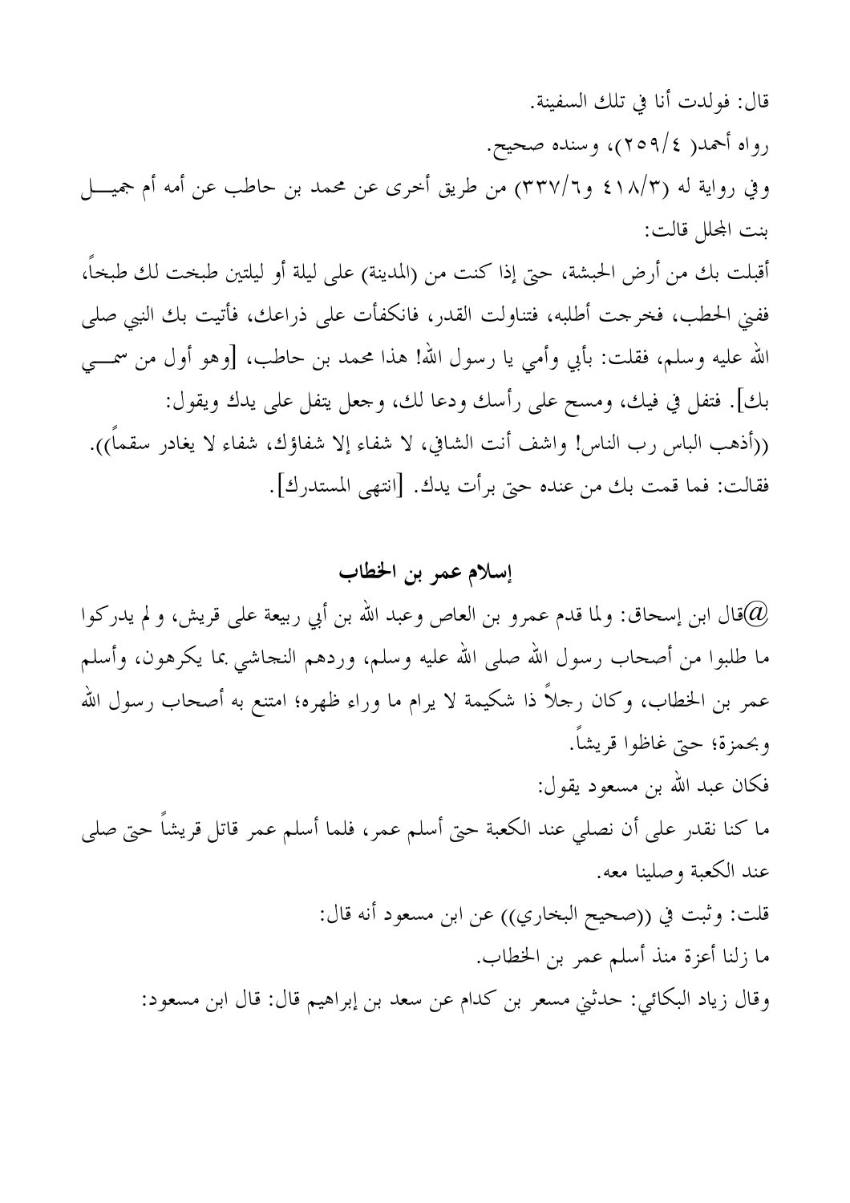قال: فولدت أنا في تلك السفينة.

رواه أحمد( ٢٥٩/٤)، وسنده صحيح.

وفي رواية له (٤١٨/٣ و٣٣٧/٦) من طريق أخرى عن محمد بن حاطب عن أمه أم جميل بنت المجلل قالت:

أقبلت بك من أرض الحبشة، حتى إذا كنت من (المدينة) على ليلة أو ليلتين طبخت لك طبخاً، ففني الحطب، فخرجت أطلبه، فتناولت القدر، فانكفأت على ذراعك، فأتيت بك النبي صلى الله عليه وسلم، فقلت: بأبي وأمي يا رسول الله! هذا محمد بن حاطب، [وهو أول من سمي بك]. فتفل في فيك، ومسح على رأسك ودعا لك، وجعل يتفل على يدك ويقول:

((أذهب الباس رب الناس! واشف أنت الشافي، لا شفاء إلا شفاؤك، شفاء لا يغادر سقماً)).

فقالت: فما قمت بك من عنده حتى برأت يدك. [انتهى المستدرك].

## إسلام عمر بن الخطاب

@قال ابن إسحاق: ولما قدم عمرو بن العاص وعبد الله بن أبي ربيعة على قريش، ولم يدركوا ما طلبوا من أصحاب رسول الله صلى الله عليه وسلم، وردهم النجاشي بما يكرهون، وأسلم عمر بن الخطاب، وكان رجلاً ذا شكيمة لا يرام ما وراء ظهره؛ امتنع به أصحاب رسول الله وبحمزة؛ حتى غاظوا قريشاً.

فكان عبد الله بن مسعود يقول:

ما كنا نقدر على أن نصلي عند الكعبة حتى أسلم عمر، فلما أسلم عمر قاتل قريشاً حتى صلى عند الكعبة وصلينا معه.

قلت: وثبت في ((صحيح البخاري)) عن ابن مسعود أنه قال:

ما زلنا أعزة منذ أسلم عمر بن الخطاب.

وقال زياد البكائي: حدثني مسعر بن كدام عن سعد بن إبراهيم قال: قال ابن مسعود: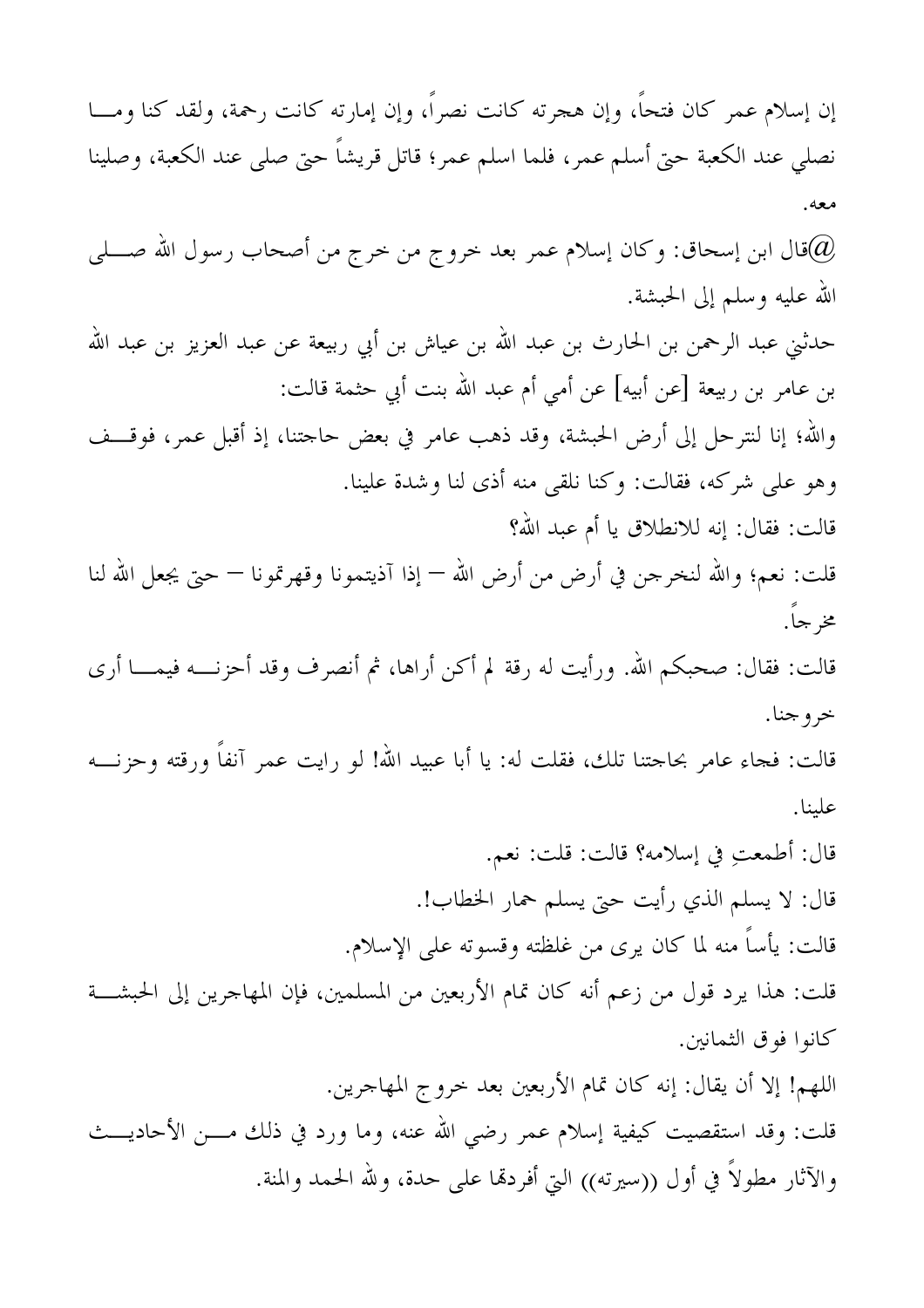إن إسلام عمر كان فتحاً، وإن هجرته كانت نصراً، وإن إمارته كانت رحمة، ولقد كنا وما نصلي عند الكعبة حتى أسلم عمر، فلما اسلم عمر؛ قاتل قريشاً حتى صلى عند الكعبة، وصلينا معه.

@قال ابن إسحاق: وكان إسلام عمر بعد خروج من خرج من أصحاب رسول الله صلى الله عليه وسلم إلى الحبشة.

حدثني عبد الرحمن بن الحارث بن عبد الله بن عياش بن أبي ربيعة عن عبد العزيز بن عبد الله بن عامر بن ربيعة [عن أبيه] عن أمي أم عبد الله بنت أبي حثمة قالت:

والله؛ إنا لنترحل إلى أرض الحبشة، وقد ذهب عامر في بعض حاجتنا، إذ أقبل عمر، فوقف وهو على شركه، فقالت: وكنا نلقى منه أذى لنا وشدة علينا.

قالت: فقال: إنه للانطلاق يا أم عبد الله؟

قلت: نعم؛ والله لنخرجن في أرض من أرض الله — إذا آذيتمونا وقهرتمونا — حتى يجعل الله لنا مخرجاً.

قالت: فقال: صحبكم الله. ورأيت له رقة لم أكن أراها، ثم أنصرف وقد أحزنه فيما أرى خروجنا.

قالت: فجاء عامر بحاجتنا تلك، فقلت له: يا أبا عبيد الله! لو رايت عمر آنفاً ورقته وحزنه علينا.

قال: أطمعتِ في إسلامه؟ قالت: قلت: نعم.

قال: لا يسلم الذي رأيت حتى يسلم حمار الخطاب!.

قالت: يأساً منه لما كان يرى من غلظته وقسوته على الإسلام.

قلت: هذا يرد قول من زعم أنه كان تمام الأربعين من المسلمين، فإن المهاجرين إلى الحبشة كانوا فوق الثمانين.

اللهم! إلا أن يقال: إنه كان تمام الأربعين بعد خروج المهاجرين.

قلت: وقد استقصيت كيفية إسلام عمر رضي الله عنه، وما ورد في ذلك من الأحاديث والآثار مطولاً في أول ((سيرته)) التي أفردتها على حدة، ولله الحمد والمنة.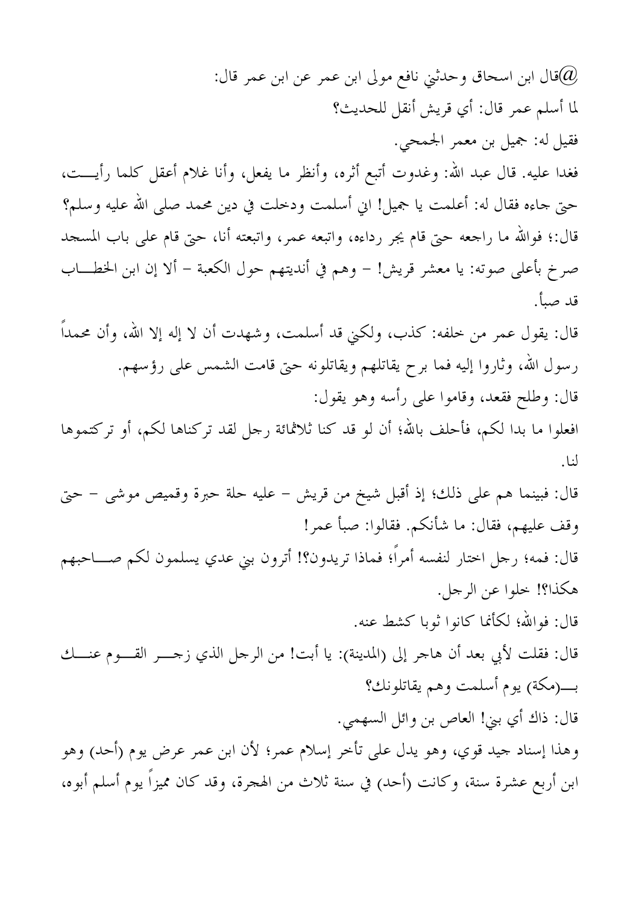@قال ابن اسحاق وحدثني نافع مولى ابن عمر عن ابن عمر قال:

لما أسلم عمر قال: أي قريش أنقل للحديث؟

فقيل له: جميل بن معمر الجمحي.

فغدا عليه. قال عبد الله: وغدوت أتبع أثره، وأنظر ما يفعل، وأنا غلام أعقل كلما رأيت، حتى جاءه فقال له: أعلمت يا جميل! اني أسلمت ودخلت في دين محمد صلى الله عليه وسلم؟ قال:؛ فوالله ما راجعه حتى قام يجر رداءه، واتبعه عمر، واتبعته أنا، حتى قام على باب المسجد صرخ بأعلى صوته: يا معشر قريش! – وهم في أنديتهم حول الكعبة – ألا إن ابن الخطاب قد صبأ.

قال: يقول عمر من خلفه: كذب، ولكني قد أسلمت، وشهدت أن لا إله إلا الله، وأن محمداً رسول الله، وثاروا إليه فما برح يقاتلهم ويقاتلونه حتى قامت الشمس على رؤسهم.

قال: وطلح فقعد، وقاموا على رأسه وهو يقول:

افعلوا ما بدا لكم، فأحلف بالله؛ أن لو قد كنا ثلاثمائة رجل لقد تركناها لكم، أو تركتموها لنا.

قال: فبينما هم على ذلك؛ إذ أقبل شيخ من قريش – عليه حلة حبرة وقميص موشى – حتى وقف عليهم، فقال: ما شأنكم. فقالوا: صبأ عمر!

قال: فمه؛ رجل اختار لنفسه أمراً؛ فماذا تريدون؟! أترون بني عدي يسلمون لكم صاحبهم هكذا؟! خلوا عن الرجل.

قال: فوالله؛ لكأنما كانوا ثوبا كشط عنه.

قال: فقلت لأبي بعد أن هاجر إلى (المدينة): يا أبت! من الرجل الذي زجر القوم عنك بـ(مكة) يوم أسلمت وهم يقاتلونك؟

قال: ذاك أي بني! العاص بن وائل السهمي.

وهذا إسناد جيد قوي، وهو يدل على تأخر إسلام عمر؛ لأن ابن عمر عرض يوم (أحد) وهو ابن أربع عشرة سنة، وكانت (أحد) في سنة ثلاث من الهجرة، وقد كان مميزاً يوم أسلم أبوه،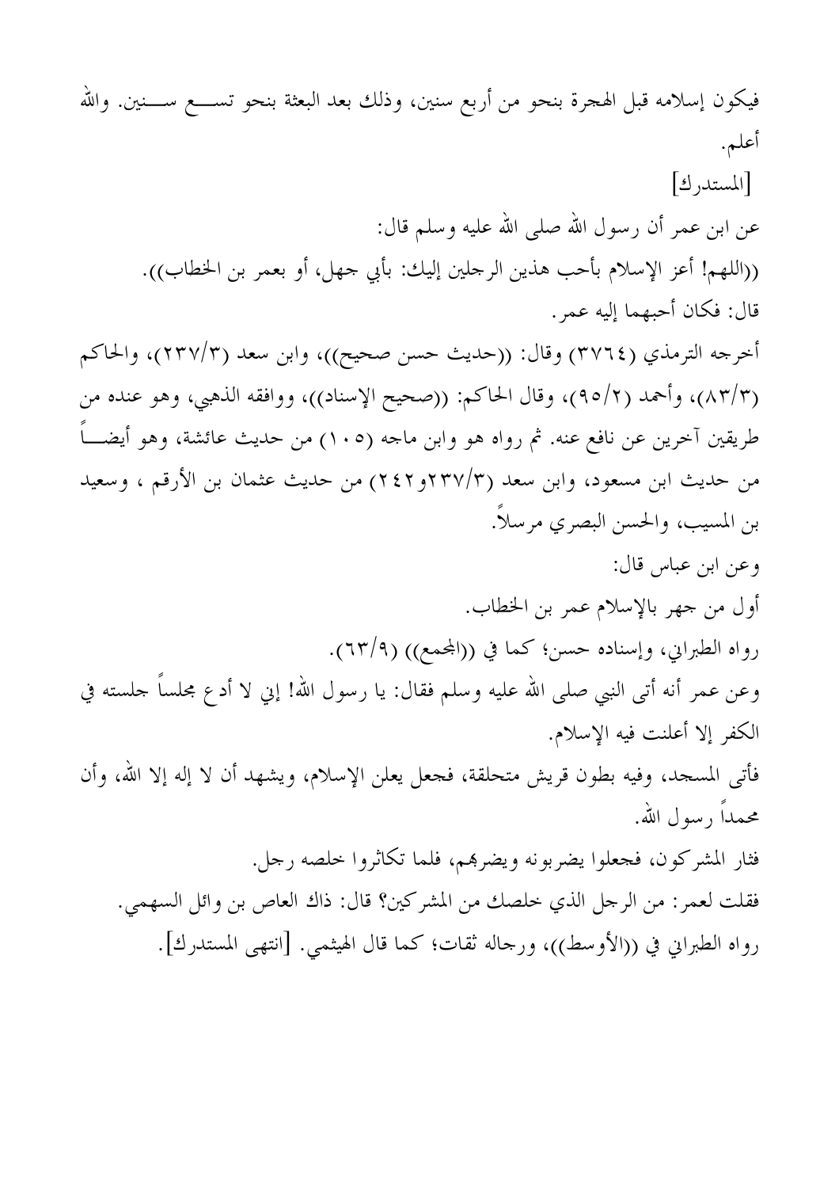فيكون إسلامه قبل الهجرة بنحو من أربع سنين، وذلك بعد البعثة بنحو تسع سنين. والله أعلم.

[المستدرك]

عن ابن عمر أن رسول الله صلى الله عليه وسلم قال:

((اللهم! أعز الإسلام بأحب هذين الرجلين إليك: بأبي جهل، أو بعمر بن الخطاب)).

قال: فكان أحبهما إليه عمر.

أخرجه الترمذي (٣٧٦٤) وقال: ((حديث حسن صحيح))، وابن سعد (٢٣٧/٣)، والحاكم (٨٣/٣)، وأحمد (٩٥/٢)، وقال الحاكم: ((صحيح الإسناد))، ووافقه الذهبي، وهو عنده من طريقين آخرين عن نافع عنه. ثم رواه هو وابن ماجه (١٠٥) من حديث عائشة، وهو أيضاً من حديث ابن مسعود، وابن سعد (٢٣٧/٣و٢٤٢) من حديث عثمان بن الأرقم ، وسعيد بن المسيب، والحسن البصري مرسلاً.

وعن ابن عباس قال:

أول من جهر بالإسلام عمر بن الخطاب.

رواه الطبراني، وإسناده حسن؛ كما في ((المجمع)) (٦٣/٩).

وعن عمر أنه أتى النبي صلى الله عليه وسلم فقال: يا رسول الله! إني لا أدع مجلساً جلسته في الكفر إلا أعلنت فيه الإسلام.

فأتى المسجد، وفيه بطون قريش متحلقة، فجعل يعلن الإسلام، ويشهد أن لا إله إلا الله، وأن محمداً رسول الله.

فثار المشركون، فجعلوا يضربونه ويضربهم، فلما تكاثروا خلصه رجل.

فقلت لعمر: من الرجل الذي خلصك من المشركين؟ قال: ذاك العاص بن وائل السهمي.

رواه الطبراني في ((الأوسط))، ورجاله ثقات؛ كما قال الهيثمي. [انتهى المستدرك].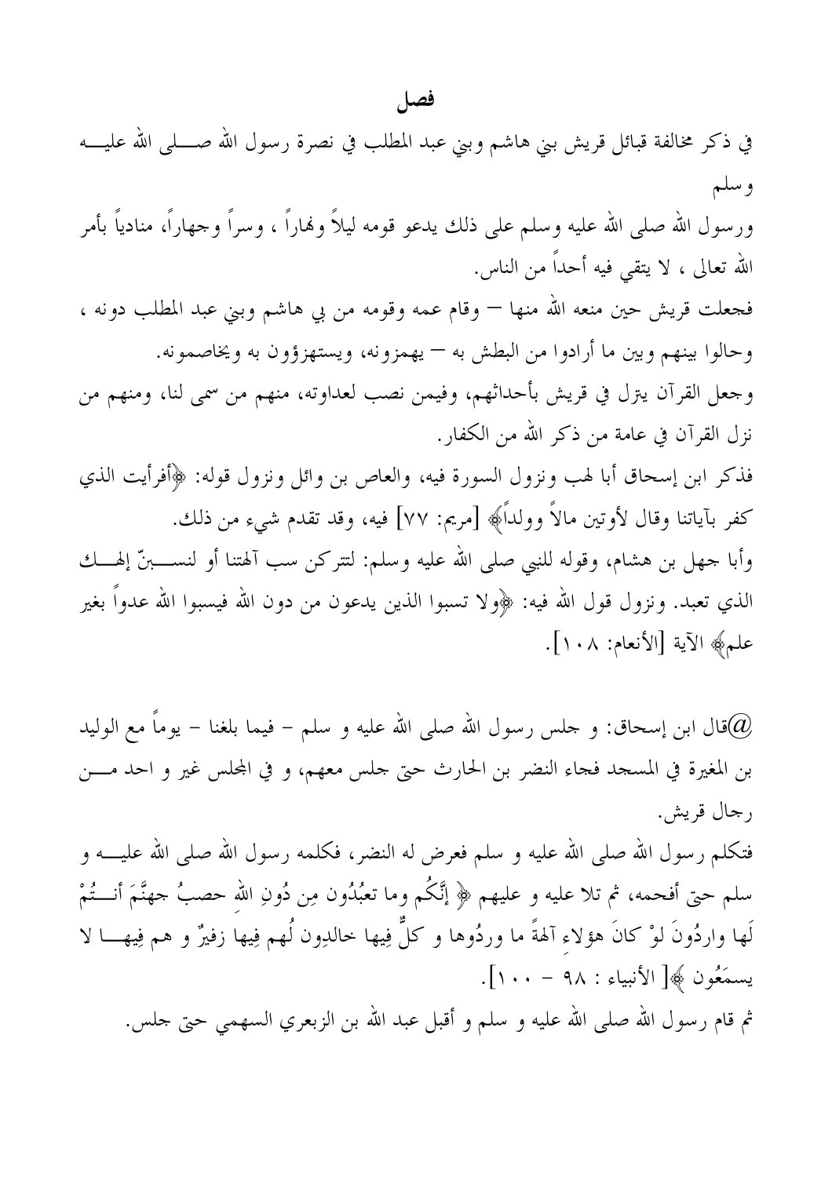## فصل

في ذكر مخالفة قبائل قريش بني هاشم وبني عبد المطلب في نصرة رسول الله صـــلى الله عليـــه وسلم

ورسول الله صلى الله عليه وسلم على ذلك يدعو قومه ليلاً ونهاراً ، وسراً وجهاراً، منادياً بأمر الله تعالى ، لا يتقي فيه أحداً من الناس.

فجعلت قريش حين منعه الله منها – وقام عمه وقومه من بي هاشم وبني عبد المطلب دونه ، وحالوا بينهم وبين ما أرادوا من البطش به – يهمزونه، ويستهزؤون به ويخاصمونه.

وجعل القرآن يترل في قريش بأحداثهم، وفيمن نصب لعداوته، منهم من سمى لنا، ومنهم من نزل القرآن في عامة من ذكر الله من الكفار.

فذكر ابن إسحاق أبا لهب ونزول السورة فيه، والعاص بن وائل ونزول قوله: ﴿أفرأيت الذي كفر بآياتنا وقال لأوتين مالاً وولداً﴾ [مريم: ٧٧] فيه، وقد تقدم شيء من ذلك.

وأبا جهل بن هشام، وقوله للنبي صلى الله عليه وسلم: لتتركن سب آلهتنا أو لنســـبنّ إلهـــك الذي تعبد. ونزول قول الله فيه: ﴿ولا تسبوا الذين يدعون من دون الله فيسبوا الله عدواً بغير علم﴾ الآية [الأنعام: ١٠٨].

@قال ابن إسحاق: و جلس رسول الله صلى الله عليه و سلم – فيما بلغنا – يوماً مع الوليد بن المغيرة في المسجد فجاء النضر بن الحارث حتى جلس معهم، و في المجلس غير و احد مـــن رجال قريش.

فتكلم رسول الله صلى الله عليه و سلم فعرض له النضر، فكلمه رسول الله صلى الله عليـــه و سلم حتى أفحمه، ثم تلا عليه و عليهم ﴿ إنَّكُم وما تعبُدُون مِن دُونِ اللهِ حصبُ جهنَّمَ أنـــتُمْ لَها وارِدُونَ لوْ كانَ هؤلاءِ آلهةً ما ورِدُوها و كلٌّ فِيها خالدِون لُهم فِيها زفيرٌ و هم فِيهـــا لا يسمَعُون ﴾[ الأنبياء : ٩٨ – ١٠٠].

ثم قام رسول الله صلى الله عليه و سلم و أقبل عبد الله بن الزبعري السهمي حتى جلس.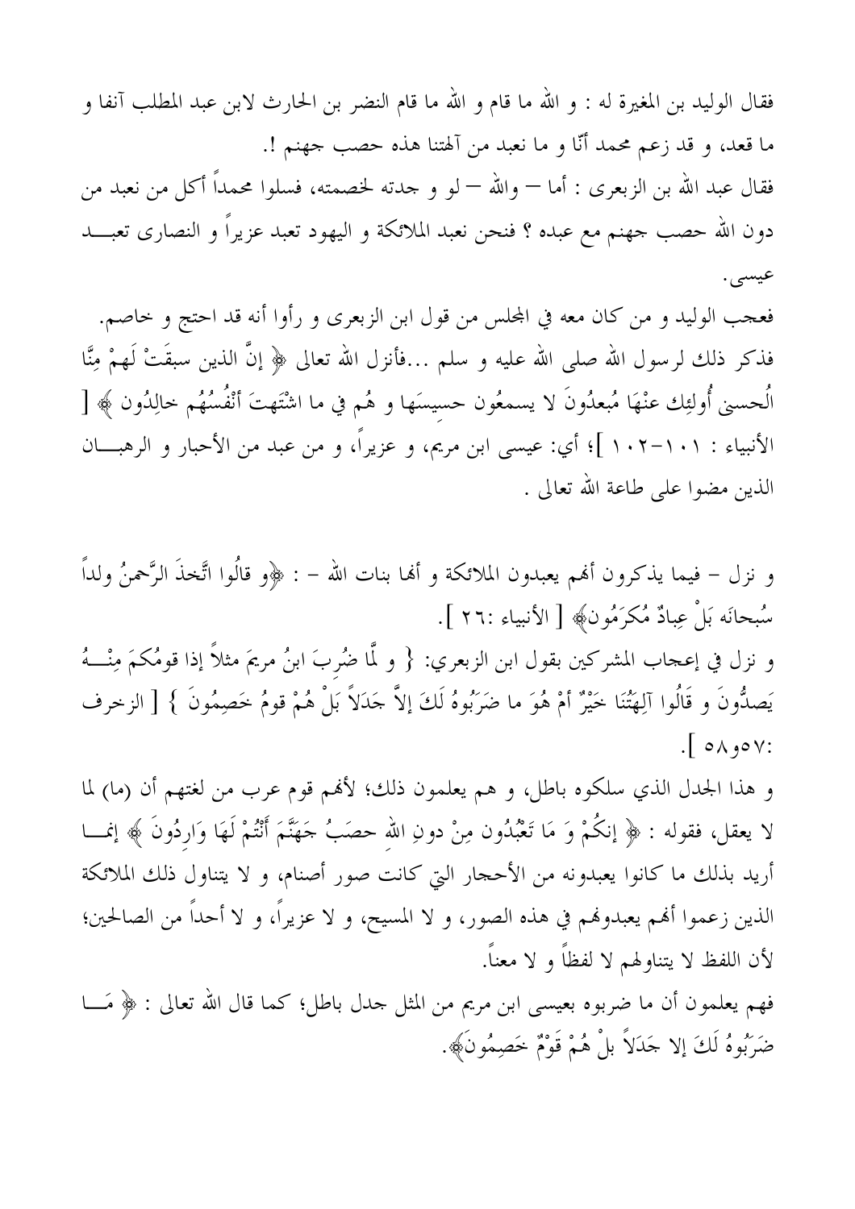فقال الوليد بن المغيرة له : و الله ما قام و الله ما قام النضر بن الحارث لابن عبد المطلب آنفا و ما قعد، و قد زعم محمد أنّا و ما نعبد من آلهتنا هذه حصب جهنم !.

فقال عبد الله بن الزبعرى : أما — والله — لو و جدته لخصمته، فسلوا محمداً أكل من نعبد من دون الله حصب جهنم مع عبده ؟ فنحن نعبد الملائكة و اليهود تعبد عزيراً و النصارى تعبد عيسى.

فعجب الوليد و من كان معه في المجلس من قول ابن الزبعرى و رأوا أنه قد احتج و خاصم.

فذكر ذلك لرسول الله صلى الله عليه و سلم ...فأنزل الله تعالى ﴿ إنَّ الذين سبقَتْ لَهمْ مِنَّا الُحسنى أُولئِك عنْهَا مُبعدُونَ لا يسمعُون حسِيسَها و هُم في ما اشْتَهتَ أنْفُسُهُم خالِدُون ﴾ [ الأنبياء : ١٠١-١٠٢ ]؛ أي: عيسى ابن مريم، و عزيراً، و من عبد من الأحبار و الرهبان الذين مضوا على طاعة الله تعالى .

و نزل – فيما يذكرون أنهم يعبدون الملائكة و أنها بنات الله – : ﴿و قالُوا اتَّخذَ الرَّحمنُ ولداً سُبحانَه بَلْ عِبادٌ مُكرَمُون﴾ [ الأنبياء :٢٦ ].

و نزل في إعجاب المشركين بقول ابن الزبعري: { و لَمَّا ضُرِبَ ابنُ مريمَ مثلاً إذا قومُكَمَ مِنْهُ يَصدُّونَ و قَالُوا آلِهَتُنَا خَيْرٌ أمْ هُوَ ما ضَرَبُوهُ لَكَ إلاَّ جَدَلاً بَلْ هُمْ قومُ خَصِمُونَ } [ الزخرف :٥٧و٥٨ ].

و هذا الجدل الذي سلكوه باطل، و هم يعلمون ذلك؛ لأنهم قوم عرب من لغتهم أن (ما) لما لا يعقل، فقوله : ﴿ إنكُمْ وَ مَا تَعْبُدُون مِنْ دونِ اللهِ حصَبُ جَهَنَّمَ أَنْتُمْ لَهَا وَارِدُونَ ﴾ إنما أريد بذلك ما كانوا يعبدونه من الأحجار التي كانت صور أصنام، و لا يتناول ذلك الملائكة الذين زعموا أنهم يعبدونهم في هذه الصور، و لا المسيح، و لا عزيراً، و لا أحداً من الصالحين؛ لأن اللفظ لا يتناولهم لا لفظاً و لا معناً.

فهم يعلمون أن ما ضربوه بعيسى ابن مريم من المثل جدل باطل؛ كما قال الله تعالى : ﴿ مَا ضَرَبُوهُ لَكَ إلا جَدَلاً بلْ هُمْ قَوْمٌ خَصِمُونَ﴾.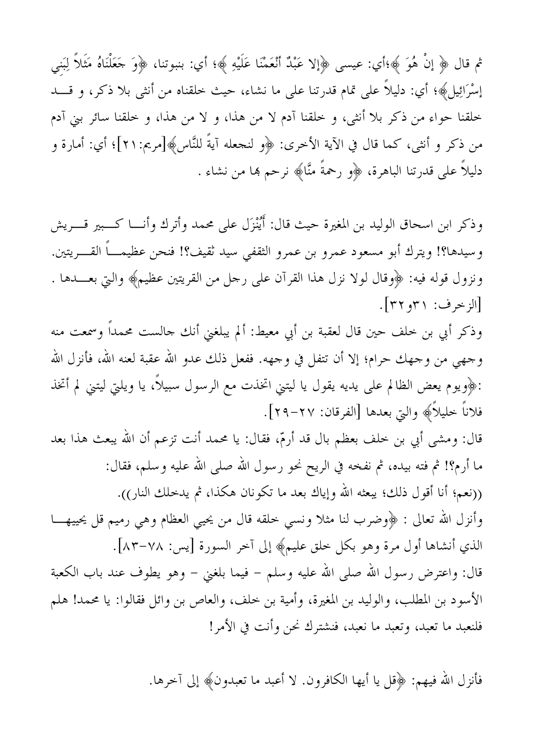ثم قال ﴿ إنْ هُوَ ﴾؛أي: عيسى ﴿إلا عَبْدٌ أنْعَمْنَا عَلَيْهِ ﴾؛ أي: بنبوتنا، ﴿وَ جَعَلْنَاهُ مَثَلاً لِبَنِي إسْرَائِيل﴾؛ أي: دليلاً على تمام قدرتنا على ما نشاء، حيث خلقناه من أنثى بلا ذكر، و قد خلقنا حواء من ذكر بلا أنثى، و خلقنا آدم لا من هذا، و لا من هذا، و خلقنا سائر بني آدم من ذكر و أنثى، كما قال في الآية الأخرى: ﴿و لنجعله آيةً للنَّاس﴾[مريم:٢١]؛ أي: أمارة و دليلاً على قدرتنا الباهرة، ﴿و رحمةً منَّا﴾ نرحم بها من نشاء .

وذكر ابن اسحاق الوليد بن المغيرة حيث قال: أَيُنْزَل على محمد وأترك وأنا كبير قريش وسيدها؟! ويترك أبو مسعود عمرو بن عمرو الثقفي سيد ثقيف؟! فنحن عظيما القريتين. ونزول قوله فيه: ﴿وقال لولا نزل هذا القرآن على رجل من القريتين عظيم﴾ والتي بعدها . [الزخرف: ٣١و٣٢].

وذكر أبي بن خلف حين قال لعقبة بن أبي معيط: ألم يبلغني أنك جالست محمداً وسمعت منه وجهي من وجهك حرام؛ إلا أن تتفل في وجهه. ففعل ذلك عدو الله عقبة لعنه الله، فأنزل الله :﴿ويوم يعض الظالم على يديه يقول يا ليتني اتخذت مع الرسول سبيلاً، يا ويلتي ليتني لم أتخذ فلاناً خليلاً﴾ والتي بعدها [الفرقان: ٢٧-٢٩].

قال: ومشى أبي بن خلف بعظم بال قد أرمّ، فقال: يا محمد أنت تزعم أن الله يبعث هذا بعد ما أرم؟! ثم فته بيده، ثم نفخه في الريح نحو رسول الله صلى الله عليه وسلم، فقال: ((نعم؛ أنا أقول ذلك؛ يبعثه الله وإياك بعد ما تكونان هكذا، ثم يدخلك النار)).

وأنزل الله تعالى : ﴿وضرب لنا مثلا ونسي خلقه قال من يحيي العظام وهي رميم قل يحييها الذي أنشاها أول مرة وهو بكل خلق عليم﴾ إلى آخر السورة [يس: ٧٨-٨٣].

قال: واعترض رسول الله صلى الله عليه وسلم - فيما بلغني - وهو يطوف عند باب الكعبة الأسود بن المطلب، والوليد بن المغيرة، وأمية بن خلف، والعاص بن وائل فقالوا: يا محمد! هلم فلنعبد ما تعبد، وتعبد ما نعبد، فنشترك نحن وأنت في الأمر!

فأنزل الله فيهم: ﴿قل يا أيها الكافرون. لا أعبد ما تعبدون﴾ إلى آخرها.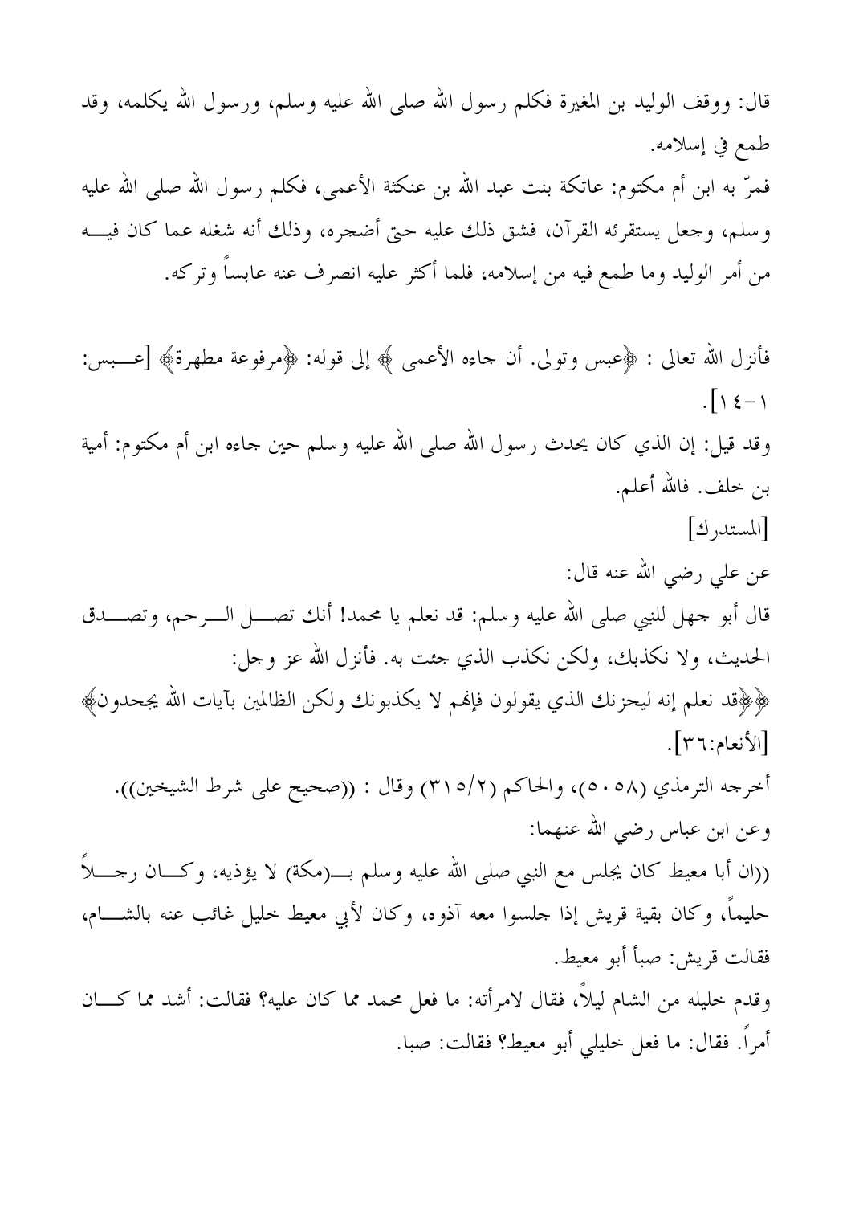قال: ووقف الوليد بن المغيرة فكلم رسول الله صلى الله عليه وسلم، ورسول الله يكلمه، وقد طمع في إسلامه.

فمرّ به ابن أم مكتوم: عاتكة بنت عبد الله بن عنكثة الأعمى، فكلم رسول الله صلى الله عليه وسلم، وجعل يستقرئه القرآن، فشق ذلك عليه حتى أضجره، وذلك أنه شغله عما كان فيه من أمر الوليد وما طمع فيه من إسلامه، فلما أكثر عليه انصرف عنه عابساً وتركه.

فأنزل الله تعالى : ﴿عبس وتولى. أن جاءه الأعمى ﴾ إلى قوله: ﴿مرفوعة مطهرة﴾ [عبس: ١-١٤].

وقد قيل: إن الذي كان يحدث رسول الله صلى الله عليه وسلم حين جاءه ابن أم مكتوم: أمية بن خلف. فالله أعلم.

[المستدرك]

عن علي رضي الله عنه قال:

قال أبو جهل للنبي صلى الله عليه وسلم: قد نعلم يا محمد! أنك تصل الرحم، وتصدق الحديث، ولا نكذبك، ولكن نكذب الذي جئت به. فأنزل الله عز وجل:

﴿﴿قد نعلم إنه ليحزنك الذي يقولون فإنهم لا يكذبونك ولكن الظالمين بآيات الله يجحدون﴾ [الأنعام:٣٦].

أخرجه الترمذي (٥٠٥٨)، والحاكم (٣١٥/٢) وقال : ((صحيح على شرط الشيخين)).

وعن ابن عباس رضي الله عنهما:

((ان أبا معيط كان يجلس مع النبي صلى الله عليه وسلم بـ(مكة) لا يؤذيه، وكان رجلاً حليماً، وكان بقية قريش إذا جلسوا معه آذوه، وكان لأبي معيط خليل غائب عنه بالشام، فقالت قريش: صبأ أبو معيط.

وقدم خليله من الشام ليلاً، فقال لامرأته: ما فعل محمد مما كان عليه؟ فقالت: أشد مما كان أمراً. فقال: ما فعل خليلي أبو معيط؟ فقالت: صبا.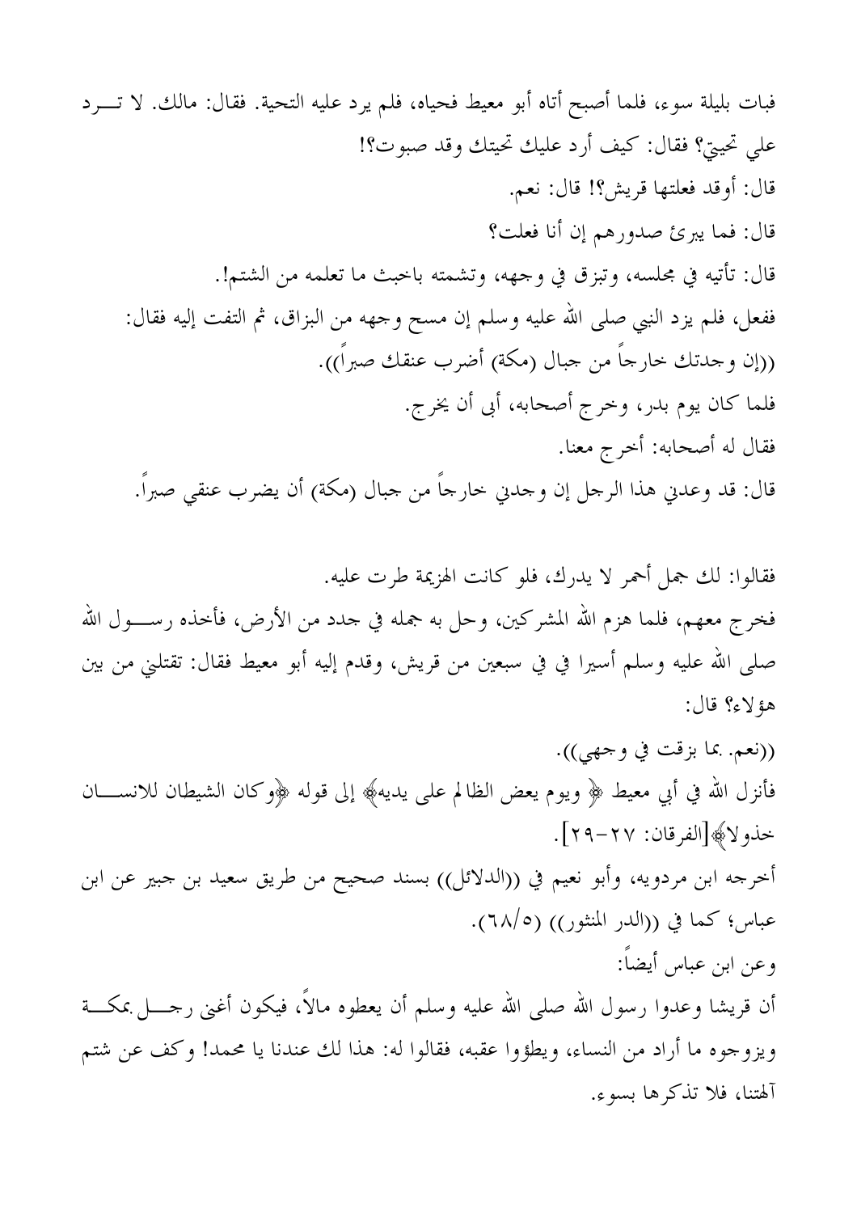فبات بليلة سوء، فلما أصبح أتاه أبو معيط فحياه، فلم يرد عليه التحية. فقال: مالك. لا ترد علي تحيتي؟ فقال: كيف أرد عليك تحيتك وقد صبوت؟!

قال: أوقد فعلتها قريش؟! قال: نعم.

قال: فما يبرئ صدورهم إن أنا فعلت؟

قال: تأتيه في مجلسه، وتبزق في وجهه، وتشتمه باخبث ما تعلمه من الشتم!.

ففعل، فلم يزد النبي صلى الله عليه وسلم إن مسح وجهه من البزاق، ثم التفت إليه فقال: ((إن وجدتك خارجاً من جبال (مكة) أضرب عنقك صبراً)).

فلما كان يوم بدر، وخرج أصحابه، أبى أن يخرج.

فقال له أصحابه: أخرج معنا.

قال: قد وعدني هذا الرجل إن وجدني خارجاً من جبال (مكة) أن يضرب عنقي صبراً.

فقالوا: لك جمل أحمر لا يدرك، فلو كانت الهزيمة طرت عليه.

فخرج معهم، فلما هزم الله المشركين، وحل به جمله في جدد من الأرض، فأخذه رسول الله صلى الله عليه وسلم أسيرا في في سبعين من قريش، وقدم إليه أبو معيط فقال: تقتلني من بين هؤلاء؟ قال:

((نعم. بما بزقت في وجهي)).

فأنزل الله في أبي معيط ﴿ ويوم يعض الظالم على يديه﴾ إلى قوله ﴿وكان الشيطان للانسان خذولا﴾[الفرقان: ٢٧-٢٩].

أخرجه ابن مردويه، وأبو نعيم في ((الدلائل)) بسند صحيح من طريق سعيد بن جبير عن ابن عباس؛ كما في ((الدر المنثور)) (٦٨/٥).

وعن ابن عباس أيضاً:

أن قريشا وعدوا رسول الله صلى الله عليه وسلم أن يعطوه مالاً، فيكون أغنى رجل بمكة ويزوجوه ما أراد من النساء، ويطؤوا عقبه، فقالوا له: هذا لك عندنا يا محمد! وكف عن شتم آلهتنا، فلا تذكرها بسوء.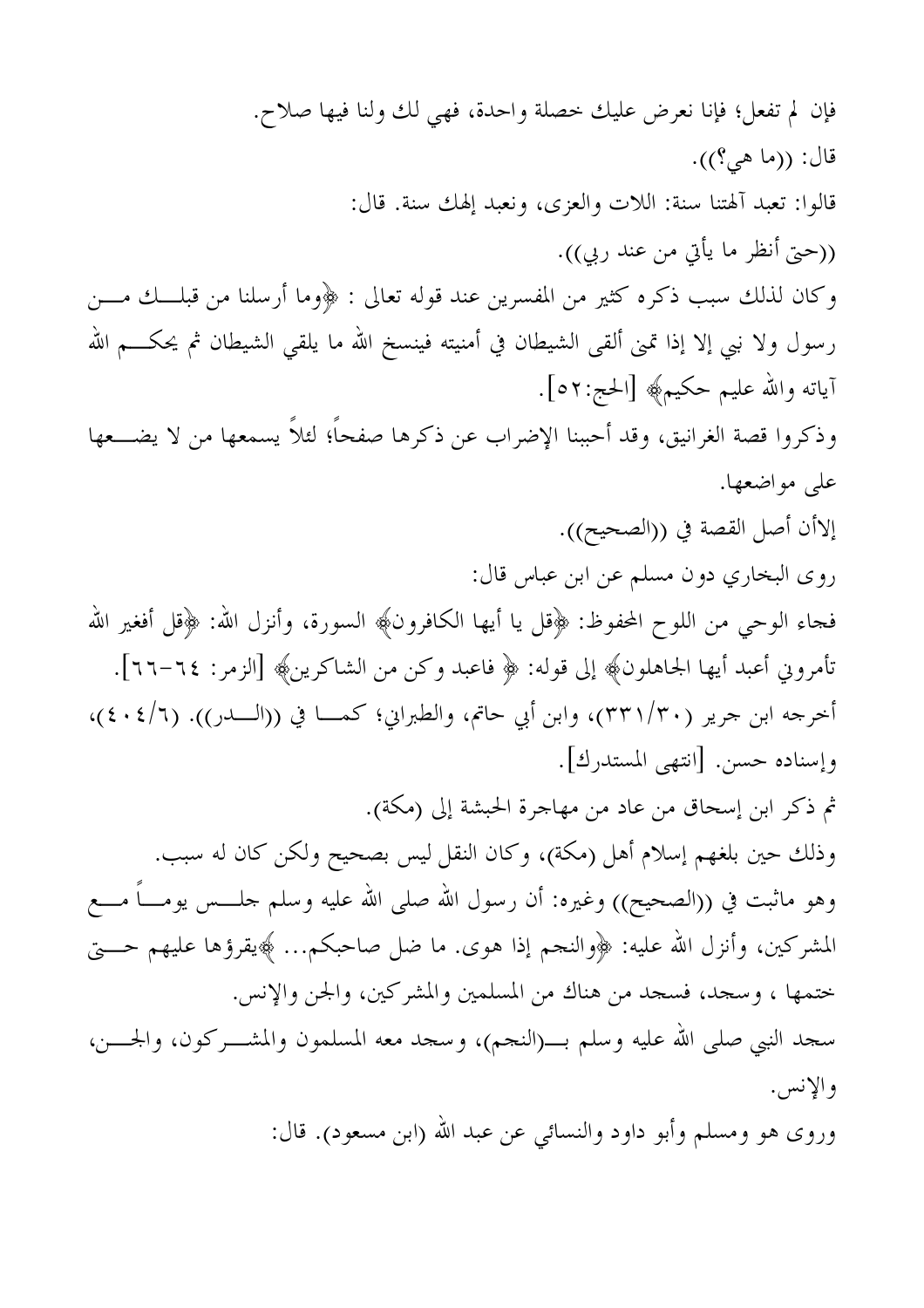فإن لم تفعل؛ فإنا نعرض عليك خصلة واحدة، فهي لك ولنا فيها صلاح.

قال: ((ما هي؟)).

قالوا: تعبد آلهتنا سنة: اللات والعزى، ونعبد إلهك سنة. قال:

((حتى أنظر ما يأتي من عند ربي)).

وكان لذلك سبب ذكره كثير من المفسرين عند قوله تعالى : ﴿وما أرسلنا من قبلك من رسول ولا نبي إلا إذا تمنى ألقى الشيطان في أمنيته فينسخ الله ما يلقي الشيطان ثم يحكم الله آياته والله عليم حكيم﴾ [الحج:٥٢].

وذكروا قصة الغرانيق، وقد أحببنا الإضراب عن ذكرها صفحاً؛ لئلاً يسمعها من لا يضعها على مواضعها.

إلاأن أصل القصة في ((الصحيح)).

روى البخاري دون مسلم عن ابن عباس قال:

فجاء الوحي من اللوح المحفوظ: ﴿قل يا أيها الكافرون﴾ السورة، وأنزل الله: ﴿قل أفغير الله تأمروني أعبد أيها الجاهلون﴾ إلى قوله: ﴿ فاعبد وكن من الشاكرين﴾ [الزمر: ٦٤-٦٦].

أخرجه ابن جرير (٣٣١/٣٠)، وابن أبي حاتم، والطبراني؛ كما في ((الدر)). (٤٠٤/٦)، وإسناده حسن. [انتهى المستدرك].

ثم ذكر ابن إسحاق من عاد من مهاجرة الحبشة إلى (مكة).

وذلك حين بلغهم إسلام أهل (مكة)، وكان النقل ليس بصحيح ولكن كان له سبب.

وهو ماثبت في ((الصحيح)) وغيره: أن رسول الله صلى الله عليه وسلم جلس يوماً مع المشركين، وأنزل الله عليه: ﴿والنجم إذا هوى. ما ضل صاحبكم... ﴾يقرؤها عليهم حتى ختمها ، وسجد، فسجد من هناك من المسلمين والمشركين، والجن والإنس.

سجد النبي صلى الله عليه وسلم بـ(النجم)، وسجد معه المسلمون والمشركون، والجن، والإنس.

وروى هو ومسلم وأبو داود والنسائي عن عبد الله (ابن مسعود). قال: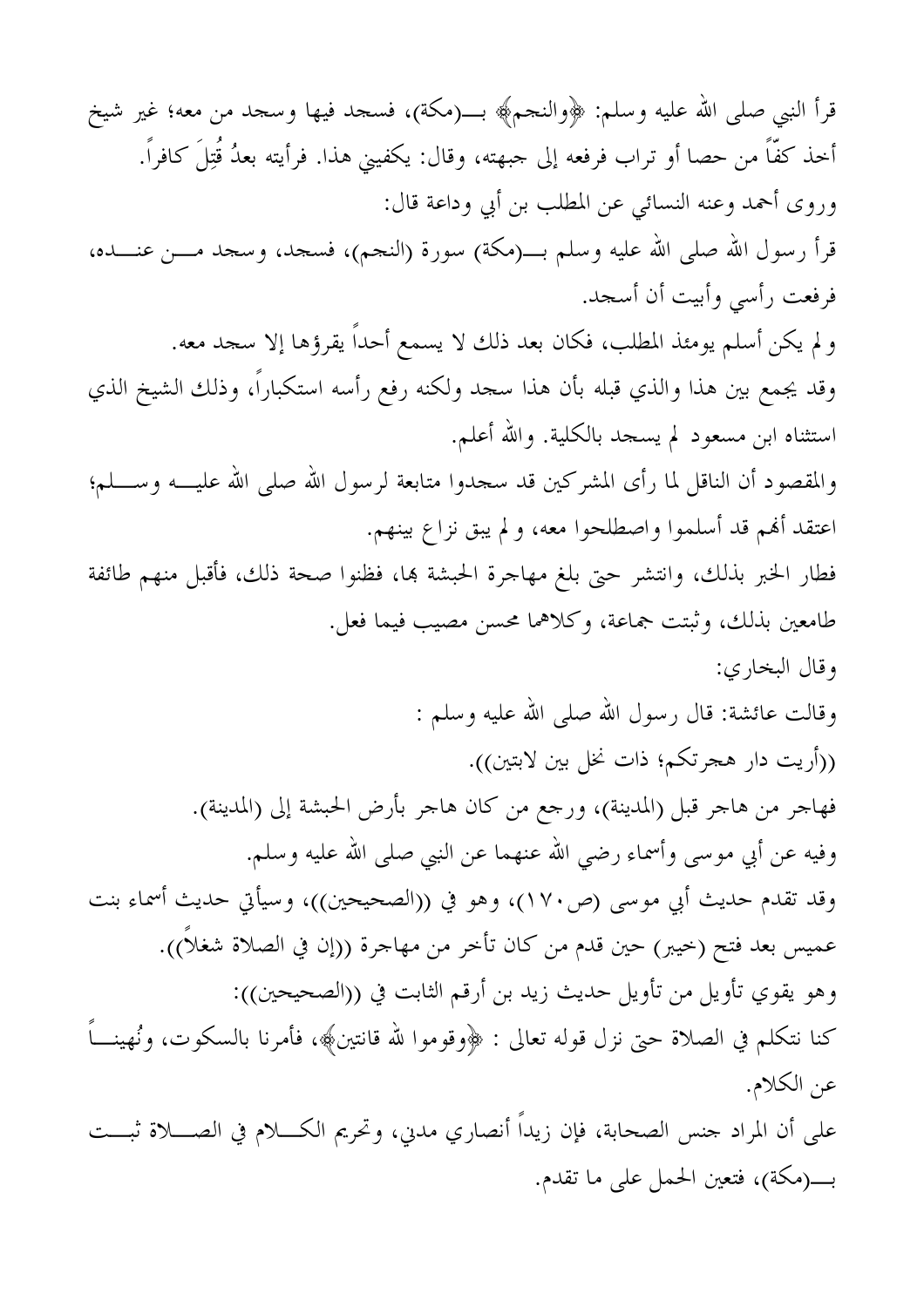قرأ النبي صلى الله عليه وسلم: ﴿والنجم﴾ بـ(مكة)، فسجد فيها وسجد من معه؛ غير شيخ أخذ كفّاً من حصا أو تراب فرفعه إلى جبهته، وقال: يكفيني هذا. فرأيته بعدُ قُتِلَ كافراً.

وروى أحمد وعنه النسائي عن المطلب بن أبي وداعة قال:

قرأ رسول الله صلى الله عليه وسلم بـ(مكة) سورة (النجم)، فسجد، وسجد من عنده، فرفعت رأسي وأبيت أن أسجد.

ولم يكن أسلم يومئذ المطلب، فكان بعد ذلك لا يسمع أحداً يقرؤها إلا سجد معه.

وقد يجمع بين هذا والذي قبله بأن هذا سجد ولكنه رفع رأسه استكباراً، وذلك الشيخ الذي استثناه ابن مسعود لم يسجد بالكلية. والله أعلم.

والمقصود أن الناقل لما رأى المشركين قد سجدوا متابعة لرسول الله صلى الله عليه وسلم؛ اعتقد أنهم قد أسلموا واصطلحوا معه، ولم يبق نزاع بينهم.

فطار الخبر بذلك، وانتشر حتى بلغ مهاجرة الحبشة بها، فظنوا صحة ذلك، فأقبل منهم طائفة طامعين بذلك، وثبتت جماعة، وكلاهما محسن مصيب فيما فعل.

وقال البخاري:

وقالت عائشة: قال رسول الله صلى الله عليه وسلم :

((أريت دار هجرتكم؛ ذات نخل بين لابتين)).

فهاجر من هاجر قبل (المدينة)، ورجع من كان هاجر بأرض الحبشة إلى (المدينة).

وفيه عن أبي موسى وأسماء رضي الله عنهما عن النبي صلى الله عليه وسلم.

وقد تقدم حديث أبي موسى (ص١٧٠)، وهو في ((الصحيحين))، وسيأتي حديث أسماء بنت عميس بعد فتح (خيبر) حين قدم من كان تأخر من مهاجرة ((إن في الصلاة شغلاً)).

وهو يقوي تأويل من تأويل حديث زيد بن أرقم الثابت في ((الصحيحين)):

كنا نتكلم في الصلاة حتى نزل قوله تعالى : ﴿وقوموا لله قانتين﴾، فأمرنا بالسكوت، ونُهينا عن الكلام.

على أن المراد جنس الصحابة، فإن زيداً أنصاري مدني، وتحريم الكلام في الصلاة ثبت بـ(مكة)، فتعين الحمل على ما تقدم.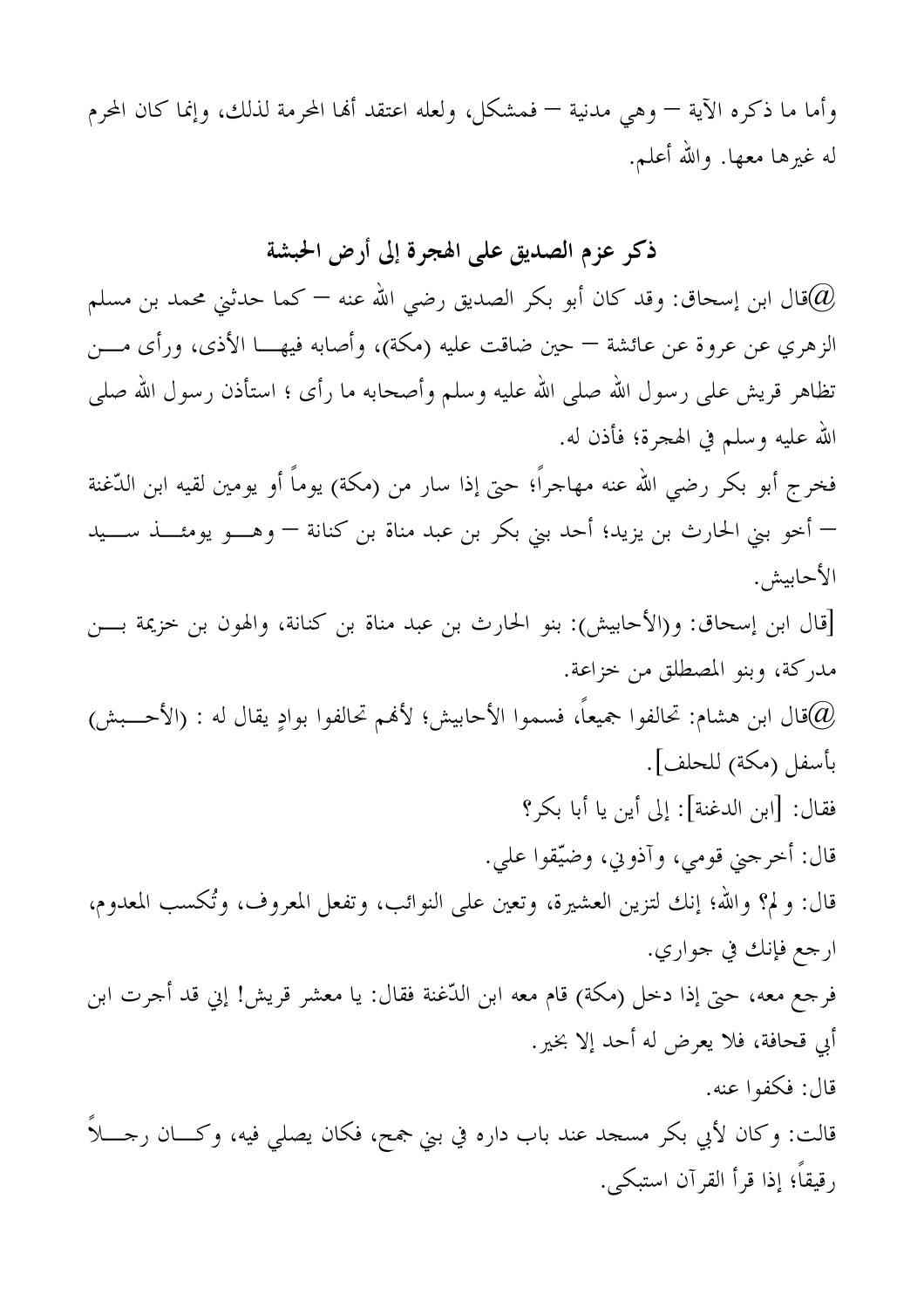وأما ما ذكره الآية – وهي مدنية – فمشكل، ولعله اعتقد أنها المحرمة لذلك، وإنما كان المحرم له غيرها معها. والله أعلم.

## ذكر عزم الصديق على الهجرة إلى أرض الحبشة

@قال ابن إسحاق: وقد كان أبو بكر الصديق رضي الله عنه – كما حدثني محمد بن مسلم الزهري عن عروة عن عائشة – حين ضاقت عليه (مكة)، وأصابه فيها الأذى، ورأى من تظاهر قريش على رسول الله صلى الله عليه وسلم وأصحابه ما رأى ؛ استأذن رسول الله صلى الله عليه وسلم في الهجرة؛ فأذن له.

فخرج أبو بكر رضي الله عنه مهاجراً؛ حتى إذا سار من (مكة) يوماً أو يومين لقيه ابن الدّغنة – أخو بني الحارث بن يزيد؛ أحد بني بكر بن عبد مناة بن كنانة – وهو يومئذ سيد الأحابيش.

[قال ابن إسحاق: و(الأحابيش): بنو الحارث بن عبد مناة بن كنانة، والهون بن خزيمة بن مدركة، وبنو المصطلق من خزاعة.

@قال ابن هشام: تحالفوا جميعاً، فسموا الأحابيش؛ لأنهم تحالفوا بوادٍ يقال له : (الأحبش) بأسفل (مكة) للحلف].

فقال: [ابن الدغنة]: إلى أين يا أبا بكر؟

قال: أخرجني قومي، وآذوني، وضيّقوا علي.

قال: و لم؟ والله؛ إنك لتزين العشيرة، وتعين على النوائب، وتفعل المعروف، وتُكسب المعدوم، ارجع فإنك في جواري.

فرجع معه، حتى إذا دخل (مكة) قام معه ابن الدّغنة فقال: يا معشر قريش! إني قد أجرت ابن أبي قحافة، فلا يعرض له أحد إلا بخير.

قال: فكفوا عنه.

قالت: وكان لأبي بكر مسجد عند باب داره في بني جمح، فكان يصلي فيه، وكان رجلاً رقيقاً؛ إذا قرأ القرآن استبكى.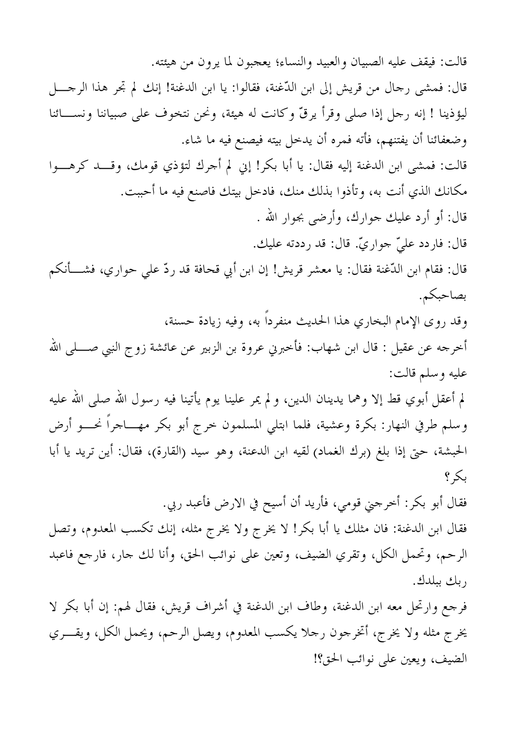قالت: فيقف عليه الصبيان والعبيد والنساء؛ يعجبون لما يرون من هيئته.

قال: فمشى رجال من قريش إلى ابن الدّغنة، فقالوا: يا ابن الدّغنة! إنك لم تجر هذا الرجل ليؤذينا ! إنه رجل إذا صلى وقرأ يرقّ وكانت له هيئة، ونحن نتخوف على صبياننا ونسائنا وضعفائنا أن يفتنهم، فأته فمره أن يدخل بيته فيصنع فيه ما شاء.

قالت: فمشى ابن الدغنة إليه فقال: يا أبا بكر! إني لم أجرك لتؤذي قومك، وقد كرهوا مكانك الذي أنت به، وتأذوا بذلك منك، فادخل بيتك فاصنع فيه ما أحببت.

قال: أو أرد عليك جوارك، وأرضى بجوار الله .

قال: فاردد عليّ جواريّ. قال: قد رددته عليك.

قال: فقام ابن الدّغنة فقال: يا معشر قريش! إن ابن أبي قحافة قد ردّ علي حواري، فشأنكم بصاحبكم.

وقد روى الإمام البخاري هذا الحديث منفرداً به، وفيه زيادة حسنة،

أخرجه عن عقيل : قال ابن شهاب: فأخبرني عروة بن الزبير عن عائشة زوج النبي صلى الله عليه وسلم قالت:

لم أعقل أبوي قط إلا وهما يدينان الدين، ولم يمر علينا يوم يأتينا فيه رسول الله صلى الله عليه وسلم طرفي النهار: بكرة وعشية، فلما ابتلي المسلمون خرج أبو بكر مهاجراً نحو أرض الحبشة، حتى إذا بلغ (برك الغماد) لقيه ابن الدعنة، وهو سيد (القارة)، فقال: أين تريد يا أبا بكر؟

فقال أبو بكر: أخرجني قومي، فأريد أن أسيح في الارض فأعبد ربي.

فقال ابن الدغنة: فان مثلك يا أبا بكر! لا يخرج ولا يخرج مثله، إنك تكسب المعدوم، وتصل الرحم، وتحمل الكل، وتقري الضيف، وتعين على نوائب الحق، وأنا لك جار، فارجع فاعبد ربك ببلدك.

فرجع وارتحل معه ابن الدغنة، وطاف ابن الدغنة في أشراف قريش، فقال لهم: إن أبا بكر لا يخرج مثله ولا يخرج، أتخرجون رجلا يكسب المعدوم، ويصل الرحم، ويحمل الكل، ويقري الضيف، ويعين على نوائب الحق؟!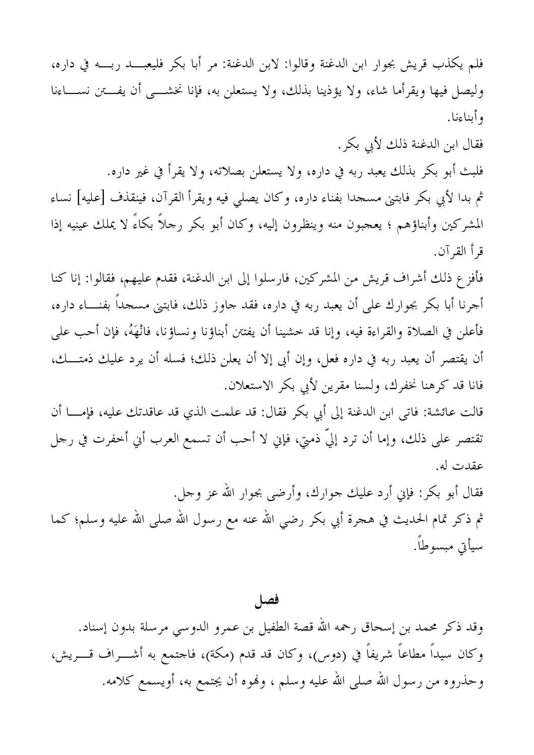فلم يكذب قريش بجوار ابن الدغنة وقالوا: لابن الدغنة: مر أبا بكر فليعبد ربه في داره، وليصل فيها ويقرأما شاء، ولا يؤذينا بذلك، ولا يستعلن به، فإنا نخشى أن يفتن نساءنا وأبناءنا.

فقال ابن الدغنة ذلك لأبي بكر.

فلبث أبو بكر بذلك يعبد ربه في داره، ولا يستعلن بصلاته، ولا يقرأ في غير داره.

ثم بدا لأبي بكر فابتنى مسجدا بفناء داره، وكان يصلي فيه ويقرأ القرآن، فينقذف [عليه] نساء المشركين وأبناؤهم ؛ يعجبون منه وينظرون إليه، وكان أبو بكر رجلاً بكاءً لا يملك عينيه إذا قرأ القرآن.

فأفزع ذلك أشراف قريش من المشركين، فارسلوا إلى ابن الدغنة، فقدم عليهم، فقالوا: إنا كنا أجرنا أبا بكر بجوارك على أن يعبد ربه في داره، فقد جاوز ذلك، فابتنى مسجداً بفناء داره، فأعلن في الصلاة والقراءة فيه، وإنا قد خشينا أن يفتتن أبناؤنا ونساؤنا، فانْهَهُ، فإن أحب على أن يقتصر أن يعبد ربه في داره فعل، وإن أبى إلا أن يعلن ذلك؛ فسله أن يرد عليك ذمتك، فانا قد كرهنا نخفرك، ولسنا مقرين لأبي بكر الاستعلان.

قالت عائشة: فاتى ابن الدغنة إلى أبي بكر فقال: قد علمت الذي قد عاقدتك عليه، فإما أن تقتصر على ذلك، وإما أن ترد إليّ ذمتي، فإني لا أحب أن تسمع العرب أني أخفرت في رجل عقدت له.

فقال أبو بكر: فإني أرد عليك جوارك، وأرضى بجوار الله عز وجل.

ثم ذكر تمام الحديث في هجرة أبي بكر رضي الله عنه مع رسول الله صلى الله عليه وسلم؛ كما سيأتي مبسوطاً.

## فصل

وقد ذكر محمد بن إسحاق رحمه الله قصة الطفيل بن عمرو الدوسي مرسلة بدون إسناد.

وكان سيداً مطاعاً شريفاً في (دوس)، وكان قد قدم (مكة)، فاجتمع به أشراف قريش، وحذروه من رسول الله صلى الله عليه وسلم ، ونهوه أن يجتمع به، أويسمع كلامه.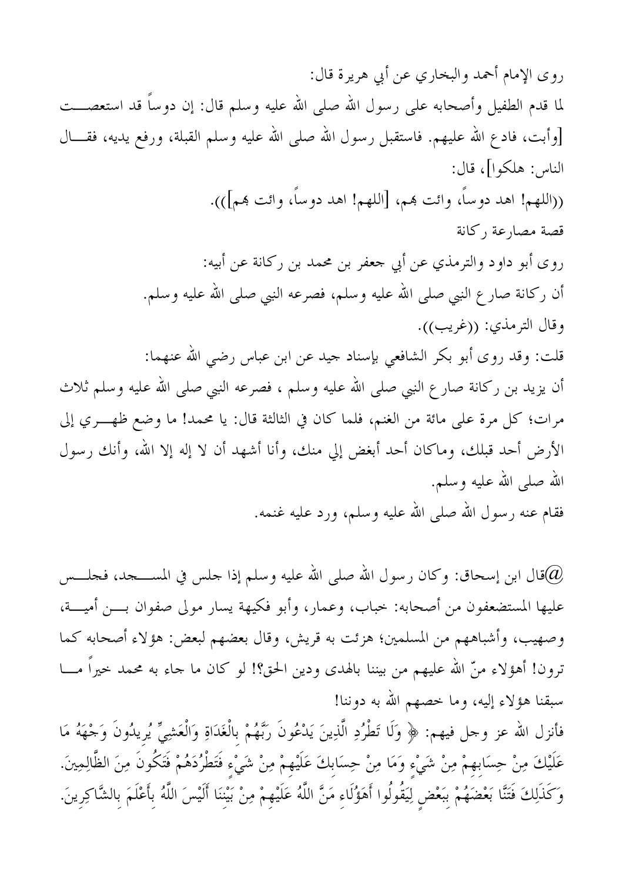روى الإمام أحمد والبخاري عن أبي هريرة قال:

لما قدم الطفيل وأصحابه على رسول الله صلى الله عليه وسلم قال: إن دوساً قد استعصت [وأبت، فادع الله عليهم. فاستقبل رسول الله صلى الله عليه وسلم القبلة، ورفع يديه، فقال الناس: هلكوا]، قال:

((اللهم! اهد دوساً، وائت بهم، [اللهم! اهد دوساً، وائت بهم])).

قصة مصارعة ركانة

روى أبو داود والترمذي عن أبي جعفر بن محمد بن ركانة عن أبيه:

أن ركانة صارع النبي صلى الله عليه وسلم، فصرعه النبي صلى الله عليه وسلم.

وقال الترمذي: ((غريب)).

قلت: وقد روى أبو بكر الشافعي بإسناد جيد عن ابن عباس رضي الله عنهما:

أن يزيد بن ركانة صارع النبي صلى الله عليه وسلم ، فصرعه النبي صلى الله عليه وسلم ثلاث مرات؛ كل مرة على مائة من الغنم، فلما كان في الثالثة قال: يا محمد! ما وضع ظهري إلى الأرض أحد قبلك، وماكان أحد أبغض إلي منك، وأنا أشهد أن لا إله إلا الله، وأنك رسول الله صلى الله عليه وسلم.

فقام عنه رسول الله صلى الله عليه وسلم، ورد عليه غنمه.

@قال ابن إسحاق: وكان رسول الله صلى الله عليه وسلم إذا جلس في المسجد، فجلس عليها المستضعفون من أصحابه: خباب، وعمار، وأبو فكيهة يسار مولى صفوان بن أمية، وصهيب، وأشباههم من المسلمين؛ هزئت به قريش، وقال بعضهم لبعض: هؤلاء أصحابه كما ترون! أهؤلاء منّ الله عليهم من بيننا بالهدى ودين الحق؟! لو كان ما جاء به محمد خيراً ما سبقنا هؤلاء إليه، وما خصهم الله به دوننا!

فأنزل الله عز وجل فيهم: ﴿ وَلَا تَطْرُدِ الَّذِينَ يَدْعُونَ رَبَّهُمْ بِالْغَدَاةِ وَالْعَشِيِّ يُرِيدُونَ وَجْهَهُ مَا عَلَيْكَ مِنْ حِسَابِهِمْ مِنْ شَيْءٍ وَمَا مِنْ حِسَابِكَ عَلَيْهِمْ مِنْ شَيْءٍ فَتَطْرُدَهُمْ فَتَكُونَ مِنَ الظَّالِمِينَ. وَكَذَلِكَ فَتَنَّا بَعْضَهُمْ بِبَعْضٍ لِيَقُولُوا أَهَؤُلَاءِ مَنَّ اللَّهُ عَلَيْهِمْ مِنْ بَيْنِنَا أَلَيْسَ اللَّهُ بِأَعْلَمَ بِالشَّاكِرِينَ.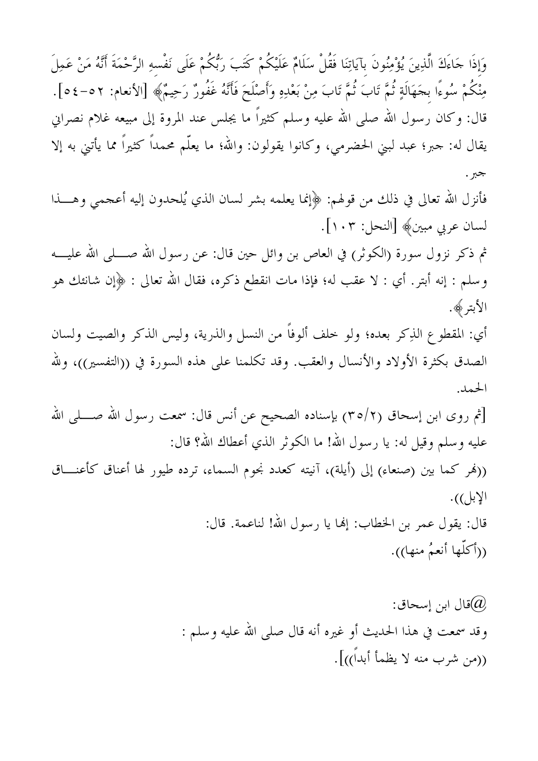وَإِذَا جَاءَكَ الَّذِينَ يُؤْمِنُونَ بِآيَاتِنَا فَقُلْ سَلَامٌ عَلَيْكُمْ كَتَبَ رَبُّكُمْ عَلَى نَفْسِهِ الرَّحْمَةَ أَنَّهُ مَنْ عَمِلَ مِنْكُمْ سُوءًا بِجَهَالَةٍ ثُمَّ تَابَ مِنْ بَعْدِهِ وَأَصْلَحَ فَأَنَّهُ غَفُورٌ رَحِيمٌ﴾ [الأنعام: ٥٢-٥٤].

قال: وكان رسول الله صلى الله عليه وسلم كثيراً ما يجلس عند المروة إلى مبيعه غلام نصراني يقال له: جبر؛ عبد لبني الحضرمي، وكانوا يقولون: والله؛ ما يعلّم محمداً كثيراً مما يأتي به إلا جبر.

فأنزل الله تعالى في ذلك من قولهم: ﴿إنما يعلمه بشر لسان الذي يُلحدون إليه أعجمي وهـذا لسان عربي مبين﴾ [النحل: ١٠٣].

ثم ذكر نزول سورة (الكوثر) في العاص بن وائل حين قال: عن رسول الله صلى الله عليه وسلم : إنه أبتر. أي : لا عقب له؛ فإذا مات انقطع ذكره، فقال الله تعالى : ﴿إن شانئك هو الأبتر﴾.

أي: المقطوع الذِكر بعده؛ ولو خلف ألوفاً من النسل والذرية، وليس الذكر والصيت ولسان الصدق بكثرة الأولاد والأنسال والعقب. وقد تكلمنا على هذه السورة في ((التفسير))، ولله الحمد.

[ثم روى ابن إسحاق (٢/٣٥) بإسناده الصحيح عن أنس قال: سمعت رسول الله صلى الله عليه وسلم وقيل له: يا رسول الله! ما الكوثر الذي أعطاك الله؟ قال:

((نهر كما بين (صنعاء) إلى (أيلة)، آنيته كعدد نجوم السماء، ترده طيور لها أعناق كأعناق الإبل)).

قال: يقول عمر بن الخطاب: إنها يا رسول الله! لناعمة. قال:

((أكلُها أنعمُ منها)).

@قال ابن إسحاق:

وقد سمعت في هذا الحديث أو غيره أنه قال صلى الله عليه وسلم :

((من شرب منه لا يظمأ أبداً))].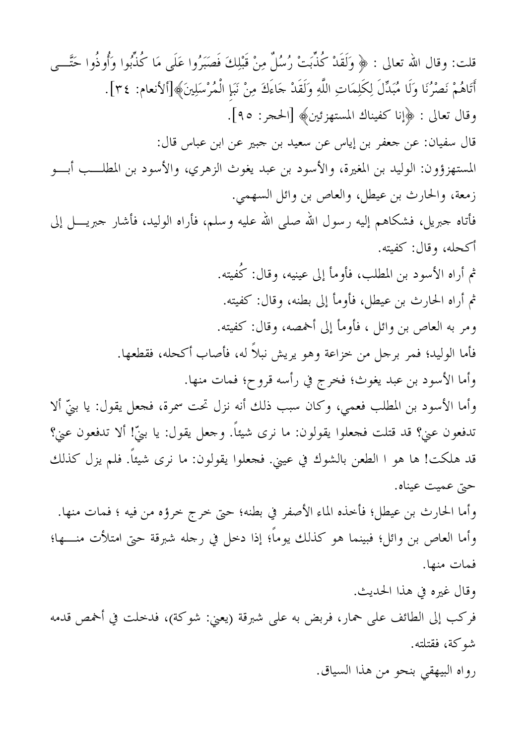قلت: وقال الله تعالى : ﴿ وَلَقَدْ كُذِّبَتْ رُسُلٌ مِنْ قَبْلِكَ فَصَبَرُوا عَلَى مَا كُذِّبُوا وَأُوذُوا حَتَّى أَتَاهُمْ نَصْرُنَا وَلَا مُبَدِّلَ لِكَلِمَاتِ اللَّهِ وَلَقَدْ جَاءَكَ مِنْ نَبَإِ الْمُرْسَلِينَ﴾[الأنعام: ٣٤].

وقال تعالى : ﴿إنا كفيناك المستهزئين﴾ [الحجر: ٩٥].

قال سفيان: عن جعفر بن إياس عن سعيد بن جبير عن ابن عباس قال:

المستهزؤون: الوليد بن المغيرة، والأسود بن عبد يغوث الزهري، والأسود بن المطلب أبو زمعة، والحارث بن عيطل، والعاص بن وائل السهمي.

فأتاه جبريل، فشكاهم إليه رسول الله صلى الله عليه وسلم، فأراه الوليد، فأشار جبريل إلى أكحله، وقال: كفيته.

ثم أراه الأسود بن المطلب، فأومأ إلى عينيه، وقال: كُفيته.

ثم أراه الحارث بن عيطل، فأومأ إلى بطنه، وقال: كفيته.

ومر به العاص بن وائل ، فأومأ إلى أخمصه، وقال: كفيته.

فأما الوليد؛ فمر برجل من خزاعة وهو يريش نبلاً له، فأصاب أكحله، فقطعها.

وأما الأسود بن عبد يغوث؛ فخرج في رأسه قروح؛ فمات منها.

وأما الأسود بن المطلب فعمي، وكان سبب ذلك أنه نزل تحت سمرة، فجعل يقول: يا بنيّ ألا تدفعون عني؟ قد قتلت فجعلوا يقولون: ما نرى شيئاً. وجعل يقول: يا بنيّ! ألا تدفعون عني؟ قد هلكت! ها هو ا الطعن بالشوك في عيني. فجعلوا يقولون: ما نرى شيئاً. فلم يزل كذلك حتى عميت عيناه.

وأما الحارث بن عيطل؛ فأخذه الماء الأصفر في بطنه؛ حتى خرج خرؤه من فيه ؛ فمات منها.

وأما العاص بن وائل؛ فبينما هو كذلك يوماً؛ إذا دخل في رجله شبرقة حتى امتلأت منها؛ فمات منها.

وقال غيره في هذا الحديث.

فركب إلى الطائف على حمار، فربض به على شبرقة (يعني: شوكة)، فدخلت في أخمص قدمه شوكة، فقتلته.

رواه البيهقي بنحو من هذا السياق.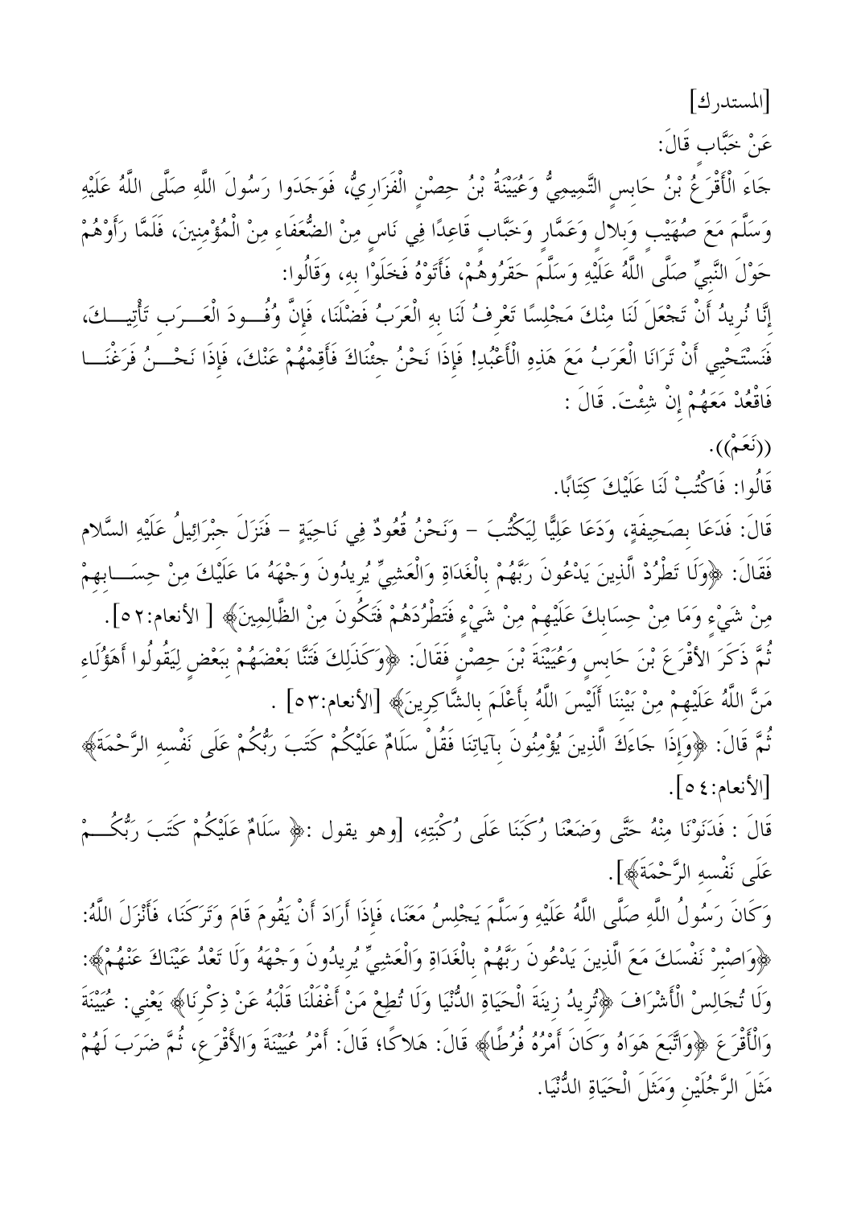[المستدرك]

عَنْ خَبَّاب قَالَ:

جَاءَ الْأَقْرَعُ بْنُ حَابِسٍ التَّمِيمِيُّ وَعُيَيْنَةُ بْنُ حِصْنٍ الْفَزَارِيُّ، فَوَجَدَوا رَسُولَ اللَّهِ صَلَّى اللَّهُ عَلَيْهِ وَسَلَّمَ مَعَ صُهَيْبٍ وَبلال وَعَمَّار وَخَبَّاب قَاعِدًا فِي نَاسٍ مِنَ الضُّعَفَاءِ مِنَ الْمُؤْمِنِينَ، فَلَمَّا رَأَوْهُمْ حَوْلَ النَّبِيِّ صَلَّى اللَّهُ عَلَيْهِ وَسَلَّمَ حَقَرُوهُمْ، فَأَتَوْهُ فَخَلَوْا بِهِ، وَقَالُوا:

إِنَّا نُرِيدُ أَنْ تَجْعَلَ لَنَا مِنْكَ مَجْلِسًا تَعْرِفُ لَنَا بِهِ الْعَرَبُ فَضْلَنَا، فَإِنَّ وُفُودَ الْعَرَبِ تَأْتِيكَ، فَنَسْتَحْيِي أَنْ تَرَانَا الْعَرَبُ مَعَ هَذِهِ الْأَعْبُدِ! فَإِذَا نَحْنُ جِئْنَاكَ فَأَقِمْهُمْ عَنْكَ، فَإِذَا نَحْنُ فَرَغْنَا فَاقْعُدْ مَعَهُمْ إِنْ شِئْتَ. قَالَ :

((نَعَمْ)).

قَالُوا: فَاكْتُبْ لَنَا عَلَيْكَ كِتَابًا.

قَالَ: فَدَعَا بِصَحِيفَةٍ، وَدَعَا عَلِيًّا لِيَكْتُبَ – وَنَحْنُ قُعُودٌ فِي نَاحِيَةٍ – فَنَزَلَ جِبْرَائِيلُ عَلَيْهِ السَّلام فَقَالَ: ﴿وَلَا تَطْرُدْ الَّذِينَ يَدْعُونَ رَبَّهُمْ بِالْغَدَاةِ وَالْعَشِيِّ يُرِيدُونَ وَجْهَهُ مَا عَلَيْكَ مِنْ حِسَابِهِمْ مِنْ شَيْءٍ وَمَا مِنْ حِسَابِكَ عَلَيْهِمْ مِنْ شَيْءٍ فَتَطْرُدَهُمْ فَتَكُونَ مِنْ الظَّالِمِينَ﴾ [ الأنعام:٥٢].

ثُمَّ ذَكَرَ الأَقْرَعَ بْنَ حَابِسٍ وَعُيَيْنَةَ بْنَ حِصْنٍ فَقَالَ: ﴿وَكَذَلِكَ فَتَنَّا بَعْضَهُمْ بِبَعْضٍ لِيَقُولُوا أَهَؤُلَاءِ مَنَّ اللَّهُ عَلَيْهِمْ مِنْ بَيْنِنَا أَلَيْسَ اللَّهُ بِأَعْلَمَ بِالشَّاكِرِينَ﴾ [الأنعام:٥٣] .

ثُمَّ قَالَ: ﴿وَإِذَا جَاءَكَ الَّذِينَ يُؤْمِنُونَ بِآيَاتِنَا فَقُلْ سَلَامٌ عَلَيْكُمْ كَتَبَ رَبُّكُمْ عَلَى نَفْسِهِ الرَّحْمَةَ﴾ [الأنعام:٥٤].

قَالَ : فَدَنَوْنَا مِنْهُ حَتَّى وَضَعْنَا رُكَبَنَا عَلَى رُكْبَتِهِ، [وهو يقول :﴿ سَلَامٌ عَلَيْكُمْ كَتَبَ رَبُّكُمْ عَلَى نَفْسِهِ الرَّحْمَةَ﴾].

وَكَانَ رَسُولُ اللَّهِ صَلَّى اللَّهُ عَلَيْهِ وَسَلَّمَ يَجْلِسُ مَعَنَا، فَإِذَا أَرَادَ أَنْ يَقُومَ قَامَ وَتَرَكَنَا، فَأَنْزَلَ اللَّهُ: ﴿وَاصْبِرْ نَفْسَكَ مَعَ الَّذِينَ يَدْعُونَ رَبَّهُمْ بِالْغَدَاةِ وَالْعَشِيِّ يُرِيدُونَ وَجْهَهُ وَلَا تَعْدُ عَيْنَاكَ عَنْهُمْ﴾: وَلَا تُجَالِسْ الْأَشْرَافَ ﴿تُرِيدُ زِينَةَ الْحَيَاةِ الدُّنْيَا وَلَا تُطِعْ مَنْ أَغْفَلْنَا قَلْبَهُ عَنْ ذِكْرِنَا﴾ يَعْنِي: عُيَيْنَةَ وَالْأَقْرَعَ ﴿وَاتَّبَعَ هَوَاهُ وَكَانَ أَمْرُهُ فُرُطًا﴾ قَالَ: هَلاكًا؛ قَالَ: أَمْرُ عُيَيْنَةَ وَالأَقْرَعِ، ثُمَّ ضَرَبَ لَهُمْ مَثَلَ الرَّجُلَيْنِ وَمَثَلَ الْحَيَاةِ الدُّنْيَا.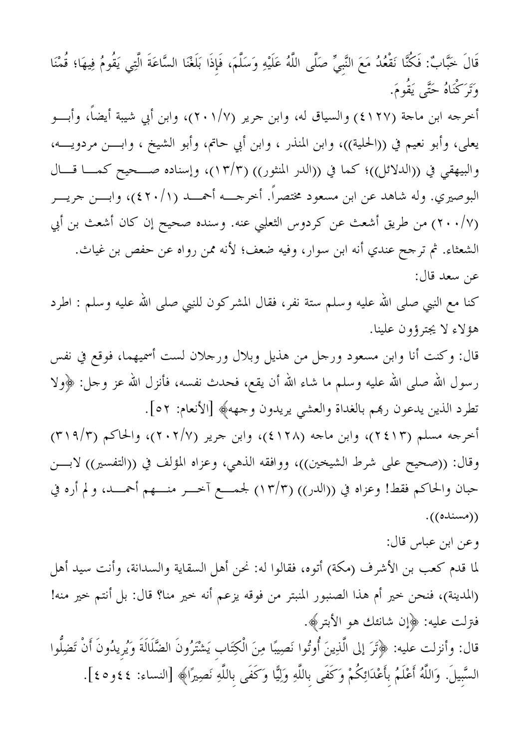قَالَ خَبَّابٌ: فَكُنَّا نَقْعُدُ مَعَ النَّبِيِّ صَلَّى اللَّهُ عَلَيْهِ وَسَلَّمَ، فَإِذَا بَلَغْنَا السَّاعَةَ الَّتِي يَقُومُ فِيهَا؛ قُمْنَا وَتَرَكْنَاهُ حَتَّى يَقُومَ.

أخرجه ابن ماجة (٤١٢٧) والسياق له، وابن جرير (٧/٢٠١)، وابن أبي شيبة أيضاً، وأبو يعلى، وأبو نعيم في ((الحلية))، وابن المنذر ، وابن أبي حاتم، وأبو الشيخ ، وابن مردويه، والبيهقي في ((الدلائل))؛ كما في ((الدر المنثور)) (١٣/٣)، وإسناده صحيح كما قال البوصيري. وله شاهد عن ابن مسعود مختصراً. أخرجه أحمد (٤٢٠/١)، وابن جرير (٢٠٠/٧) من طريق أشعث عن كردوس الثعلبي عنه. وسنده صحيح إن كان أشعث بن أبي الشعثاء. ثم ترجح عندي أنه ابن سوار، وفيه ضعف؛ لأنه ممن رواه عن حفص بن غياث.

عن سعد قال:

كنا مع النبي صلى الله عليه وسلم ستة نفر، فقال المشركون للنبي صلى الله عليه وسلم : اطرد هؤلاء لا يجترؤون علينا.

قال: وكنت أنا وابن مسعود ورجل من هذيل وبلال ورجلان لست أسميهما، فوقع في نفس رسول الله صلى الله عليه وسلم ما شاء الله أن يقع، فحدث نفسه، فأنزل الله عز وجل: ﴿ولا تطرد الذين يدعون ربهم بالغداة والعشي يريدون وجهه﴾ [الأنعام: ٥٢].

أخرجه مسلم (٢٤١٣)، وابن ماجه (٤١٢٨)، وابن جرير (٢٠٢/٧)، والحاكم (٣١٩/٣) وقال: ((صحيح على شرط الشيخين))، ووافقه الذهبي، وعزاه المؤلف في ((التفسير)) لابن حبان والحاكم فقط! وعزاه في ((الدر)) (١٣/٣) لجمع آخر منهم أحمد، ولم أره في ((مسنده)).

وعن ابن عباس قال:

لما قدم كعب بن الأشرف (مكة) أتوه، فقالوا له: نحن أهل السقاية والسدانة، وأنت سيد أهل (المدينة)، فنحن خير أم هذا الصنبور المنبتر من فوقه يزعم أنه خير منا؟ قال: بل أنتم خير منه! فنزلت عليه: ﴿إن شانئك هو الأبتر﴾.

قال: وأنزلت عليه: ﴿تَرَ إلى الَّذِينَ أُوتُوا نَصِيبًا مِنَ الْكِتَابِ يَشْتَرُونَ الضَّلَالَةَ وَيُرِيدُونَ أَنْ تَضِلُّوا السَّبِيلَ. وَاللَّهُ أَعْلَمُ بِأَعْدَائِكُمْ وَكَفَى بِاللَّهِ وَلِيًّا وَكَفَى بِاللَّهِ نَصِيرًا﴾ [النساء: ٤٤و٤٥].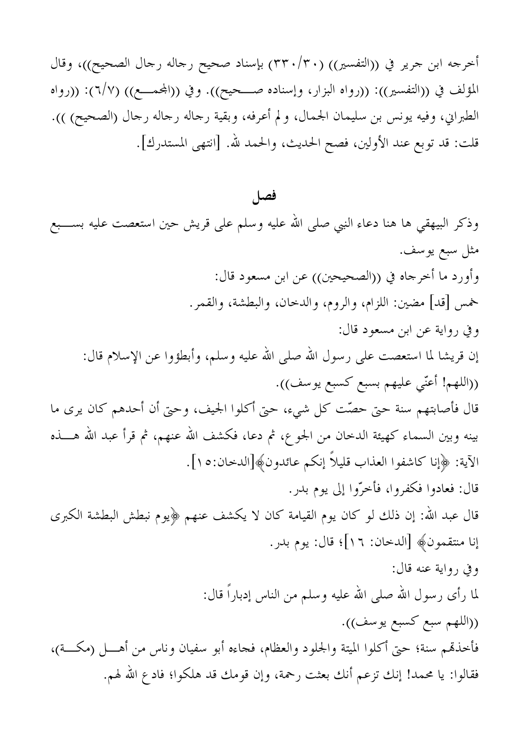أخرجه ابن جرير في ((التفسير)) (٣٠/٣٣٠) بإسناد صحيح رجاله رجال الصحيح))، وقال المؤلف في ((التفسير)): ((رواه البزار، وإسناده صحيح)). وفي ((المجمع)) (٧/٦): ((رواه الطبراني، وفيه يونس بن سليمان الجمال، و لم أعرفه، وبقية رجاله رجاله رجال (الصحيح) )).
قلت: قد توبع عند الأولين، فصح الحديث، والحمد لله. [انتهى المستدرك].

## فصل

وذكر البيهقي ها هنا دعاء النبي صلى الله عليه وسلم على قريش حين استعصت عليه بسبع مثل سبع يوسف.

وأورد ما أخرجاه في ((الصحيحين)) عن ابن مسعود قال:

خمس [قد] مضين: اللزام، والروم، والدخان، والبطشة، والقمر.

وفي رواية عن ابن مسعود قال:

إن قريشا لما استعصت على رسول الله صلى الله عليه وسلم، وأبطؤوا عن الإسلام قال: ((اللهم! أعنّي عليهم بسبع كسبع يوسف)).

قال فأصابتهم سنة حتى حصّت كل شيء، حتى أكلوا الجيف، وحتى أن أحدهم كان يرى ما بينه وبين السماء كهيئة الدخان من الجوع، ثم دعا، فكشف الله عنهم، ثم قرأ عبد الله هذه الآية: ﴿إنا كاشفوا العذاب قليلاً إنكم عائدون﴾[الدخان:١٥].

قال: فعادوا فكفروا، فأخرّوا إلى يوم بدر.

قال عبد الله: إن ذلك لو كان يوم القيامة كان لا يكشف عنهم ﴿يوم نبطش البطشة الكبرى إنا منتقمون﴾ [الدخان: ١٦]؛ قال: يوم بدر.

وفي رواية عنه قال:

لما رأى رسول الله صلى الله عليه وسلم من الناس إدباراً قال:

((اللهم سبع كسبع يوسف)).

فأخذهم سنة؛ حتى أكلوا الميتة والجلود والعظام، فجاءه أبو سفيان وناس من أهل (مكة)، فقالوا: يا محمد! إنك تزعم أنك بعثت رحمة، وإن قومك قد هلكوا؛ فادع الله لهم.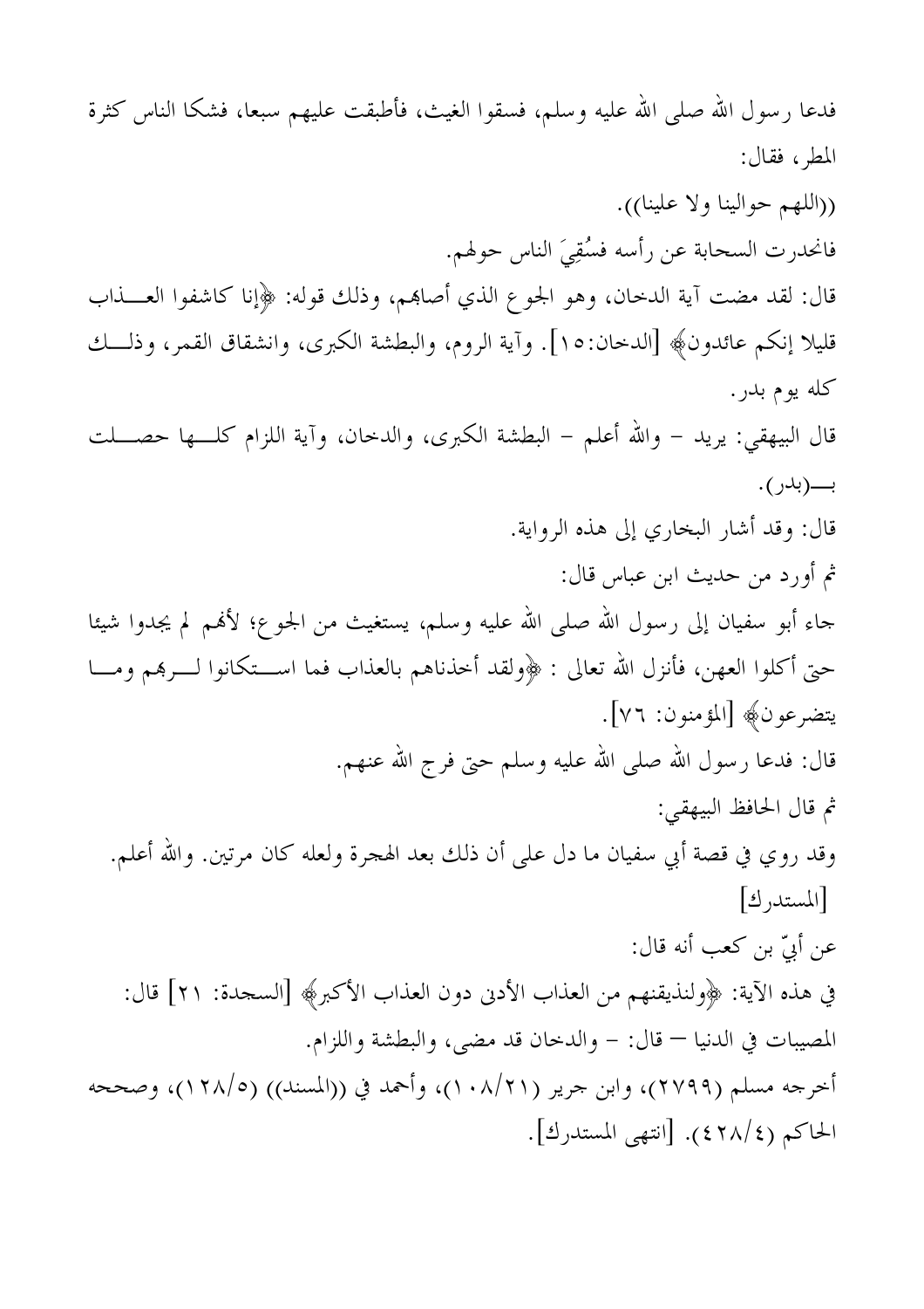فدعا رسول الله صلى الله عليه وسلم، فسقوا الغيث، فأطبقت عليهم سبعا، فشكا الناس كثرة المطر، فقال:

((اللهم حوالينا ولا علينا)).

فانحدرت السحابة عن رأسه فسُقِيَ الناس حولهم.

قال: لقد مضت آية الدخان، وهو الجوع الذي أصابهم، وذلك قوله: ﴿إنا كاشفوا العـذاب قليلا إنكم عائدون﴾ [الدخان:١٥]. وآية الروم، والبطشة الكبرى، وانشقاق القمر، وذلـك كله يوم بدر.

قال البيهقي: يريد – والله أعلم – البطشة الكبرى، والدخان، وآية اللزام كلـها حصـلت بـ(بدر).

قال: وقد أشار البخاري إلى هذه الرواية.

ثم أورد من حديث ابن عباس قال:

جاء أبو سفيان إلى رسول الله صلى الله عليه وسلم، يستغيث من الجوع؛ لأنهم لم يجدوا شيئا حتى أكلوا العهن، فأنزل الله تعالى : ﴿ولقد أخذناهم بالعذاب فما استكانوا لـربهم ومـا يتضرعون﴾ [المؤمنون: ٧٦].

قال: فدعا رسول الله صلى الله عليه وسلم حتى فرج الله عنهم.

ثم قال الحافظ البيهقي:

وقد روي في قصة أبي سفيان ما دل على أن ذلك بعد الهجرة ولعله كان مرتين. والله أعلم.

[المستدرك]

عن أُبيّ بن كعب أنه قال:

في هذه الآية: ﴿ولنذيقنهم من العذاب الأدنى دون العذاب الأكبر﴾ [السجدة: ٢١] قال: المصيبات في الدنيا – قال: – والدخان قد مضى، والبطشة واللزام.

أخرجه مسلم (٢٧٩٩)، وابن جرير (١٠٨/٢١)، وأحمد في ((المسند)) (١٢٨/٥)، وصححه الحاكم (٤٢٨/٤). [انتهى المستدرك].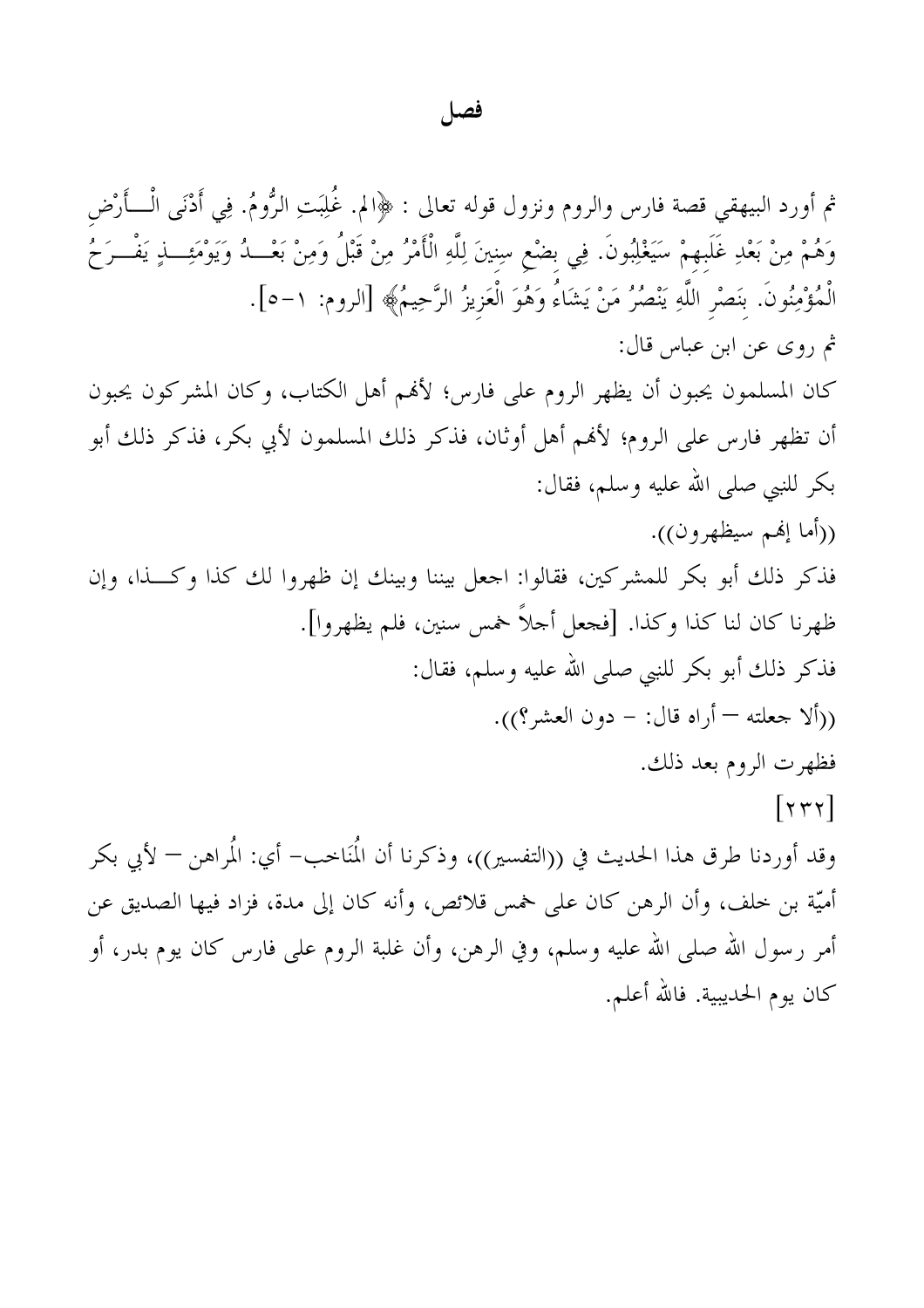# فصل

ثم أورد البيهقي قصة فارس والروم ونزول قوله تعالى : ﴿الم. غُلِبَتِ الرُّومُ. فِي أَدْنَى الْأَرْضِ وَهُمْ مِنْ بَعْدِ غَلَبِهِمْ سَيَغْلِبُونَ. فِي بِضْعِ سِنِينَ لِلَّهِ الْأَمْرُ مِنْ قَبْلُ وَمِنْ بَعْدُ وَيَوْمَئِذٍ يَفْرَحُ الْمُؤْمِنُونَ. بِنَصْرِ اللَّهِ يَنْصُرُ مَنْ يَشَاءُ وَهُوَ الْعَزِيزُ الرَّحِيمُ﴾ [الروم: ١-٥].

ثم روى عن ابن عباس قال:

كان المسلمون يحبون أن يظهر الروم على فارس؛ لأنهم أهل الكتاب، وكان المشركون يحبون أن تظهر فارس على الروم؛ لأنهم أهل أوثان، فذكر ذلك المسلمون لأبي بكر، فذكر ذلك أبو بكر للنبي صلى الله عليه وسلم، فقال:

((أما إنهم سيظهرون)).

فذكر ذلك أبو بكر للمشركين، فقالوا: اجعل بيننا وبينك إن ظهروا لك كذا وكذا، وإن ظهرنا كان لنا كذا وكذا. [فجعل أجلاً خمس سنين، فلم يظهروا].

فذكر ذلك أبو بكر للنبي صلى الله عليه وسلم، فقال:

((ألا جعلته — أراه قال: - دون العشر؟)).

فظهرت الروم بعد ذلك.

[٢٣٢]

وقد أوردنا طرق هذا الحديث في ((التفسير))، وذكرنا أن المُنَاحب- أي: المُراهن — لأبي بكر أميّة بن خلف، وأن الرهن كان على خمس قلائص، وأنه كان إلى مدة، فزاد فيها الصديق عن أمر رسول الله صلى الله عليه وسلم، وفي الرهن، وأن غلبة الروم على فارس كان يوم بدر، أو كان يوم الحديبية. فالله أعلم.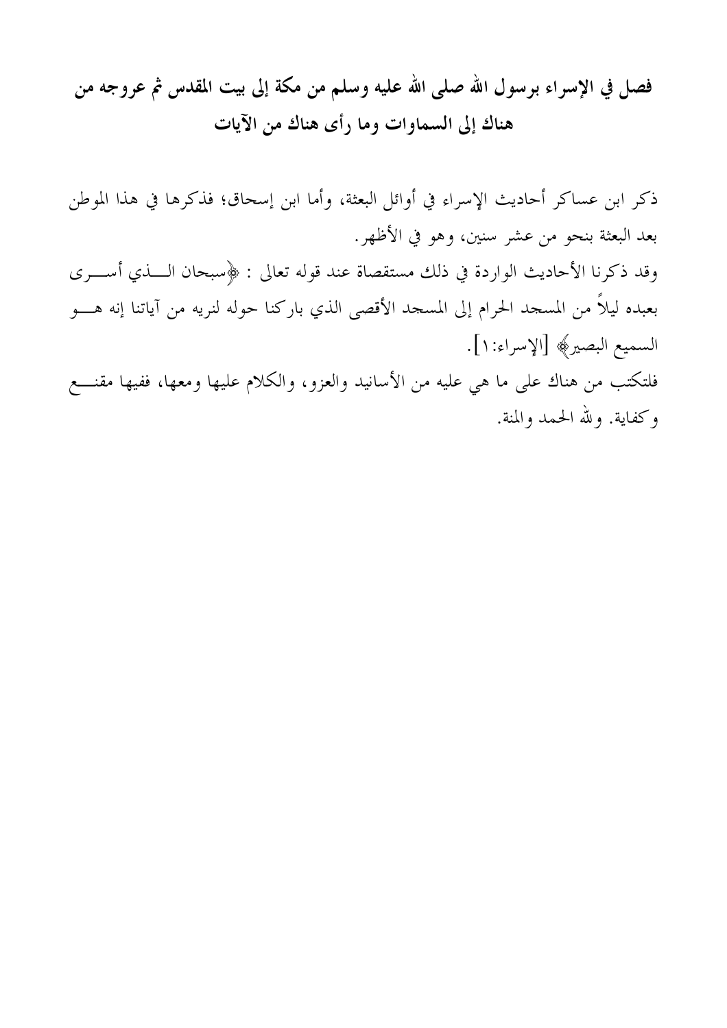## فصل في الإسراء برسول الله صلى الله عليه وسلم من مكة إلى بيت المقدس ثم عروجه من هناك إلى السماوات وما رأى هناك من الآيات

ذكر ابن عساكر أحاديث الإسراء في أوائل البعثة، وأما ابن إسحاق؛ فذكرها في هذا الموطن بعد البعثة بنحو من عشر سنين، وهو في الأظهر.

وقد ذكرنا الأحاديث الواردة في ذلك مستقصاة عند قوله تعالى : ﴿سبحان الذي أسرى بعبده ليلاً من المسجد الحرام إلى المسجد الأقصى الذي باركنا حوله لنريه من آياتنا إنه هو السميع البصير﴾ [الإسراء:١].

فلتكتب من هناك على ما هي عليه من الأسانيد والعزو، والكلام عليها ومعها، ففيها مقنع وكفاية. ولله الحمد والمنة.